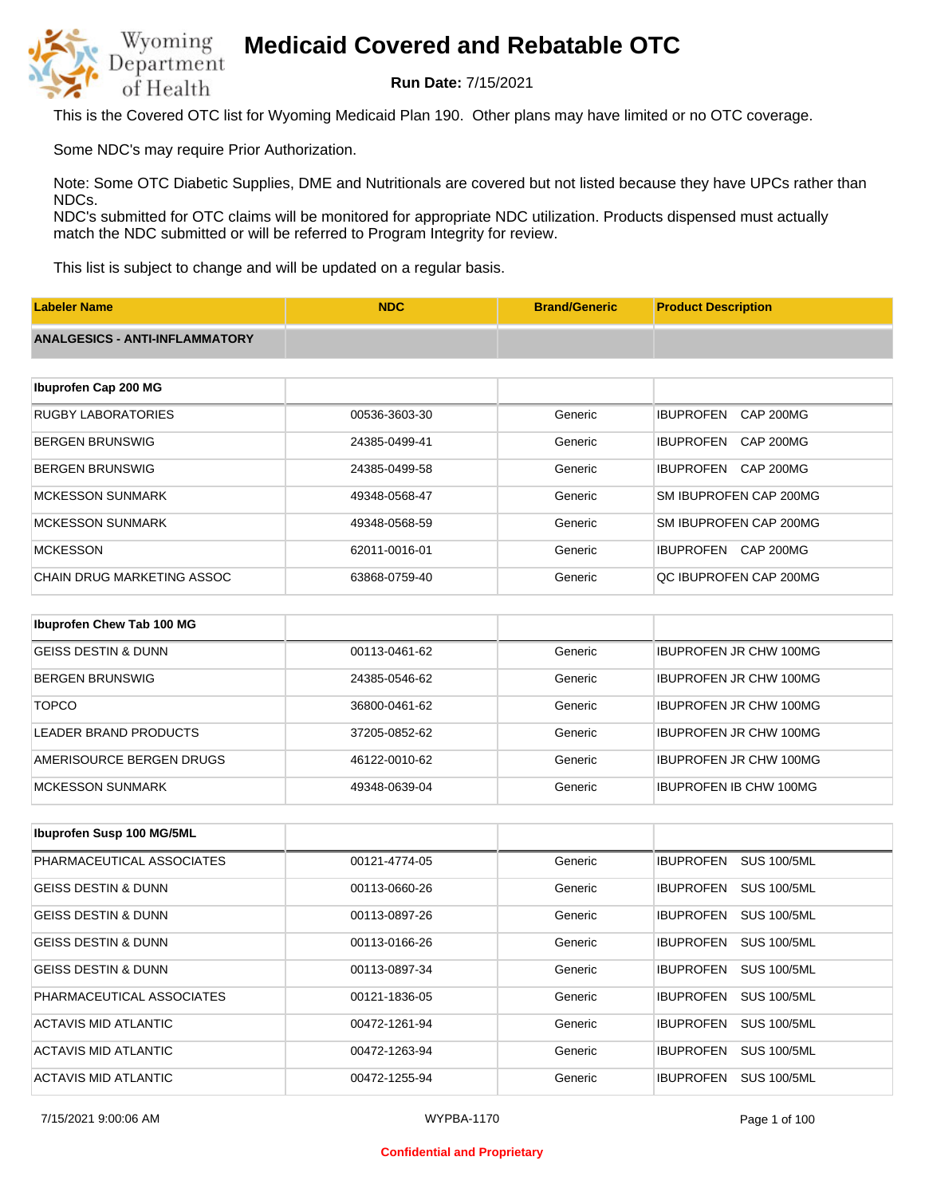# Medicaid Covered and Rebatable OTC

**Run Date:** 7/15/2021

This is the Covered OTC list for Wyoming Medicaid Plan 190. Other plans may have limited or no OTC coverage.

Some NDC's may require Prior Authorization.

Note: Some OTC Diabetic Supplies, DME and Nutritionals are covered but not listed because they have UPCs rather than NDCs.
NDC's submitted for OTC claims will be monitored for appropriate NDC utilization. Products dispensed must actually match the NDC submitted or will be referred to Program Integrity for review.

This list is subject to change and will be updated on a regular basis.

| Labeler Name | NDC | Brand/Generic | Product Description |
|---|---|---|---|
| **ANALGESICS - ANTI-INFLAMMATORY** | | | |
| **Ibuprofen Cap 200 MG** | | | |
| RUGBY LABORATORIES | 00536-3603-30 | Generic | IBUPROFEN CAP 200MG |
| BERGEN BRUNSWIG | 24385-0499-41 | Generic | IBUPROFEN CAP 200MG |
| BERGEN BRUNSWIG | 24385-0499-58 | Generic | IBUPROFEN CAP 200MG |
| MCKESSON SUNMARK | 49348-0568-47 | Generic | SM IBUPROFEN CAP 200MG |
| MCKESSON SUNMARK | 49348-0568-59 | Generic | SM IBUPROFEN CAP 200MG |
| MCKESSON | 62011-0016-01 | Generic | IBUPROFEN CAP 200MG |
| CHAIN DRUG MARKETING ASSOC | 63868-0759-40 | Generic | QC IBUPROFEN CAP 200MG |
| **Ibuprofen Chew Tab 100 MG** | | | |
| GEISS DESTIN & DUNN | 00113-0461-62 | Generic | IBUPROFEN JR CHW 100MG |
| BERGEN BRUNSWIG | 24385-0546-62 | Generic | IBUPROFEN JR CHW 100MG |
| TOPCO | 36800-0461-62 | Generic | IBUPROFEN JR CHW 100MG |
| LEADER BRAND PRODUCTS | 37205-0852-62 | Generic | IBUPROFEN JR CHW 100MG |
| AMERISOURCE BERGEN DRUGS | 46122-0010-62 | Generic | IBUPROFEN JR CHW 100MG |
| MCKESSON SUNMARK | 49348-0639-04 | Generic | IBUPROFEN IB CHW 100MG |
| **Ibuprofen Susp 100 MG/5ML** | | | |
| PHARMACEUTICAL ASSOCIATES | 00121-4774-05 | Generic | IBUPROFEN SUS 100/5ML |
| GEISS DESTIN & DUNN | 00113-0660-26 | Generic | IBUPROFEN SUS 100/5ML |
| GEISS DESTIN & DUNN | 00113-0897-26 | Generic | IBUPROFEN SUS 100/5ML |
| GEISS DESTIN & DUNN | 00113-0166-26 | Generic | IBUPROFEN SUS 100/5ML |
| GEISS DESTIN & DUNN | 00113-0897-34 | Generic | IBUPROFEN SUS 100/5ML |
| PHARMACEUTICAL ASSOCIATES | 00121-1836-05 | Generic | IBUPROFEN SUS 100/5ML |
| ACTAVIS MID ATLANTIC | 00472-1261-94 | Generic | IBUPROFEN SUS 100/5ML |
| ACTAVIS MID ATLANTIC | 00472-1263-94 | Generic | IBUPROFEN SUS 100/5ML |
| ACTAVIS MID ATLANTIC | 00472-1255-94 | Generic | IBUPROFEN SUS 100/5ML |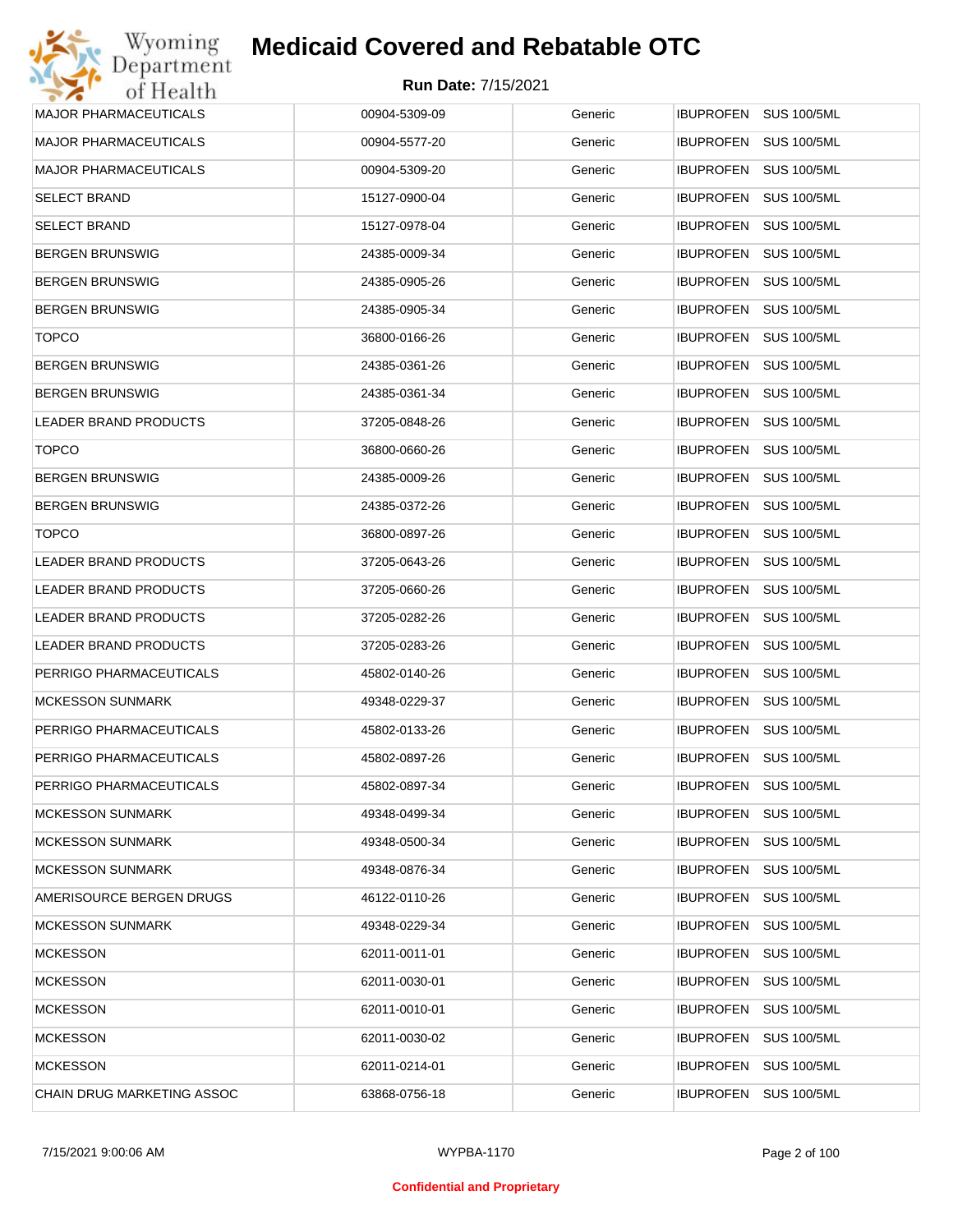# Medicaid Covered and Rebatable OTC

**Run Date:** 7/15/2021

| | | | |
|---|---|---|---|
| MAJOR PHARMACEUTICALS | 00904-5309-09 | Generic | IBUPROFEN SUS 100/5ML |
| MAJOR PHARMACEUTICALS | 00904-5577-20 | Generic | IBUPROFEN SUS 100/5ML |
| MAJOR PHARMACEUTICALS | 00904-5309-20 | Generic | IBUPROFEN SUS 100/5ML |
| SELECT BRAND | 15127-0900-04 | Generic | IBUPROFEN SUS 100/5ML |
| SELECT BRAND | 15127-0978-04 | Generic | IBUPROFEN SUS 100/5ML |
| BERGEN BRUNSWIG | 24385-0009-34 | Generic | IBUPROFEN SUS 100/5ML |
| BERGEN BRUNSWIG | 24385-0905-26 | Generic | IBUPROFEN SUS 100/5ML |
| BERGEN BRUNSWIG | 24385-0905-34 | Generic | IBUPROFEN SUS 100/5ML |
| TOPCO | 36800-0166-26 | Generic | IBUPROFEN SUS 100/5ML |
| BERGEN BRUNSWIG | 24385-0361-26 | Generic | IBUPROFEN SUS 100/5ML |
| BERGEN BRUNSWIG | 24385-0361-34 | Generic | IBUPROFEN SUS 100/5ML |
| LEADER BRAND PRODUCTS | 37205-0848-26 | Generic | IBUPROFEN SUS 100/5ML |
| TOPCO | 36800-0660-26 | Generic | IBUPROFEN SUS 100/5ML |
| BERGEN BRUNSWIG | 24385-0009-26 | Generic | IBUPROFEN SUS 100/5ML |
| BERGEN BRUNSWIG | 24385-0372-26 | Generic | IBUPROFEN SUS 100/5ML |
| TOPCO | 36800-0897-26 | Generic | IBUPROFEN SUS 100/5ML |
| LEADER BRAND PRODUCTS | 37205-0643-26 | Generic | IBUPROFEN SUS 100/5ML |
| LEADER BRAND PRODUCTS | 37205-0660-26 | Generic | IBUPROFEN SUS 100/5ML |
| LEADER BRAND PRODUCTS | 37205-0282-26 | Generic | IBUPROFEN SUS 100/5ML |
| LEADER BRAND PRODUCTS | 37205-0283-26 | Generic | IBUPROFEN SUS 100/5ML |
| PERRIGO PHARMACEUTICALS | 45802-0140-26 | Generic | IBUPROFEN SUS 100/5ML |
| MCKESSON SUNMARK | 49348-0229-37 | Generic | IBUPROFEN SUS 100/5ML |
| PERRIGO PHARMACEUTICALS | 45802-0133-26 | Generic | IBUPROFEN SUS 100/5ML |
| PERRIGO PHARMACEUTICALS | 45802-0897-26 | Generic | IBUPROFEN SUS 100/5ML |
| PERRIGO PHARMACEUTICALS | 45802-0897-34 | Generic | IBUPROFEN SUS 100/5ML |
| MCKESSON SUNMARK | 49348-0499-34 | Generic | IBUPROFEN SUS 100/5ML |
| MCKESSON SUNMARK | 49348-0500-34 | Generic | IBUPROFEN SUS 100/5ML |
| MCKESSON SUNMARK | 49348-0876-34 | Generic | IBUPROFEN SUS 100/5ML |
| AMERISOURCE BERGEN DRUGS | 46122-0110-26 | Generic | IBUPROFEN SUS 100/5ML |
| MCKESSON SUNMARK | 49348-0229-34 | Generic | IBUPROFEN SUS 100/5ML |
| MCKESSON | 62011-0011-01 | Generic | IBUPROFEN SUS 100/5ML |
| MCKESSON | 62011-0030-01 | Generic | IBUPROFEN SUS 100/5ML |
| MCKESSON | 62011-0010-01 | Generic | IBUPROFEN SUS 100/5ML |
| MCKESSON | 62011-0030-02 | Generic | IBUPROFEN SUS 100/5ML |
| MCKESSON | 62011-0214-01 | Generic | IBUPROFEN SUS 100/5ML |
| CHAIN DRUG MARKETING ASSOC | 63868-0756-18 | Generic | IBUPROFEN SUS 100/5ML |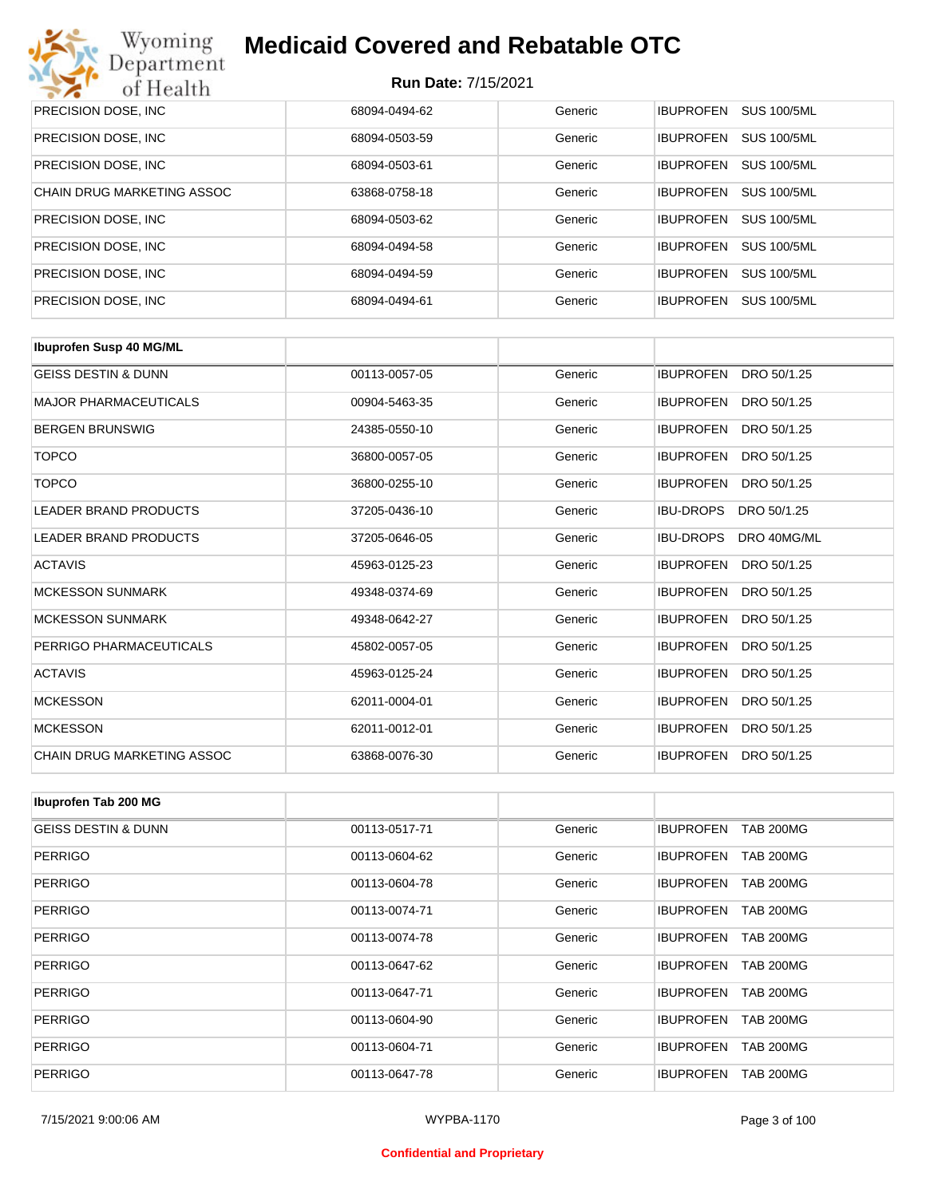| | | | |
|---|---|---|---|
| PRECISION DOSE, INC | 68094-0494-62 | Generic | IBUPROFEN SUS 100/5ML |
| PRECISION DOSE, INC | 68094-0503-59 | Generic | IBUPROFEN SUS 100/5ML |
| PRECISION DOSE, INC | 68094-0503-61 | Generic | IBUPROFEN SUS 100/5ML |
| CHAIN DRUG MARKETING ASSOC | 63868-0758-18 | Generic | IBUPROFEN SUS 100/5ML |
| PRECISION DOSE, INC | 68094-0503-62 | Generic | IBUPROFEN SUS 100/5ML |
| PRECISION DOSE, INC | 68094-0494-58 | Generic | IBUPROFEN SUS 100/5ML |
| PRECISION DOSE, INC | 68094-0494-59 | Generic | IBUPROFEN SUS 100/5ML |
| PRECISION DOSE, INC | 68094-0494-61 | Generic | IBUPROFEN SUS 100/5ML |

| **Ibuprofen Susp 40 MG/ML** | | | |
|---|---|---|---|
| GEISS DESTIN & DUNN | 00113-0057-05 | Generic | IBUPROFEN DRO 50/1.25 |
| MAJOR PHARMACEUTICALS | 00904-5463-35 | Generic | IBUPROFEN DRO 50/1.25 |
| BERGEN BRUNSWIG | 24385-0550-10 | Generic | IBUPROFEN DRO 50/1.25 |
| TOPCO | 36800-0057-05 | Generic | IBUPROFEN DRO 50/1.25 |
| TOPCO | 36800-0255-10 | Generic | IBUPROFEN DRO 50/1.25 |
| LEADER BRAND PRODUCTS | 37205-0436-10 | Generic | IBU-DROPS DRO 50/1.25 |
| LEADER BRAND PRODUCTS | 37205-0646-05 | Generic | IBU-DROPS DRO 40MG/ML |
| ACTAVIS | 45963-0125-23 | Generic | IBUPROFEN DRO 50/1.25 |
| MCKESSON SUNMARK | 49348-0374-69 | Generic | IBUPROFEN DRO 50/1.25 |
| MCKESSON SUNMARK | 49348-0642-27 | Generic | IBUPROFEN DRO 50/1.25 |
| PERRIGO PHARMACEUTICALS | 45802-0057-05 | Generic | IBUPROFEN DRO 50/1.25 |
| ACTAVIS | 45963-0125-24 | Generic | IBUPROFEN DRO 50/1.25 |
| MCKESSON | 62011-0004-01 | Generic | IBUPROFEN DRO 50/1.25 |
| MCKESSON | 62011-0012-01 | Generic | IBUPROFEN DRO 50/1.25 |
| CHAIN DRUG MARKETING ASSOC | 63868-0076-30 | Generic | IBUPROFEN DRO 50/1.25 |

| **Ibuprofen Tab 200 MG** | | | |
|---|---|---|---|
| GEISS DESTIN & DUNN | 00113-0517-71 | Generic | IBUPROFEN TAB 200MG |
| PERRIGO | 00113-0604-62 | Generic | IBUPROFEN TAB 200MG |
| PERRIGO | 00113-0604-78 | Generic | IBUPROFEN TAB 200MG |
| PERRIGO | 00113-0074-71 | Generic | IBUPROFEN TAB 200MG |
| PERRIGO | 00113-0074-78 | Generic | IBUPROFEN TAB 200MG |
| PERRIGO | 00113-0647-62 | Generic | IBUPROFEN TAB 200MG |
| PERRIGO | 00113-0647-71 | Generic | IBUPROFEN TAB 200MG |
| PERRIGO | 00113-0604-90 | Generic | IBUPROFEN TAB 200MG |
| PERRIGO | 00113-0604-71 | Generic | IBUPROFEN TAB 200MG |
| PERRIGO | 00113-0647-78 | Generic | IBUPROFEN TAB 200MG |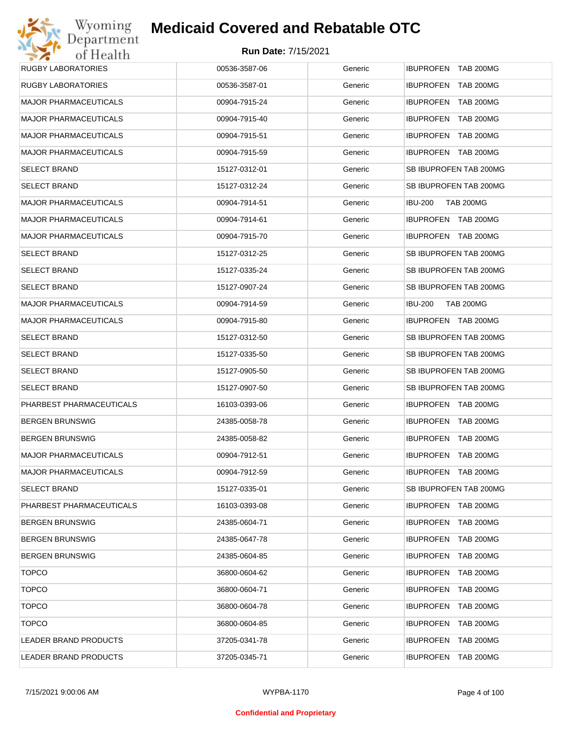# Medicaid Covered and Rebatable OTC

**Run Date:** 7/15/2021

| | | | |
|---|---|---|---|
| RUGBY LABORATORIES | 00536-3587-06 | Generic | IBUPROFEN TAB 200MG |
| RUGBY LABORATORIES | 00536-3587-01 | Generic | IBUPROFEN TAB 200MG |
| MAJOR PHARMACEUTICALS | 00904-7915-24 | Generic | IBUPROFEN TAB 200MG |
| MAJOR PHARMACEUTICALS | 00904-7915-40 | Generic | IBUPROFEN TAB 200MG |
| MAJOR PHARMACEUTICALS | 00904-7915-51 | Generic | IBUPROFEN TAB 200MG |
| MAJOR PHARMACEUTICALS | 00904-7915-59 | Generic | IBUPROFEN TAB 200MG |
| SELECT BRAND | 15127-0312-01 | Generic | SB IBUPROFEN TAB 200MG |
| SELECT BRAND | 15127-0312-24 | Generic | SB IBUPROFEN TAB 200MG |
| MAJOR PHARMACEUTICALS | 00904-7914-51 | Generic | IBU-200 TAB 200MG |
| MAJOR PHARMACEUTICALS | 00904-7914-61 | Generic | IBUPROFEN TAB 200MG |
| MAJOR PHARMACEUTICALS | 00904-7915-70 | Generic | IBUPROFEN TAB 200MG |
| SELECT BRAND | 15127-0312-25 | Generic | SB IBUPROFEN TAB 200MG |
| SELECT BRAND | 15127-0335-24 | Generic | SB IBUPROFEN TAB 200MG |
| SELECT BRAND | 15127-0907-24 | Generic | SB IBUPROFEN TAB 200MG |
| MAJOR PHARMACEUTICALS | 00904-7914-59 | Generic | IBU-200 TAB 200MG |
| MAJOR PHARMACEUTICALS | 00904-7915-80 | Generic | IBUPROFEN TAB 200MG |
| SELECT BRAND | 15127-0312-50 | Generic | SB IBUPROFEN TAB 200MG |
| SELECT BRAND | 15127-0335-50 | Generic | SB IBUPROFEN TAB 200MG |
| SELECT BRAND | 15127-0905-50 | Generic | SB IBUPROFEN TAB 200MG |
| SELECT BRAND | 15127-0907-50 | Generic | SB IBUPROFEN TAB 200MG |
| PHARBEST PHARMACEUTICALS | 16103-0393-06 | Generic | IBUPROFEN TAB 200MG |
| BERGEN BRUNSWIG | 24385-0058-78 | Generic | IBUPROFEN TAB 200MG |
| BERGEN BRUNSWIG | 24385-0058-82 | Generic | IBUPROFEN TAB 200MG |
| MAJOR PHARMACEUTICALS | 00904-7912-51 | Generic | IBUPROFEN TAB 200MG |
| MAJOR PHARMACEUTICALS | 00904-7912-59 | Generic | IBUPROFEN TAB 200MG |
| SELECT BRAND | 15127-0335-01 | Generic | SB IBUPROFEN TAB 200MG |
| PHARBEST PHARMACEUTICALS | 16103-0393-08 | Generic | IBUPROFEN TAB 200MG |
| BERGEN BRUNSWIG | 24385-0604-71 | Generic | IBUPROFEN TAB 200MG |
| BERGEN BRUNSWIG | 24385-0647-78 | Generic | IBUPROFEN TAB 200MG |
| BERGEN BRUNSWIG | 24385-0604-85 | Generic | IBUPROFEN TAB 200MG |
| TOPCO | 36800-0604-62 | Generic | IBUPROFEN TAB 200MG |
| TOPCO | 36800-0604-71 | Generic | IBUPROFEN TAB 200MG |
| TOPCO | 36800-0604-78 | Generic | IBUPROFEN TAB 200MG |
| TOPCO | 36800-0604-85 | Generic | IBUPROFEN TAB 200MG |
| LEADER BRAND PRODUCTS | 37205-0341-78 | Generic | IBUPROFEN TAB 200MG |
| LEADER BRAND PRODUCTS | 37205-0345-71 | Generic | IBUPROFEN TAB 200MG |

WYPBA-1170

**Confidential and Proprietary**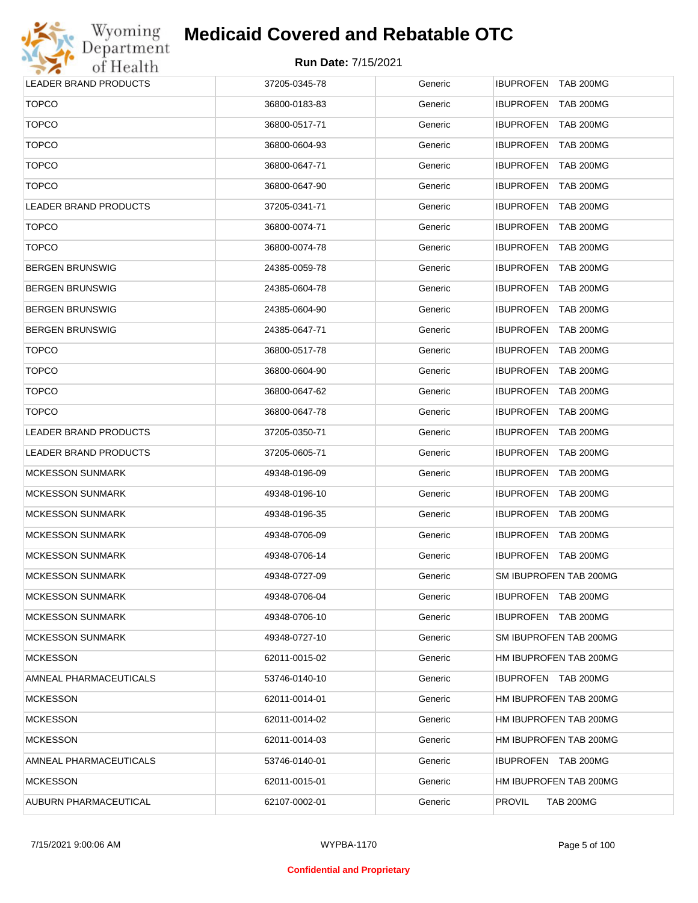| | | | |
|---|---|---|---|
| LEADER BRAND PRODUCTS | 37205-0345-78 | Generic | IBUPROFEN TAB 200MG |
| TOPCO | 36800-0183-83 | Generic | IBUPROFEN TAB 200MG |
| TOPCO | 36800-0517-71 | Generic | IBUPROFEN TAB 200MG |
| TOPCO | 36800-0604-93 | Generic | IBUPROFEN TAB 200MG |
| TOPCO | 36800-0647-71 | Generic | IBUPROFEN TAB 200MG |
| TOPCO | 36800-0647-90 | Generic | IBUPROFEN TAB 200MG |
| LEADER BRAND PRODUCTS | 37205-0341-71 | Generic | IBUPROFEN TAB 200MG |
| TOPCO | 36800-0074-71 | Generic | IBUPROFEN TAB 200MG |
| TOPCO | 36800-0074-78 | Generic | IBUPROFEN TAB 200MG |
| BERGEN BRUNSWIG | 24385-0059-78 | Generic | IBUPROFEN TAB 200MG |
| BERGEN BRUNSWIG | 24385-0604-78 | Generic | IBUPROFEN TAB 200MG |
| BERGEN BRUNSWIG | 24385-0604-90 | Generic | IBUPROFEN TAB 200MG |
| BERGEN BRUNSWIG | 24385-0647-71 | Generic | IBUPROFEN TAB 200MG |
| TOPCO | 36800-0517-78 | Generic | IBUPROFEN TAB 200MG |
| TOPCO | 36800-0604-90 | Generic | IBUPROFEN TAB 200MG |
| TOPCO | 36800-0647-62 | Generic | IBUPROFEN TAB 200MG |
| TOPCO | 36800-0647-78 | Generic | IBUPROFEN TAB 200MG |
| LEADER BRAND PRODUCTS | 37205-0350-71 | Generic | IBUPROFEN TAB 200MG |
| LEADER BRAND PRODUCTS | 37205-0605-71 | Generic | IBUPROFEN TAB 200MG |
| MCKESSON SUNMARK | 49348-0196-09 | Generic | IBUPROFEN TAB 200MG |
| MCKESSON SUNMARK | 49348-0196-10 | Generic | IBUPROFEN TAB 200MG |
| MCKESSON SUNMARK | 49348-0196-35 | Generic | IBUPROFEN TAB 200MG |
| MCKESSON SUNMARK | 49348-0706-09 | Generic | IBUPROFEN TAB 200MG |
| MCKESSON SUNMARK | 49348-0706-14 | Generic | IBUPROFEN TAB 200MG |
| MCKESSON SUNMARK | 49348-0727-09 | Generic | SM IBUPROFEN TAB 200MG |
| MCKESSON SUNMARK | 49348-0706-04 | Generic | IBUPROFEN TAB 200MG |
| MCKESSON SUNMARK | 49348-0706-10 | Generic | IBUPROFEN TAB 200MG |
| MCKESSON SUNMARK | 49348-0727-10 | Generic | SM IBUPROFEN TAB 200MG |
| MCKESSON | 62011-0015-02 | Generic | HM IBUPROFEN TAB 200MG |
| AMNEAL PHARMACEUTICALS | 53746-0140-10 | Generic | IBUPROFEN TAB 200MG |
| MCKESSON | 62011-0014-01 | Generic | HM IBUPROFEN TAB 200MG |
| MCKESSON | 62011-0014-02 | Generic | HM IBUPROFEN TAB 200MG |
| MCKESSON | 62011-0014-03 | Generic | HM IBUPROFEN TAB 200MG |
| AMNEAL PHARMACEUTICALS | 53746-0140-01 | Generic | IBUPROFEN TAB 200MG |
| MCKESSON | 62011-0015-01 | Generic | HM IBUPROFEN TAB 200MG |
| AUBURN PHARMACEUTICAL | 62107-0002-01 | Generic | PROVIL TAB 200MG |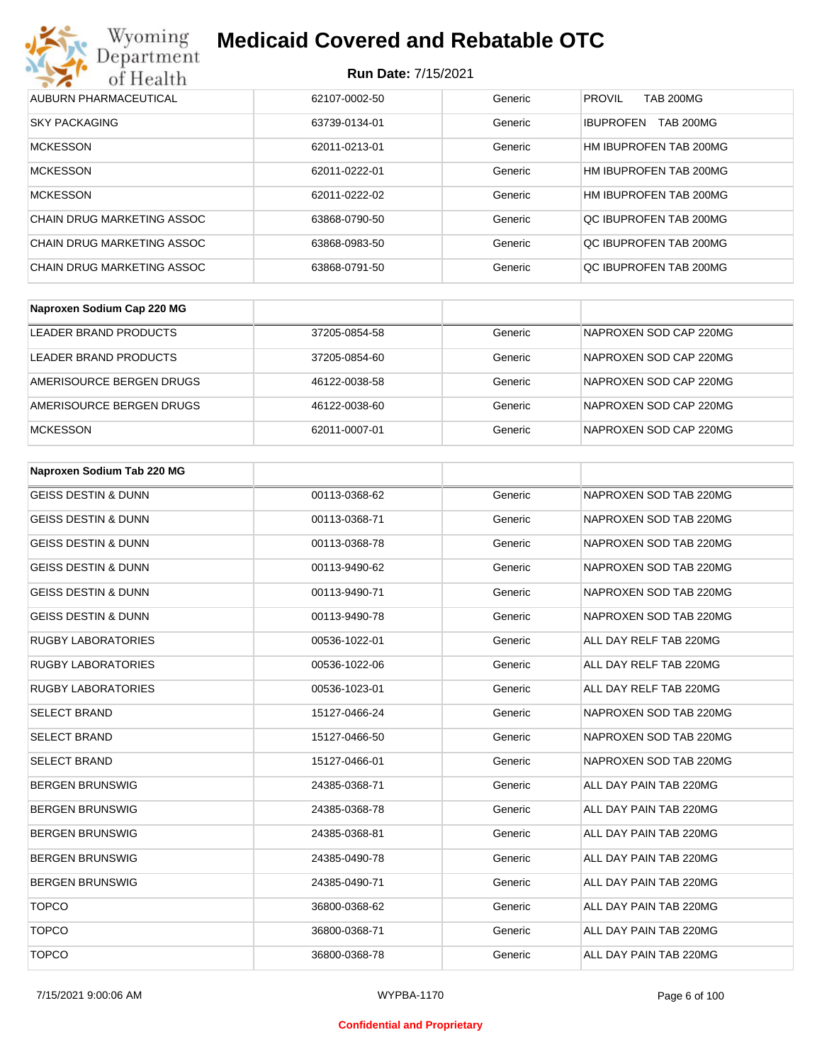| | | | |
|---|---|---|---|
| AUBURN PHARMACEUTICAL | 62107-0002-50 | Generic | PROVIL TAB 200MG |
| SKY PACKAGING | 63739-0134-01 | Generic | IBUPROFEN TAB 200MG |
| MCKESSON | 62011-0213-01 | Generic | HM IBUPROFEN TAB 200MG |
| MCKESSON | 62011-0222-01 | Generic | HM IBUPROFEN TAB 200MG |
| MCKESSON | 62011-0222-02 | Generic | HM IBUPROFEN TAB 200MG |
| CHAIN DRUG MARKETING ASSOC | 63868-0790-50 | Generic | QC IBUPROFEN TAB 200MG |
| CHAIN DRUG MARKETING ASSOC | 63868-0983-50 | Generic | QC IBUPROFEN TAB 200MG |
| CHAIN DRUG MARKETING ASSOC | 63868-0791-50 | Generic | QC IBUPROFEN TAB 200MG |

| **Naproxen Sodium Cap 220 MG** | | | |
|---|---|---|---|
| LEADER BRAND PRODUCTS | 37205-0854-58 | Generic | NAPROXEN SOD CAP 220MG |
| LEADER BRAND PRODUCTS | 37205-0854-60 | Generic | NAPROXEN SOD CAP 220MG |
| AMERISOURCE BERGEN DRUGS | 46122-0038-58 | Generic | NAPROXEN SOD CAP 220MG |
| AMERISOURCE BERGEN DRUGS | 46122-0038-60 | Generic | NAPROXEN SOD CAP 220MG |
| MCKESSON | 62011-0007-01 | Generic | NAPROXEN SOD CAP 220MG |

| **Naproxen Sodium Tab 220 MG** | | | |
|---|---|---|---|
| GEISS DESTIN & DUNN | 00113-0368-62 | Generic | NAPROXEN SOD TAB 220MG |
| GEISS DESTIN & DUNN | 00113-0368-71 | Generic | NAPROXEN SOD TAB 220MG |
| GEISS DESTIN & DUNN | 00113-0368-78 | Generic | NAPROXEN SOD TAB 220MG |
| GEISS DESTIN & DUNN | 00113-9490-62 | Generic | NAPROXEN SOD TAB 220MG |
| GEISS DESTIN & DUNN | 00113-9490-71 | Generic | NAPROXEN SOD TAB 220MG |
| GEISS DESTIN & DUNN | 00113-9490-78 | Generic | NAPROXEN SOD TAB 220MG |
| RUGBY LABORATORIES | 00536-1022-01 | Generic | ALL DAY RELF TAB 220MG |
| RUGBY LABORATORIES | 00536-1022-06 | Generic | ALL DAY RELF TAB 220MG |
| RUGBY LABORATORIES | 00536-1023-01 | Generic | ALL DAY RELF TAB 220MG |
| SELECT BRAND | 15127-0466-24 | Generic | NAPROXEN SOD TAB 220MG |
| SELECT BRAND | 15127-0466-50 | Generic | NAPROXEN SOD TAB 220MG |
| SELECT BRAND | 15127-0466-01 | Generic | NAPROXEN SOD TAB 220MG |
| BERGEN BRUNSWIG | 24385-0368-71 | Generic | ALL DAY PAIN TAB 220MG |
| BERGEN BRUNSWIG | 24385-0368-78 | Generic | ALL DAY PAIN TAB 220MG |
| BERGEN BRUNSWIG | 24385-0368-81 | Generic | ALL DAY PAIN TAB 220MG |
| BERGEN BRUNSWIG | 24385-0490-78 | Generic | ALL DAY PAIN TAB 220MG |
| BERGEN BRUNSWIG | 24385-0490-71 | Generic | ALL DAY PAIN TAB 220MG |
| TOPCO | 36800-0368-62 | Generic | ALL DAY PAIN TAB 220MG |
| TOPCO | 36800-0368-71 | Generic | ALL DAY PAIN TAB 220MG |
| TOPCO | 36800-0368-78 | Generic | ALL DAY PAIN TAB 220MG |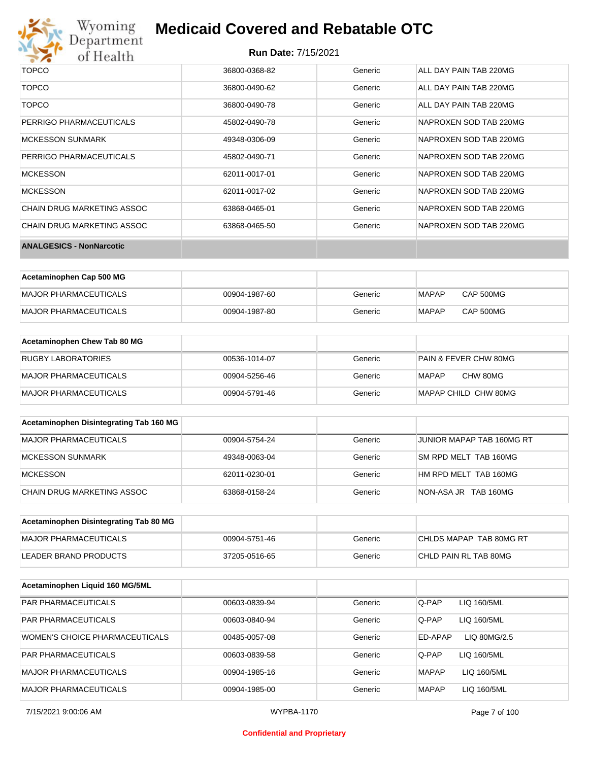| | | | |
|---|---|---|---|
| TOPCO | 36800-0368-82 | Generic | ALL DAY PAIN TAB 220MG |
| TOPCO | 36800-0490-62 | Generic | ALL DAY PAIN TAB 220MG |
| TOPCO | 36800-0490-78 | Generic | ALL DAY PAIN TAB 220MG |
| PERRIGO PHARMACEUTICALS | 45802-0490-78 | Generic | NAPROXEN SOD TAB 220MG |
| MCKESSON SUNMARK | 49348-0306-09 | Generic | NAPROXEN SOD TAB 220MG |
| PERRIGO PHARMACEUTICALS | 45802-0490-71 | Generic | NAPROXEN SOD TAB 220MG |
| MCKESSON | 62011-0017-01 | Generic | NAPROXEN SOD TAB 220MG |
| MCKESSON | 62011-0017-02 | Generic | NAPROXEN SOD TAB 220MG |
| CHAIN DRUG MARKETING ASSOC | 63868-0465-01 | Generic | NAPROXEN SOD TAB 220MG |
| CHAIN DRUG MARKETING ASSOC | 63868-0465-50 | Generic | NAPROXEN SOD TAB 220MG |

**ANALGESICS - NonNarcotic**

| Acetaminophen Cap 500 MG | | | |
|---|---|---|---|
| MAJOR PHARMACEUTICALS | 00904-1987-60 | Generic | MAPAP CAP 500MG |
| MAJOR PHARMACEUTICALS | 00904-1987-80 | Generic | MAPAP CAP 500MG |

| Acetaminophen Chew Tab 80 MG | | | |
|---|---|---|---|
| RUGBY LABORATORIES | 00536-1014-07 | Generic | PAIN & FEVER CHW 80MG |
| MAJOR PHARMACEUTICALS | 00904-5256-46 | Generic | MAPAP CHW 80MG |
| MAJOR PHARMACEUTICALS | 00904-5791-46 | Generic | MAPAP CHILD CHW 80MG |

| Acetaminophen Disintegrating Tab 160 MG | | | |
|---|---|---|---|
| MAJOR PHARMACEUTICALS | 00904-5754-24 | Generic | JUNIOR MAPAP TAB 160MG RT |
| MCKESSON SUNMARK | 49348-0063-04 | Generic | SM RPD MELT TAB 160MG |
| MCKESSON | 62011-0230-01 | Generic | HM RPD MELT TAB 160MG |
| CHAIN DRUG MARKETING ASSOC | 63868-0158-24 | Generic | NON-ASA JR TAB 160MG |

| Acetaminophen Disintegrating Tab 80 MG | | | |
|---|---|---|---|
| MAJOR PHARMACEUTICALS | 00904-5751-46 | Generic | CHLDS MAPAP TAB 80MG RT |
| LEADER BRAND PRODUCTS | 37205-0516-65 | Generic | CHLD PAIN RL TAB 80MG |

| Acetaminophen Liquid 160 MG/5ML | | | |
|---|---|---|---|
| PAR PHARMACEUTICALS | 00603-0839-94 | Generic | Q-PAP LIQ 160/5ML |
| PAR PHARMACEUTICALS | 00603-0840-94 | Generic | Q-PAP LIQ 160/5ML |
| WOMEN'S CHOICE PHARMACEUTICALS | 00485-0057-08 | Generic | ED-APAP LIQ 80MG/2.5 |
| PAR PHARMACEUTICALS | 00603-0839-58 | Generic | Q-PAP LIQ 160/5ML |
| MAJOR PHARMACEUTICALS | 00904-1985-16 | Generic | MAPAP LIQ 160/5ML |
| MAJOR PHARMACEUTICALS | 00904-1985-00 | Generic | MAPAP LIQ 160/5ML |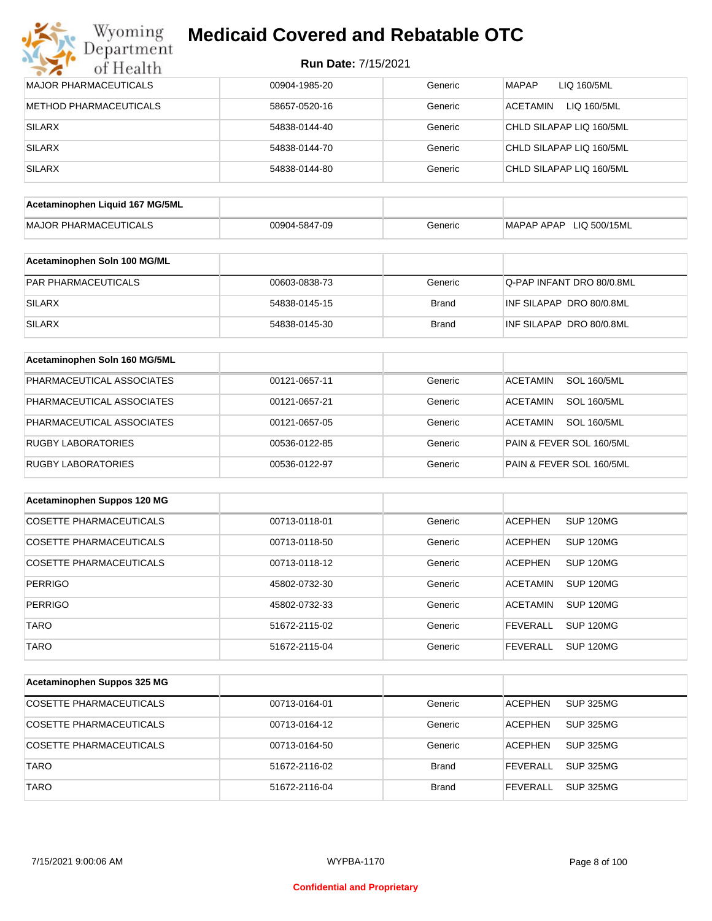# Medicaid Covered and Rebatable OTC

**Run Date:** 7/15/2021

| | | | |
|---|---|---|---|
| MAJOR PHARMACEUTICALS | 00904-1985-20 | Generic | MAPAP LIQ 160/5ML |
| METHOD PHARMACEUTICALS | 58657-0520-16 | Generic | ACETAMIN LIQ 160/5ML |
| SILARX | 54838-0144-40 | Generic | CHLD SILAPAP LIQ 160/5ML |
| SILARX | 54838-0144-70 | Generic | CHLD SILAPAP LIQ 160/5ML |
| SILARX | 54838-0144-80 | Generic | CHLD SILAPAP LIQ 160/5ML |

| **Acetaminophen Liquid 167 MG/5ML** | | | |
|---|---|---|---|
| MAJOR PHARMACEUTICALS | 00904-5847-09 | Generic | MAPAP APAP LIQ 500/15ML |

| **Acetaminophen Soln 100 MG/ML** | | | |
|---|---|---|---|
| PAR PHARMACEUTICALS | 00603-0838-73 | Generic | Q-PAP INFANT DRO 80/0.8ML |
| SILARX | 54838-0145-15 | Brand | INF SILAPAP DRO 80/0.8ML |
| SILARX | 54838-0145-30 | Brand | INF SILAPAP DRO 80/0.8ML |

| **Acetaminophen Soln 160 MG/5ML** | | | |
|---|---|---|---|
| PHARMACEUTICAL ASSOCIATES | 00121-0657-11 | Generic | ACETAMIN SOL 160/5ML |
| PHARMACEUTICAL ASSOCIATES | 00121-0657-21 | Generic | ACETAMIN SOL 160/5ML |
| PHARMACEUTICAL ASSOCIATES | 00121-0657-05 | Generic | ACETAMIN SOL 160/5ML |
| RUGBY LABORATORIES | 00536-0122-85 | Generic | PAIN & FEVER SOL 160/5ML |
| RUGBY LABORATORIES | 00536-0122-97 | Generic | PAIN & FEVER SOL 160/5ML |

| **Acetaminophen Suppos 120 MG** | | | |
|---|---|---|---|
| COSETTE PHARMACEUTICALS | 00713-0118-01 | Generic | ACEPHEN SUP 120MG |
| COSETTE PHARMACEUTICALS | 00713-0118-50 | Generic | ACEPHEN SUP 120MG |
| COSETTE PHARMACEUTICALS | 00713-0118-12 | Generic | ACEPHEN SUP 120MG |
| PERRIGO | 45802-0732-30 | Generic | ACETAMIN SUP 120MG |
| PERRIGO | 45802-0732-33 | Generic | ACETAMIN SUP 120MG |
| TARO | 51672-2115-02 | Generic | FEVERALL SUP 120MG |
| TARO | 51672-2115-04 | Generic | FEVERALL SUP 120MG |

| **Acetaminophen Suppos 325 MG** | | | |
|---|---|---|---|
| COSETTE PHARMACEUTICALS | 00713-0164-01 | Generic | ACEPHEN SUP 325MG |
| COSETTE PHARMACEUTICALS | 00713-0164-12 | Generic | ACEPHEN SUP 325MG |
| COSETTE PHARMACEUTICALS | 00713-0164-50 | Generic | ACEPHEN SUP 325MG |
| TARO | 51672-2116-02 | Brand | FEVERALL SUP 325MG |
| TARO | 51672-2116-04 | Brand | FEVERALL SUP 325MG |

7/15/2021 9:00:06 AM WYPBA-1170

Confidential and Proprietary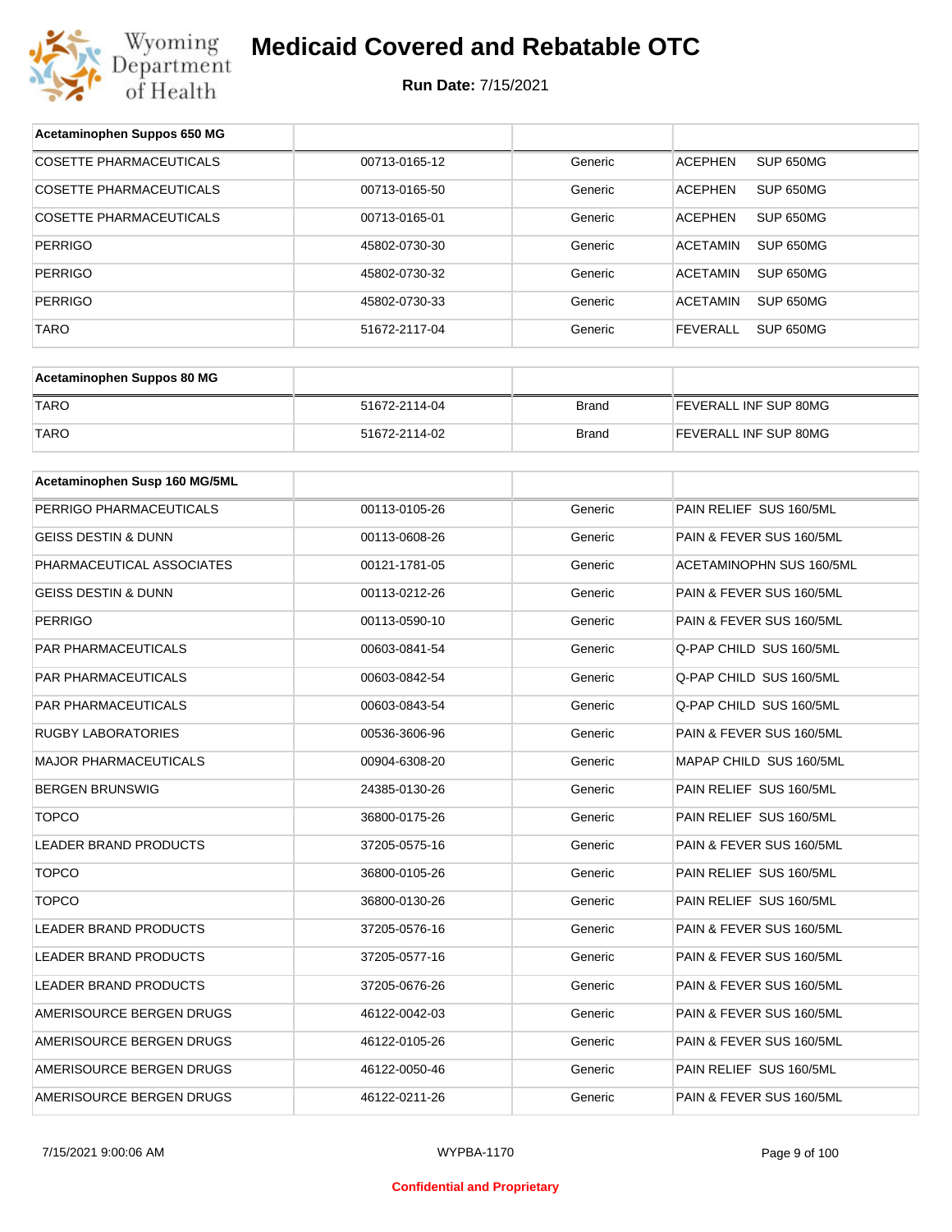# Medicaid Covered and Rebatable OTC

**Run Date:** 7/15/2021

| Acetaminophen Suppos 650 MG | | | |
|---|---|---|---|
| COSETTE PHARMACEUTICALS | 00713-0165-12 | Generic | ACEPHEN SUP 650MG |
| COSETTE PHARMACEUTICALS | 00713-0165-50 | Generic | ACEPHEN SUP 650MG |
| COSETTE PHARMACEUTICALS | 00713-0165-01 | Generic | ACEPHEN SUP 650MG |
| PERRIGO | 45802-0730-30 | Generic | ACETAMIN SUP 650MG |
| PERRIGO | 45802-0730-32 | Generic | ACETAMIN SUP 650MG |
| PERRIGO | 45802-0730-33 | Generic | ACETAMIN SUP 650MG |
| TARO | 51672-2117-04 | Generic | FEVERALL SUP 650MG |

| Acetaminophen Suppos 80 MG | | | |
|---|---|---|---|
| TARO | 51672-2114-04 | Brand | FEVERALL INF SUP 80MG |
| TARO | 51672-2114-02 | Brand | FEVERALL INF SUP 80MG |

| Acetaminophen Susp 160 MG/5ML | | | |
|---|---|---|---|
| PERRIGO PHARMACEUTICALS | 00113-0105-26 | Generic | PAIN RELIEF SUS 160/5ML |
| GEISS DESTIN & DUNN | 00113-0608-26 | Generic | PAIN & FEVER SUS 160/5ML |
| PHARMACEUTICAL ASSOCIATES | 00121-1781-05 | Generic | ACETAMINOPHN SUS 160/5ML |
| GEISS DESTIN & DUNN | 00113-0212-26 | Generic | PAIN & FEVER SUS 160/5ML |
| PERRIGO | 00113-0590-10 | Generic | PAIN & FEVER SUS 160/5ML |
| PAR PHARMACEUTICALS | 00603-0841-54 | Generic | Q-PAP CHILD SUS 160/5ML |
| PAR PHARMACEUTICALS | 00603-0842-54 | Generic | Q-PAP CHILD SUS 160/5ML |
| PAR PHARMACEUTICALS | 00603-0843-54 | Generic | Q-PAP CHILD SUS 160/5ML |
| RUGBY LABORATORIES | 00536-3606-96 | Generic | PAIN & FEVER SUS 160/5ML |
| MAJOR PHARMACEUTICALS | 00904-6308-20 | Generic | MAPAP CHILD SUS 160/5ML |
| BERGEN BRUNSWIG | 24385-0130-26 | Generic | PAIN RELIEF SUS 160/5ML |
| TOPCO | 36800-0175-26 | Generic | PAIN RELIEF SUS 160/5ML |
| LEADER BRAND PRODUCTS | 37205-0575-16 | Generic | PAIN & FEVER SUS 160/5ML |
| TOPCO | 36800-0105-26 | Generic | PAIN RELIEF SUS 160/5ML |
| TOPCO | 36800-0130-26 | Generic | PAIN RELIEF SUS 160/5ML |
| LEADER BRAND PRODUCTS | 37205-0576-16 | Generic | PAIN & FEVER SUS 160/5ML |
| LEADER BRAND PRODUCTS | 37205-0577-16 | Generic | PAIN & FEVER SUS 160/5ML |
| LEADER BRAND PRODUCTS | 37205-0676-26 | Generic | PAIN & FEVER SUS 160/5ML |
| AMERISOURCE BERGEN DRUGS | 46122-0042-03 | Generic | PAIN & FEVER SUS 160/5ML |
| AMERISOURCE BERGEN DRUGS | 46122-0105-26 | Generic | PAIN & FEVER SUS 160/5ML |
| AMERISOURCE BERGEN DRUGS | 46122-0050-46 | Generic | PAIN RELIEF SUS 160/5ML |
| AMERISOURCE BERGEN DRUGS | 46122-0211-26 | Generic | PAIN & FEVER SUS 160/5ML |

Confidential and Proprietary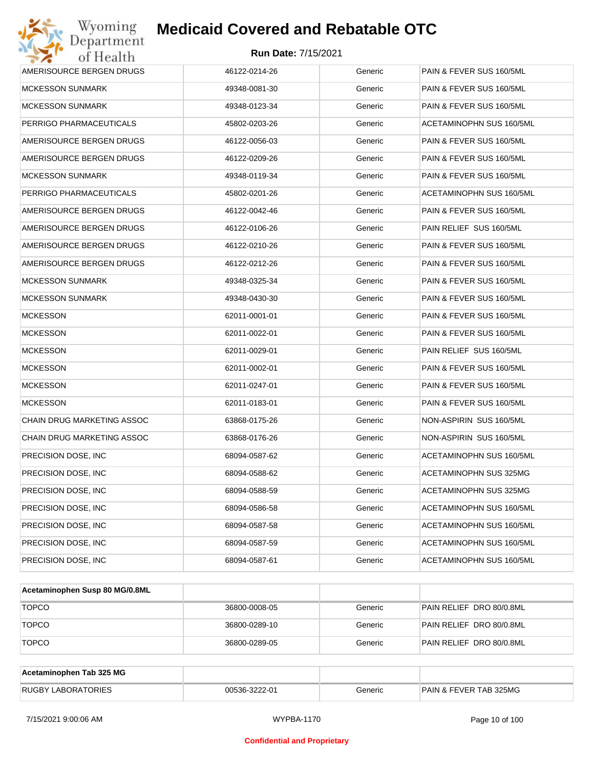| AMERISOURCE BERGEN DRUGS | 46122-0214-26 | Generic | PAIN & FEVER SUS 160/5ML |
|---|---|---|---|
| MCKESSON SUNMARK | 49348-0081-30 | Generic | PAIN & FEVER SUS 160/5ML |
| MCKESSON SUNMARK | 49348-0123-34 | Generic | PAIN & FEVER SUS 160/5ML |
| PERRIGO PHARMACEUTICALS | 45802-0203-26 | Generic | ACETAMINOPHN SUS 160/5ML |
| AMERISOURCE BERGEN DRUGS | 46122-0056-03 | Generic | PAIN & FEVER SUS 160/5ML |
| AMERISOURCE BERGEN DRUGS | 46122-0209-26 | Generic | PAIN & FEVER SUS 160/5ML |
| MCKESSON SUNMARK | 49348-0119-34 | Generic | PAIN & FEVER SUS 160/5ML |
| PERRIGO PHARMACEUTICALS | 45802-0201-26 | Generic | ACETAMINOPHN SUS 160/5ML |
| AMERISOURCE BERGEN DRUGS | 46122-0042-46 | Generic | PAIN & FEVER SUS 160/5ML |
| AMERISOURCE BERGEN DRUGS | 46122-0106-26 | Generic | PAIN RELIEF SUS 160/5ML |
| AMERISOURCE BERGEN DRUGS | 46122-0210-26 | Generic | PAIN & FEVER SUS 160/5ML |
| AMERISOURCE BERGEN DRUGS | 46122-0212-26 | Generic | PAIN & FEVER SUS 160/5ML |
| MCKESSON SUNMARK | 49348-0325-34 | Generic | PAIN & FEVER SUS 160/5ML |
| MCKESSON SUNMARK | 49348-0430-30 | Generic | PAIN & FEVER SUS 160/5ML |
| MCKESSON | 62011-0001-01 | Generic | PAIN & FEVER SUS 160/5ML |
| MCKESSON | 62011-0022-01 | Generic | PAIN & FEVER SUS 160/5ML |
| MCKESSON | 62011-0029-01 | Generic | PAIN RELIEF SUS 160/5ML |
| MCKESSON | 62011-0002-01 | Generic | PAIN & FEVER SUS 160/5ML |
| MCKESSON | 62011-0247-01 | Generic | PAIN & FEVER SUS 160/5ML |
| MCKESSON | 62011-0183-01 | Generic | PAIN & FEVER SUS 160/5ML |
| CHAIN DRUG MARKETING ASSOC | 63868-0175-26 | Generic | NON-ASPIRIN SUS 160/5ML |
| CHAIN DRUG MARKETING ASSOC | 63868-0176-26 | Generic | NON-ASPIRIN SUS 160/5ML |
| PRECISION DOSE, INC | 68094-0587-62 | Generic | ACETAMINOPHN SUS 160/5ML |
| PRECISION DOSE, INC | 68094-0588-62 | Generic | ACETAMINOPHN SUS 325MG |
| PRECISION DOSE, INC | 68094-0588-59 | Generic | ACETAMINOPHN SUS 325MG |
| PRECISION DOSE, INC | 68094-0586-58 | Generic | ACETAMINOPHN SUS 160/5ML |
| PRECISION DOSE, INC | 68094-0587-58 | Generic | ACETAMINOPHN SUS 160/5ML |
| PRECISION DOSE, INC | 68094-0587-59 | Generic | ACETAMINOPHN SUS 160/5ML |
| PRECISION DOSE, INC | 68094-0587-61 | Generic | ACETAMINOPHN SUS 160/5ML |

| Acetaminophen Susp 80 MG/0.8ML | | | |
|---|---|---|---|
| TOPCO | 36800-0008-05 | Generic | PAIN RELIEF DRO 80/0.8ML |
| TOPCO | 36800-0289-10 | Generic | PAIN RELIEF DRO 80/0.8ML |
| TOPCO | 36800-0289-05 | Generic | PAIN RELIEF DRO 80/0.8ML |

| Acetaminophen Tab 325 MG | | | |
|---|---|---|---|
| RUGBY LABORATORIES | 00536-3222-01 | Generic | PAIN & FEVER TAB 325MG |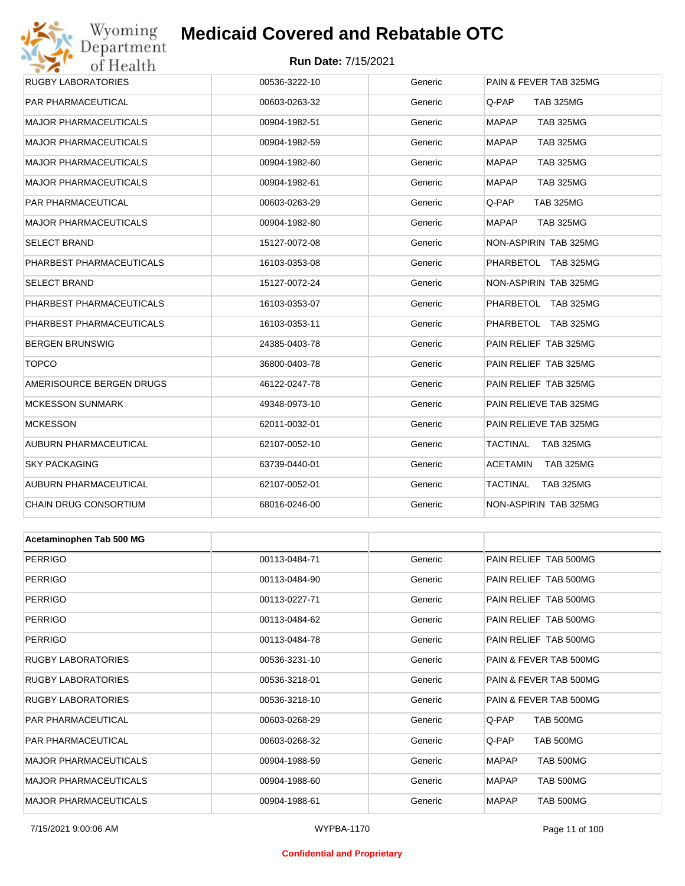# Medicaid Covered and Rebatable OTC

**Run Date:** 7/15/2021

| | | | |
|---|---|---|---|
| RUGBY LABORATORIES | 00536-3222-10 | Generic | PAIN & FEVER TAB 325MG |
| PAR PHARMACEUTICAL | 00603-0263-32 | Generic | Q-PAP TAB 325MG |
| MAJOR PHARMACEUTICALS | 00904-1982-51 | Generic | MAPAP TAB 325MG |
| MAJOR PHARMACEUTICALS | 00904-1982-59 | Generic | MAPAP TAB 325MG |
| MAJOR PHARMACEUTICALS | 00904-1982-60 | Generic | MAPAP TAB 325MG |
| MAJOR PHARMACEUTICALS | 00904-1982-61 | Generic | MAPAP TAB 325MG |
| PAR PHARMACEUTICAL | 00603-0263-29 | Generic | Q-PAP TAB 325MG |
| MAJOR PHARMACEUTICALS | 00904-1982-80 | Generic | MAPAP TAB 325MG |
| SELECT BRAND | 15127-0072-08 | Generic | NON-ASPIRIN TAB 325MG |
| PHARBEST PHARMACEUTICALS | 16103-0353-08 | Generic | PHARBETOL TAB 325MG |
| SELECT BRAND | 15127-0072-24 | Generic | NON-ASPIRIN TAB 325MG |
| PHARBEST PHARMACEUTICALS | 16103-0353-07 | Generic | PHARBETOL TAB 325MG |
| PHARBEST PHARMACEUTICALS | 16103-0353-11 | Generic | PHARBETOL TAB 325MG |
| BERGEN BRUNSWIG | 24385-0403-78 | Generic | PAIN RELIEF TAB 325MG |
| TOPCO | 36800-0403-78 | Generic | PAIN RELIEF TAB 325MG |
| AMERISOURCE BERGEN DRUGS | 46122-0247-78 | Generic | PAIN RELIEF TAB 325MG |
| MCKESSON SUNMARK | 49348-0973-10 | Generic | PAIN RELIEVE TAB 325MG |
| MCKESSON | 62011-0032-01 | Generic | PAIN RELIEVE TAB 325MG |
| AUBURN PHARMACEUTICAL | 62107-0052-10 | Generic | TACTINAL TAB 325MG |
| SKY PACKAGING | 63739-0440-01 | Generic | ACETAMIN TAB 325MG |
| AUBURN PHARMACEUTICAL | 62107-0052-01 | Generic | TACTINAL TAB 325MG |
| CHAIN DRUG CONSORTIUM | 68016-0246-00 | Generic | NON-ASPIRIN TAB 325MG |

| Acetaminophen Tab 500 MG | | | |
|---|---|---|---|
| PERRIGO | 00113-0484-71 | Generic | PAIN RELIEF TAB 500MG |
| PERRIGO | 00113-0484-90 | Generic | PAIN RELIEF TAB 500MG |
| PERRIGO | 00113-0227-71 | Generic | PAIN RELIEF TAB 500MG |
| PERRIGO | 00113-0484-62 | Generic | PAIN RELIEF TAB 500MG |
| PERRIGO | 00113-0484-78 | Generic | PAIN RELIEF TAB 500MG |
| RUGBY LABORATORIES | 00536-3231-10 | Generic | PAIN & FEVER TAB 500MG |
| RUGBY LABORATORIES | 00536-3218-01 | Generic | PAIN & FEVER TAB 500MG |
| RUGBY LABORATORIES | 00536-3218-10 | Generic | PAIN & FEVER TAB 500MG |
| PAR PHARMACEUTICAL | 00603-0268-29 | Generic | Q-PAP TAB 500MG |
| PAR PHARMACEUTICAL | 00603-0268-32 | Generic | Q-PAP TAB 500MG |
| MAJOR PHARMACEUTICALS | 00904-1988-59 | Generic | MAPAP TAB 500MG |
| MAJOR PHARMACEUTICALS | 00904-1988-60 | Generic | MAPAP TAB 500MG |
| MAJOR PHARMACEUTICALS | 00904-1988-61 | Generic | MAPAP TAB 500MG |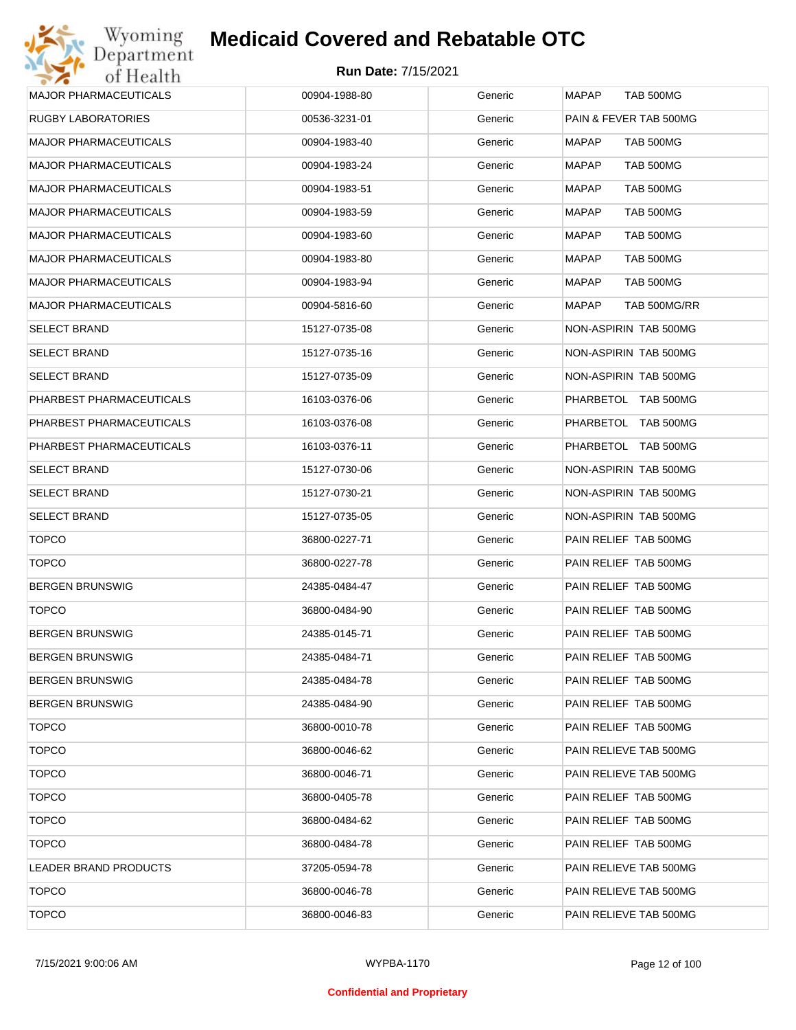# Medicaid Covered and Rebatable OTC

**Run Date:** 7/15/2021

| MAJOR PHARMACEUTICALS | 00904-1988-80 | Generic | MAPAP TAB 500MG |
|---|---|---|---|
| RUGBY LABORATORIES | 00536-3231-01 | Generic | PAIN & FEVER TAB 500MG |
| MAJOR PHARMACEUTICALS | 00904-1983-40 | Generic | MAPAP TAB 500MG |
| MAJOR PHARMACEUTICALS | 00904-1983-24 | Generic | MAPAP TAB 500MG |
| MAJOR PHARMACEUTICALS | 00904-1983-51 | Generic | MAPAP TAB 500MG |
| MAJOR PHARMACEUTICALS | 00904-1983-59 | Generic | MAPAP TAB 500MG |
| MAJOR PHARMACEUTICALS | 00904-1983-60 | Generic | MAPAP TAB 500MG |
| MAJOR PHARMACEUTICALS | 00904-1983-80 | Generic | MAPAP TAB 500MG |
| MAJOR PHARMACEUTICALS | 00904-1983-94 | Generic | MAPAP TAB 500MG |
| MAJOR PHARMACEUTICALS | 00904-5816-60 | Generic | MAPAP TAB 500MG/RR |
| SELECT BRAND | 15127-0735-08 | Generic | NON-ASPIRIN TAB 500MG |
| SELECT BRAND | 15127-0735-16 | Generic | NON-ASPIRIN TAB 500MG |
| SELECT BRAND | 15127-0735-09 | Generic | NON-ASPIRIN TAB 500MG |
| PHARBEST PHARMACEUTICALS | 16103-0376-06 | Generic | PHARBETOL TAB 500MG |
| PHARBEST PHARMACEUTICALS | 16103-0376-08 | Generic | PHARBETOL TAB 500MG |
| PHARBEST PHARMACEUTICALS | 16103-0376-11 | Generic | PHARBETOL TAB 500MG |
| SELECT BRAND | 15127-0730-06 | Generic | NON-ASPIRIN TAB 500MG |
| SELECT BRAND | 15127-0730-21 | Generic | NON-ASPIRIN TAB 500MG |
| SELECT BRAND | 15127-0735-05 | Generic | NON-ASPIRIN TAB 500MG |
| TOPCO | 36800-0227-71 | Generic | PAIN RELIEF TAB 500MG |
| TOPCO | 36800-0227-78 | Generic | PAIN RELIEF TAB 500MG |
| BERGEN BRUNSWIG | 24385-0484-47 | Generic | PAIN RELIEF TAB 500MG |
| TOPCO | 36800-0484-90 | Generic | PAIN RELIEF TAB 500MG |
| BERGEN BRUNSWIG | 24385-0145-71 | Generic | PAIN RELIEF TAB 500MG |
| BERGEN BRUNSWIG | 24385-0484-71 | Generic | PAIN RELIEF TAB 500MG |
| BERGEN BRUNSWIG | 24385-0484-78 | Generic | PAIN RELIEF TAB 500MG |
| BERGEN BRUNSWIG | 24385-0484-90 | Generic | PAIN RELIEF TAB 500MG |
| TOPCO | 36800-0010-78 | Generic | PAIN RELIEF TAB 500MG |
| TOPCO | 36800-0046-62 | Generic | PAIN RELIEVE TAB 500MG |
| TOPCO | 36800-0046-71 | Generic | PAIN RELIEVE TAB 500MG |
| TOPCO | 36800-0405-78 | Generic | PAIN RELIEF TAB 500MG |
| TOPCO | 36800-0484-62 | Generic | PAIN RELIEF TAB 500MG |
| TOPCO | 36800-0484-78 | Generic | PAIN RELIEF TAB 500MG |
| LEADER BRAND PRODUCTS | 37205-0594-78 | Generic | PAIN RELIEVE TAB 500MG |
| TOPCO | 36800-0046-78 | Generic | PAIN RELIEVE TAB 500MG |
| TOPCO | 36800-0046-83 | Generic | PAIN RELIEVE TAB 500MG |

**Confidential and Proprietary**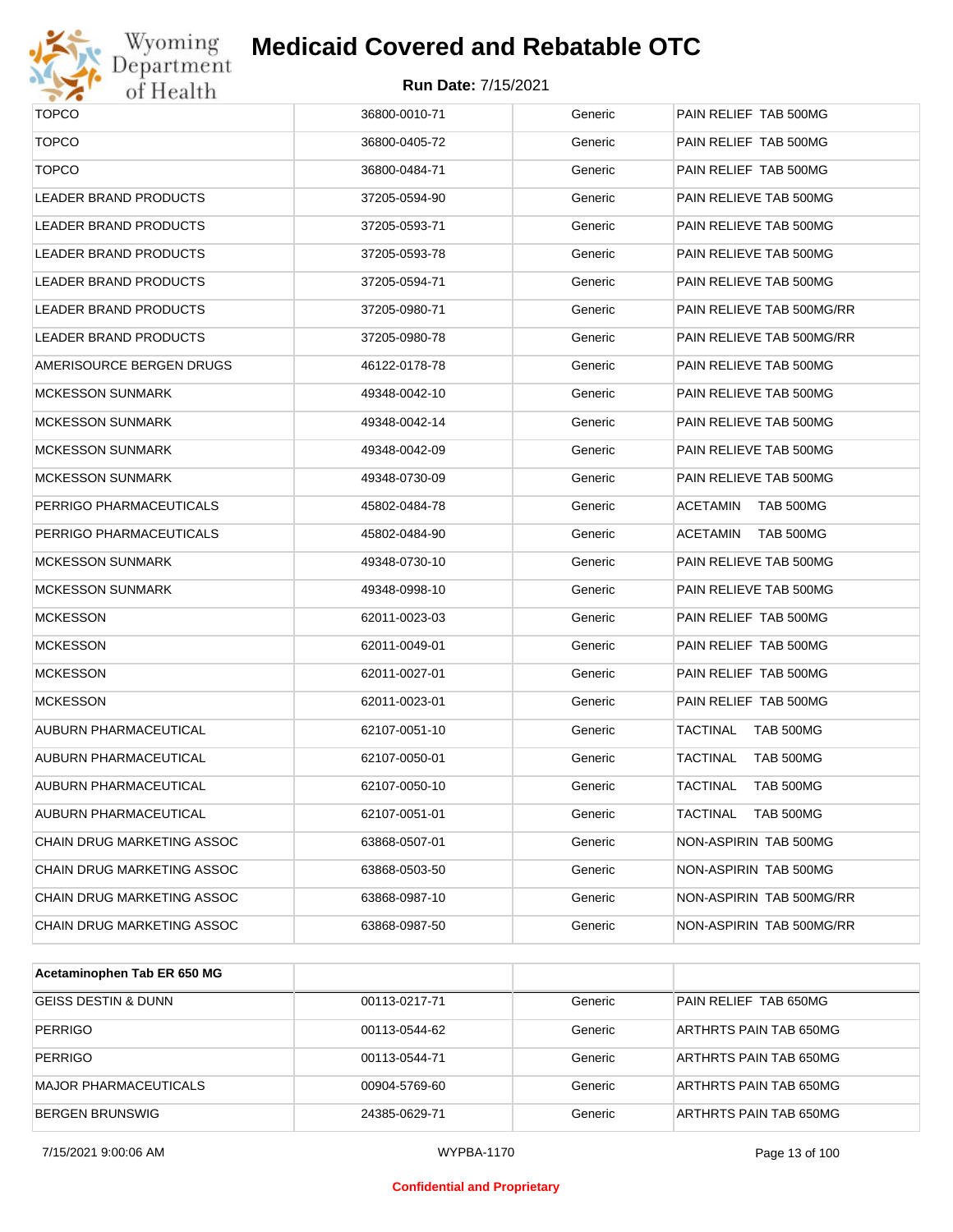| | | | |
|---|---|---|---|
| TOPCO | 36800-0010-71 | Generic | PAIN RELIEF TAB 500MG |
| TOPCO | 36800-0405-72 | Generic | PAIN RELIEF TAB 500MG |
| TOPCO | 36800-0484-71 | Generic | PAIN RELIEF TAB 500MG |
| LEADER BRAND PRODUCTS | 37205-0594-90 | Generic | PAIN RELIEVE TAB 500MG |
| LEADER BRAND PRODUCTS | 37205-0593-71 | Generic | PAIN RELIEVE TAB 500MG |
| LEADER BRAND PRODUCTS | 37205-0593-78 | Generic | PAIN RELIEVE TAB 500MG |
| LEADER BRAND PRODUCTS | 37205-0594-71 | Generic | PAIN RELIEVE TAB 500MG |
| LEADER BRAND PRODUCTS | 37205-0980-71 | Generic | PAIN RELIEVE TAB 500MG/RR |
| LEADER BRAND PRODUCTS | 37205-0980-78 | Generic | PAIN RELIEVE TAB 500MG/RR |
| AMERISOURCE BERGEN DRUGS | 46122-0178-78 | Generic | PAIN RELIEVE TAB 500MG |
| MCKESSON SUNMARK | 49348-0042-10 | Generic | PAIN RELIEVE TAB 500MG |
| MCKESSON SUNMARK | 49348-0042-14 | Generic | PAIN RELIEVE TAB 500MG |
| MCKESSON SUNMARK | 49348-0042-09 | Generic | PAIN RELIEVE TAB 500MG |
| MCKESSON SUNMARK | 49348-0730-09 | Generic | PAIN RELIEVE TAB 500MG |
| PERRIGO PHARMACEUTICALS | 45802-0484-78 | Generic | ACETAMIN TAB 500MG |
| PERRIGO PHARMACEUTICALS | 45802-0484-90 | Generic | ACETAMIN TAB 500MG |
| MCKESSON SUNMARK | 49348-0730-10 | Generic | PAIN RELIEVE TAB 500MG |
| MCKESSON SUNMARK | 49348-0998-10 | Generic | PAIN RELIEVE TAB 500MG |
| MCKESSON | 62011-0023-03 | Generic | PAIN RELIEF TAB 500MG |
| MCKESSON | 62011-0049-01 | Generic | PAIN RELIEF TAB 500MG |
| MCKESSON | 62011-0027-01 | Generic | PAIN RELIEF TAB 500MG |
| MCKESSON | 62011-0023-01 | Generic | PAIN RELIEF TAB 500MG |
| AUBURN PHARMACEUTICAL | 62107-0051-10 | Generic | TACTINAL TAB 500MG |
| AUBURN PHARMACEUTICAL | 62107-0050-01 | Generic | TACTINAL TAB 500MG |
| AUBURN PHARMACEUTICAL | 62107-0050-10 | Generic | TACTINAL TAB 500MG |
| AUBURN PHARMACEUTICAL | 62107-0051-01 | Generic | TACTINAL TAB 500MG |
| CHAIN DRUG MARKETING ASSOC | 63868-0507-01 | Generic | NON-ASPIRIN TAB 500MG |
| CHAIN DRUG MARKETING ASSOC | 63868-0503-50 | Generic | NON-ASPIRIN TAB 500MG |
| CHAIN DRUG MARKETING ASSOC | 63868-0987-10 | Generic | NON-ASPIRIN TAB 500MG/RR |
| CHAIN DRUG MARKETING ASSOC | 63868-0987-50 | Generic | NON-ASPIRIN TAB 500MG/RR |

| **Acetaminophen Tab ER 650 MG** | | | |
|---|---|---|---|
| GEISS DESTIN & DUNN | 00113-0217-71 | Generic | PAIN RELIEF TAB 650MG |
| PERRIGO | 00113-0544-62 | Generic | ARTHRTS PAIN TAB 650MG |
| PERRIGO | 00113-0544-71 | Generic | ARTHRTS PAIN TAB 650MG |
| MAJOR PHARMACEUTICALS | 00904-5769-60 | Generic | ARTHRTS PAIN TAB 650MG |
| BERGEN BRUNSWIG | 24385-0629-71 | Generic | ARTHRTS PAIN TAB 650MG |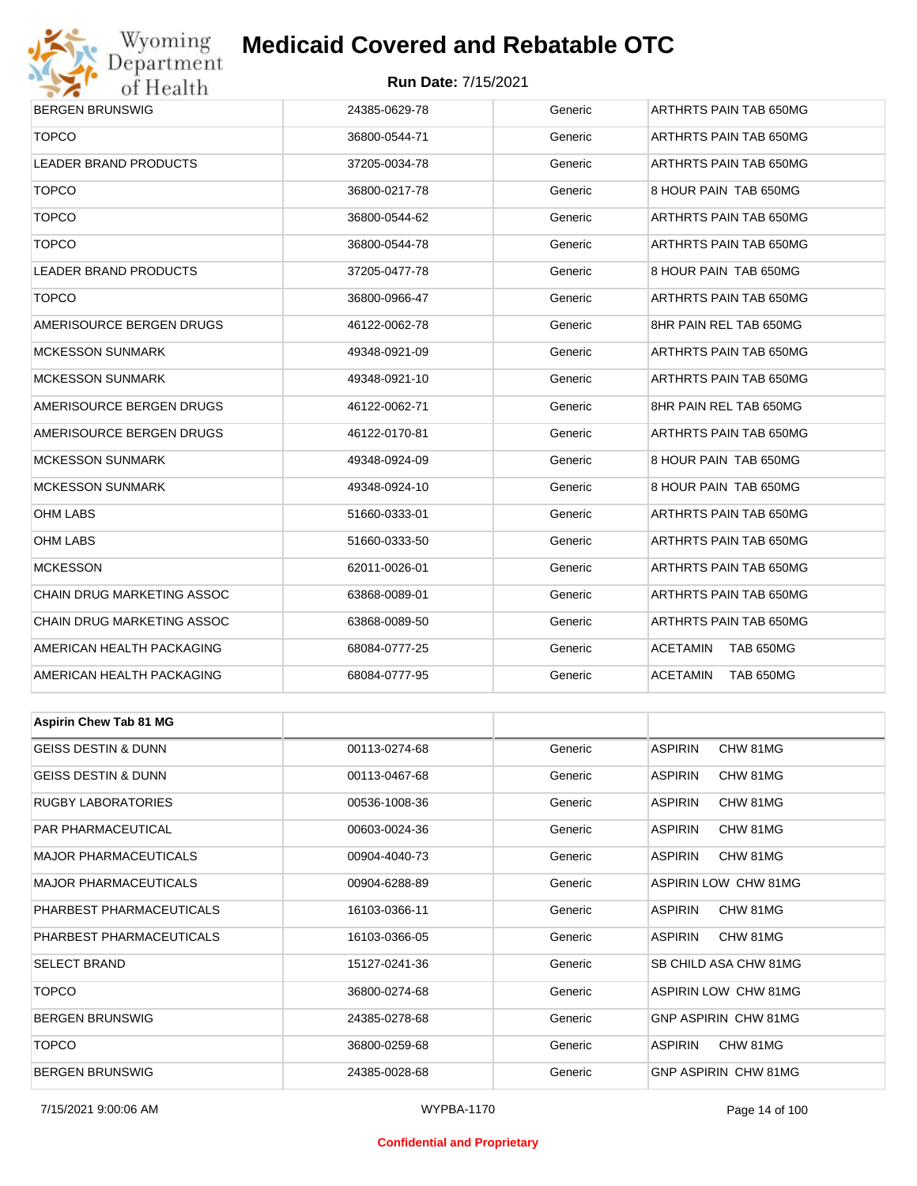| | | | |
|---|---|---|---|
| BERGEN BRUNSWIG | 24385-0629-78 | Generic | ARTHRTS PAIN TAB 650MG |
| TOPCO | 36800-0544-71 | Generic | ARTHRTS PAIN TAB 650MG |
| LEADER BRAND PRODUCTS | 37205-0034-78 | Generic | ARTHRTS PAIN TAB 650MG |
| TOPCO | 36800-0217-78 | Generic | 8 HOUR PAIN TAB 650MG |
| TOPCO | 36800-0544-62 | Generic | ARTHRTS PAIN TAB 650MG |
| TOPCO | 36800-0544-78 | Generic | ARTHRTS PAIN TAB 650MG |
| LEADER BRAND PRODUCTS | 37205-0477-78 | Generic | 8 HOUR PAIN TAB 650MG |
| TOPCO | 36800-0966-47 | Generic | ARTHRTS PAIN TAB 650MG |
| AMERISOURCE BERGEN DRUGS | 46122-0062-78 | Generic | 8HR PAIN REL TAB 650MG |
| MCKESSON SUNMARK | 49348-0921-09 | Generic | ARTHRTS PAIN TAB 650MG |
| MCKESSON SUNMARK | 49348-0921-10 | Generic | ARTHRTS PAIN TAB 650MG |
| AMERISOURCE BERGEN DRUGS | 46122-0062-71 | Generic | 8HR PAIN REL TAB 650MG |
| AMERISOURCE BERGEN DRUGS | 46122-0170-81 | Generic | ARTHRTS PAIN TAB 650MG |
| MCKESSON SUNMARK | 49348-0924-09 | Generic | 8 HOUR PAIN TAB 650MG |
| MCKESSON SUNMARK | 49348-0924-10 | Generic | 8 HOUR PAIN TAB 650MG |
| OHM LABS | 51660-0333-01 | Generic | ARTHRTS PAIN TAB 650MG |
| OHM LABS | 51660-0333-50 | Generic | ARTHRTS PAIN TAB 650MG |
| MCKESSON | 62011-0026-01 | Generic | ARTHRTS PAIN TAB 650MG |
| CHAIN DRUG MARKETING ASSOC | 63868-0089-01 | Generic | ARTHRTS PAIN TAB 650MG |
| CHAIN DRUG MARKETING ASSOC | 63868-0089-50 | Generic | ARTHRTS PAIN TAB 650MG |
| AMERICAN HEALTH PACKAGING | 68084-0777-25 | Generic | ACETAMIN TAB 650MG |
| AMERICAN HEALTH PACKAGING | 68084-0777-95 | Generic | ACETAMIN TAB 650MG |

| **Aspirin Chew Tab 81 MG** | | | |
|---|---|---|---|
| GEISS DESTIN & DUNN | 00113-0274-68 | Generic | ASPIRIN CHW 81MG |
| GEISS DESTIN & DUNN | 00113-0467-68 | Generic | ASPIRIN CHW 81MG |
| RUGBY LABORATORIES | 00536-1008-36 | Generic | ASPIRIN CHW 81MG |
| PAR PHARMACEUTICAL | 00603-0024-36 | Generic | ASPIRIN CHW 81MG |
| MAJOR PHARMACEUTICALS | 00904-4040-73 | Generic | ASPIRIN CHW 81MG |
| MAJOR PHARMACEUTICALS | 00904-6288-89 | Generic | ASPIRIN LOW CHW 81MG |
| PHARBEST PHARMACEUTICALS | 16103-0366-11 | Generic | ASPIRIN CHW 81MG |
| PHARBEST PHARMACEUTICALS | 16103-0366-05 | Generic | ASPIRIN CHW 81MG |
| SELECT BRAND | 15127-0241-36 | Generic | SB CHILD ASA CHW 81MG |
| TOPCO | 36800-0274-68 | Generic | ASPIRIN LOW CHW 81MG |
| BERGEN BRUNSWIG | 24385-0278-68 | Generic | GNP ASPIRIN CHW 81MG |
| TOPCO | 36800-0259-68 | Generic | ASPIRIN CHW 81MG |
| BERGEN BRUNSWIG | 24385-0028-68 | Generic | GNP ASPIRIN CHW 81MG |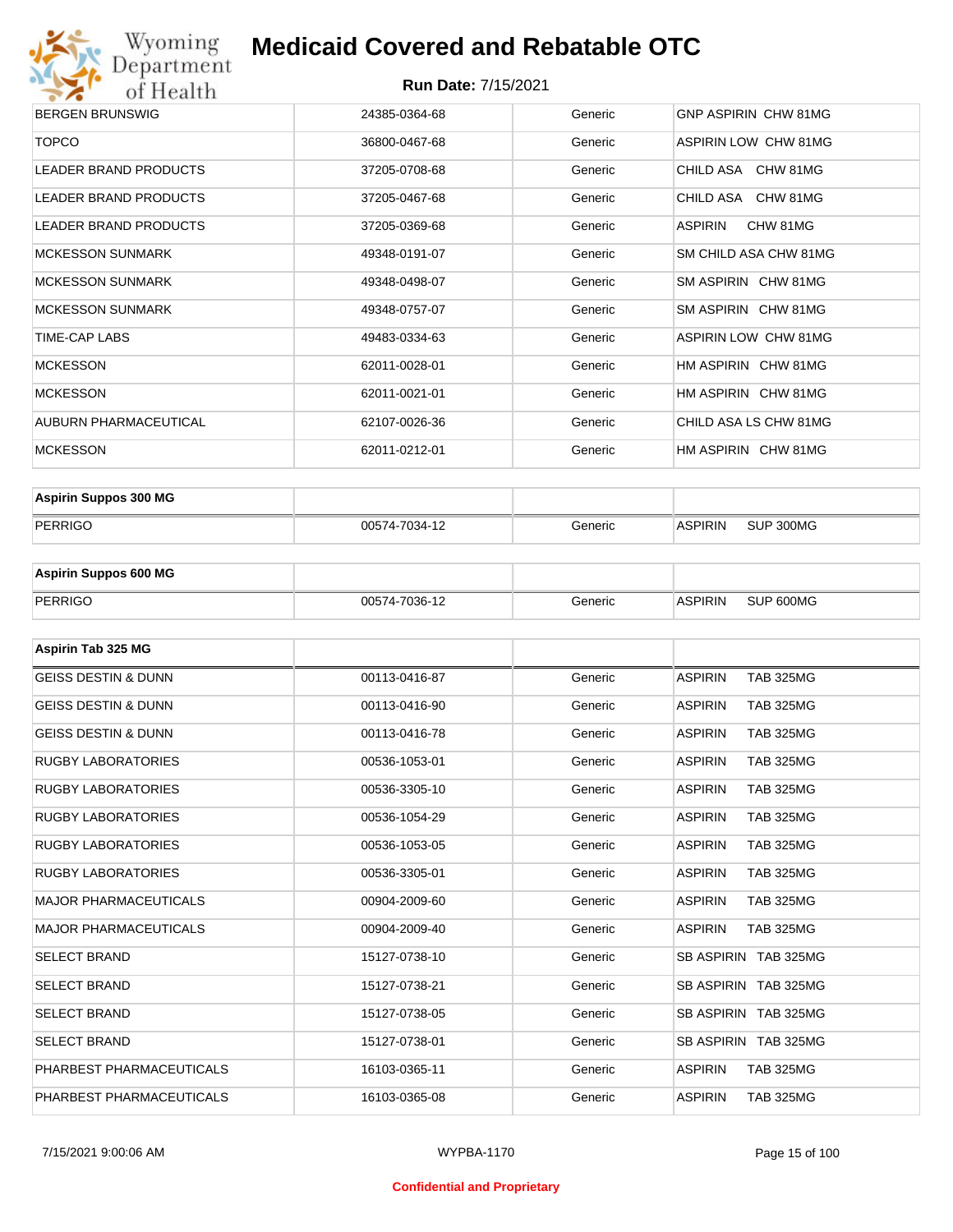| BERGEN BRUNSWIG | 24385-0364-68 | Generic | GNP ASPIRIN CHW 81MG |
|---|---|---|---|
| TOPCO | 36800-0467-68 | Generic | ASPIRIN LOW CHW 81MG |
| LEADER BRAND PRODUCTS | 37205-0708-68 | Generic | CHILD ASA CHW 81MG |
| LEADER BRAND PRODUCTS | 37205-0467-68 | Generic | CHILD ASA CHW 81MG |
| LEADER BRAND PRODUCTS | 37205-0369-68 | Generic | ASPIRIN CHW 81MG |
| MCKESSON SUNMARK | 49348-0191-07 | Generic | SM CHILD ASA CHW 81MG |
| MCKESSON SUNMARK | 49348-0498-07 | Generic | SM ASPIRIN CHW 81MG |
| MCKESSON SUNMARK | 49348-0757-07 | Generic | SM ASPIRIN CHW 81MG |
| TIME-CAP LABS | 49483-0334-63 | Generic | ASPIRIN LOW CHW 81MG |
| MCKESSON | 62011-0028-01 | Generic | HM ASPIRIN CHW 81MG |
| MCKESSON | 62011-0021-01 | Generic | HM ASPIRIN CHW 81MG |
| AUBURN PHARMACEUTICAL | 62107-0026-36 | Generic | CHILD ASA LS CHW 81MG |
| MCKESSON | 62011-0212-01 | Generic | HM ASPIRIN CHW 81MG |

| **Aspirin Suppos 300 MG** | | | |
|---|---|---|---|
| PERRIGO | 00574-7034-12 | Generic | ASPIRIN SUP 300MG |

| **Aspirin Suppos 600 MG** | | | |
|---|---|---|---|
| PERRIGO | 00574-7036-12 | Generic | ASPIRIN SUP 600MG |

| **Aspirin Tab 325 MG** | | | |
|---|---|---|---|
| GEISS DESTIN & DUNN | 00113-0416-87 | Generic | ASPIRIN TAB 325MG |
| GEISS DESTIN & DUNN | 00113-0416-90 | Generic | ASPIRIN TAB 325MG |
| GEISS DESTIN & DUNN | 00113-0416-78 | Generic | ASPIRIN TAB 325MG |
| RUGBY LABORATORIES | 00536-1053-01 | Generic | ASPIRIN TAB 325MG |
| RUGBY LABORATORIES | 00536-3305-10 | Generic | ASPIRIN TAB 325MG |
| RUGBY LABORATORIES | 00536-1054-29 | Generic | ASPIRIN TAB 325MG |
| RUGBY LABORATORIES | 00536-1053-05 | Generic | ASPIRIN TAB 325MG |
| RUGBY LABORATORIES | 00536-3305-01 | Generic | ASPIRIN TAB 325MG |
| MAJOR PHARMACEUTICALS | 00904-2009-60 | Generic | ASPIRIN TAB 325MG |
| MAJOR PHARMACEUTICALS | 00904-2009-40 | Generic | ASPIRIN TAB 325MG |
| SELECT BRAND | 15127-0738-10 | Generic | SB ASPIRIN TAB 325MG |
| SELECT BRAND | 15127-0738-21 | Generic | SB ASPIRIN TAB 325MG |
| SELECT BRAND | 15127-0738-05 | Generic | SB ASPIRIN TAB 325MG |
| SELECT BRAND | 15127-0738-01 | Generic | SB ASPIRIN TAB 325MG |
| PHARBEST PHARMACEUTICALS | 16103-0365-11 | Generic | ASPIRIN TAB 325MG |
| PHARBEST PHARMACEUTICALS | 16103-0365-08 | Generic | ASPIRIN TAB 325MG |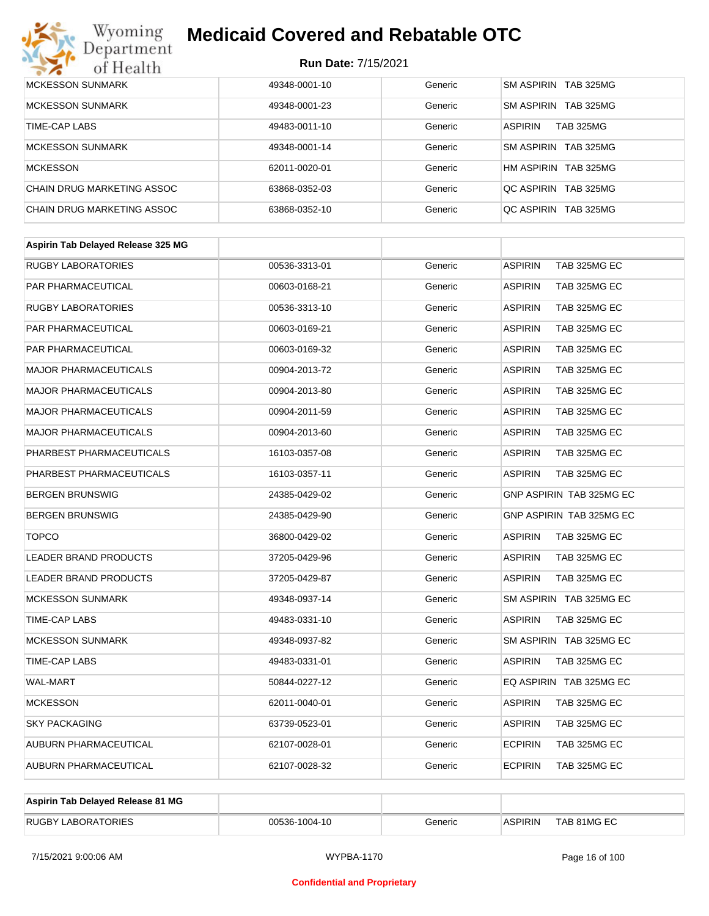# Medicaid Covered and Rebatable OTC

**Run Date:** 7/15/2021

| | | | |
|---|---|---|---|
| MCKESSON SUNMARK | 49348-0001-10 | Generic | SM ASPIRIN TAB 325MG |
| MCKESSON SUNMARK | 49348-0001-23 | Generic | SM ASPIRIN TAB 325MG |
| TIME-CAP LABS | 49483-0011-10 | Generic | ASPIRIN TAB 325MG |
| MCKESSON SUNMARK | 49348-0001-14 | Generic | SM ASPIRIN TAB 325MG |
| MCKESSON | 62011-0020-01 | Generic | HM ASPIRIN TAB 325MG |
| CHAIN DRUG MARKETING ASSOC | 63868-0352-03 | Generic | QC ASPIRIN TAB 325MG |
| CHAIN DRUG MARKETING ASSOC | 63868-0352-10 | Generic | QC ASPIRIN TAB 325MG |

| **Aspirin Tab Delayed Release 325 MG** | | | |
|---|---|---|---|
| RUGBY LABORATORIES | 00536-3313-01 | Generic | ASPIRIN TAB 325MG EC |
| PAR PHARMACEUTICAL | 00603-0168-21 | Generic | ASPIRIN TAB 325MG EC |
| RUGBY LABORATORIES | 00536-3313-10 | Generic | ASPIRIN TAB 325MG EC |
| PAR PHARMACEUTICAL | 00603-0169-21 | Generic | ASPIRIN TAB 325MG EC |
| PAR PHARMACEUTICAL | 00603-0169-32 | Generic | ASPIRIN TAB 325MG EC |
| MAJOR PHARMACEUTICALS | 00904-2013-72 | Generic | ASPIRIN TAB 325MG EC |
| MAJOR PHARMACEUTICALS | 00904-2013-80 | Generic | ASPIRIN TAB 325MG EC |
| MAJOR PHARMACEUTICALS | 00904-2011-59 | Generic | ASPIRIN TAB 325MG EC |
| MAJOR PHARMACEUTICALS | 00904-2013-60 | Generic | ASPIRIN TAB 325MG EC |
| PHARBEST PHARMACEUTICALS | 16103-0357-08 | Generic | ASPIRIN TAB 325MG EC |
| PHARBEST PHARMACEUTICALS | 16103-0357-11 | Generic | ASPIRIN TAB 325MG EC |
| BERGEN BRUNSWIG | 24385-0429-02 | Generic | GNP ASPIRIN TAB 325MG EC |
| BERGEN BRUNSWIG | 24385-0429-90 | Generic | GNP ASPIRIN TAB 325MG EC |
| TOPCO | 36800-0429-02 | Generic | ASPIRIN TAB 325MG EC |
| LEADER BRAND PRODUCTS | 37205-0429-96 | Generic | ASPIRIN TAB 325MG EC |
| LEADER BRAND PRODUCTS | 37205-0429-87 | Generic | ASPIRIN TAB 325MG EC |
| MCKESSON SUNMARK | 49348-0937-14 | Generic | SM ASPIRIN TAB 325MG EC |
| TIME-CAP LABS | 49483-0331-10 | Generic | ASPIRIN TAB 325MG EC |
| MCKESSON SUNMARK | 49348-0937-82 | Generic | SM ASPIRIN TAB 325MG EC |
| TIME-CAP LABS | 49483-0331-01 | Generic | ASPIRIN TAB 325MG EC |
| WAL-MART | 50844-0227-12 | Generic | EQ ASPIRIN TAB 325MG EC |
| MCKESSON | 62011-0040-01 | Generic | ASPIRIN TAB 325MG EC |
| SKY PACKAGING | 63739-0523-01 | Generic | ASPIRIN TAB 325MG EC |
| AUBURN PHARMACEUTICAL | 62107-0028-01 | Generic | ECPIRIN TAB 325MG EC |
| AUBURN PHARMACEUTICAL | 62107-0028-32 | Generic | ECPIRIN TAB 325MG EC |

| **Aspirin Tab Delayed Release 81 MG** | | | |
|---|---|---|---|
| RUGBY LABORATORIES | 00536-1004-10 | Generic | ASPIRIN TAB 81MG EC |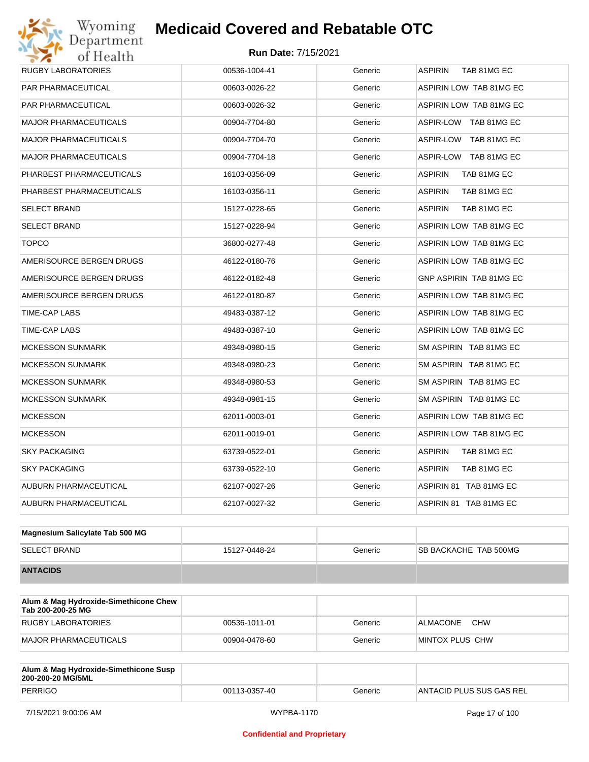| | | | |
|---|---|---|---|
| RUGBY LABORATORIES | 00536-1004-41 | Generic | ASPIRIN TAB 81MG EC |
| PAR PHARMACEUTICAL | 00603-0026-22 | Generic | ASPIRIN LOW TAB 81MG EC |
| PAR PHARMACEUTICAL | 00603-0026-32 | Generic | ASPIRIN LOW TAB 81MG EC |
| MAJOR PHARMACEUTICALS | 00904-7704-80 | Generic | ASPIR-LOW TAB 81MG EC |
| MAJOR PHARMACEUTICALS | 00904-7704-70 | Generic | ASPIR-LOW TAB 81MG EC |
| MAJOR PHARMACEUTICALS | 00904-7704-18 | Generic | ASPIR-LOW TAB 81MG EC |
| PHARBEST PHARMACEUTICALS | 16103-0356-09 | Generic | ASPIRIN TAB 81MG EC |
| PHARBEST PHARMACEUTICALS | 16103-0356-11 | Generic | ASPIRIN TAB 81MG EC |
| SELECT BRAND | 15127-0228-65 | Generic | ASPIRIN TAB 81MG EC |
| SELECT BRAND | 15127-0228-94 | Generic | ASPIRIN LOW TAB 81MG EC |
| TOPCO | 36800-0277-48 | Generic | ASPIRIN LOW TAB 81MG EC |
| AMERISOURCE BERGEN DRUGS | 46122-0180-76 | Generic | ASPIRIN LOW TAB 81MG EC |
| AMERISOURCE BERGEN DRUGS | 46122-0182-48 | Generic | GNP ASPIRIN TAB 81MG EC |
| AMERISOURCE BERGEN DRUGS | 46122-0180-87 | Generic | ASPIRIN LOW TAB 81MG EC |
| TIME-CAP LABS | 49483-0387-12 | Generic | ASPIRIN LOW TAB 81MG EC |
| TIME-CAP LABS | 49483-0387-10 | Generic | ASPIRIN LOW TAB 81MG EC |
| MCKESSON SUNMARK | 49348-0980-15 | Generic | SM ASPIRIN TAB 81MG EC |
| MCKESSON SUNMARK | 49348-0980-23 | Generic | SM ASPIRIN TAB 81MG EC |
| MCKESSON SUNMARK | 49348-0980-53 | Generic | SM ASPIRIN TAB 81MG EC |
| MCKESSON SUNMARK | 49348-0981-15 | Generic | SM ASPIRIN TAB 81MG EC |
| MCKESSON | 62011-0003-01 | Generic | ASPIRIN LOW TAB 81MG EC |
| MCKESSON | 62011-0019-01 | Generic | ASPIRIN LOW TAB 81MG EC |
| SKY PACKAGING | 63739-0522-01 | Generic | ASPIRIN TAB 81MG EC |
| SKY PACKAGING | 63739-0522-10 | Generic | ASPIRIN TAB 81MG EC |
| AUBURN PHARMACEUTICAL | 62107-0027-26 | Generic | ASPIRIN 81 TAB 81MG EC |
| AUBURN PHARMACEUTICAL | 62107-0027-32 | Generic | ASPIRIN 81 TAB 81MG EC |

| **Magnesium Salicylate Tab 500 MG** | | | |
|---|---|---|---|
| SELECT BRAND | 15127-0448-24 | Generic | SB BACKACHE TAB 500MG |
| **ANTACIDS** | | | |

| **Alum & Mag Hydroxide-Simethicone Chew Tab 200-200-25 MG** | | | |
|---|---|---|---|
| RUGBY LABORATORIES | 00536-1011-01 | Generic | ALMACONE CHW |
| MAJOR PHARMACEUTICALS | 00904-0478-60 | Generic | MINTOX PLUS CHW |

| **Alum & Mag Hydroxide-Simethicone Susp 200-200-20 MG/5ML** | | | |
|---|---|---|---|
| PERRIGO | 00113-0357-40 | Generic | ANTACID PLUS SUS GAS REL |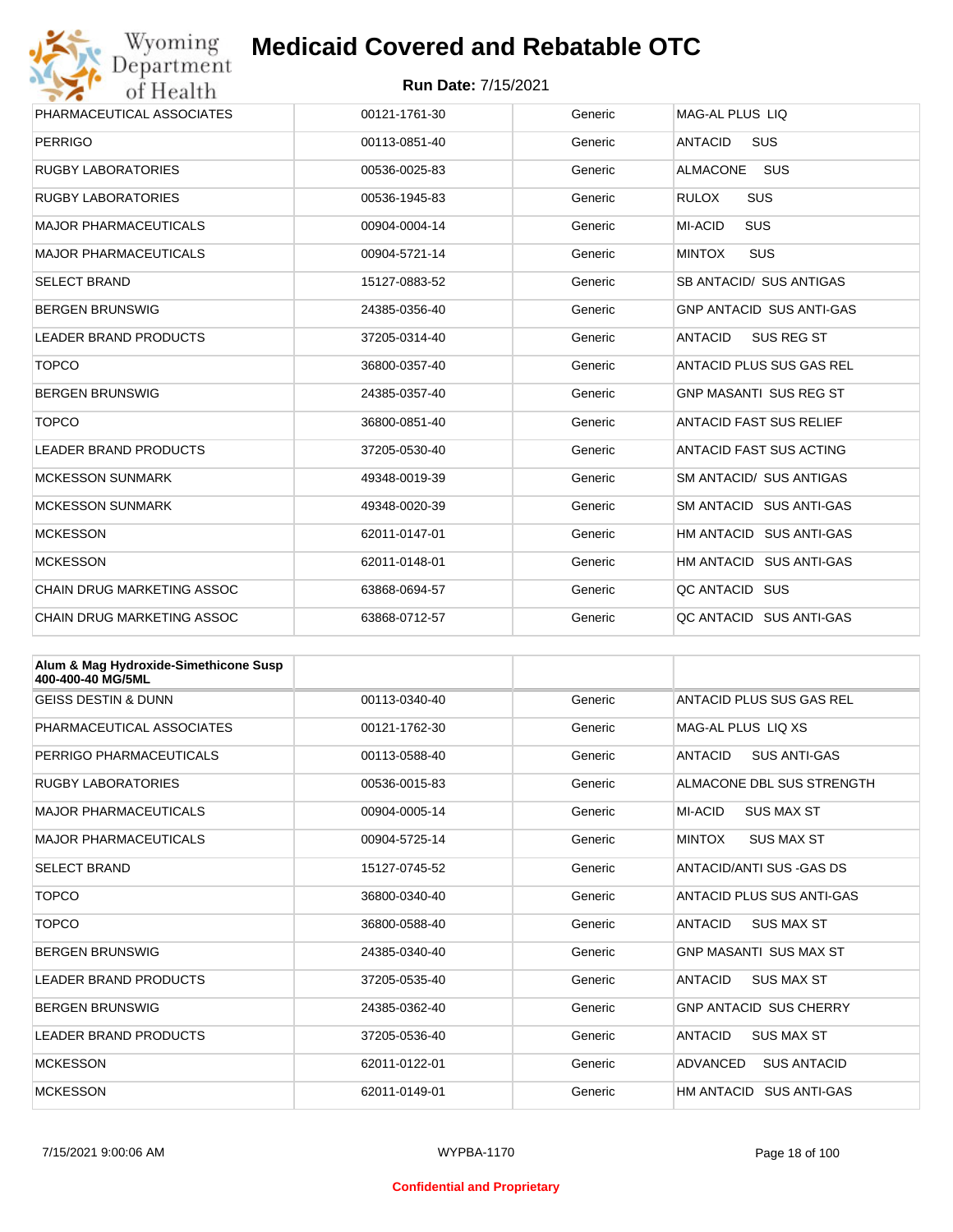# Medicaid Covered and Rebatable OTC

**Run Date:** 7/15/2021

| | | | |
|---|---|---|---|
| PHARMACEUTICAL ASSOCIATES | 00121-1761-30 | Generic | MAG-AL PLUS LIQ |
| PERRIGO | 00113-0851-40 | Generic | ANTACID SUS |
| RUGBY LABORATORIES | 00536-0025-83 | Generic | ALMACONE SUS |
| RUGBY LABORATORIES | 00536-1945-83 | Generic | RULOX SUS |
| MAJOR PHARMACEUTICALS | 00904-0004-14 | Generic | MI-ACID SUS |
| MAJOR PHARMACEUTICALS | 00904-5721-14 | Generic | MINTOX SUS |
| SELECT BRAND | 15127-0883-52 | Generic | SB ANTACID/ SUS ANTIGAS |
| BERGEN BRUNSWIG | 24385-0356-40 | Generic | GNP ANTACID SUS ANTI-GAS |
| LEADER BRAND PRODUCTS | 37205-0314-40 | Generic | ANTACID SUS REG ST |
| TOPCO | 36800-0357-40 | Generic | ANTACID PLUS SUS GAS REL |
| BERGEN BRUNSWIG | 24385-0357-40 | Generic | GNP MASANTI SUS REG ST |
| TOPCO | 36800-0851-40 | Generic | ANTACID FAST SUS RELIEF |
| LEADER BRAND PRODUCTS | 37205-0530-40 | Generic | ANTACID FAST SUS ACTING |
| MCKESSON SUNMARK | 49348-0019-39 | Generic | SM ANTACID/ SUS ANTIGAS |
| MCKESSON SUNMARK | 49348-0020-39 | Generic | SM ANTACID SUS ANTI-GAS |
| MCKESSON | 62011-0147-01 | Generic | HM ANTACID SUS ANTI-GAS |
| MCKESSON | 62011-0148-01 | Generic | HM ANTACID SUS ANTI-GAS |
| CHAIN DRUG MARKETING ASSOC | 63868-0694-57 | Generic | QC ANTACID SUS |
| CHAIN DRUG MARKETING ASSOC | 63868-0712-57 | Generic | QC ANTACID SUS ANTI-GAS |

| **Alum & Mag Hydroxide-Simethicone Susp 400-400-40 MG/5ML** | | | |
|---|---|---|---|
| GEISS DESTIN & DUNN | 00113-0340-40 | Generic | ANTACID PLUS SUS GAS REL |
| PHARMACEUTICAL ASSOCIATES | 00121-1762-30 | Generic | MAG-AL PLUS LIQ XS |
| PERRIGO PHARMACEUTICALS | 00113-0588-40 | Generic | ANTACID SUS ANTI-GAS |
| RUGBY LABORATORIES | 00536-0015-83 | Generic | ALMACONE DBL SUS STRENGTH |
| MAJOR PHARMACEUTICALS | 00904-0005-14 | Generic | MI-ACID SUS MAX ST |
| MAJOR PHARMACEUTICALS | 00904-5725-14 | Generic | MINTOX SUS MAX ST |
| SELECT BRAND | 15127-0745-52 | Generic | ANTACID/ANTI SUS -GAS DS |
| TOPCO | 36800-0340-40 | Generic | ANTACID PLUS SUS ANTI-GAS |
| TOPCO | 36800-0588-40 | Generic | ANTACID SUS MAX ST |
| BERGEN BRUNSWIG | 24385-0340-40 | Generic | GNP MASANTI SUS MAX ST |
| LEADER BRAND PRODUCTS | 37205-0535-40 | Generic | ANTACID SUS MAX ST |
| BERGEN BRUNSWIG | 24385-0362-40 | Generic | GNP ANTACID SUS CHERRY |
| LEADER BRAND PRODUCTS | 37205-0536-40 | Generic | ANTACID SUS MAX ST |
| MCKESSON | 62011-0122-01 | Generic | ADVANCED SUS ANTACID |
| MCKESSON | 62011-0149-01 | Generic | HM ANTACID SUS ANTI-GAS |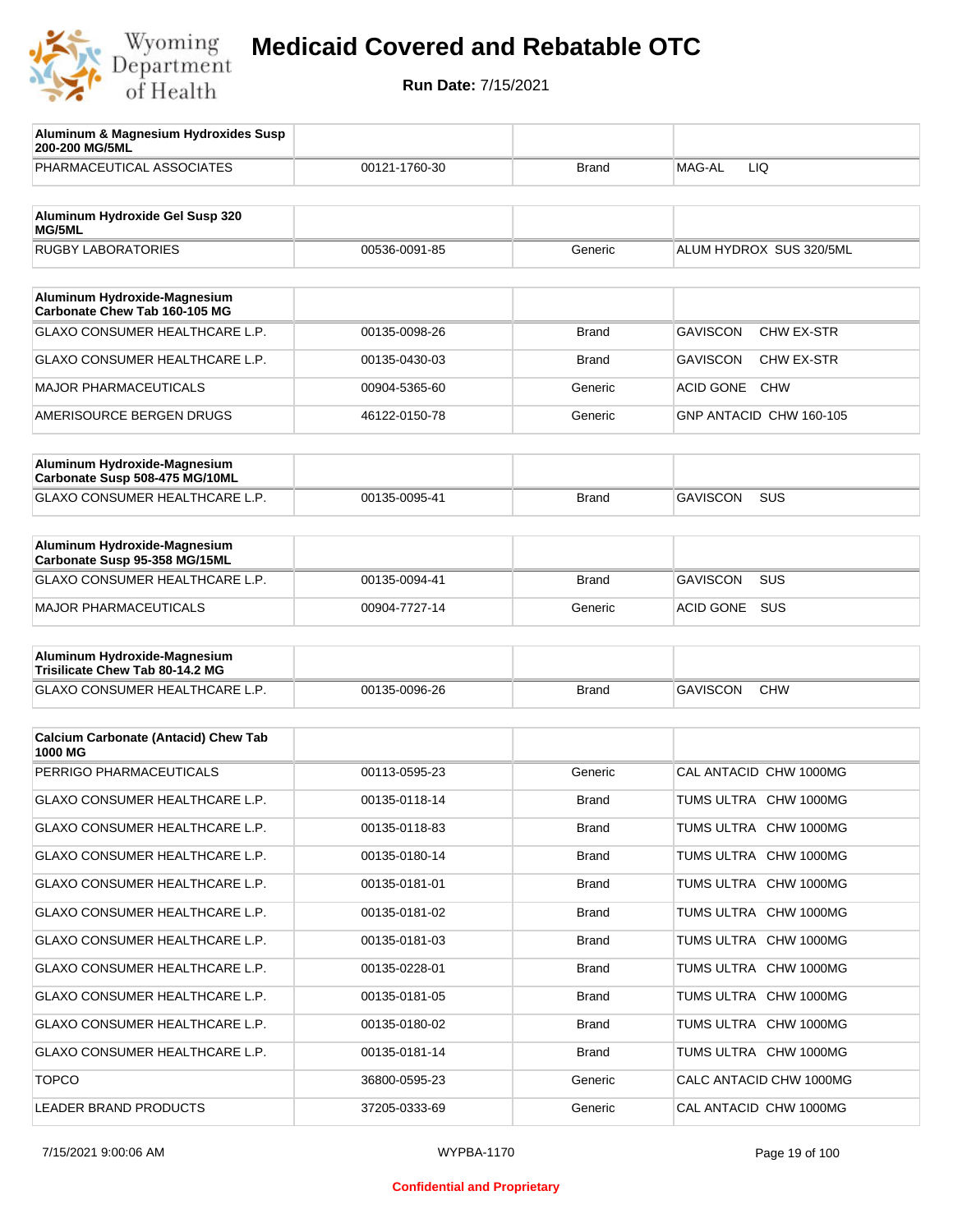# Medicaid Covered and Rebatable OTC

**Run Date:** 7/15/2021

| Aluminum & Magnesium Hydroxides Susp 200-200 MG/5ML | | | |
|---|---|---|---|
| PHARMACEUTICAL ASSOCIATES | 00121-1760-30 | Brand | MAG-AL LIQ |

| Aluminum Hydroxide Gel Susp 320 MG/5ML | | | |
|---|---|---|---|
| RUGBY LABORATORIES | 00536-0091-85 | Generic | ALUM HYDROX SUS 320/5ML |

| Aluminum Hydroxide-Magnesium Carbonate Chew Tab 160-105 MG | | | |
|---|---|---|---|
| GLAXO CONSUMER HEALTHCARE L.P. | 00135-0098-26 | Brand | GAVISCON CHW EX-STR |
| GLAXO CONSUMER HEALTHCARE L.P. | 00135-0430-03 | Brand | GAVISCON CHW EX-STR |
| MAJOR PHARMACEUTICALS | 00904-5365-60 | Generic | ACID GONE CHW |
| AMERISOURCE BERGEN DRUGS | 46122-0150-78 | Generic | GNP ANTACID CHW 160-105 |

| Aluminum Hydroxide-Magnesium Carbonate Susp 508-475 MG/10ML | | | |
|---|---|---|---|
| GLAXO CONSUMER HEALTHCARE L.P. | 00135-0095-41 | Brand | GAVISCON SUS |

| Aluminum Hydroxide-Magnesium Carbonate Susp 95-358 MG/15ML | | | |
|---|---|---|---|
| GLAXO CONSUMER HEALTHCARE L.P. | 00135-0094-41 | Brand | GAVISCON SUS |
| MAJOR PHARMACEUTICALS | 00904-7727-14 | Generic | ACID GONE SUS |

| Aluminum Hydroxide-Magnesium Trisilicate Chew Tab 80-14.2 MG | | | |
|---|---|---|---|
| GLAXO CONSUMER HEALTHCARE L.P. | 00135-0096-26 | Brand | GAVISCON CHW |

| Calcium Carbonate (Antacid) Chew Tab 1000 MG | | | |
|---|---|---|---|
| PERRIGO PHARMACEUTICALS | 00113-0595-23 | Generic | CAL ANTACID CHW 1000MG |
| GLAXO CONSUMER HEALTHCARE L.P. | 00135-0118-14 | Brand | TUMS ULTRA CHW 1000MG |
| GLAXO CONSUMER HEALTHCARE L.P. | 00135-0118-83 | Brand | TUMS ULTRA CHW 1000MG |
| GLAXO CONSUMER HEALTHCARE L.P. | 00135-0180-14 | Brand | TUMS ULTRA CHW 1000MG |
| GLAXO CONSUMER HEALTHCARE L.P. | 00135-0181-01 | Brand | TUMS ULTRA CHW 1000MG |
| GLAXO CONSUMER HEALTHCARE L.P. | 00135-0181-02 | Brand | TUMS ULTRA CHW 1000MG |
| GLAXO CONSUMER HEALTHCARE L.P. | 00135-0181-03 | Brand | TUMS ULTRA CHW 1000MG |
| GLAXO CONSUMER HEALTHCARE L.P. | 00135-0228-01 | Brand | TUMS ULTRA CHW 1000MG |
| GLAXO CONSUMER HEALTHCARE L.P. | 00135-0181-05 | Brand | TUMS ULTRA CHW 1000MG |
| GLAXO CONSUMER HEALTHCARE L.P. | 00135-0180-02 | Brand | TUMS ULTRA CHW 1000MG |
| GLAXO CONSUMER HEALTHCARE L.P. | 00135-0181-14 | Brand | TUMS ULTRA CHW 1000MG |
| TOPCO | 36800-0595-23 | Generic | CALC ANTACID CHW 1000MG |
| LEADER BRAND PRODUCTS | 37205-0333-69 | Generic | CAL ANTACID CHW 1000MG |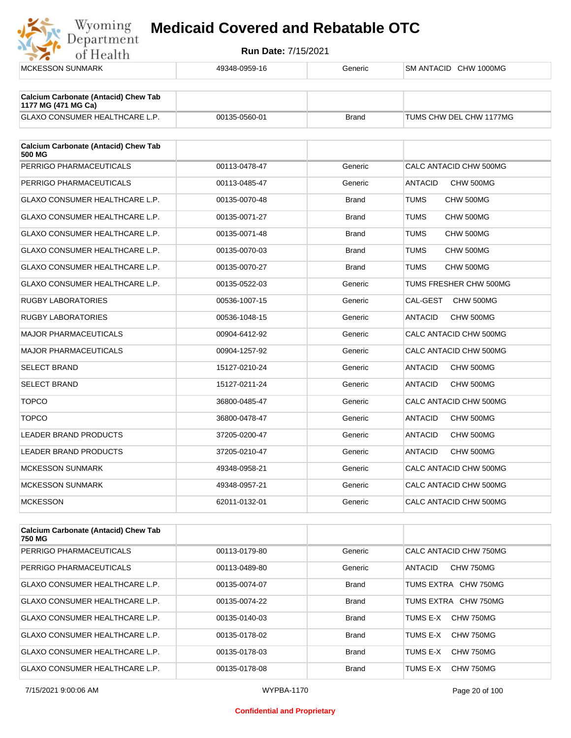# Medicaid Covered and Rebatable OTC

**Run Date:** 7/15/2021

| | | | |
|---|---|---|---|
| MCKESSON SUNMARK | 49348-0959-16 | Generic | SM ANTACID CHW 1000MG |

| **Calcium Carbonate (Antacid) Chew Tab 1177 MG (471 MG Ca)** | | | |
|---|---|---|---|
| GLAXO CONSUMER HEALTHCARE L.P. | 00135-0560-01 | Brand | TUMS CHW DEL CHW 1177MG |

| **Calcium Carbonate (Antacid) Chew Tab 500 MG** | | | |
|---|---|---|---|
| PERRIGO PHARMACEUTICALS | 00113-0478-47 | Generic | CALC ANTACID CHW 500MG |
| PERRIGO PHARMACEUTICALS | 00113-0485-47 | Generic | ANTACID CHW 500MG |
| GLAXO CONSUMER HEALTHCARE L.P. | 00135-0070-48 | Brand | TUMS CHW 500MG |
| GLAXO CONSUMER HEALTHCARE L.P. | 00135-0071-27 | Brand | TUMS CHW 500MG |
| GLAXO CONSUMER HEALTHCARE L.P. | 00135-0071-48 | Brand | TUMS CHW 500MG |
| GLAXO CONSUMER HEALTHCARE L.P. | 00135-0070-03 | Brand | TUMS CHW 500MG |
| GLAXO CONSUMER HEALTHCARE L.P. | 00135-0070-27 | Brand | TUMS CHW 500MG |
| GLAXO CONSUMER HEALTHCARE L.P. | 00135-0522-03 | Generic | TUMS FRESHER CHW 500MG |
| RUGBY LABORATORIES | 00536-1007-15 | Generic | CAL-GEST CHW 500MG |
| RUGBY LABORATORIES | 00536-1048-15 | Generic | ANTACID CHW 500MG |
| MAJOR PHARMACEUTICALS | 00904-6412-92 | Generic | CALC ANTACID CHW 500MG |
| MAJOR PHARMACEUTICALS | 00904-1257-92 | Generic | CALC ANTACID CHW 500MG |
| SELECT BRAND | 15127-0210-24 | Generic | ANTACID CHW 500MG |
| SELECT BRAND | 15127-0211-24 | Generic | ANTACID CHW 500MG |
| TOPCO | 36800-0485-47 | Generic | CALC ANTACID CHW 500MG |
| TOPCO | 36800-0478-47 | Generic | ANTACID CHW 500MG |
| LEADER BRAND PRODUCTS | 37205-0200-47 | Generic | ANTACID CHW 500MG |
| LEADER BRAND PRODUCTS | 37205-0210-47 | Generic | ANTACID CHW 500MG |
| MCKESSON SUNMARK | 49348-0958-21 | Generic | CALC ANTACID CHW 500MG |
| MCKESSON SUNMARK | 49348-0957-21 | Generic | CALC ANTACID CHW 500MG |
| MCKESSON | 62011-0132-01 | Generic | CALC ANTACID CHW 500MG |

| **Calcium Carbonate (Antacid) Chew Tab 750 MG** | | | |
|---|---|---|---|
| PERRIGO PHARMACEUTICALS | 00113-0179-80 | Generic | CALC ANTACID CHW 750MG |
| PERRIGO PHARMACEUTICALS | 00113-0489-80 | Generic | ANTACID CHW 750MG |
| GLAXO CONSUMER HEALTHCARE L.P. | 00135-0074-07 | Brand | TUMS EXTRA CHW 750MG |
| GLAXO CONSUMER HEALTHCARE L.P. | 00135-0074-22 | Brand | TUMS EXTRA CHW 750MG |
| GLAXO CONSUMER HEALTHCARE L.P. | 00135-0140-03 | Brand | TUMS E-X CHW 750MG |
| GLAXO CONSUMER HEALTHCARE L.P. | 00135-0178-02 | Brand | TUMS E-X CHW 750MG |
| GLAXO CONSUMER HEALTHCARE L.P. | 00135-0178-03 | Brand | TUMS E-X CHW 750MG |
| GLAXO CONSUMER HEALTHCARE L.P. | 00135-0178-08 | Brand | TUMS E-X CHW 750MG |

**Confidential and Proprietary**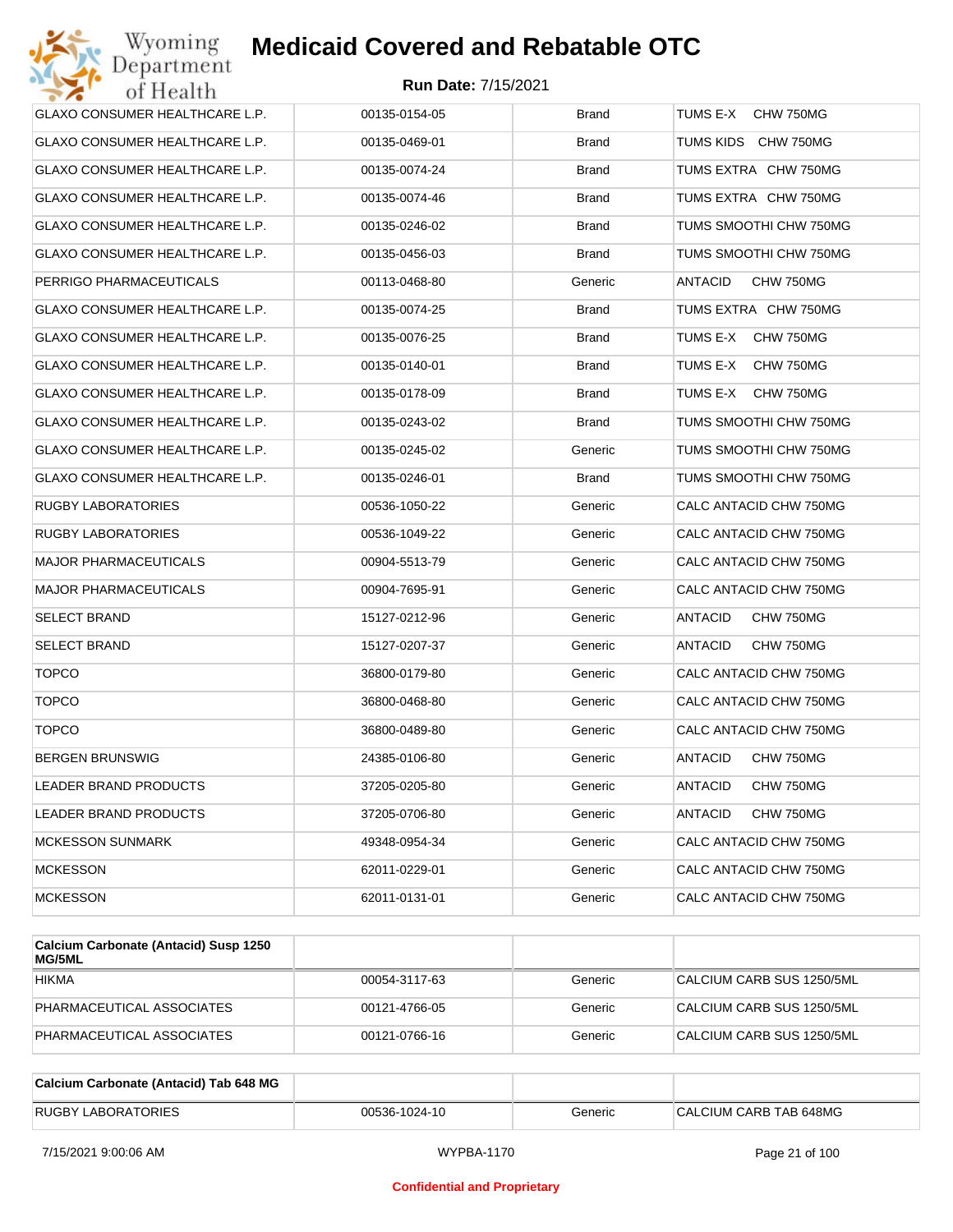# Medicaid Covered and Rebatable OTC

**Run Date:** 7/15/2021

| | | | |
|---|---|---|---|
| GLAXO CONSUMER HEALTHCARE L.P. | 00135-0154-05 | Brand | TUMS E-X CHW 750MG |
| GLAXO CONSUMER HEALTHCARE L.P. | 00135-0469-01 | Brand | TUMS KIDS CHW 750MG |
| GLAXO CONSUMER HEALTHCARE L.P. | 00135-0074-24 | Brand | TUMS EXTRA CHW 750MG |
| GLAXO CONSUMER HEALTHCARE L.P. | 00135-0074-46 | Brand | TUMS EXTRA CHW 750MG |
| GLAXO CONSUMER HEALTHCARE L.P. | 00135-0246-02 | Brand | TUMS SMOOTHI CHW 750MG |
| GLAXO CONSUMER HEALTHCARE L.P. | 00135-0456-03 | Brand | TUMS SMOOTHI CHW 750MG |
| PERRIGO PHARMACEUTICALS | 00113-0468-80 | Generic | ANTACID CHW 750MG |
| GLAXO CONSUMER HEALTHCARE L.P. | 00135-0074-25 | Brand | TUMS EXTRA CHW 750MG |
| GLAXO CONSUMER HEALTHCARE L.P. | 00135-0076-25 | Brand | TUMS E-X CHW 750MG |
| GLAXO CONSUMER HEALTHCARE L.P. | 00135-0140-01 | Brand | TUMS E-X CHW 750MG |
| GLAXO CONSUMER HEALTHCARE L.P. | 00135-0178-09 | Brand | TUMS E-X CHW 750MG |
| GLAXO CONSUMER HEALTHCARE L.P. | 00135-0243-02 | Brand | TUMS SMOOTHI CHW 750MG |
| GLAXO CONSUMER HEALTHCARE L.P. | 00135-0245-02 | Generic | TUMS SMOOTHI CHW 750MG |
| GLAXO CONSUMER HEALTHCARE L.P. | 00135-0246-01 | Brand | TUMS SMOOTHI CHW 750MG |
| RUGBY LABORATORIES | 00536-1050-22 | Generic | CALC ANTACID CHW 750MG |
| RUGBY LABORATORIES | 00536-1049-22 | Generic | CALC ANTACID CHW 750MG |
| MAJOR PHARMACEUTICALS | 00904-5513-79 | Generic | CALC ANTACID CHW 750MG |
| MAJOR PHARMACEUTICALS | 00904-7695-91 | Generic | CALC ANTACID CHW 750MG |
| SELECT BRAND | 15127-0212-96 | Generic | ANTACID CHW 750MG |
| SELECT BRAND | 15127-0207-37 | Generic | ANTACID CHW 750MG |
| TOPCO | 36800-0179-80 | Generic | CALC ANTACID CHW 750MG |
| TOPCO | 36800-0468-80 | Generic | CALC ANTACID CHW 750MG |
| TOPCO | 36800-0489-80 | Generic | CALC ANTACID CHW 750MG |
| BERGEN BRUNSWIG | 24385-0106-80 | Generic | ANTACID CHW 750MG |
| LEADER BRAND PRODUCTS | 37205-0205-80 | Generic | ANTACID CHW 750MG |
| LEADER BRAND PRODUCTS | 37205-0706-80 | Generic | ANTACID CHW 750MG |
| MCKESSON SUNMARK | 49348-0954-34 | Generic | CALC ANTACID CHW 750MG |
| MCKESSON | 62011-0229-01 | Generic | CALC ANTACID CHW 750MG |
| MCKESSON | 62011-0131-01 | Generic | CALC ANTACID CHW 750MG |

| Calcium Carbonate (Antacid) Susp 1250 MG/5ML | | | |
|---|---|---|---|
| HIKMA | 00054-3117-63 | Generic | CALCIUM CARB SUS 1250/5ML |
| PHARMACEUTICAL ASSOCIATES | 00121-4766-05 | Generic | CALCIUM CARB SUS 1250/5ML |
| PHARMACEUTICAL ASSOCIATES | 00121-0766-16 | Generic | CALCIUM CARB SUS 1250/5ML |

| Calcium Carbonate (Antacid) Tab 648 MG | | | |
|---|---|---|---|
| RUGBY LABORATORIES | 00536-1024-10 | Generic | CALCIUM CARB TAB 648MG |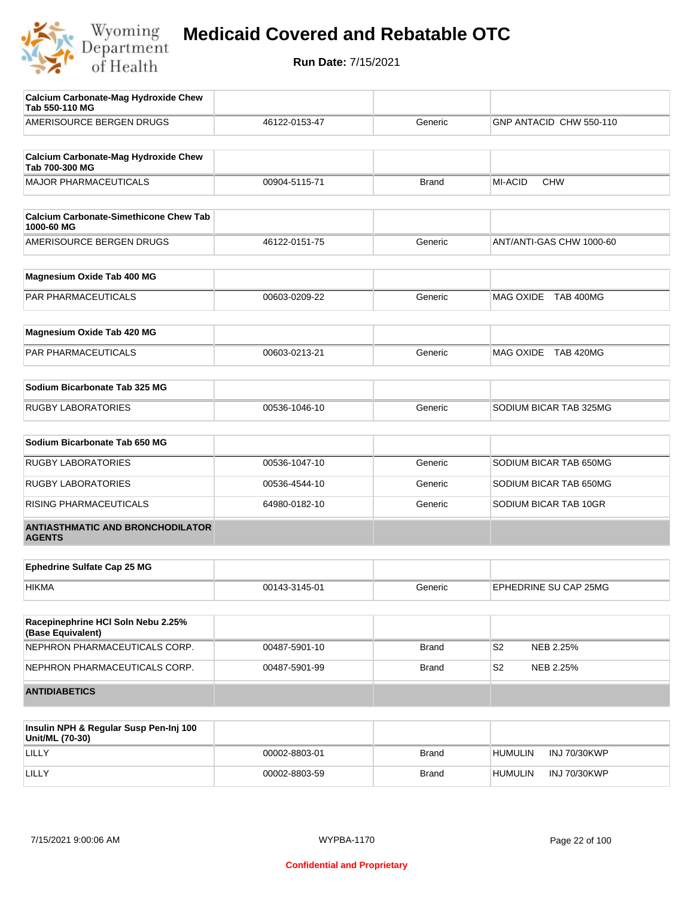# Medicaid Covered and Rebatable OTC

**Run Date:** 7/15/2021

| Calcium Carbonate-Mag Hydroxide Chew Tab 550-110 MG | | | |
|---|---|---|---|
| AMERISOURCE BERGEN DRUGS | 46122-0153-47 | Generic | GNP ANTACID CHW 550-110 |

| Calcium Carbonate-Mag Hydroxide Chew Tab 700-300 MG | | | |
|---|---|---|---|
| MAJOR PHARMACEUTICALS | 00904-5115-71 | Brand | MI-ACID CHW |

| Calcium Carbonate-Simethicone Chew Tab 1000-60 MG | | | |
|---|---|---|---|
| AMERISOURCE BERGEN DRUGS | 46122-0151-75 | Generic | ANT/ANTI-GAS CHW 1000-60 |

| Magnesium Oxide Tab 400 MG | | | |
|---|---|---|---|
| PAR PHARMACEUTICALS | 00603-0209-22 | Generic | MAG OXIDE TAB 400MG |

| Magnesium Oxide Tab 420 MG | | | |
|---|---|---|---|
| PAR PHARMACEUTICALS | 00603-0213-21 | Generic | MAG OXIDE TAB 420MG |

| Sodium Bicarbonate Tab 325 MG | | | |
|---|---|---|---|
| RUGBY LABORATORIES | 00536-1046-10 | Generic | SODIUM BICAR TAB 325MG |

| Sodium Bicarbonate Tab 650 MG | | | |
|---|---|---|---|
| RUGBY LABORATORIES | 00536-1047-10 | Generic | SODIUM BICAR TAB 650MG |
| RUGBY LABORATORIES | 00536-4544-10 | Generic | SODIUM BICAR TAB 650MG |
| RISING PHARMACEUTICALS | 64980-0182-10 | Generic | SODIUM BICAR TAB 10GR |

## ANTIASTHMATIC AND BRONCHODILATOR AGENTS

| Ephedrine Sulfate Cap 25 MG | | | |
|---|---|---|---|
| HIKMA | 00143-3145-01 | Generic | EPHEDRINE SU CAP 25MG |

| Racepinephrine HCl Soln Nebu 2.25% (Base Equivalent) | | | |
|---|---|---|---|
| NEPHRON PHARMACEUTICALS CORP. | 00487-5901-10 | Brand | S2 NEB 2.25% |
| NEPHRON PHARMACEUTICALS CORP. | 00487-5901-99 | Brand | S2 NEB 2.25% |

## ANTIDIABETICS

| Insulin NPH & Regular Susp Pen-Inj 100 Unit/ML (70-30) | | | |
|---|---|---|---|
| LILLY | 00002-8803-01 | Brand | HUMULIN INJ 70/30KWP |
| LILLY | 00002-8803-59 | Brand | HUMULIN INJ 70/30KWP |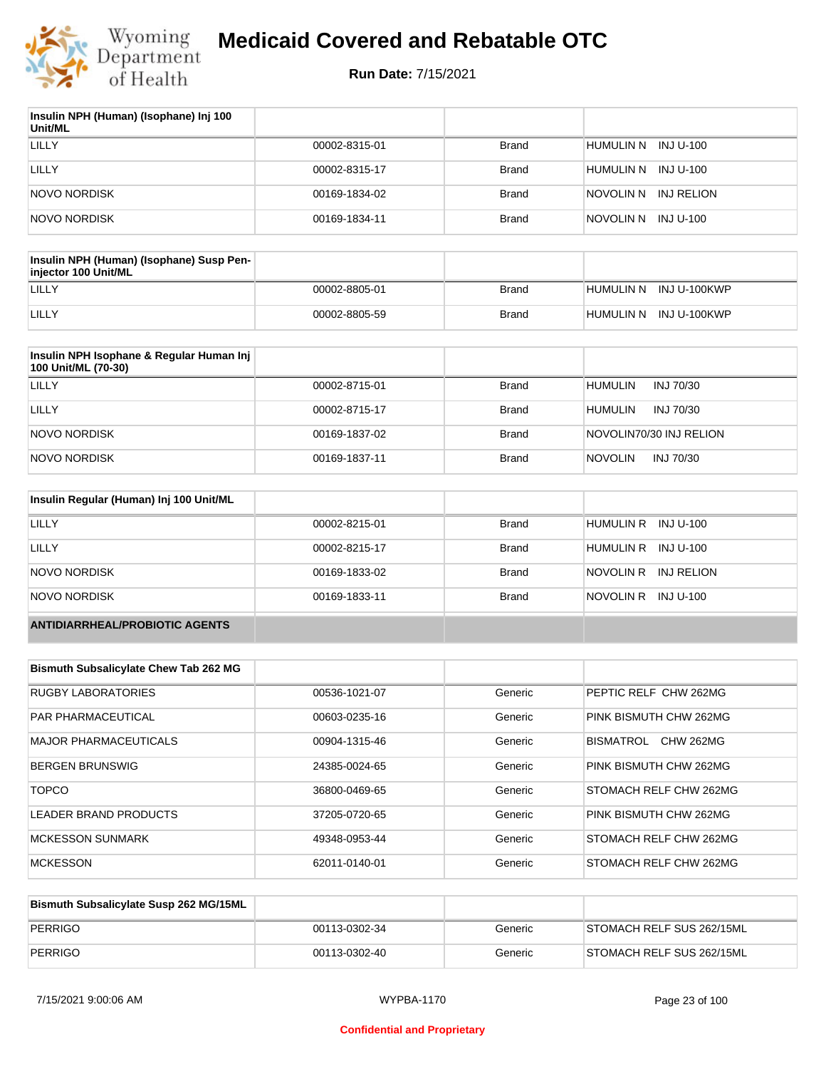# Medicaid Covered and Rebatable OTC

**Run Date:** 7/15/2021

| Insulin NPH (Human) (Isophane) Inj 100 Unit/ML | | | |
|---|---|---|---|
| LILLY | 00002-8315-01 | Brand | HUMULIN N INJ U-100 |
| LILLY | 00002-8315-17 | Brand | HUMULIN N INJ U-100 |
| NOVO NORDISK | 00169-1834-02 | Brand | NOVOLIN N INJ RELION |
| NOVO NORDISK | 00169-1834-11 | Brand | NOVOLIN N INJ U-100 |

| Insulin NPH (Human) (Isophane) Susp Pen-injector 100 Unit/ML | | | |
|---|---|---|---|
| LILLY | 00002-8805-01 | Brand | HUMULIN N INJ U-100KWP |
| LILLY | 00002-8805-59 | Brand | HUMULIN N INJ U-100KWP |

| Insulin NPH Isophane & Regular Human Inj 100 Unit/ML (70-30) | | | |
|---|---|---|---|
| LILLY | 00002-8715-01 | Brand | HUMULIN INJ 70/30 |
| LILLY | 00002-8715-17 | Brand | HUMULIN INJ 70/30 |
| NOVO NORDISK | 00169-1837-02 | Brand | NOVOLIN70/30 INJ RELION |
| NOVO NORDISK | 00169-1837-11 | Brand | NOVOLIN INJ 70/30 |

| Insulin Regular (Human) Inj 100 Unit/ML | | | |
|---|---|---|---|
| LILLY | 00002-8215-01 | Brand | HUMULIN R INJ U-100 |
| LILLY | 00002-8215-17 | Brand | HUMULIN R INJ U-100 |
| NOVO NORDISK | 00169-1833-02 | Brand | NOVOLIN R INJ RELION |
| NOVO NORDISK | 00169-1833-11 | Brand | NOVOLIN R INJ U-100 |

**ANTIDIARRHEAL/PROBIOTIC AGENTS**

| Bismuth Subsalicylate Chew Tab 262 MG | | | |
|---|---|---|---|
| RUGBY LABORATORIES | 00536-1021-07 | Generic | PEPTIC RELF CHW 262MG |
| PAR PHARMACEUTICAL | 00603-0235-16 | Generic | PINK BISMUTH CHW 262MG |
| MAJOR PHARMACEUTICALS | 00904-1315-46 | Generic | BISMATROL CHW 262MG |
| BERGEN BRUNSWIG | 24385-0024-65 | Generic | PINK BISMUTH CHW 262MG |
| TOPCO | 36800-0469-65 | Generic | STOMACH RELF CHW 262MG |
| LEADER BRAND PRODUCTS | 37205-0720-65 | Generic | PINK BISMUTH CHW 262MG |
| MCKESSON SUNMARK | 49348-0953-44 | Generic | STOMACH RELF CHW 262MG |
| MCKESSON | 62011-0140-01 | Generic | STOMACH RELF CHW 262MG |

| Bismuth Subsalicylate Susp 262 MG/15ML | | | |
|---|---|---|---|
| PERRIGO | 00113-0302-34 | Generic | STOMACH RELF SUS 262/15ML |
| PERRIGO | 00113-0302-40 | Generic | STOMACH RELF SUS 262/15ML |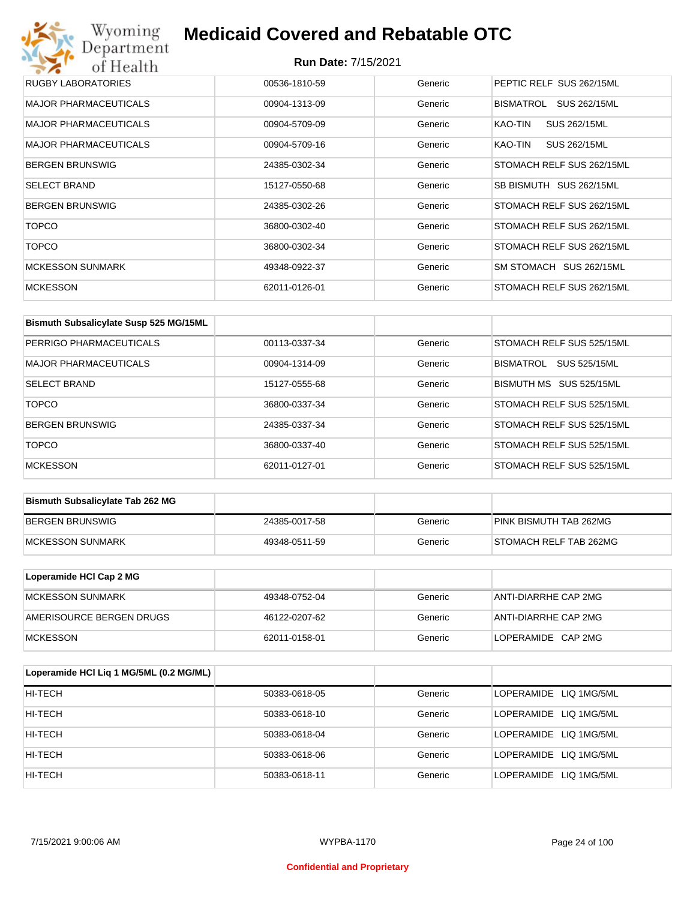| | | | |
|---|---|---|---|
| RUGBY LABORATORIES | 00536-1810-59 | Generic | PEPTIC RELF SUS 262/15ML |
| MAJOR PHARMACEUTICALS | 00904-1313-09 | Generic | BISMATROL SUS 262/15ML |
| MAJOR PHARMACEUTICALS | 00904-5709-09 | Generic | KAO-TIN SUS 262/15ML |
| MAJOR PHARMACEUTICALS | 00904-5709-16 | Generic | KAO-TIN SUS 262/15ML |
| BERGEN BRUNSWIG | 24385-0302-34 | Generic | STOMACH RELF SUS 262/15ML |
| SELECT BRAND | 15127-0550-68 | Generic | SB BISMUTH SUS 262/15ML |
| BERGEN BRUNSWIG | 24385-0302-26 | Generic | STOMACH RELF SUS 262/15ML |
| TOPCO | 36800-0302-40 | Generic | STOMACH RELF SUS 262/15ML |
| TOPCO | 36800-0302-34 | Generic | STOMACH RELF SUS 262/15ML |
| MCKESSON SUNMARK | 49348-0922-37 | Generic | SM STOMACH SUS 262/15ML |
| MCKESSON | 62011-0126-01 | Generic | STOMACH RELF SUS 262/15ML |

| Bismuth Subsalicylate Susp 525 MG/15ML | | | |
|---|---|---|---|
| PERRIGO PHARMACEUTICALS | 00113-0337-34 | Generic | STOMACH RELF SUS 525/15ML |
| MAJOR PHARMACEUTICALS | 00904-1314-09 | Generic | BISMATROL SUS 525/15ML |
| SELECT BRAND | 15127-0555-68 | Generic | BISMUTH MS SUS 525/15ML |
| TOPCO | 36800-0337-34 | Generic | STOMACH RELF SUS 525/15ML |
| BERGEN BRUNSWIG | 24385-0337-34 | Generic | STOMACH RELF SUS 525/15ML |
| TOPCO | 36800-0337-40 | Generic | STOMACH RELF SUS 525/15ML |
| MCKESSON | 62011-0127-01 | Generic | STOMACH RELF SUS 525/15ML |

| Bismuth Subsalicylate Tab 262 MG | | | |
|---|---|---|---|
| BERGEN BRUNSWIG | 24385-0017-58 | Generic | PINK BISMUTH TAB 262MG |
| MCKESSON SUNMARK | 49348-0511-59 | Generic | STOMACH RELF TAB 262MG |

| Loperamide HCl Cap 2 MG | | | |
|---|---|---|---|
| MCKESSON SUNMARK | 49348-0752-04 | Generic | ANTI-DIARRHE CAP 2MG |
| AMERISOURCE BERGEN DRUGS | 46122-0207-62 | Generic | ANTI-DIARRHE CAP 2MG |
| MCKESSON | 62011-0158-01 | Generic | LOPERAMIDE CAP 2MG |

| Loperamide HCl Liq 1 MG/5ML (0.2 MG/ML) | | | |
|---|---|---|---|
| HI-TECH | 50383-0618-05 | Generic | LOPERAMIDE LIQ 1MG/5ML |
| HI-TECH | 50383-0618-10 | Generic | LOPERAMIDE LIQ 1MG/5ML |
| HI-TECH | 50383-0618-04 | Generic | LOPERAMIDE LIQ 1MG/5ML |
| HI-TECH | 50383-0618-06 | Generic | LOPERAMIDE LIQ 1MG/5ML |
| HI-TECH | 50383-0618-11 | Generic | LOPERAMIDE LIQ 1MG/5ML |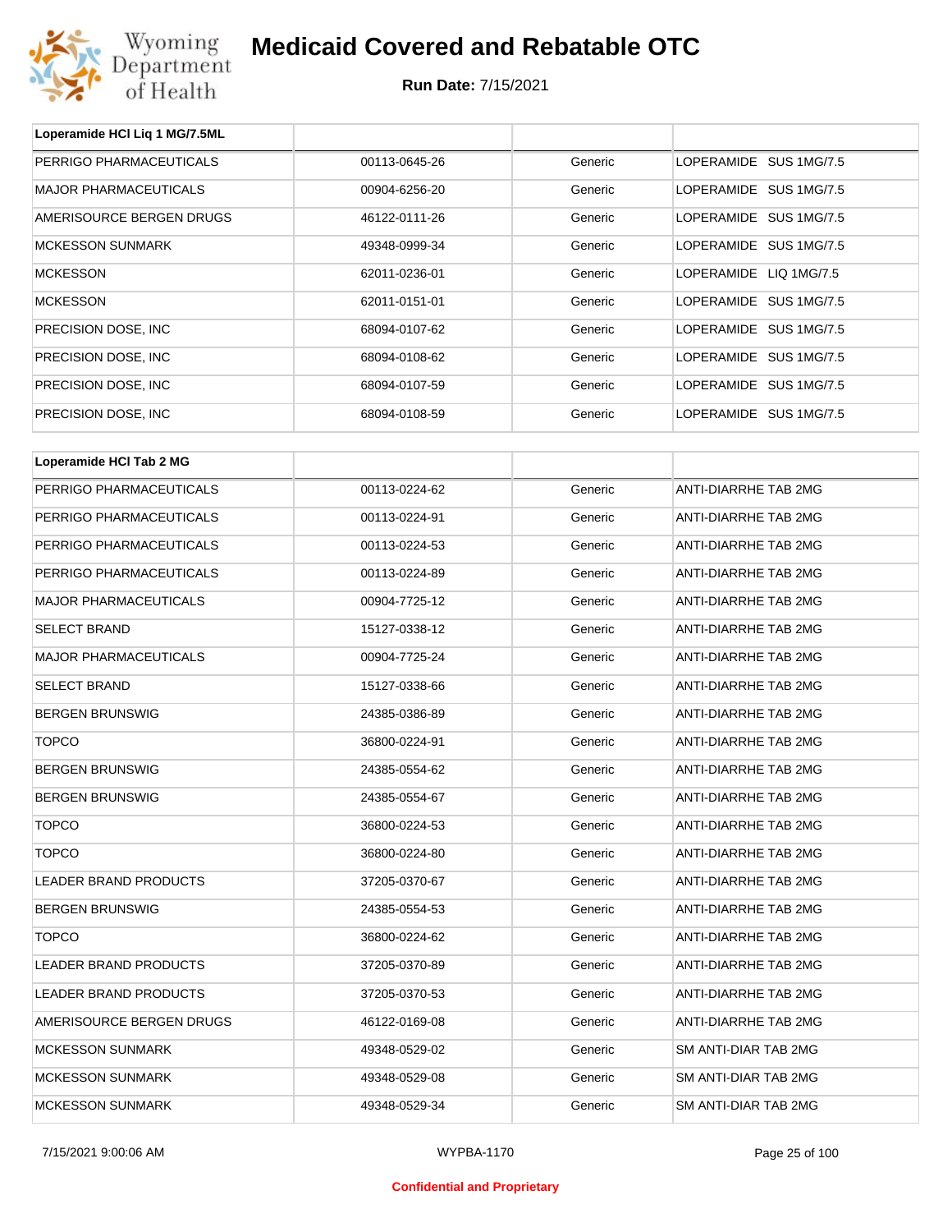| Loperamide HCl Liq 1 MG/7.5ML | | | |
|---|---|---|---|
| PERRIGO PHARMACEUTICALS | 00113-0645-26 | Generic | LOPERAMIDE SUS 1MG/7.5 |
| MAJOR PHARMACEUTICALS | 00904-6256-20 | Generic | LOPERAMIDE SUS 1MG/7.5 |
| AMERISOURCE BERGEN DRUGS | 46122-0111-26 | Generic | LOPERAMIDE SUS 1MG/7.5 |
| MCKESSON SUNMARK | 49348-0999-34 | Generic | LOPERAMIDE SUS 1MG/7.5 |
| MCKESSON | 62011-0236-01 | Generic | LOPERAMIDE LIQ 1MG/7.5 |
| MCKESSON | 62011-0151-01 | Generic | LOPERAMIDE SUS 1MG/7.5 |
| PRECISION DOSE, INC | 68094-0107-62 | Generic | LOPERAMIDE SUS 1MG/7.5 |
| PRECISION DOSE, INC | 68094-0108-62 | Generic | LOPERAMIDE SUS 1MG/7.5 |
| PRECISION DOSE, INC | 68094-0107-59 | Generic | LOPERAMIDE SUS 1MG/7.5 |
| PRECISION DOSE, INC | 68094-0108-59 | Generic | LOPERAMIDE SUS 1MG/7.5 |

| Loperamide HCl Tab 2 MG | | | |
|---|---|---|---|
| PERRIGO PHARMACEUTICALS | 00113-0224-62 | Generic | ANTI-DIARRHE TAB 2MG |
| PERRIGO PHARMACEUTICALS | 00113-0224-91 | Generic | ANTI-DIARRHE TAB 2MG |
| PERRIGO PHARMACEUTICALS | 00113-0224-53 | Generic | ANTI-DIARRHE TAB 2MG |
| PERRIGO PHARMACEUTICALS | 00113-0224-89 | Generic | ANTI-DIARRHE TAB 2MG |
| MAJOR PHARMACEUTICALS | 00904-7725-12 | Generic | ANTI-DIARRHE TAB 2MG |
| SELECT BRAND | 15127-0338-12 | Generic | ANTI-DIARRHE TAB 2MG |
| MAJOR PHARMACEUTICALS | 00904-7725-24 | Generic | ANTI-DIARRHE TAB 2MG |
| SELECT BRAND | 15127-0338-66 | Generic | ANTI-DIARRHE TAB 2MG |
| BERGEN BRUNSWIG | 24385-0386-89 | Generic | ANTI-DIARRHE TAB 2MG |
| TOPCO | 36800-0224-91 | Generic | ANTI-DIARRHE TAB 2MG |
| BERGEN BRUNSWIG | 24385-0554-62 | Generic | ANTI-DIARRHE TAB 2MG |
| BERGEN BRUNSWIG | 24385-0554-67 | Generic | ANTI-DIARRHE TAB 2MG |
| TOPCO | 36800-0224-53 | Generic | ANTI-DIARRHE TAB 2MG |
| TOPCO | 36800-0224-80 | Generic | ANTI-DIARRHE TAB 2MG |
| LEADER BRAND PRODUCTS | 37205-0370-67 | Generic | ANTI-DIARRHE TAB 2MG |
| BERGEN BRUNSWIG | 24385-0554-53 | Generic | ANTI-DIARRHE TAB 2MG |
| TOPCO | 36800-0224-62 | Generic | ANTI-DIARRHE TAB 2MG |
| LEADER BRAND PRODUCTS | 37205-0370-89 | Generic | ANTI-DIARRHE TAB 2MG |
| LEADER BRAND PRODUCTS | 37205-0370-53 | Generic | ANTI-DIARRHE TAB 2MG |
| AMERISOURCE BERGEN DRUGS | 46122-0169-08 | Generic | ANTI-DIARRHE TAB 2MG |
| MCKESSON SUNMARK | 49348-0529-02 | Generic | SM ANTI-DIAR TAB 2MG |
| MCKESSON SUNMARK | 49348-0529-08 | Generic | SM ANTI-DIAR TAB 2MG |
| MCKESSON SUNMARK | 49348-0529-34 | Generic | SM ANTI-DIAR TAB 2MG |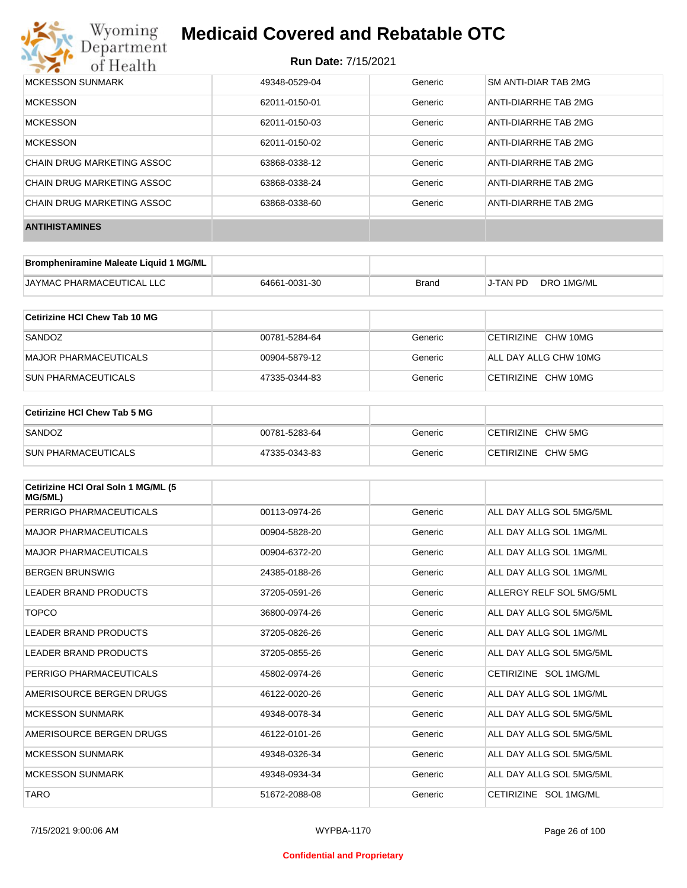| | | | |
|---|---|---|---|
| MCKESSON SUNMARK | 49348-0529-04 | Generic | SM ANTI-DIAR TAB 2MG |
| MCKESSON | 62011-0150-01 | Generic | ANTI-DIARRHE TAB 2MG |
| MCKESSON | 62011-0150-03 | Generic | ANTI-DIARRHE TAB 2MG |
| MCKESSON | 62011-0150-02 | Generic | ANTI-DIARRHE TAB 2MG |
| CHAIN DRUG MARKETING ASSOC | 63868-0338-12 | Generic | ANTI-DIARRHE TAB 2MG |
| CHAIN DRUG MARKETING ASSOC | 63868-0338-24 | Generic | ANTI-DIARRHE TAB 2MG |
| CHAIN DRUG MARKETING ASSOC | 63868-0338-60 | Generic | ANTI-DIARRHE TAB 2MG |

**ANTIHISTAMINES**

| Brompheniramine Maleate Liquid 1 MG/ML | | | |
|---|---|---|---|
| JAYMAC PHARMACEUTICAL LLC | 64661-0031-30 | Brand | J-TAN PD DRO 1MG/ML |

| Cetirizine HCl Chew Tab 10 MG | | | |
|---|---|---|---|
| SANDOZ | 00781-5284-64 | Generic | CETIRIZINE CHW 10MG |
| MAJOR PHARMACEUTICALS | 00904-5879-12 | Generic | ALL DAY ALLG CHW 10MG |
| SUN PHARMACEUTICALS | 47335-0344-83 | Generic | CETIRIZINE CHW 10MG |

| Cetirizine HCl Chew Tab 5 MG | | | |
|---|---|---|---|
| SANDOZ | 00781-5283-64 | Generic | CETIRIZINE CHW 5MG |
| SUN PHARMACEUTICALS | 47335-0343-83 | Generic | CETIRIZINE CHW 5MG |

| Cetirizine HCl Oral Soln 1 MG/ML (5 MG/5ML) | | | |
|---|---|---|---|
| PERRIGO PHARMACEUTICALS | 00113-0974-26 | Generic | ALL DAY ALLG SOL 5MG/5ML |
| MAJOR PHARMACEUTICALS | 00904-5828-20 | Generic | ALL DAY ALLG SOL 1MG/ML |
| MAJOR PHARMACEUTICALS | 00904-6372-20 | Generic | ALL DAY ALLG SOL 1MG/ML |
| BERGEN BRUNSWIG | 24385-0188-26 | Generic | ALL DAY ALLG SOL 1MG/ML |
| LEADER BRAND PRODUCTS | 37205-0591-26 | Generic | ALLERGY RELF SOL 5MG/5ML |
| TOPCO | 36800-0974-26 | Generic | ALL DAY ALLG SOL 5MG/5ML |
| LEADER BRAND PRODUCTS | 37205-0826-26 | Generic | ALL DAY ALLG SOL 1MG/ML |
| LEADER BRAND PRODUCTS | 37205-0855-26 | Generic | ALL DAY ALLG SOL 5MG/5ML |
| PERRIGO PHARMACEUTICALS | 45802-0974-26 | Generic | CETIRIZINE SOL 1MG/ML |
| AMERISOURCE BERGEN DRUGS | 46122-0020-26 | Generic | ALL DAY ALLG SOL 1MG/ML |
| MCKESSON SUNMARK | 49348-0078-34 | Generic | ALL DAY ALLG SOL 5MG/5ML |
| AMERISOURCE BERGEN DRUGS | 46122-0101-26 | Generic | ALL DAY ALLG SOL 5MG/5ML |
| MCKESSON SUNMARK | 49348-0326-34 | Generic | ALL DAY ALLG SOL 5MG/5ML |
| MCKESSON SUNMARK | 49348-0934-34 | Generic | ALL DAY ALLG SOL 5MG/5ML |
| TARO | 51672-2088-08 | Generic | CETIRIZINE SOL 1MG/ML |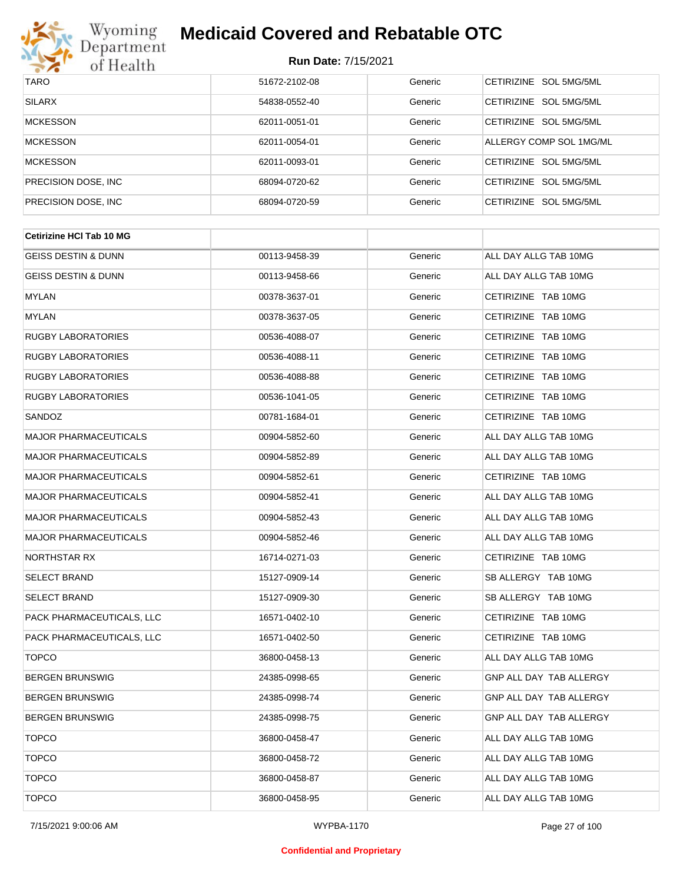| | | | |
|---|---|---|---|
| TARO | 51672-2102-08 | Generic | CETIRIZINE SOL 5MG/5ML |
| SILARX | 54838-0552-40 | Generic | CETIRIZINE SOL 5MG/5ML |
| MCKESSON | 62011-0051-01 | Generic | CETIRIZINE SOL 5MG/5ML |
| MCKESSON | 62011-0054-01 | Generic | ALLERGY COMP SOL 1MG/ML |
| MCKESSON | 62011-0093-01 | Generic | CETIRIZINE SOL 5MG/5ML |
| PRECISION DOSE, INC | 68094-0720-62 | Generic | CETIRIZINE SOL 5MG/5ML |
| PRECISION DOSE, INC | 68094-0720-59 | Generic | CETIRIZINE SOL 5MG/5ML |

| **Cetirizine HCl Tab 10 MG** | | | |
|---|---|---|---|
| GEISS DESTIN & DUNN | 00113-9458-39 | Generic | ALL DAY ALLG TAB 10MG |
| GEISS DESTIN & DUNN | 00113-9458-66 | Generic | ALL DAY ALLG TAB 10MG |
| MYLAN | 00378-3637-01 | Generic | CETIRIZINE TAB 10MG |
| MYLAN | 00378-3637-05 | Generic | CETIRIZINE TAB 10MG |
| RUGBY LABORATORIES | 00536-4088-07 | Generic | CETIRIZINE TAB 10MG |
| RUGBY LABORATORIES | 00536-4088-11 | Generic | CETIRIZINE TAB 10MG |
| RUGBY LABORATORIES | 00536-4088-88 | Generic | CETIRIZINE TAB 10MG |
| RUGBY LABORATORIES | 00536-1041-05 | Generic | CETIRIZINE TAB 10MG |
| SANDOZ | 00781-1684-01 | Generic | CETIRIZINE TAB 10MG |
| MAJOR PHARMACEUTICALS | 00904-5852-60 | Generic | ALL DAY ALLG TAB 10MG |
| MAJOR PHARMACEUTICALS | 00904-5852-89 | Generic | ALL DAY ALLG TAB 10MG |
| MAJOR PHARMACEUTICALS | 00904-5852-61 | Generic | CETIRIZINE TAB 10MG |
| MAJOR PHARMACEUTICALS | 00904-5852-41 | Generic | ALL DAY ALLG TAB 10MG |
| MAJOR PHARMACEUTICALS | 00904-5852-43 | Generic | ALL DAY ALLG TAB 10MG |
| MAJOR PHARMACEUTICALS | 00904-5852-46 | Generic | ALL DAY ALLG TAB 10MG |
| NORTHSTAR RX | 16714-0271-03 | Generic | CETIRIZINE TAB 10MG |
| SELECT BRAND | 15127-0909-14 | Generic | SB ALLERGY TAB 10MG |
| SELECT BRAND | 15127-0909-30 | Generic | SB ALLERGY TAB 10MG |
| PACK PHARMACEUTICALS, LLC | 16571-0402-10 | Generic | CETIRIZINE TAB 10MG |
| PACK PHARMACEUTICALS, LLC | 16571-0402-50 | Generic | CETIRIZINE TAB 10MG |
| TOPCO | 36800-0458-13 | Generic | ALL DAY ALLG TAB 10MG |
| BERGEN BRUNSWIG | 24385-0998-65 | Generic | GNP ALL DAY TAB ALLERGY |
| BERGEN BRUNSWIG | 24385-0998-74 | Generic | GNP ALL DAY TAB ALLERGY |
| BERGEN BRUNSWIG | 24385-0998-75 | Generic | GNP ALL DAY TAB ALLERGY |
| TOPCO | 36800-0458-47 | Generic | ALL DAY ALLG TAB 10MG |
| TOPCO | 36800-0458-72 | Generic | ALL DAY ALLG TAB 10MG |
| TOPCO | 36800-0458-87 | Generic | ALL DAY ALLG TAB 10MG |
| TOPCO | 36800-0458-95 | Generic | ALL DAY ALLG TAB 10MG |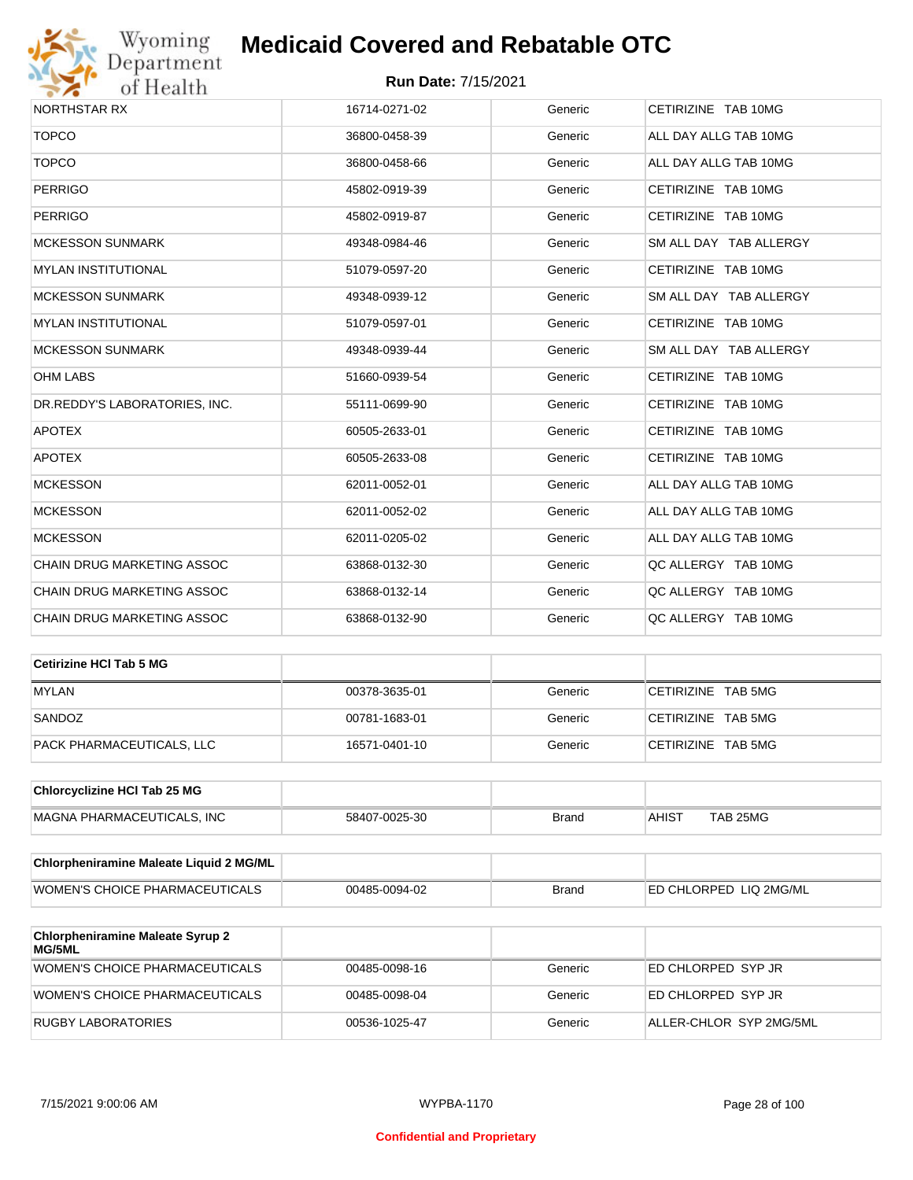| | | | |
|---|---|---|---|
| NORTHSTAR RX | 16714-0271-02 | Generic | CETIRIZINE TAB 10MG |
| TOPCO | 36800-0458-39 | Generic | ALL DAY ALLG TAB 10MG |
| TOPCO | 36800-0458-66 | Generic | ALL DAY ALLG TAB 10MG |
| PERRIGO | 45802-0919-39 | Generic | CETIRIZINE TAB 10MG |
| PERRIGO | 45802-0919-87 | Generic | CETIRIZINE TAB 10MG |
| MCKESSON SUNMARK | 49348-0984-46 | Generic | SM ALL DAY TAB ALLERGY |
| MYLAN INSTITUTIONAL | 51079-0597-20 | Generic | CETIRIZINE TAB 10MG |
| MCKESSON SUNMARK | 49348-0939-12 | Generic | SM ALL DAY TAB ALLERGY |
| MYLAN INSTITUTIONAL | 51079-0597-01 | Generic | CETIRIZINE TAB 10MG |
| MCKESSON SUNMARK | 49348-0939-44 | Generic | SM ALL DAY TAB ALLERGY |
| OHM LABS | 51660-0939-54 | Generic | CETIRIZINE TAB 10MG |
| DR.REDDY'S LABORATORIES, INC. | 55111-0699-90 | Generic | CETIRIZINE TAB 10MG |
| APOTEX | 60505-2633-01 | Generic | CETIRIZINE TAB 10MG |
| APOTEX | 60505-2633-08 | Generic | CETIRIZINE TAB 10MG |
| MCKESSON | 62011-0052-01 | Generic | ALL DAY ALLG TAB 10MG |
| MCKESSON | 62011-0052-02 | Generic | ALL DAY ALLG TAB 10MG |
| MCKESSON | 62011-0205-02 | Generic | ALL DAY ALLG TAB 10MG |
| CHAIN DRUG MARKETING ASSOC | 63868-0132-30 | Generic | QC ALLERGY TAB 10MG |
| CHAIN DRUG MARKETING ASSOC | 63868-0132-14 | Generic | QC ALLERGY TAB 10MG |
| CHAIN DRUG MARKETING ASSOC | 63868-0132-90 | Generic | QC ALLERGY TAB 10MG |

| **Cetirizine HCl Tab 5 MG** | | | |
|---|---|---|---|
| MYLAN | 00378-3635-01 | Generic | CETIRIZINE TAB 5MG |
| SANDOZ | 00781-1683-01 | Generic | CETIRIZINE TAB 5MG |
| PACK PHARMACEUTICALS, LLC | 16571-0401-10 | Generic | CETIRIZINE TAB 5MG |

| **Chlorcyclizine HCl Tab 25 MG** | | | |
|---|---|---|---|
| MAGNA PHARMACEUTICALS, INC | 58407-0025-30 | Brand | AHIST TAB 25MG |

| **Chlorpheniramine Maleate Liquid 2 MG/ML** | | | |
|---|---|---|---|
| WOMEN'S CHOICE PHARMACEUTICALS | 00485-0094-02 | Brand | ED CHLORPED LIQ 2MG/ML |

| **Chlorpheniramine Maleate Syrup 2 MG/5ML** | | | |
|---|---|---|---|
| WOMEN'S CHOICE PHARMACEUTICALS | 00485-0098-16 | Generic | ED CHLORPED SYP JR |
| WOMEN'S CHOICE PHARMACEUTICALS | 00485-0098-04 | Generic | ED CHLORPED SYP JR |
| RUGBY LABORATORIES | 00536-1025-47 | Generic | ALLER-CHLOR SYP 2MG/5ML |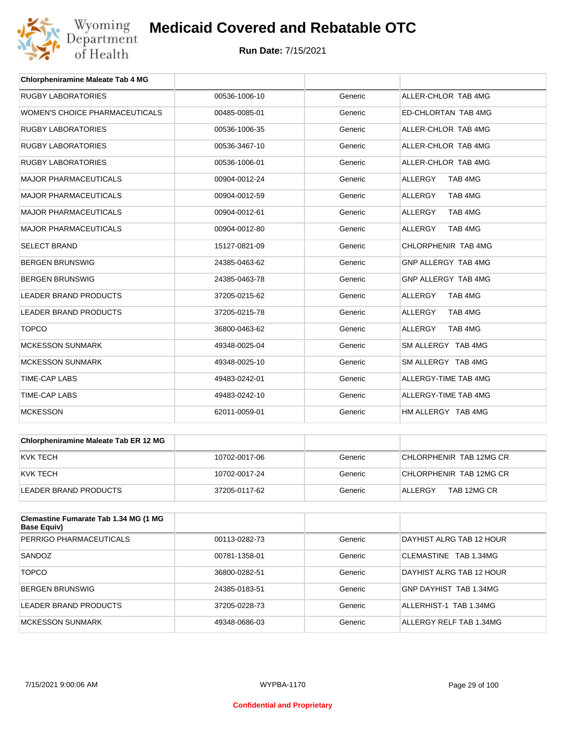# Medicaid Covered and Rebatable OTC

**Run Date:** 7/15/2021

| Chlorpheniramine Maleate Tab 4 MG | | | |
|---|---|---|---|
| RUGBY LABORATORIES | 00536-1006-10 | Generic | ALLER-CHLOR TAB 4MG |
| WOMEN'S CHOICE PHARMACEUTICALS | 00485-0085-01 | Generic | ED-CHLORTAN TAB 4MG |
| RUGBY LABORATORIES | 00536-1006-35 | Generic | ALLER-CHLOR TAB 4MG |
| RUGBY LABORATORIES | 00536-3467-10 | Generic | ALLER-CHLOR TAB 4MG |
| RUGBY LABORATORIES | 00536-1006-01 | Generic | ALLER-CHLOR TAB 4MG |
| MAJOR PHARMACEUTICALS | 00904-0012-24 | Generic | ALLERGY TAB 4MG |
| MAJOR PHARMACEUTICALS | 00904-0012-59 | Generic | ALLERGY TAB 4MG |
| MAJOR PHARMACEUTICALS | 00904-0012-61 | Generic | ALLERGY TAB 4MG |
| MAJOR PHARMACEUTICALS | 00904-0012-80 | Generic | ALLERGY TAB 4MG |
| SELECT BRAND | 15127-0821-09 | Generic | CHLORPHENIR TAB 4MG |
| BERGEN BRUNSWIG | 24385-0463-62 | Generic | GNP ALLERGY TAB 4MG |
| BERGEN BRUNSWIG | 24385-0463-78 | Generic | GNP ALLERGY TAB 4MG |
| LEADER BRAND PRODUCTS | 37205-0215-62 | Generic | ALLERGY TAB 4MG |
| LEADER BRAND PRODUCTS | 37205-0215-78 | Generic | ALLERGY TAB 4MG |
| TOPCO | 36800-0463-62 | Generic | ALLERGY TAB 4MG |
| MCKESSON SUNMARK | 49348-0025-04 | Generic | SM ALLERGY TAB 4MG |
| MCKESSON SUNMARK | 49348-0025-10 | Generic | SM ALLERGY TAB 4MG |
| TIME-CAP LABS | 49483-0242-01 | Generic | ALLERGY-TIME TAB 4MG |
| TIME-CAP LABS | 49483-0242-10 | Generic | ALLERGY-TIME TAB 4MG |
| MCKESSON | 62011-0059-01 | Generic | HM ALLERGY TAB 4MG |

| Chlorpheniramine Maleate Tab ER 12 MG | | | |
|---|---|---|---|
| KVK TECH | 10702-0017-06 | Generic | CHLORPHENIR TAB 12MG CR |
| KVK TECH | 10702-0017-24 | Generic | CHLORPHENIR TAB 12MG CR |
| LEADER BRAND PRODUCTS | 37205-0117-62 | Generic | ALLERGY TAB 12MG CR |

| Clemastine Fumarate Tab 1.34 MG (1 MG Base Equiv) | | | |
|---|---|---|---|
| PERRIGO PHARMACEUTICALS | 00113-0282-73 | Generic | DAYHIST ALRG TAB 12 HOUR |
| SANDOZ | 00781-1358-01 | Generic | CLEMASTINE TAB 1.34MG |
| TOPCO | 36800-0282-51 | Generic | DAYHIST ALRG TAB 12 HOUR |
| BERGEN BRUNSWIG | 24385-0183-51 | Generic | GNP DAYHIST TAB 1.34MG |
| LEADER BRAND PRODUCTS | 37205-0228-73 | Generic | ALLERHIST-1 TAB 1.34MG |
| MCKESSON SUNMARK | 49348-0686-03 | Generic | ALLERGY RELF TAB 1.34MG |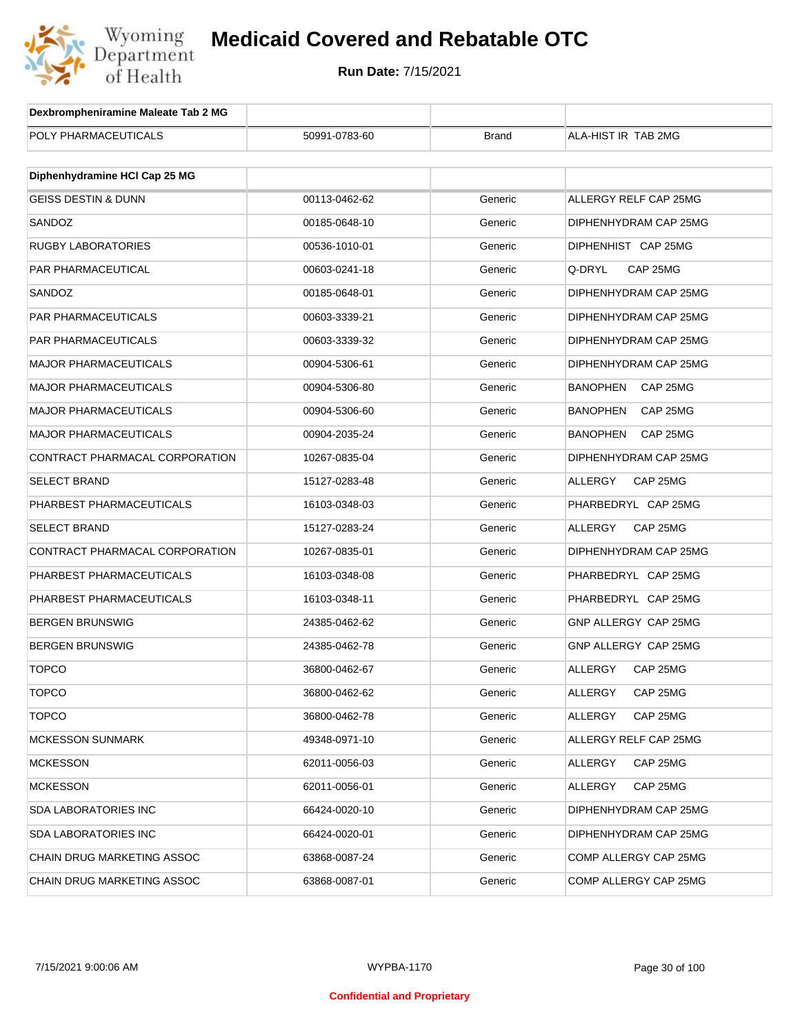| Dexbrompheniramine Maleate Tab 2 MG | | | |
|---|---|---|---|
| POLY PHARMACEUTICALS | 50991-0783-60 | Brand | ALA-HIST IR TAB 2MG |

| Diphenhydramine HCl Cap 25 MG | | | |
|---|---|---|---|
| GEISS DESTIN & DUNN | 00113-0462-62 | Generic | ALLERGY RELF CAP 25MG |
| SANDOZ | 00185-0648-10 | Generic | DIPHENHYDRAM CAP 25MG |
| RUGBY LABORATORIES | 00536-1010-01 | Generic | DIPHENHIST CAP 25MG |
| PAR PHARMACEUTICAL | 00603-0241-18 | Generic | Q-DRYL CAP 25MG |
| SANDOZ | 00185-0648-01 | Generic | DIPHENHYDRAM CAP 25MG |
| PAR PHARMACEUTICALS | 00603-3339-21 | Generic | DIPHENHYDRAM CAP 25MG |
| PAR PHARMACEUTICALS | 00603-3339-32 | Generic | DIPHENHYDRAM CAP 25MG |
| MAJOR PHARMACEUTICALS | 00904-5306-61 | Generic | DIPHENHYDRAM CAP 25MG |
| MAJOR PHARMACEUTICALS | 00904-5306-80 | Generic | BANOPHEN CAP 25MG |
| MAJOR PHARMACEUTICALS | 00904-5306-60 | Generic | BANOPHEN CAP 25MG |
| MAJOR PHARMACEUTICALS | 00904-2035-24 | Generic | BANOPHEN CAP 25MG |
| CONTRACT PHARMACAL CORPORATION | 10267-0835-04 | Generic | DIPHENHYDRAM CAP 25MG |
| SELECT BRAND | 15127-0283-48 | Generic | ALLERGY CAP 25MG |
| PHARBEST PHARMACEUTICALS | 16103-0348-03 | Generic | PHARBEDRYL CAP 25MG |
| SELECT BRAND | 15127-0283-24 | Generic | ALLERGY CAP 25MG |
| CONTRACT PHARMACAL CORPORATION | 10267-0835-01 | Generic | DIPHENHYDRAM CAP 25MG |
| PHARBEST PHARMACEUTICALS | 16103-0348-08 | Generic | PHARBEDRYL CAP 25MG |
| PHARBEST PHARMACEUTICALS | 16103-0348-11 | Generic | PHARBEDRYL CAP 25MG |
| BERGEN BRUNSWIG | 24385-0462-62 | Generic | GNP ALLERGY CAP 25MG |
| BERGEN BRUNSWIG | 24385-0462-78 | Generic | GNP ALLERGY CAP 25MG |
| TOPCO | 36800-0462-67 | Generic | ALLERGY CAP 25MG |
| TOPCO | 36800-0462-62 | Generic | ALLERGY CAP 25MG |
| TOPCO | 36800-0462-78 | Generic | ALLERGY CAP 25MG |
| MCKESSON SUNMARK | 49348-0971-10 | Generic | ALLERGY RELF CAP 25MG |
| MCKESSON | 62011-0056-03 | Generic | ALLERGY CAP 25MG |
| MCKESSON | 62011-0056-01 | Generic | ALLERGY CAP 25MG |
| SDA LABORATORIES INC | 66424-0020-10 | Generic | DIPHENHYDRAM CAP 25MG |
| SDA LABORATORIES INC | 66424-0020-01 | Generic | DIPHENHYDRAM CAP 25MG |
| CHAIN DRUG MARKETING ASSOC | 63868-0087-24 | Generic | COMP ALLERGY CAP 25MG |
| CHAIN DRUG MARKETING ASSOC | 63868-0087-01 | Generic | COMP ALLERGY CAP 25MG |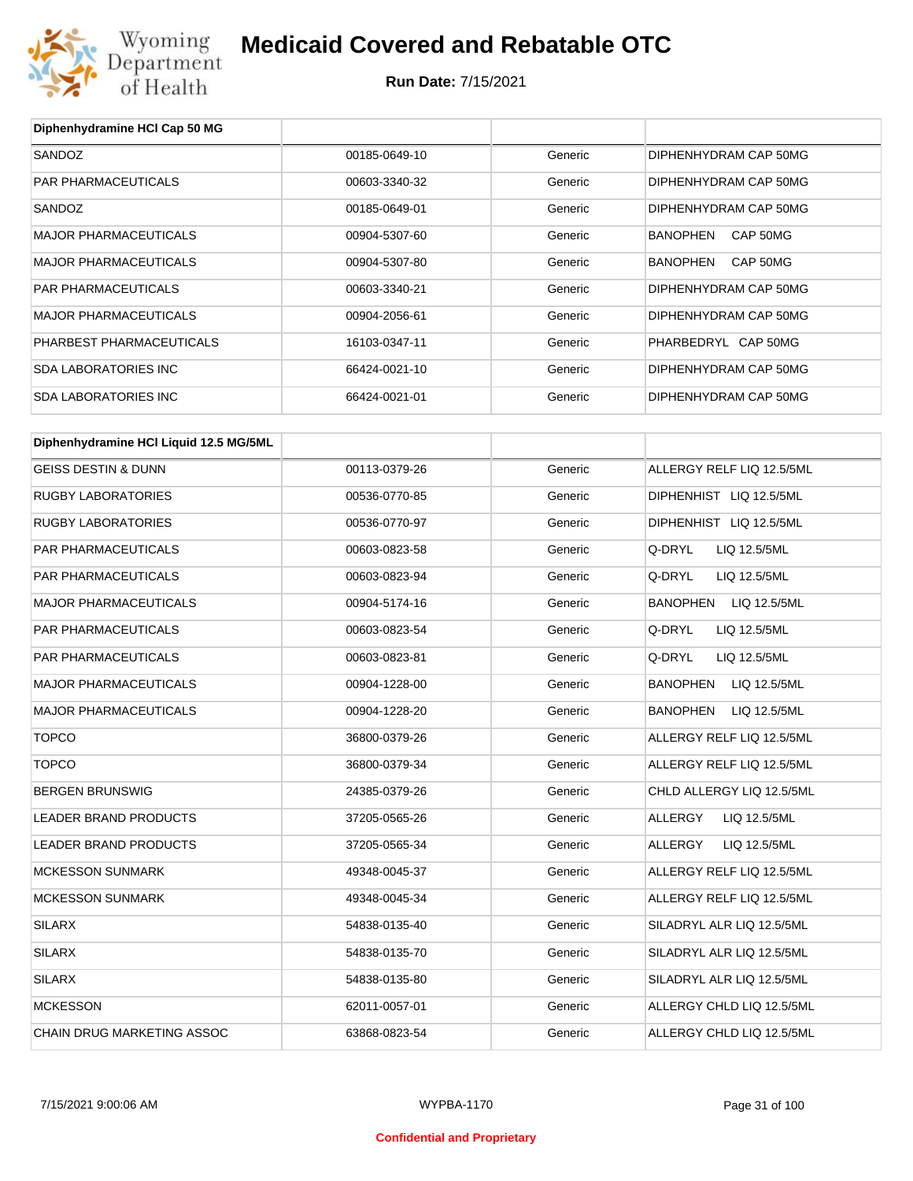# Medicaid Covered and Rebatable OTC

**Run Date:** 7/15/2021

| Diphenhydramine HCl Cap 50 MG | | | |
|---|---|---|---|
| SANDOZ | 00185-0649-10 | Generic | DIPHENHYDRAM CAP 50MG |
| PAR PHARMACEUTICALS | 00603-3340-32 | Generic | DIPHENHYDRAM CAP 50MG |
| SANDOZ | 00185-0649-01 | Generic | DIPHENHYDRAM CAP 50MG |
| MAJOR PHARMACEUTICALS | 00904-5307-60 | Generic | BANOPHEN CAP 50MG |
| MAJOR PHARMACEUTICALS | 00904-5307-80 | Generic | BANOPHEN CAP 50MG |
| PAR PHARMACEUTICALS | 00603-3340-21 | Generic | DIPHENHYDRAM CAP 50MG |
| MAJOR PHARMACEUTICALS | 00904-2056-61 | Generic | DIPHENHYDRAM CAP 50MG |
| PHARBEST PHARMACEUTICALS | 16103-0347-11 | Generic | PHARBEDRYL CAP 50MG |
| SDA LABORATORIES INC | 66424-0021-10 | Generic | DIPHENHYDRAM CAP 50MG |
| SDA LABORATORIES INC | 66424-0021-01 | Generic | DIPHENHYDRAM CAP 50MG |

| Diphenhydramine HCl Liquid 12.5 MG/5ML | | | |
|---|---|---|---|
| GEISS DESTIN & DUNN | 00113-0379-26 | Generic | ALLERGY RELF LIQ 12.5/5ML |
| RUGBY LABORATORIES | 00536-0770-85 | Generic | DIPHENHIST LIQ 12.5/5ML |
| RUGBY LABORATORIES | 00536-0770-97 | Generic | DIPHENHIST LIQ 12.5/5ML |
| PAR PHARMACEUTICALS | 00603-0823-58 | Generic | Q-DRYL LIQ 12.5/5ML |
| PAR PHARMACEUTICALS | 00603-0823-94 | Generic | Q-DRYL LIQ 12.5/5ML |
| MAJOR PHARMACEUTICALS | 00904-5174-16 | Generic | BANOPHEN LIQ 12.5/5ML |
| PAR PHARMACEUTICALS | 00603-0823-54 | Generic | Q-DRYL LIQ 12.5/5ML |
| PAR PHARMACEUTICALS | 00603-0823-81 | Generic | Q-DRYL LIQ 12.5/5ML |
| MAJOR PHARMACEUTICALS | 00904-1228-00 | Generic | BANOPHEN LIQ 12.5/5ML |
| MAJOR PHARMACEUTICALS | 00904-1228-20 | Generic | BANOPHEN LIQ 12.5/5ML |
| TOPCO | 36800-0379-26 | Generic | ALLERGY RELF LIQ 12.5/5ML |
| TOPCO | 36800-0379-34 | Generic | ALLERGY RELF LIQ 12.5/5ML |
| BERGEN BRUNSWIG | 24385-0379-26 | Generic | CHLD ALLERGY LIQ 12.5/5ML |
| LEADER BRAND PRODUCTS | 37205-0565-26 | Generic | ALLERGY LIQ 12.5/5ML |
| LEADER BRAND PRODUCTS | 37205-0565-34 | Generic | ALLERGY LIQ 12.5/5ML |
| MCKESSON SUNMARK | 49348-0045-37 | Generic | ALLERGY RELF LIQ 12.5/5ML |
| MCKESSON SUNMARK | 49348-0045-34 | Generic | ALLERGY RELF LIQ 12.5/5ML |
| SILARX | 54838-0135-40 | Generic | SILADRYL ALR LIQ 12.5/5ML |
| SILARX | 54838-0135-70 | Generic | SILADRYL ALR LIQ 12.5/5ML |
| SILARX | 54838-0135-80 | Generic | SILADRYL ALR LIQ 12.5/5ML |
| MCKESSON | 62011-0057-01 | Generic | ALLERGY CHLD LIQ 12.5/5ML |
| CHAIN DRUG MARKETING ASSOC | 63868-0823-54 | Generic | ALLERGY CHLD LIQ 12.5/5ML |

Confidential and Proprietary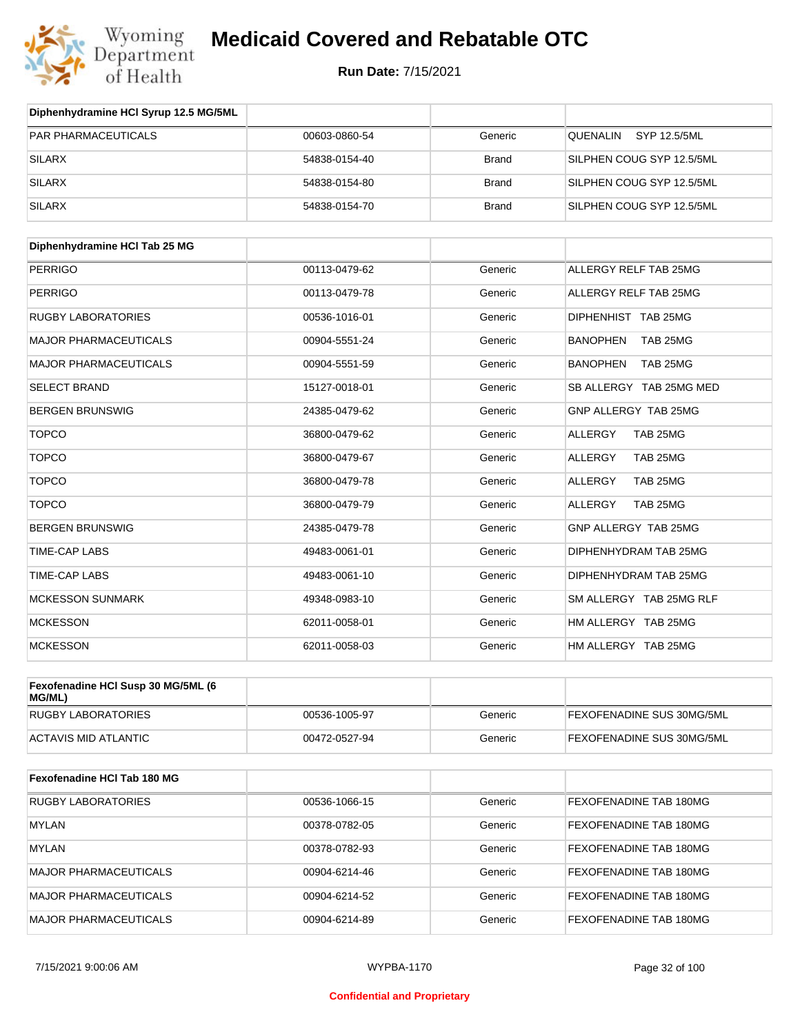# Medicaid Covered and Rebatable OTC

**Run Date:** 7/15/2021

| Diphenhydramine HCl Syrup 12.5 MG/5ML | | | |
|---|---|---|---|
| PAR PHARMACEUTICALS | 00603-0860-54 | Generic | QUENALIN SYP 12.5/5ML |
| SILARX | 54838-0154-40 | Brand | SILPHEN COUG SYP 12.5/5ML |
| SILARX | 54838-0154-80 | Brand | SILPHEN COUG SYP 12.5/5ML |
| SILARX | 54838-0154-70 | Brand | SILPHEN COUG SYP 12.5/5ML |

| Diphenhydramine HCl Tab 25 MG | | | |
|---|---|---|---|
| PERRIGO | 00113-0479-62 | Generic | ALLERGY RELF TAB 25MG |
| PERRIGO | 00113-0479-78 | Generic | ALLERGY RELF TAB 25MG |
| RUGBY LABORATORIES | 00536-1016-01 | Generic | DIPHENHIST TAB 25MG |
| MAJOR PHARMACEUTICALS | 00904-5551-24 | Generic | BANOPHEN TAB 25MG |
| MAJOR PHARMACEUTICALS | 00904-5551-59 | Generic | BANOPHEN TAB 25MG |
| SELECT BRAND | 15127-0018-01 | Generic | SB ALLERGY TAB 25MG MED |
| BERGEN BRUNSWIG | 24385-0479-62 | Generic | GNP ALLERGY TAB 25MG |
| TOPCO | 36800-0479-62 | Generic | ALLERGY TAB 25MG |
| TOPCO | 36800-0479-67 | Generic | ALLERGY TAB 25MG |
| TOPCO | 36800-0479-78 | Generic | ALLERGY TAB 25MG |
| TOPCO | 36800-0479-79 | Generic | ALLERGY TAB 25MG |
| BERGEN BRUNSWIG | 24385-0479-78 | Generic | GNP ALLERGY TAB 25MG |
| TIME-CAP LABS | 49483-0061-01 | Generic | DIPHENHYDRAM TAB 25MG |
| TIME-CAP LABS | 49483-0061-10 | Generic | DIPHENHYDRAM TAB 25MG |
| MCKESSON SUNMARK | 49348-0983-10 | Generic | SM ALLERGY TAB 25MG RLF |
| MCKESSON | 62011-0058-01 | Generic | HM ALLERGY TAB 25MG |
| MCKESSON | 62011-0058-03 | Generic | HM ALLERGY TAB 25MG |

| Fexofenadine HCl Susp 30 MG/5ML (6 MG/ML) | | | |
|---|---|---|---|
| RUGBY LABORATORIES | 00536-1005-97 | Generic | FEXOFENADINE SUS 30MG/5ML |
| ACTAVIS MID ATLANTIC | 00472-0527-94 | Generic | FEXOFENADINE SUS 30MG/5ML |

| Fexofenadine HCl Tab 180 MG | | | |
|---|---|---|---|
| RUGBY LABORATORIES | 00536-1066-15 | Generic | FEXOFENADINE TAB 180MG |
| MYLAN | 00378-0782-05 | Generic | FEXOFENADINE TAB 180MG |
| MYLAN | 00378-0782-93 | Generic | FEXOFENADINE TAB 180MG |
| MAJOR PHARMACEUTICALS | 00904-6214-46 | Generic | FEXOFENADINE TAB 180MG |
| MAJOR PHARMACEUTICALS | 00904-6214-52 | Generic | FEXOFENADINE TAB 180MG |
| MAJOR PHARMACEUTICALS | 00904-6214-89 | Generic | FEXOFENADINE TAB 180MG |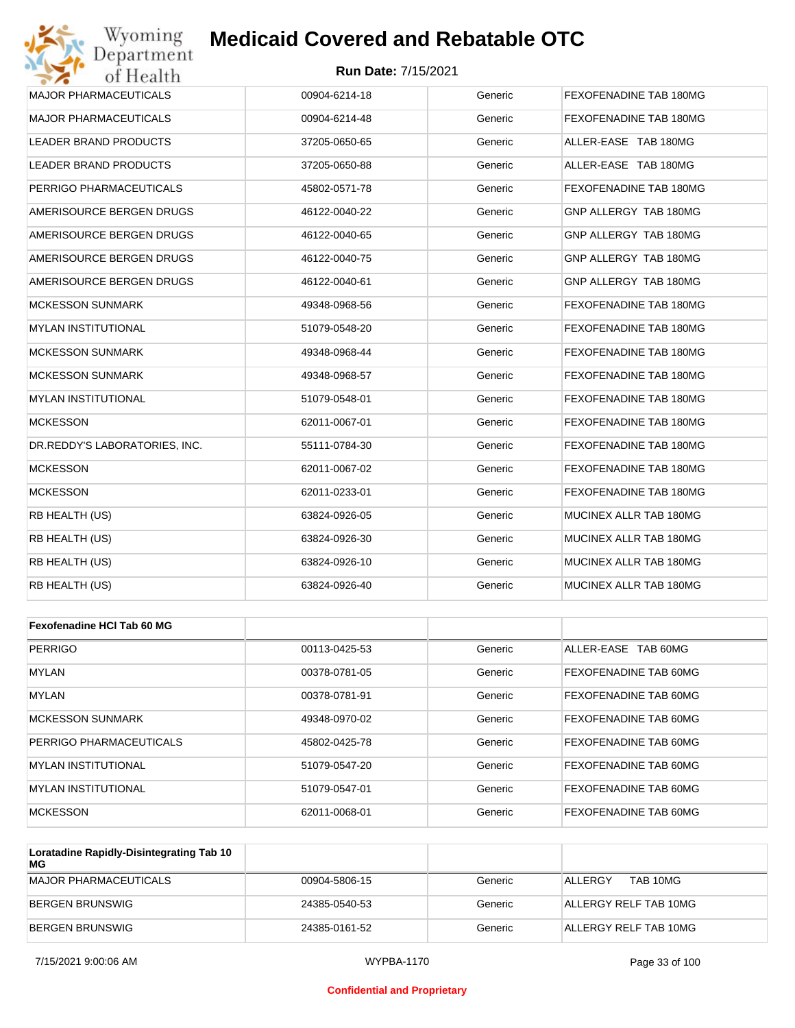| | | | |
|---|---|---|---|
| MAJOR PHARMACEUTICALS | 00904-6214-18 | Generic | FEXOFENADINE TAB 180MG |
| MAJOR PHARMACEUTICALS | 00904-6214-48 | Generic | FEXOFENADINE TAB 180MG |
| LEADER BRAND PRODUCTS | 37205-0650-65 | Generic | ALLER-EASE TAB 180MG |
| LEADER BRAND PRODUCTS | 37205-0650-88 | Generic | ALLER-EASE TAB 180MG |
| PERRIGO PHARMACEUTICALS | 45802-0571-78 | Generic | FEXOFENADINE TAB 180MG |
| AMERISOURCE BERGEN DRUGS | 46122-0040-22 | Generic | GNP ALLERGY TAB 180MG |
| AMERISOURCE BERGEN DRUGS | 46122-0040-65 | Generic | GNP ALLERGY TAB 180MG |
| AMERISOURCE BERGEN DRUGS | 46122-0040-75 | Generic | GNP ALLERGY TAB 180MG |
| AMERISOURCE BERGEN DRUGS | 46122-0040-61 | Generic | GNP ALLERGY TAB 180MG |
| MCKESSON SUNMARK | 49348-0968-56 | Generic | FEXOFENADINE TAB 180MG |
| MYLAN INSTITUTIONAL | 51079-0548-20 | Generic | FEXOFENADINE TAB 180MG |
| MCKESSON SUNMARK | 49348-0968-44 | Generic | FEXOFENADINE TAB 180MG |
| MCKESSON SUNMARK | 49348-0968-57 | Generic | FEXOFENADINE TAB 180MG |
| MYLAN INSTITUTIONAL | 51079-0548-01 | Generic | FEXOFENADINE TAB 180MG |
| MCKESSON | 62011-0067-01 | Generic | FEXOFENADINE TAB 180MG |
| DR.REDDY'S LABORATORIES, INC. | 55111-0784-30 | Generic | FEXOFENADINE TAB 180MG |
| MCKESSON | 62011-0067-02 | Generic | FEXOFENADINE TAB 180MG |
| MCKESSON | 62011-0233-01 | Generic | FEXOFENADINE TAB 180MG |
| RB HEALTH (US) | 63824-0926-05 | Generic | MUCINEX ALLR TAB 180MG |
| RB HEALTH (US) | 63824-0926-30 | Generic | MUCINEX ALLR TAB 180MG |
| RB HEALTH (US) | 63824-0926-10 | Generic | MUCINEX ALLR TAB 180MG |
| RB HEALTH (US) | 63824-0926-40 | Generic | MUCINEX ALLR TAB 180MG |

| **Fexofenadine HCl Tab 60 MG** | | | |
|---|---|---|---|
| PERRIGO | 00113-0425-53 | Generic | ALLER-EASE TAB 60MG |
| MYLAN | 00378-0781-05 | Generic | FEXOFENADINE TAB 60MG |
| MYLAN | 00378-0781-91 | Generic | FEXOFENADINE TAB 60MG |
| MCKESSON SUNMARK | 49348-0970-02 | Generic | FEXOFENADINE TAB 60MG |
| PERRIGO PHARMACEUTICALS | 45802-0425-78 | Generic | FEXOFENADINE TAB 60MG |
| MYLAN INSTITUTIONAL | 51079-0547-20 | Generic | FEXOFENADINE TAB 60MG |
| MYLAN INSTITUTIONAL | 51079-0547-01 | Generic | FEXOFENADINE TAB 60MG |
| MCKESSON | 62011-0068-01 | Generic | FEXOFENADINE TAB 60MG |

| **Loratadine Rapidly-Disintegrating Tab 10 MG** | | | |
|---|---|---|---|
| MAJOR PHARMACEUTICALS | 00904-5806-15 | Generic | ALLERGY TAB 10MG |
| BERGEN BRUNSWIG | 24385-0540-53 | Generic | ALLERGY RELF TAB 10MG |
| BERGEN BRUNSWIG | 24385-0161-52 | Generic | ALLERGY RELF TAB 10MG |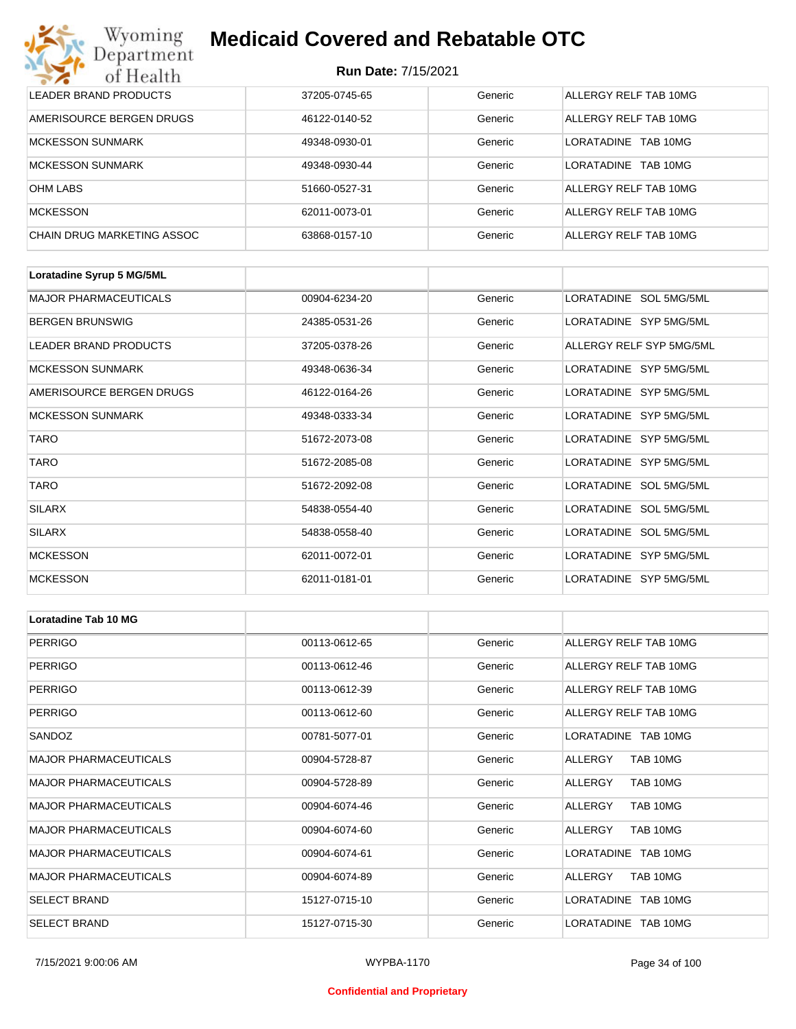| | | | |
|---|---|---|---|
| LEADER BRAND PRODUCTS | 37205-0745-65 | Generic | ALLERGY RELF TAB 10MG |
| AMERISOURCE BERGEN DRUGS | 46122-0140-52 | Generic | ALLERGY RELF TAB 10MG |
| MCKESSON SUNMARK | 49348-0930-01 | Generic | LORATADINE TAB 10MG |
| MCKESSON SUNMARK | 49348-0930-44 | Generic | LORATADINE TAB 10MG |
| OHM LABS | 51660-0527-31 | Generic | ALLERGY RELF TAB 10MG |
| MCKESSON | 62011-0073-01 | Generic | ALLERGY RELF TAB 10MG |
| CHAIN DRUG MARKETING ASSOC | 63868-0157-10 | Generic | ALLERGY RELF TAB 10MG |

| **Loratadine Syrup 5 MG/5ML** | | | |
|---|---|---|---|
| MAJOR PHARMACEUTICALS | 00904-6234-20 | Generic | LORATADINE SOL 5MG/5ML |
| BERGEN BRUNSWIG | 24385-0531-26 | Generic | LORATADINE SYP 5MG/5ML |
| LEADER BRAND PRODUCTS | 37205-0378-26 | Generic | ALLERGY RELF SYP 5MG/5ML |
| MCKESSON SUNMARK | 49348-0636-34 | Generic | LORATADINE SYP 5MG/5ML |
| AMERISOURCE BERGEN DRUGS | 46122-0164-26 | Generic | LORATADINE SYP 5MG/5ML |
| MCKESSON SUNMARK | 49348-0333-34 | Generic | LORATADINE SYP 5MG/5ML |
| TARO | 51672-2073-08 | Generic | LORATADINE SYP 5MG/5ML |
| TARO | 51672-2085-08 | Generic | LORATADINE SYP 5MG/5ML |
| TARO | 51672-2092-08 | Generic | LORATADINE SOL 5MG/5ML |
| SILARX | 54838-0554-40 | Generic | LORATADINE SOL 5MG/5ML |
| SILARX | 54838-0558-40 | Generic | LORATADINE SOL 5MG/5ML |
| MCKESSON | 62011-0072-01 | Generic | LORATADINE SYP 5MG/5ML |
| MCKESSON | 62011-0181-01 | Generic | LORATADINE SYP 5MG/5ML |

| **Loratadine Tab 10 MG** | | | |
|---|---|---|---|
| PERRIGO | 00113-0612-65 | Generic | ALLERGY RELF TAB 10MG |
| PERRIGO | 00113-0612-46 | Generic | ALLERGY RELF TAB 10MG |
| PERRIGO | 00113-0612-39 | Generic | ALLERGY RELF TAB 10MG |
| PERRIGO | 00113-0612-60 | Generic | ALLERGY RELF TAB 10MG |
| SANDOZ | 00781-5077-01 | Generic | LORATADINE TAB 10MG |
| MAJOR PHARMACEUTICALS | 00904-5728-87 | Generic | ALLERGY TAB 10MG |
| MAJOR PHARMACEUTICALS | 00904-5728-89 | Generic | ALLERGY TAB 10MG |
| MAJOR PHARMACEUTICALS | 00904-6074-46 | Generic | ALLERGY TAB 10MG |
| MAJOR PHARMACEUTICALS | 00904-6074-60 | Generic | ALLERGY TAB 10MG |
| MAJOR PHARMACEUTICALS | 00904-6074-61 | Generic | LORATADINE TAB 10MG |
| MAJOR PHARMACEUTICALS | 00904-6074-89 | Generic | ALLERGY TAB 10MG |
| SELECT BRAND | 15127-0715-10 | Generic | LORATADINE TAB 10MG |
| SELECT BRAND | 15127-0715-30 | Generic | LORATADINE TAB 10MG |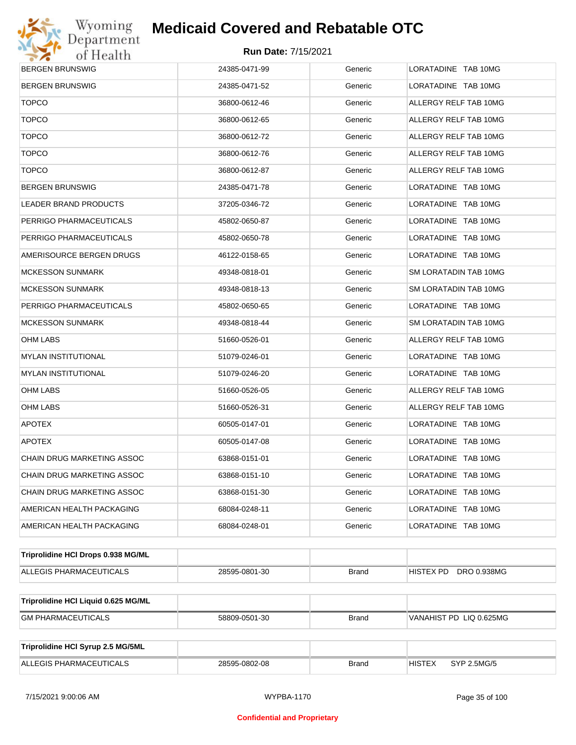| | | | |
|---|---|---|---|
| BERGEN BRUNSWIG | 24385-0471-99 | Generic | LORATADINE TAB 10MG |
| BERGEN BRUNSWIG | 24385-0471-52 | Generic | LORATADINE TAB 10MG |
| TOPCO | 36800-0612-46 | Generic | ALLERGY RELF TAB 10MG |
| TOPCO | 36800-0612-65 | Generic | ALLERGY RELF TAB 10MG |
| TOPCO | 36800-0612-72 | Generic | ALLERGY RELF TAB 10MG |
| TOPCO | 36800-0612-76 | Generic | ALLERGY RELF TAB 10MG |
| TOPCO | 36800-0612-87 | Generic | ALLERGY RELF TAB 10MG |
| BERGEN BRUNSWIG | 24385-0471-78 | Generic | LORATADINE TAB 10MG |
| LEADER BRAND PRODUCTS | 37205-0346-72 | Generic | LORATADINE TAB 10MG |
| PERRIGO PHARMACEUTICALS | 45802-0650-87 | Generic | LORATADINE TAB 10MG |
| PERRIGO PHARMACEUTICALS | 45802-0650-78 | Generic | LORATADINE TAB 10MG |
| AMERISOURCE BERGEN DRUGS | 46122-0158-65 | Generic | LORATADINE TAB 10MG |
| MCKESSON SUNMARK | 49348-0818-01 | Generic | SM LORATADIN TAB 10MG |
| MCKESSON SUNMARK | 49348-0818-13 | Generic | SM LORATADIN TAB 10MG |
| PERRIGO PHARMACEUTICALS | 45802-0650-65 | Generic | LORATADINE TAB 10MG |
| MCKESSON SUNMARK | 49348-0818-44 | Generic | SM LORATADIN TAB 10MG |
| OHM LABS | 51660-0526-01 | Generic | ALLERGY RELF TAB 10MG |
| MYLAN INSTITUTIONAL | 51079-0246-01 | Generic | LORATADINE TAB 10MG |
| MYLAN INSTITUTIONAL | 51079-0246-20 | Generic | LORATADINE TAB 10MG |
| OHM LABS | 51660-0526-05 | Generic | ALLERGY RELF TAB 10MG |
| OHM LABS | 51660-0526-31 | Generic | ALLERGY RELF TAB 10MG |
| APOTEX | 60505-0147-01 | Generic | LORATADINE TAB 10MG |
| APOTEX | 60505-0147-08 | Generic | LORATADINE TAB 10MG |
| CHAIN DRUG MARKETING ASSOC | 63868-0151-01 | Generic | LORATADINE TAB 10MG |
| CHAIN DRUG MARKETING ASSOC | 63868-0151-10 | Generic | LORATADINE TAB 10MG |
| CHAIN DRUG MARKETING ASSOC | 63868-0151-30 | Generic | LORATADINE TAB 10MG |
| AMERICAN HEALTH PACKAGING | 68084-0248-11 | Generic | LORATADINE TAB 10MG |
| AMERICAN HEALTH PACKAGING | 68084-0248-01 | Generic | LORATADINE TAB 10MG |

| **Triprolidine HCl Drops 0.938 MG/ML** | | | |
|---|---|---|---|
| ALLEGIS PHARMACEUTICALS | 28595-0801-30 | Brand | HISTEX PD DRO 0.938MG |

| **Triprolidine HCl Liquid 0.625 MG/ML** | | | |
|---|---|---|---|
| GM PHARMACEUTICALS | 58809-0501-30 | Brand | VANAHIST PD LIQ 0.625MG |

| **Triprolidine HCl Syrup 2.5 MG/5ML** | | | |
|---|---|---|---|
| ALLEGIS PHARMACEUTICALS | 28595-0802-08 | Brand | HISTEX SYP 2.5MG/5 |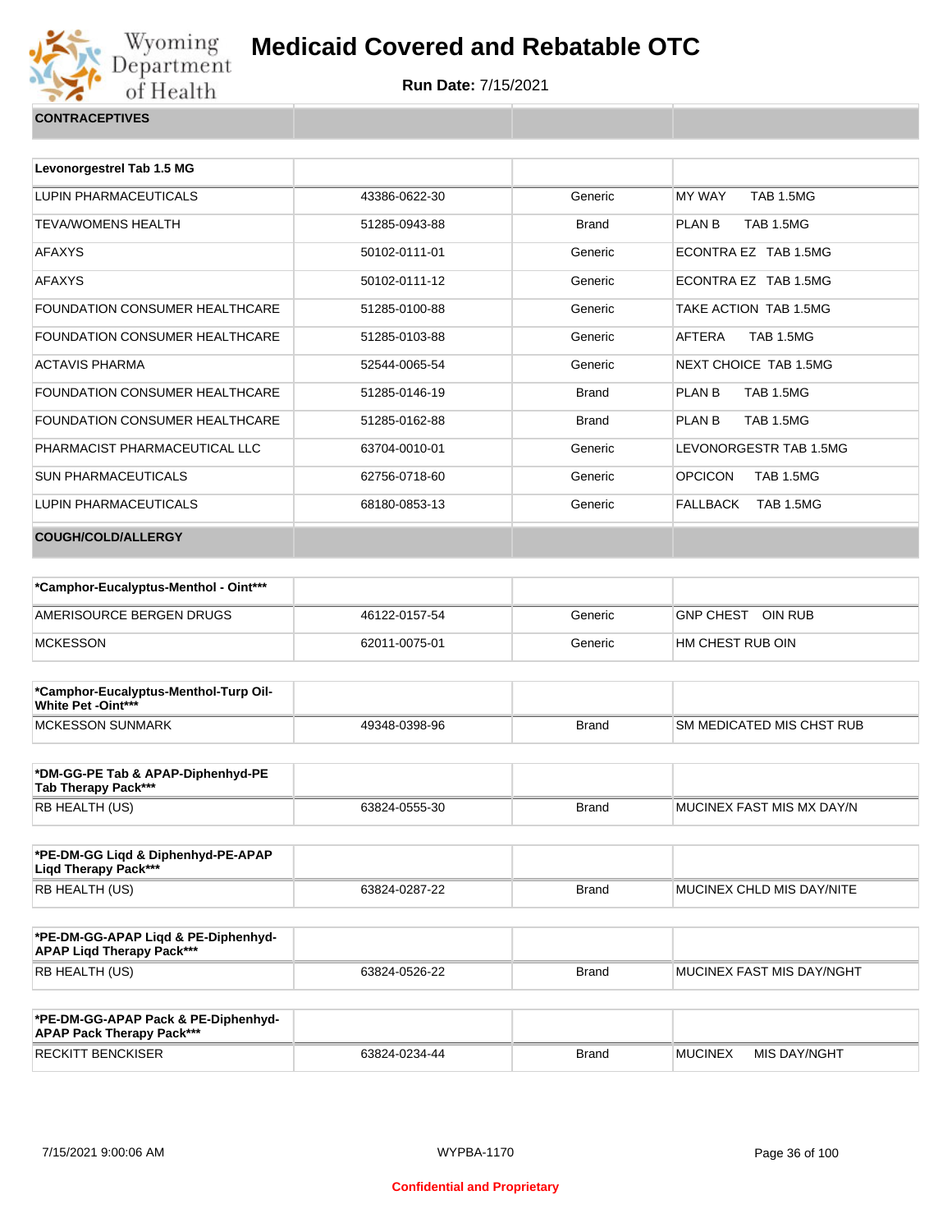# Medicaid Covered and Rebatable OTC

**Run Date:** 7/15/2021

| CONTRACEPTIVES | | | |
|---|---|---|---|

| Levonorgestrel Tab 1.5 MG | | | |
|---|---|---|---|
| LUPIN PHARMACEUTICALS | 43386-0622-30 | Generic | MY WAY TAB 1.5MG |
| TEVA/WOMENS HEALTH | 51285-0943-88 | Brand | PLAN B TAB 1.5MG |
| AFAXYS | 50102-0111-01 | Generic | ECONTRA EZ TAB 1.5MG |
| AFAXYS | 50102-0111-12 | Generic | ECONTRA EZ TAB 1.5MG |
| FOUNDATION CONSUMER HEALTHCARE | 51285-0100-88 | Generic | TAKE ACTION TAB 1.5MG |
| FOUNDATION CONSUMER HEALTHCARE | 51285-0103-88 | Generic | AFTERA TAB 1.5MG |
| ACTAVIS PHARMA | 52544-0065-54 | Generic | NEXT CHOICE TAB 1.5MG |
| FOUNDATION CONSUMER HEALTHCARE | 51285-0146-19 | Brand | PLAN B TAB 1.5MG |
| FOUNDATION CONSUMER HEALTHCARE | 51285-0162-88 | Brand | PLAN B TAB 1.5MG |
| PHARMACIST PHARMACEUTICAL LLC | 63704-0010-01 | Generic | LEVONORGESTR TAB 1.5MG |
| SUN PHARMACEUTICALS | 62756-0718-60 | Generic | OPCICON TAB 1.5MG |
| LUPIN PHARMACEUTICALS | 68180-0853-13 | Generic | FALLBACK TAB 1.5MG |

| COUGH/COLD/ALLERGY | | | |
|---|---|---|---|

| *Camphor-Eucalyptus-Menthol - Oint*** | | | |
|---|---|---|---|
| AMERISOURCE BERGEN DRUGS | 46122-0157-54 | Generic | GNP CHEST OIN RUB |
| MCKESSON | 62011-0075-01 | Generic | HM CHEST RUB OIN |

| *Camphor-Eucalyptus-Menthol-Turp Oil-White Pet -Oint*** | | | |
|---|---|---|---|
| MCKESSON SUNMARK | 49348-0398-96 | Brand | SM MEDICATED MIS CHST RUB |

| *DM-GG-PE Tab & APAP-Diphenhyd-PE Tab Therapy Pack*** | | | |
|---|---|---|---|
| RB HEALTH (US) | 63824-0555-30 | Brand | MUCINEX FAST MIS MX DAY/N |

| *PE-DM-GG Liqd & Diphenhyd-PE-APAP Liqd Therapy Pack*** | | | |
|---|---|---|---|
| RB HEALTH (US) | 63824-0287-22 | Brand | MUCINEX CHLD MIS DAY/NITE |

| *PE-DM-GG-APAP Liqd & PE-Diphenhyd-APAP Liqd Therapy Pack*** | | | |
|---|---|---|---|
| RB HEALTH (US) | 63824-0526-22 | Brand | MUCINEX FAST MIS DAY/NGHT |

| *PE-DM-GG-APAP Pack & PE-Diphenhyd-APAP Pack Therapy Pack*** | | | |
|---|---|---|---|
| RECKITT BENCKISER | 63824-0234-44 | Brand | MUCINEX MIS DAY/NGHT |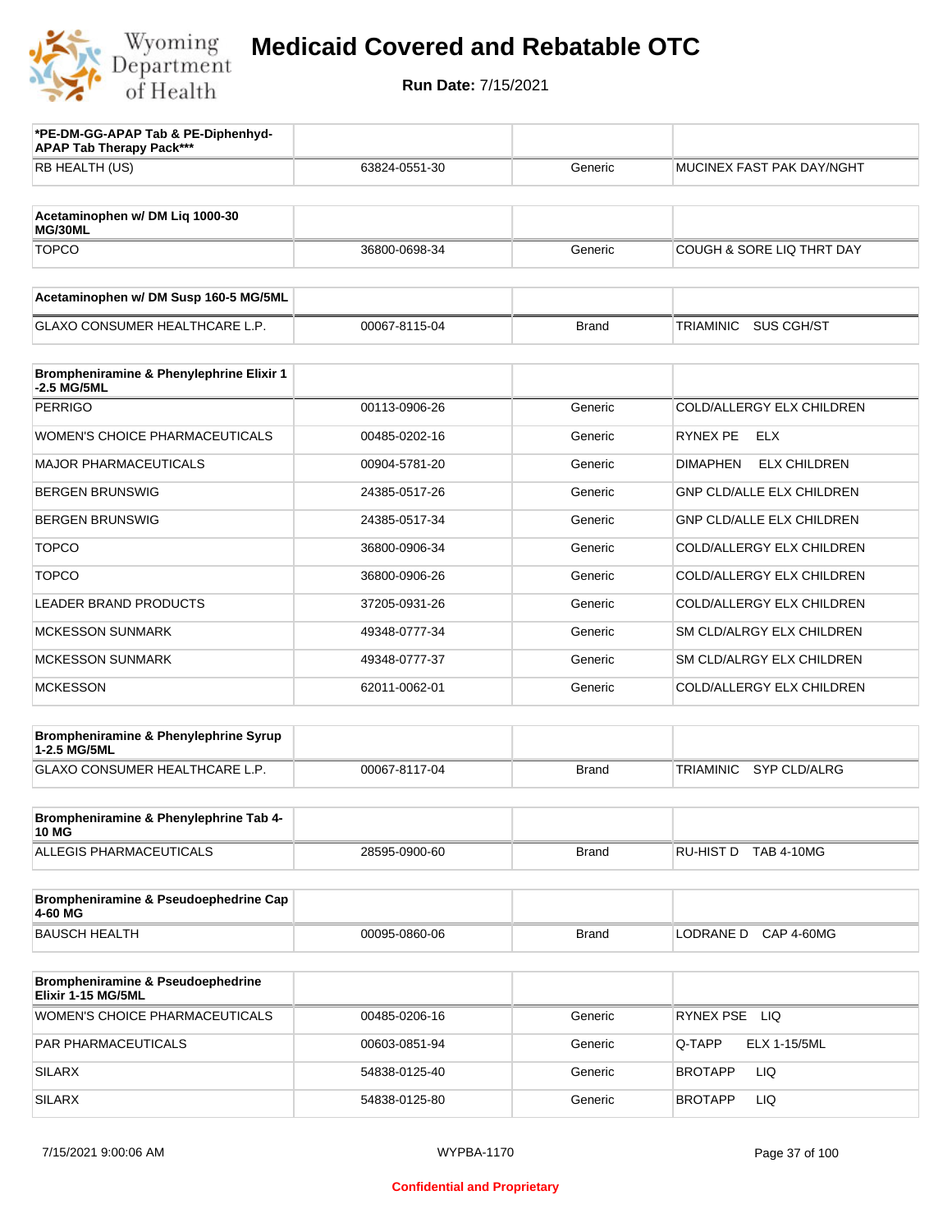# Medicaid Covered and Rebatable OTC

**Run Date:** 7/15/2021

| *PE-DM-GG-APAP Tab & PE-Diphenhyd-APAP Tab Therapy Pack*** | | | |
|---|---|---|---|
| RB HEALTH (US) | 63824-0551-30 | Generic | MUCINEX FAST PAK DAY/NGHT |

| Acetaminophen w/ DM Liq 1000-30 MG/30ML | | | |
|---|---|---|---|
| TOPCO | 36800-0698-34 | Generic | COUGH & SORE LIQ THRT DAY |

| Acetaminophen w/ DM Susp 160-5 MG/5ML | | | |
|---|---|---|---|
| GLAXO CONSUMER HEALTHCARE L.P. | 00067-8115-04 | Brand | TRIAMINIC SUS CGH/ST |

| Brompheniramine & Phenylephrine Elixir 1-2.5 MG/5ML | | | |
|---|---|---|---|
| PERRIGO | 00113-0906-26 | Generic | COLD/ALLERGY ELX CHILDREN |
| WOMEN'S CHOICE PHARMACEUTICALS | 00485-0202-16 | Generic | RYNEX PE ELX |
| MAJOR PHARMACEUTICALS | 00904-5781-20 | Generic | DIMAPHEN ELX CHILDREN |
| BERGEN BRUNSWIG | 24385-0517-26 | Generic | GNP CLD/ALLE ELX CHILDREN |
| BERGEN BRUNSWIG | 24385-0517-34 | Generic | GNP CLD/ALLE ELX CHILDREN |
| TOPCO | 36800-0906-34 | Generic | COLD/ALLERGY ELX CHILDREN |
| TOPCO | 36800-0906-26 | Generic | COLD/ALLERGY ELX CHILDREN |
| LEADER BRAND PRODUCTS | 37205-0931-26 | Generic | COLD/ALLERGY ELX CHILDREN |
| MCKESSON SUNMARK | 49348-0777-34 | Generic | SM CLD/ALRGY ELX CHILDREN |
| MCKESSON SUNMARK | 49348-0777-37 | Generic | SM CLD/ALRGY ELX CHILDREN |
| MCKESSON | 62011-0062-01 | Generic | COLD/ALLERGY ELX CHILDREN |

| Brompheniramine & Phenylephrine Syrup 1-2.5 MG/5ML | | | |
|---|---|---|---|
| GLAXO CONSUMER HEALTHCARE L.P. | 00067-8117-04 | Brand | TRIAMINIC SYP CLD/ALRG |

| Brompheniramine & Phenylephrine Tab 4-10 MG | | | |
|---|---|---|---|
| ALLEGIS PHARMACEUTICALS | 28595-0900-60 | Brand | RU-HIST D TAB 4-10MG |

| Brompheniramine & Pseudoephedrine Cap 4-60 MG | | | |
|---|---|---|---|
| BAUSCH HEALTH | 00095-0860-06 | Brand | LODRANE D CAP 4-60MG |

| Brompheniramine & Pseudoephedrine Elixir 1-15 MG/5ML | | | |
|---|---|---|---|
| WOMEN'S CHOICE PHARMACEUTICALS | 00485-0206-16 | Generic | RYNEX PSE LIQ |
| PAR PHARMACEUTICALS | 00603-0851-94 | Generic | Q-TAPP ELX 1-15/5ML |
| SILARX | 54838-0125-40 | Generic | BROTAPP LIQ |
| SILARX | 54838-0125-80 | Generic | BROTAPP LIQ |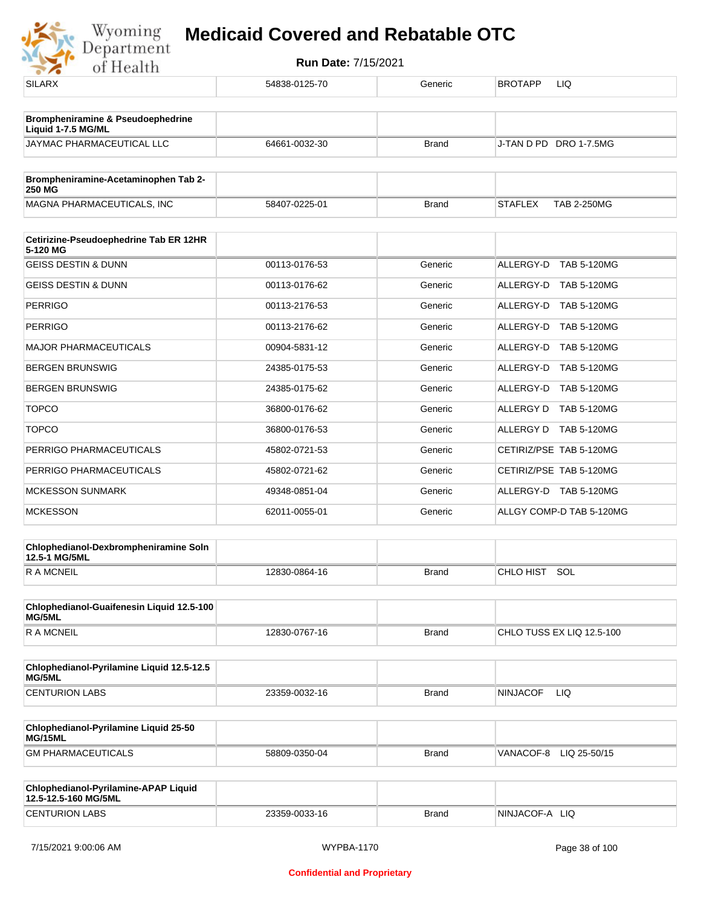| SILARX | 54838-0125-70 | Generic | BROTAPP LIQ |
|---|---|---|---|

| **Brompheniramine & Pseudoephedrine Liquid 1-7.5 MG/ML** | | | |
|---|---|---|---|
| JAYMAC PHARMACEUTICAL LLC | 64661-0032-30 | Brand | J-TAN D PD DRO 1-7.5MG |

| **Brompheniramine-Acetaminophen Tab 2-250 MG** | | | |
|---|---|---|---|
| MAGNA PHARMACEUTICALS, INC | 58407-0225-01 | Brand | STAFLEX TAB 2-250MG |

| **Cetirizine-Pseudoephedrine Tab ER 12HR 5-120 MG** | | | |
|---|---|---|---|
| GEISS DESTIN & DUNN | 00113-0176-53 | Generic | ALLERGY-D TAB 5-120MG |
| GEISS DESTIN & DUNN | 00113-0176-62 | Generic | ALLERGY-D TAB 5-120MG |
| PERRIGO | 00113-2176-53 | Generic | ALLERGY-D TAB 5-120MG |
| PERRIGO | 00113-2176-62 | Generic | ALLERGY-D TAB 5-120MG |
| MAJOR PHARMACEUTICALS | 00904-5831-12 | Generic | ALLERGY-D TAB 5-120MG |
| BERGEN BRUNSWIG | 24385-0175-53 | Generic | ALLERGY-D TAB 5-120MG |
| BERGEN BRUNSWIG | 24385-0175-62 | Generic | ALLERGY-D TAB 5-120MG |
| TOPCO | 36800-0176-62 | Generic | ALLERGY D TAB 5-120MG |
| TOPCO | 36800-0176-53 | Generic | ALLERGY D TAB 5-120MG |
| PERRIGO PHARMACEUTICALS | 45802-0721-53 | Generic | CETIRIZ/PSE TAB 5-120MG |
| PERRIGO PHARMACEUTICALS | 45802-0721-62 | Generic | CETIRIZ/PSE TAB 5-120MG |
| MCKESSON SUNMARK | 49348-0851-04 | Generic | ALLERGY-D TAB 5-120MG |
| MCKESSON | 62011-0055-01 | Generic | ALLGY COMP-D TAB 5-120MG |

| **Chlophedianol-Dexbrompheniramine Soln 12.5-1 MG/5ML** | | | |
|---|---|---|---|
| R A MCNEIL | 12830-0864-16 | Brand | CHLO HIST SOL |

| **Chlophedianol-Guaifenesin Liquid 12.5-100 MG/5ML** | | | |
|---|---|---|---|
| R A MCNEIL | 12830-0767-16 | Brand | CHLO TUSS EX LIQ 12.5-100 |

| **Chlophedianol-Pyrilamine Liquid 12.5-12.5 MG/5ML** | | | |
|---|---|---|---|
| CENTURION LABS | 23359-0032-16 | Brand | NINJACOF LIQ |

| **Chlophedianol-Pyrilamine Liquid 25-50 MG/15ML** | | | |
|---|---|---|---|
| GM PHARMACEUTICALS | 58809-0350-04 | Brand | VANACOF-8 LIQ 25-50/15 |

| **Chlophedianol-Pyrilamine-APAP Liquid 12.5-12.5-160 MG/5ML** | | | |
|---|---|---|---|
| CENTURION LABS | 23359-0033-16 | Brand | NINJACOF-A LIQ |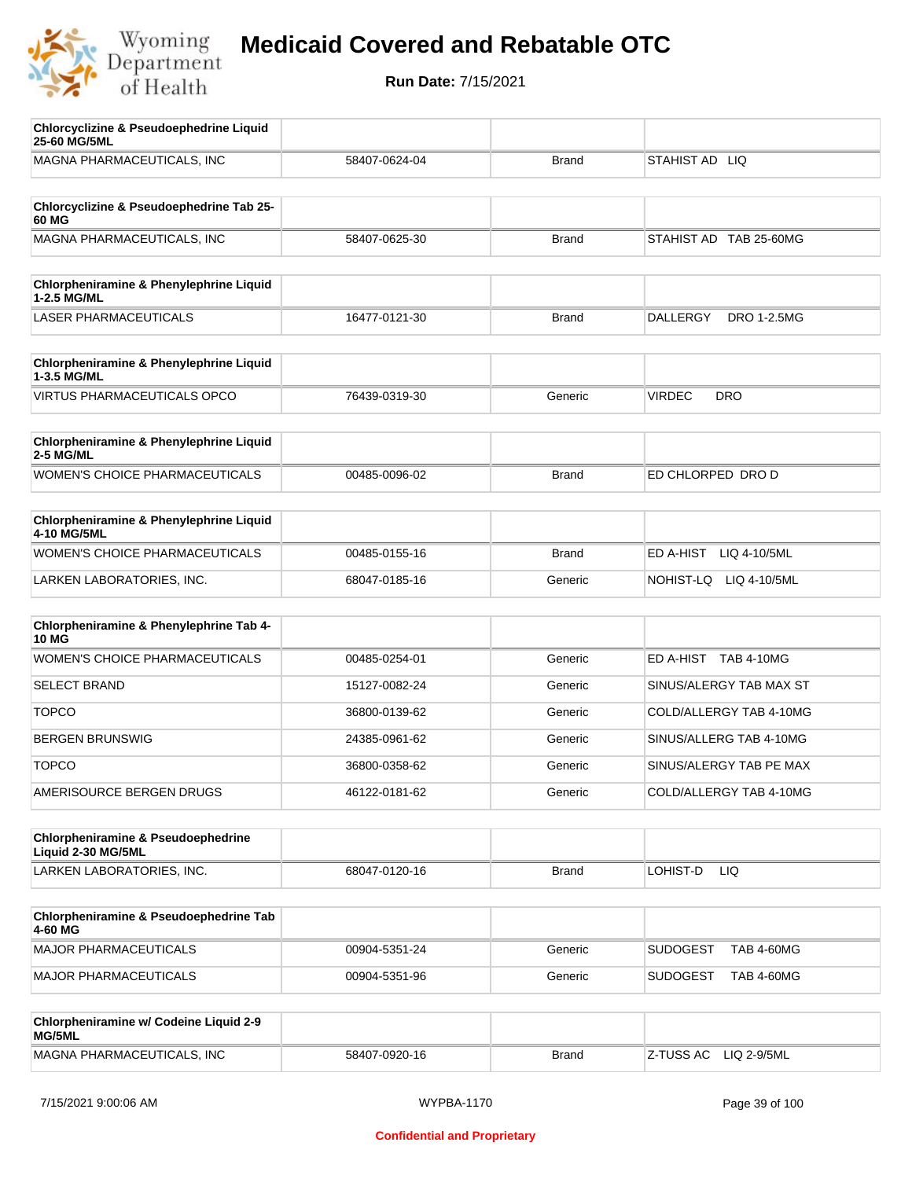# Medicaid Covered and Rebatable OTC

**Run Date:** 7/15/2021

| Chlorcyclizine & Pseudoephedrine Liquid 25-60 MG/5ML | | | |
|---|---|---|---|
| MAGNA PHARMACEUTICALS, INC | 58407-0624-04 | Brand | STAHIST AD LIQ |

| Chlorcyclizine & Pseudoephedrine Tab 25-60 MG | | | |
|---|---|---|---|
| MAGNA PHARMACEUTICALS, INC | 58407-0625-30 | Brand | STAHIST AD TAB 25-60MG |

| Chlorpheniramine & Phenylephrine Liquid 1-2.5 MG/ML | | | |
|---|---|---|---|
| LASER PHARMACEUTICALS | 16477-0121-30 | Brand | DALLERGY DRO 1-2.5MG |

| Chlorpheniramine & Phenylephrine Liquid 1-3.5 MG/ML | | | |
|---|---|---|---|
| VIRTUS PHARMACEUTICALS OPCO | 76439-0319-30 | Generic | VIRDEC DRO |

| Chlorpheniramine & Phenylephrine Liquid 2-5 MG/ML | | | |
|---|---|---|---|
| WOMEN'S CHOICE PHARMACEUTICALS | 00485-0096-02 | Brand | ED CHLORPED DRO D |

| Chlorpheniramine & Phenylephrine Liquid 4-10 MG/5ML | | | |
|---|---|---|---|
| WOMEN'S CHOICE PHARMACEUTICALS | 00485-0155-16 | Brand | ED A-HIST LIQ 4-10/5ML |
| LARKEN LABORATORIES, INC. | 68047-0185-16 | Generic | NOHIST-LQ LIQ 4-10/5ML |

| Chlorpheniramine & Phenylephrine Tab 4-10 MG | | | |
|---|---|---|---|
| WOMEN'S CHOICE PHARMACEUTICALS | 00485-0254-01 | Generic | ED A-HIST TAB 4-10MG |
| SELECT BRAND | 15127-0082-24 | Generic | SINUS/ALERGY TAB MAX ST |
| TOPCO | 36800-0139-62 | Generic | COLD/ALLERGY TAB 4-10MG |
| BERGEN BRUNSWIG | 24385-0961-62 | Generic | SINUS/ALLERG TAB 4-10MG |
| TOPCO | 36800-0358-62 | Generic | SINUS/ALERGY TAB PE MAX |
| AMERISOURCE BERGEN DRUGS | 46122-0181-62 | Generic | COLD/ALLERGY TAB 4-10MG |

| Chlorpheniramine & Pseudoephedrine Liquid 2-30 MG/5ML | | | |
|---|---|---|---|
| LARKEN LABORATORIES, INC. | 68047-0120-16 | Brand | LOHIST-D LIQ |

| Chlorpheniramine & Pseudoephedrine Tab 4-60 MG | | | |
|---|---|---|---|
| MAJOR PHARMACEUTICALS | 00904-5351-24 | Generic | SUDOGEST TAB 4-60MG |
| MAJOR PHARMACEUTICALS | 00904-5351-96 | Generic | SUDOGEST TAB 4-60MG |

| Chlorpheniramine w/ Codeine Liquid 2-9 MG/5ML | | | |
|---|---|---|---|
| MAGNA PHARMACEUTICALS, INC | 58407-0920-16 | Brand | Z-TUSS AC LIQ 2-9/5ML |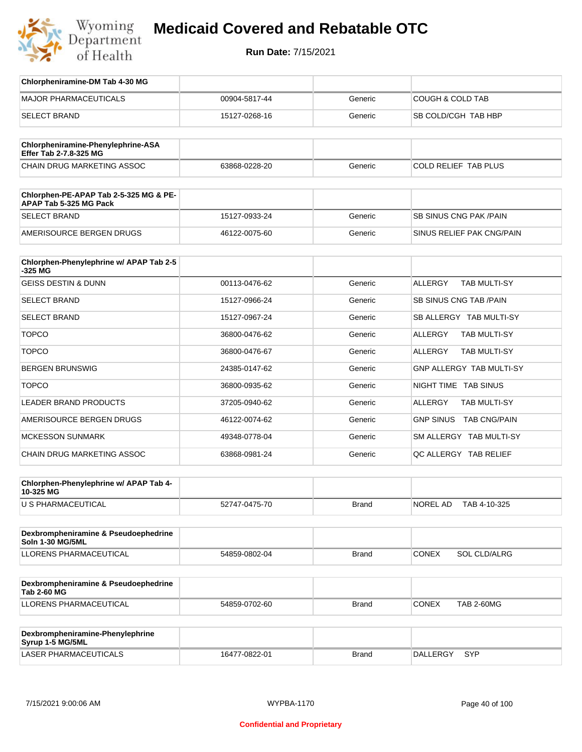# Medicaid Covered and Rebatable OTC

**Run Date:** 7/15/2021

| Chlorpheniramine-DM Tab 4-30 MG | | | |
|---|---|---|---|
| MAJOR PHARMACEUTICALS | 00904-5817-44 | Generic | COUGH & COLD TAB |
| SELECT BRAND | 15127-0268-16 | Generic | SB COLD/CGH TAB HBP |

| Chlorpheniramine-Phenylephrine-ASA Effer Tab 2-7.8-325 MG | | | |
|---|---|---|---|
| CHAIN DRUG MARKETING ASSOC | 63868-0228-20 | Generic | COLD RELIEF TAB PLUS |

| Chlorphen-PE-APAP Tab 2-5-325 MG & PE-APAP Tab 5-325 MG Pack | | | |
|---|---|---|---|
| SELECT BRAND | 15127-0933-24 | Generic | SB SINUS CNG PAK /PAIN |
| AMERISOURCE BERGEN DRUGS | 46122-0075-60 | Generic | SINUS RELIEF PAK CNG/PAIN |

| Chlorphen-Phenylephrine w/ APAP Tab 2-5-325 MG | | | |
|---|---|---|---|
| GEISS DESTIN & DUNN | 00113-0476-62 | Generic | ALLERGY TAB MULTI-SY |
| SELECT BRAND | 15127-0966-24 | Generic | SB SINUS CNG TAB /PAIN |
| SELECT BRAND | 15127-0967-24 | Generic | SB ALLERGY TAB MULTI-SY |
| TOPCO | 36800-0476-62 | Generic | ALLERGY TAB MULTI-SY |
| TOPCO | 36800-0476-67 | Generic | ALLERGY TAB MULTI-SY |
| BERGEN BRUNSWIG | 24385-0147-62 | Generic | GNP ALLERGY TAB MULTI-SY |
| TOPCO | 36800-0935-62 | Generic | NIGHT TIME TAB SINUS |
| LEADER BRAND PRODUCTS | 37205-0940-62 | Generic | ALLERGY TAB MULTI-SY |
| AMERISOURCE BERGEN DRUGS | 46122-0074-62 | Generic | GNP SINUS TAB CNG/PAIN |
| MCKESSON SUNMARK | 49348-0778-04 | Generic | SM ALLERGY TAB MULTI-SY |
| CHAIN DRUG MARKETING ASSOC | 63868-0981-24 | Generic | QC ALLERGY TAB RELIEF |

| Chlorphen-Phenylephrine w/ APAP Tab 4-10-325 MG | | | |
|---|---|---|---|
| U S PHARMACEUTICAL | 52747-0475-70 | Brand | NOREL AD TAB 4-10-325 |

| Dexbrompheniramine & Pseudoephedrine Soln 1-30 MG/5ML | | | |
|---|---|---|---|
| LLORENS PHARMACEUTICAL | 54859-0802-04 | Brand | CONEX SOL CLD/ALRG |

| Dexbrompheniramine & Pseudoephedrine Tab 2-60 MG | | | |
|---|---|---|---|
| LLORENS PHARMACEUTICAL | 54859-0702-60 | Brand | CONEX TAB 2-60MG |

| Dexbrompheniramine-Phenylephrine Syrup 1-5 MG/5ML | | | |
|---|---|---|---|
| LASER PHARMACEUTICALS | 16477-0822-01 | Brand | DALLERGY SYP |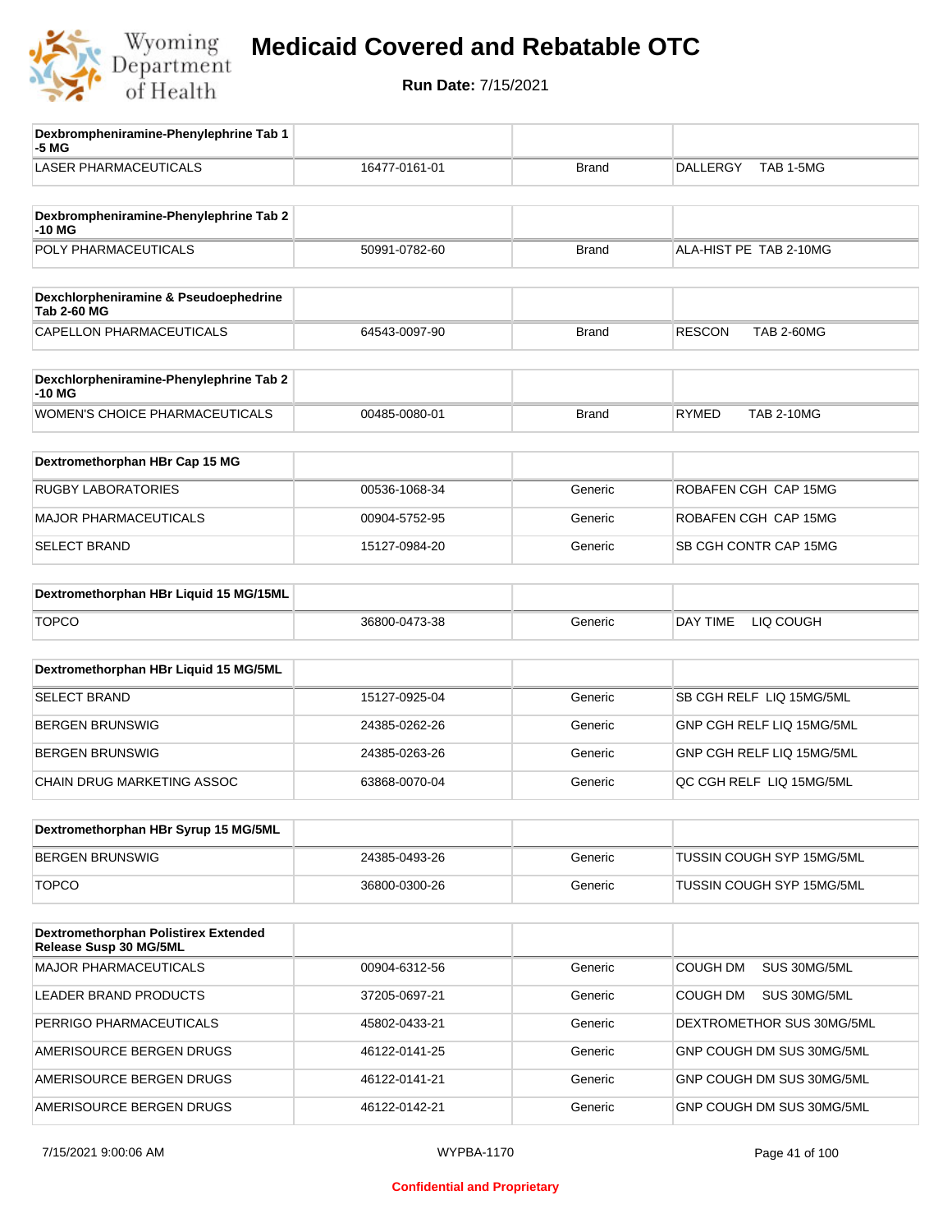# Medicaid Covered and Rebatable OTC

**Run Date:** 7/15/2021

| Dexbrompheniramine-Phenylephrine Tab 1-5 MG | | | |
|---|---|---|---|
| LASER PHARMACEUTICALS | 16477-0161-01 | Brand | DALLERGY TAB 1-5MG |

| Dexbrompheniramine-Phenylephrine Tab 2-10 MG | | | |
|---|---|---|---|
| POLY PHARMACEUTICALS | 50991-0782-60 | Brand | ALA-HIST PE TAB 2-10MG |

| Dexchlorpheniramine & Pseudoephedrine Tab 2-60 MG | | | |
|---|---|---|---|
| CAPELLON PHARMACEUTICALS | 64543-0097-90 | Brand | RESCON TAB 2-60MG |

| Dexchlorpheniramine-Phenylephrine Tab 2-10 MG | | | |
|---|---|---|---|
| WOMEN'S CHOICE PHARMACEUTICALS | 00485-0080-01 | Brand | RYMED TAB 2-10MG |

| Dextromethorphan HBr Cap 15 MG | | | |
|---|---|---|---|
| RUGBY LABORATORIES | 00536-1068-34 | Generic | ROBAFEN CGH CAP 15MG |
| MAJOR PHARMACEUTICALS | 00904-5752-95 | Generic | ROBAFEN CGH CAP 15MG |
| SELECT BRAND | 15127-0984-20 | Generic | SB CGH CONTR CAP 15MG |

| Dextromethorphan HBr Liquid 15 MG/15ML | | | |
|---|---|---|---|
| TOPCO | 36800-0473-38 | Generic | DAY TIME LIQ COUGH |

| Dextromethorphan HBr Liquid 15 MG/5ML | | | |
|---|---|---|---|
| SELECT BRAND | 15127-0925-04 | Generic | SB CGH RELF LIQ 15MG/5ML |
| BERGEN BRUNSWIG | 24385-0262-26 | Generic | GNP CGH RELF LIQ 15MG/5ML |
| BERGEN BRUNSWIG | 24385-0263-26 | Generic | GNP CGH RELF LIQ 15MG/5ML |
| CHAIN DRUG MARKETING ASSOC | 63868-0070-04 | Generic | QC CGH RELF LIQ 15MG/5ML |

| Dextromethorphan HBr Syrup 15 MG/5ML | | | |
|---|---|---|---|
| BERGEN BRUNSWIG | 24385-0493-26 | Generic | TUSSIN COUGH SYP 15MG/5ML |
| TOPCO | 36800-0300-26 | Generic | TUSSIN COUGH SYP 15MG/5ML |

| Dextromethorphan Polistirex Extended Release Susp 30 MG/5ML | | | |
|---|---|---|---|
| MAJOR PHARMACEUTICALS | 00904-6312-56 | Generic | COUGH DM SUS 30MG/5ML |
| LEADER BRAND PRODUCTS | 37205-0697-21 | Generic | COUGH DM SUS 30MG/5ML |
| PERRIGO PHARMACEUTICALS | 45802-0433-21 | Generic | DEXTROMETHOR SUS 30MG/5ML |
| AMERISOURCE BERGEN DRUGS | 46122-0141-25 | Generic | GNP COUGH DM SUS 30MG/5ML |
| AMERISOURCE BERGEN DRUGS | 46122-0141-21 | Generic | GNP COUGH DM SUS 30MG/5ML |
| AMERISOURCE BERGEN DRUGS | 46122-0142-21 | Generic | GNP COUGH DM SUS 30MG/5ML |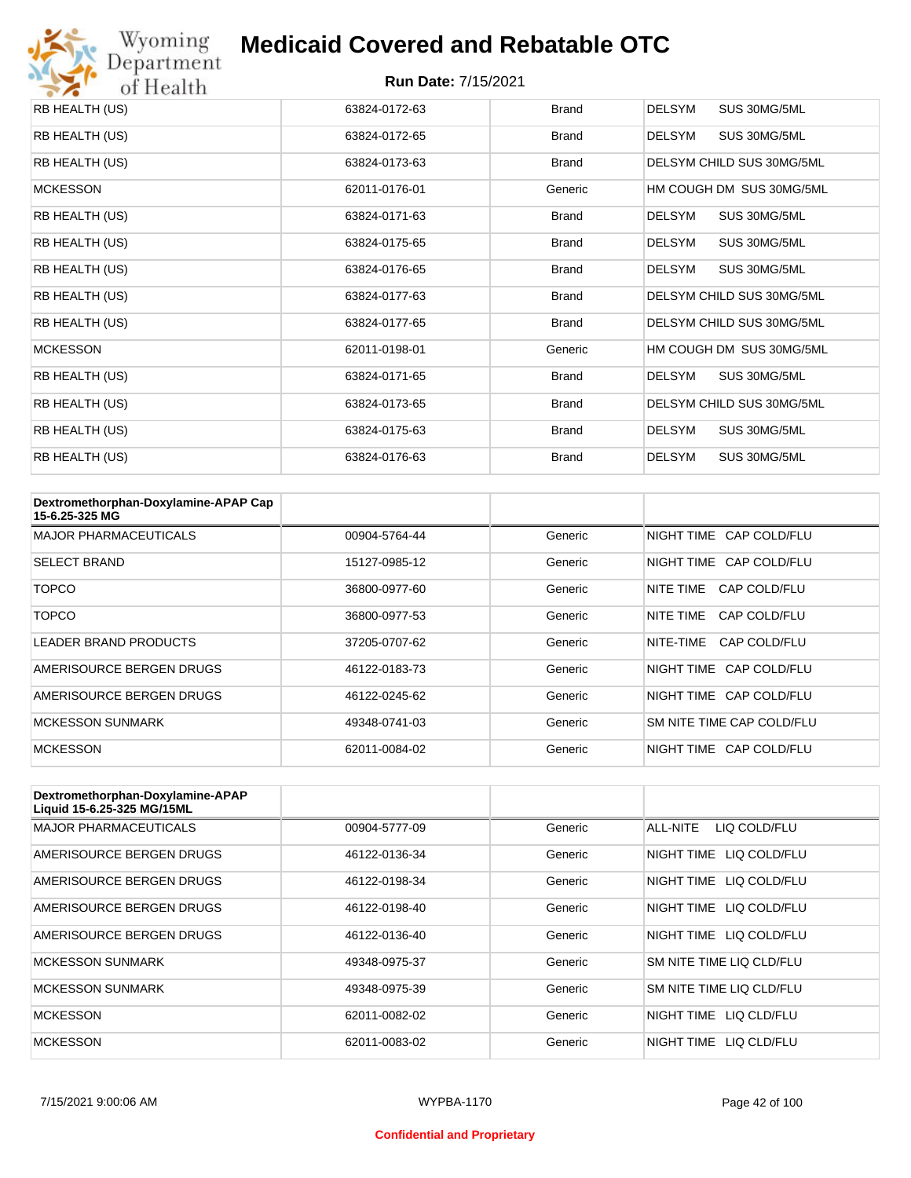| RB HEALTH (US) | 63824-0172-63 | Brand | DELSYM SUS 30MG/5ML |
|---|---|---|---|
| RB HEALTH (US) | 63824-0172-65 | Brand | DELSYM SUS 30MG/5ML |
| RB HEALTH (US) | 63824-0173-63 | Brand | DELSYM CHILD SUS 30MG/5ML |
| MCKESSON | 62011-0176-01 | Generic | HM COUGH DM SUS 30MG/5ML |
| RB HEALTH (US) | 63824-0171-63 | Brand | DELSYM SUS 30MG/5ML |
| RB HEALTH (US) | 63824-0175-65 | Brand | DELSYM SUS 30MG/5ML |
| RB HEALTH (US) | 63824-0176-65 | Brand | DELSYM SUS 30MG/5ML |
| RB HEALTH (US) | 63824-0177-63 | Brand | DELSYM CHILD SUS 30MG/5ML |
| RB HEALTH (US) | 63824-0177-65 | Brand | DELSYM CHILD SUS 30MG/5ML |
| MCKESSON | 62011-0198-01 | Generic | HM COUGH DM SUS 30MG/5ML |
| RB HEALTH (US) | 63824-0171-65 | Brand | DELSYM SUS 30MG/5ML |
| RB HEALTH (US) | 63824-0173-65 | Brand | DELSYM CHILD SUS 30MG/5ML |
| RB HEALTH (US) | 63824-0175-63 | Brand | DELSYM SUS 30MG/5ML |
| RB HEALTH (US) | 63824-0176-63 | Brand | DELSYM SUS 30MG/5ML |

| Dextromethorphan-Doxylamine-APAP Cap 15-6.25-325 MG | | | |
|---|---|---|---|
| MAJOR PHARMACEUTICALS | 00904-5764-44 | Generic | NIGHT TIME CAP COLD/FLU |
| SELECT BRAND | 15127-0985-12 | Generic | NIGHT TIME CAP COLD/FLU |
| TOPCO | 36800-0977-60 | Generic | NITE TIME CAP COLD/FLU |
| TOPCO | 36800-0977-53 | Generic | NITE TIME CAP COLD/FLU |
| LEADER BRAND PRODUCTS | 37205-0707-62 | Generic | NITE-TIME CAP COLD/FLU |
| AMERISOURCE BERGEN DRUGS | 46122-0183-73 | Generic | NIGHT TIME CAP COLD/FLU |
| AMERISOURCE BERGEN DRUGS | 46122-0245-62 | Generic | NIGHT TIME CAP COLD/FLU |
| MCKESSON SUNMARK | 49348-0741-03 | Generic | SM NITE TIME CAP COLD/FLU |
| MCKESSON | 62011-0084-02 | Generic | NIGHT TIME CAP COLD/FLU |

| Dextromethorphan-Doxylamine-APAP Liquid 15-6.25-325 MG/15ML | | | |
|---|---|---|---|
| MAJOR PHARMACEUTICALS | 00904-5777-09 | Generic | ALL-NITE LIQ COLD/FLU |
| AMERISOURCE BERGEN DRUGS | 46122-0136-34 | Generic | NIGHT TIME LIQ COLD/FLU |
| AMERISOURCE BERGEN DRUGS | 46122-0198-34 | Generic | NIGHT TIME LIQ COLD/FLU |
| AMERISOURCE BERGEN DRUGS | 46122-0198-40 | Generic | NIGHT TIME LIQ COLD/FLU |
| AMERISOURCE BERGEN DRUGS | 46122-0136-40 | Generic | NIGHT TIME LIQ COLD/FLU |
| MCKESSON SUNMARK | 49348-0975-37 | Generic | SM NITE TIME LIQ CLD/FLU |
| MCKESSON SUNMARK | 49348-0975-39 | Generic | SM NITE TIME LIQ CLD/FLU |
| MCKESSON | 62011-0082-02 | Generic | NIGHT TIME LIQ CLD/FLU |
| MCKESSON | 62011-0083-02 | Generic | NIGHT TIME LIQ CLD/FLU |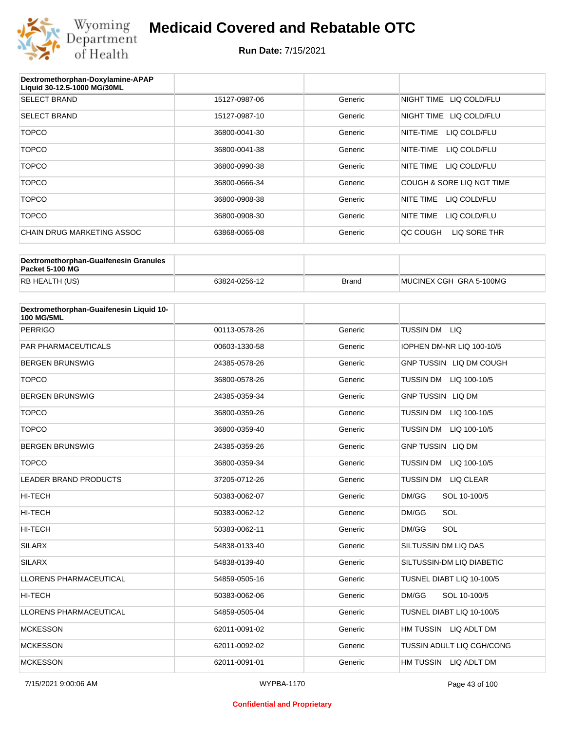# Medicaid Covered and Rebatable OTC

**Run Date:** 7/15/2021

| Dextromethorphan-Doxylamine-APAP Liquid 30-12.5-1000 MG/30ML | | | |
|---|---|---|---|
| SELECT BRAND | 15127-0987-06 | Generic | NIGHT TIME LIQ COLD/FLU |
| SELECT BRAND | 15127-0987-10 | Generic | NIGHT TIME LIQ COLD/FLU |
| TOPCO | 36800-0041-30 | Generic | NITE-TIME LIQ COLD/FLU |
| TOPCO | 36800-0041-38 | Generic | NITE-TIME LIQ COLD/FLU |
| TOPCO | 36800-0990-38 | Generic | NITE TIME LIQ COLD/FLU |
| TOPCO | 36800-0666-34 | Generic | COUGH & SORE LIQ NGT TIME |
| TOPCO | 36800-0908-38 | Generic | NITE TIME LIQ COLD/FLU |
| TOPCO | 36800-0908-30 | Generic | NITE TIME LIQ COLD/FLU |
| CHAIN DRUG MARKETING ASSOC | 63868-0065-08 | Generic | QC COUGH LIQ SORE THR |

| Dextromethorphan-Guaifenesin Granules Packet 5-100 MG | | | |
|---|---|---|---|
| RB HEALTH (US) | 63824-0256-12 | Brand | MUCINEX CGH GRA 5-100MG |

| Dextromethorphan-Guaifenesin Liquid 10-100 MG/5ML | | | |
|---|---|---|---|
| PERRIGO | 00113-0578-26 | Generic | TUSSIN DM LIQ |
| PAR PHARMACEUTICALS | 00603-1330-58 | Generic | IOPHEN DM-NR LIQ 100-10/5 |
| BERGEN BRUNSWIG | 24385-0578-26 | Generic | GNP TUSSIN LIQ DM COUGH |
| TOPCO | 36800-0578-26 | Generic | TUSSIN DM LIQ 100-10/5 |
| BERGEN BRUNSWIG | 24385-0359-34 | Generic | GNP TUSSIN LIQ DM |
| TOPCO | 36800-0359-26 | Generic | TUSSIN DM LIQ 100-10/5 |
| TOPCO | 36800-0359-40 | Generic | TUSSIN DM LIQ 100-10/5 |
| BERGEN BRUNSWIG | 24385-0359-26 | Generic | GNP TUSSIN LIQ DM |
| TOPCO | 36800-0359-34 | Generic | TUSSIN DM LIQ 100-10/5 |
| LEADER BRAND PRODUCTS | 37205-0712-26 | Generic | TUSSIN DM LIQ CLEAR |
| HI-TECH | 50383-0062-07 | Generic | DM/GG SOL 10-100/5 |
| HI-TECH | 50383-0062-12 | Generic | DM/GG SOL |
| HI-TECH | 50383-0062-11 | Generic | DM/GG SOL |
| SILARX | 54838-0133-40 | Generic | SILTUSSIN DM LIQ DAS |
| SILARX | 54838-0139-40 | Generic | SILTUSSIN-DM LIQ DIABETIC |
| LLORENS PHARMACEUTICAL | 54859-0505-16 | Generic | TUSNEL DIABT LIQ 10-100/5 |
| HI-TECH | 50383-0062-06 | Generic | DM/GG SOL 10-100/5 |
| LLORENS PHARMACEUTICAL | 54859-0505-04 | Generic | TUSNEL DIABT LIQ 10-100/5 |
| MCKESSON | 62011-0091-02 | Generic | HM TUSSIN LIQ ADLT DM |
| MCKESSON | 62011-0092-02 | Generic | TUSSIN ADULT LIQ CGH/CONG |
| MCKESSON | 62011-0091-01 | Generic | HM TUSSIN LIQ ADLT DM |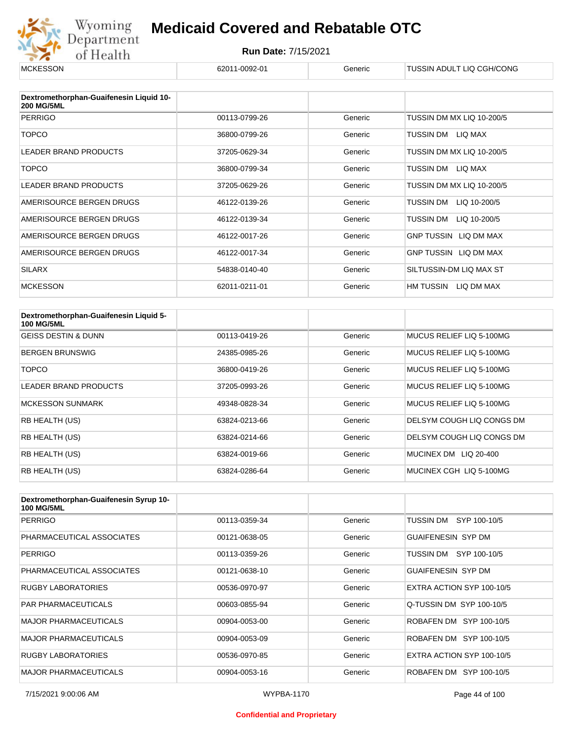| MCKESSON | 62011-0092-01 | Generic | TUSSIN ADULT LIQ CGH/CONG |
|---|---|---|---|

| Dextromethorphan-Guaifenesin Liquid 10-200 MG/5ML | | | |
|---|---|---|---|
| PERRIGO | 00113-0799-26 | Generic | TUSSIN DM MX LIQ 10-200/5 |
| TOPCO | 36800-0799-26 | Generic | TUSSIN DM LIQ MAX |
| LEADER BRAND PRODUCTS | 37205-0629-34 | Generic | TUSSIN DM MX LIQ 10-200/5 |
| TOPCO | 36800-0799-34 | Generic | TUSSIN DM LIQ MAX |
| LEADER BRAND PRODUCTS | 37205-0629-26 | Generic | TUSSIN DM MX LIQ 10-200/5 |
| AMERISOURCE BERGEN DRUGS | 46122-0139-26 | Generic | TUSSIN DM LIQ 10-200/5 |
| AMERISOURCE BERGEN DRUGS | 46122-0139-34 | Generic | TUSSIN DM LIQ 10-200/5 |
| AMERISOURCE BERGEN DRUGS | 46122-0017-26 | Generic | GNP TUSSIN LIQ DM MAX |
| AMERISOURCE BERGEN DRUGS | 46122-0017-34 | Generic | GNP TUSSIN LIQ DM MAX |
| SILARX | 54838-0140-40 | Generic | SILTUSSIN-DM LIQ MAX ST |
| MCKESSON | 62011-0211-01 | Generic | HM TUSSIN LIQ DM MAX |

| Dextromethorphan-Guaifenesin Liquid 5-100 MG/5ML | | | |
|---|---|---|---|
| GEISS DESTIN & DUNN | 00113-0419-26 | Generic | MUCUS RELIEF LIQ 5-100MG |
| BERGEN BRUNSWIG | 24385-0985-26 | Generic | MUCUS RELIEF LIQ 5-100MG |
| TOPCO | 36800-0419-26 | Generic | MUCUS RELIEF LIQ 5-100MG |
| LEADER BRAND PRODUCTS | 37205-0993-26 | Generic | MUCUS RELIEF LIQ 5-100MG |
| MCKESSON SUNMARK | 49348-0828-34 | Generic | MUCUS RELIEF LIQ 5-100MG |
| RB HEALTH (US) | 63824-0213-66 | Generic | DELSYM COUGH LIQ CONGS DM |
| RB HEALTH (US) | 63824-0214-66 | Generic | DELSYM COUGH LIQ CONGS DM |
| RB HEALTH (US) | 63824-0019-66 | Generic | MUCINEX DM LIQ 20-400 |
| RB HEALTH (US) | 63824-0286-64 | Generic | MUCINEX CGH LIQ 5-100MG |

| Dextromethorphan-Guaifenesin Syrup 10-100 MG/5ML | | | |
|---|---|---|---|
| PERRIGO | 00113-0359-34 | Generic | TUSSIN DM SYP 100-10/5 |
| PHARMACEUTICAL ASSOCIATES | 00121-0638-05 | Generic | GUAIFENESIN SYP DM |
| PERRIGO | 00113-0359-26 | Generic | TUSSIN DM SYP 100-10/5 |
| PHARMACEUTICAL ASSOCIATES | 00121-0638-10 | Generic | GUAIFENESIN SYP DM |
| RUGBY LABORATORIES | 00536-0970-97 | Generic | EXTRA ACTION SYP 100-10/5 |
| PAR PHARMACEUTICALS | 00603-0855-94 | Generic | Q-TUSSIN DM SYP 100-10/5 |
| MAJOR PHARMACEUTICALS | 00904-0053-00 | Generic | ROBAFEN DM SYP 100-10/5 |
| MAJOR PHARMACEUTICALS | 00904-0053-09 | Generic | ROBAFEN DM SYP 100-10/5 |
| RUGBY LABORATORIES | 00536-0970-85 | Generic | EXTRA ACTION SYP 100-10/5 |
| MAJOR PHARMACEUTICALS | 00904-0053-16 | Generic | ROBAFEN DM SYP 100-10/5 |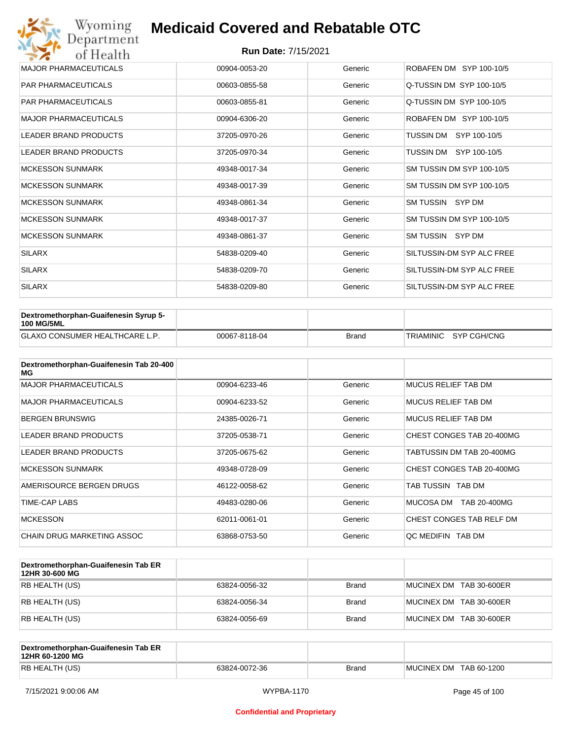# Medicaid Covered and Rebatable OTC

**Run Date:** 7/15/2021

| | | | |
|---|---|---|---|
| MAJOR PHARMACEUTICALS | 00904-0053-20 | Generic | ROBAFEN DM SYP 100-10/5 |
| PAR PHARMACEUTICALS | 00603-0855-58 | Generic | Q-TUSSIN DM SYP 100-10/5 |
| PAR PHARMACEUTICALS | 00603-0855-81 | Generic | Q-TUSSIN DM SYP 100-10/5 |
| MAJOR PHARMACEUTICALS | 00904-6306-20 | Generic | ROBAFEN DM SYP 100-10/5 |
| LEADER BRAND PRODUCTS | 37205-0970-26 | Generic | TUSSIN DM SYP 100-10/5 |
| LEADER BRAND PRODUCTS | 37205-0970-34 | Generic | TUSSIN DM SYP 100-10/5 |
| MCKESSON SUNMARK | 49348-0017-34 | Generic | SM TUSSIN DM SYP 100-10/5 |
| MCKESSON SUNMARK | 49348-0017-39 | Generic | SM TUSSIN DM SYP 100-10/5 |
| MCKESSON SUNMARK | 49348-0861-34 | Generic | SM TUSSIN SYP DM |
| MCKESSON SUNMARK | 49348-0017-37 | Generic | SM TUSSIN DM SYP 100-10/5 |
| MCKESSON SUNMARK | 49348-0861-37 | Generic | SM TUSSIN SYP DM |
| SILARX | 54838-0209-40 | Generic | SILTUSSIN-DM SYP ALC FREE |
| SILARX | 54838-0209-70 | Generic | SILTUSSIN-DM SYP ALC FREE |
| SILARX | 54838-0209-80 | Generic | SILTUSSIN-DM SYP ALC FREE |

| **Dextromethorphan-Guaifenesin Syrup 5-100 MG/5ML** | | | |
|---|---|---|---|
| GLAXO CONSUMER HEALTHCARE L.P. | 00067-8118-04 | Brand | TRIAMINIC SYP CGH/CNG |

| **Dextromethorphan-Guaifenesin Tab 20-400 MG** | | | |
|---|---|---|---|
| MAJOR PHARMACEUTICALS | 00904-6233-46 | Generic | MUCUS RELIEF TAB DM |
| MAJOR PHARMACEUTICALS | 00904-6233-52 | Generic | MUCUS RELIEF TAB DM |
| BERGEN BRUNSWIG | 24385-0026-71 | Generic | MUCUS RELIEF TAB DM |
| LEADER BRAND PRODUCTS | 37205-0538-71 | Generic | CHEST CONGES TAB 20-400MG |
| LEADER BRAND PRODUCTS | 37205-0675-62 | Generic | TABTUSSIN DM TAB 20-400MG |
| MCKESSON SUNMARK | 49348-0728-09 | Generic | CHEST CONGES TAB 20-400MG |
| AMERISOURCE BERGEN DRUGS | 46122-0058-62 | Generic | TAB TUSSIN TAB DM |
| TIME-CAP LABS | 49483-0280-06 | Generic | MUCOSA DM TAB 20-400MG |
| MCKESSON | 62011-0061-01 | Generic | CHEST CONGES TAB RELF DM |
| CHAIN DRUG MARKETING ASSOC | 63868-0753-50 | Generic | QC MEDIFIN TAB DM |

| **Dextromethorphan-Guaifenesin Tab ER 12HR 30-600 MG** | | | |
|---|---|---|---|
| RB HEALTH (US) | 63824-0056-32 | Brand | MUCINEX DM TAB 30-600ER |
| RB HEALTH (US) | 63824-0056-34 | Brand | MUCINEX DM TAB 30-600ER |
| RB HEALTH (US) | 63824-0056-69 | Brand | MUCINEX DM TAB 30-600ER |

| **Dextromethorphan-Guaifenesin Tab ER 12HR 60-1200 MG** | | | |
|---|---|---|---|
| RB HEALTH (US) | 63824-0072-36 | Brand | MUCINEX DM TAB 60-1200 |

7/15/2021 9:00:06 AM WYPBA-1170

Confidential and Proprietary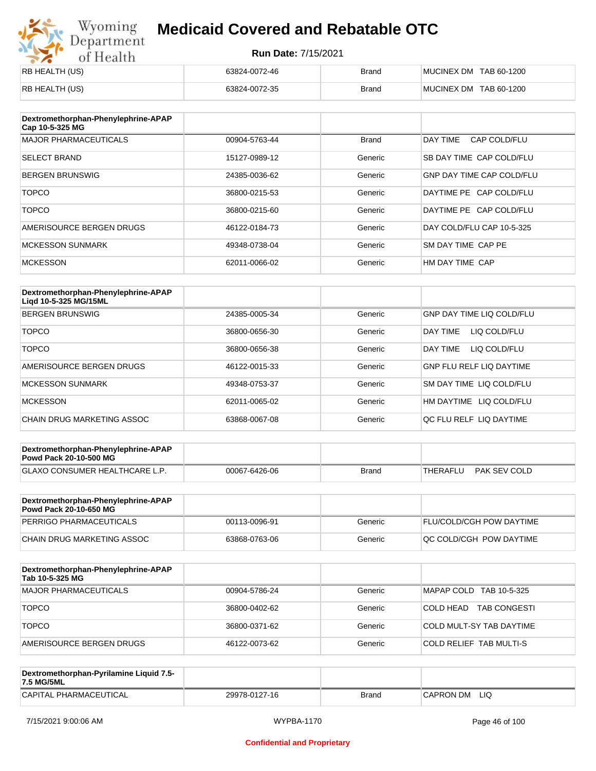| | | | |
|---|---|---|---|
| RB HEALTH (US) | 63824-0072-46 | Brand | MUCINEX DM TAB 60-1200 |
| RB HEALTH (US) | 63824-0072-35 | Brand | MUCINEX DM TAB 60-1200 |

| Dextromethorphan-Phenylephrine-APAP Cap 10-5-325 MG | | | |
|---|---|---|---|
| MAJOR PHARMACEUTICALS | 00904-5763-44 | Brand | DAY TIME CAP COLD/FLU |
| SELECT BRAND | 15127-0989-12 | Generic | SB DAY TIME CAP COLD/FLU |
| BERGEN BRUNSWIG | 24385-0036-62 | Generic | GNP DAY TIME CAP COLD/FLU |
| TOPCO | 36800-0215-53 | Generic | DAYTIME PE CAP COLD/FLU |
| TOPCO | 36800-0215-60 | Generic | DAYTIME PE CAP COLD/FLU |
| AMERISOURCE BERGEN DRUGS | 46122-0184-73 | Generic | DAY COLD/FLU CAP 10-5-325 |
| MCKESSON SUNMARK | 49348-0738-04 | Generic | SM DAY TIME CAP PE |
| MCKESSON | 62011-0066-02 | Generic | HM DAY TIME CAP |

| Dextromethorphan-Phenylephrine-APAP Liqd 10-5-325 MG/15ML | | | |
|---|---|---|---|
| BERGEN BRUNSWIG | 24385-0005-34 | Generic | GNP DAY TIME LIQ COLD/FLU |
| TOPCO | 36800-0656-30 | Generic | DAY TIME LIQ COLD/FLU |
| TOPCO | 36800-0656-38 | Generic | DAY TIME LIQ COLD/FLU |
| AMERISOURCE BERGEN DRUGS | 46122-0015-33 | Generic | GNP FLU RELF LIQ DAYTIME |
| MCKESSON SUNMARK | 49348-0753-37 | Generic | SM DAY TIME LIQ COLD/FLU |
| MCKESSON | 62011-0065-02 | Generic | HM DAYTIME LIQ COLD/FLU |
| CHAIN DRUG MARKETING ASSOC | 63868-0067-08 | Generic | QC FLU RELF LIQ DAYTIME |

| Dextromethorphan-Phenylephrine-APAP Powd Pack 20-10-500 MG | | | |
|---|---|---|---|
| GLAXO CONSUMER HEALTHCARE L.P. | 00067-6426-06 | Brand | THERAFLU PAK SEV COLD |

| Dextromethorphan-Phenylephrine-APAP Powd Pack 20-10-650 MG | | | |
|---|---|---|---|
| PERRIGO PHARMACEUTICALS | 00113-0096-91 | Generic | FLU/COLD/CGH POW DAYTIME |
| CHAIN DRUG MARKETING ASSOC | 63868-0763-06 | Generic | QC COLD/CGH POW DAYTIME |

| Dextromethorphan-Phenylephrine-APAP Tab 10-5-325 MG | | | |
|---|---|---|---|
| MAJOR PHARMACEUTICALS | 00904-5786-24 | Generic | MAPAP COLD TAB 10-5-325 |
| TOPCO | 36800-0402-62 | Generic | COLD HEAD TAB CONGESTI |
| TOPCO | 36800-0371-62 | Generic | COLD MULT-SY TAB DAYTIME |
| AMERISOURCE BERGEN DRUGS | 46122-0073-62 | Generic | COLD RELIEF TAB MULTI-S |

| Dextromethorphan-Pyrilamine Liquid 7.5-7.5 MG/5ML | | | |
|---|---|---|---|
| CAPITAL PHARMACEUTICAL | 29978-0127-16 | Brand | CAPRON DM LIQ |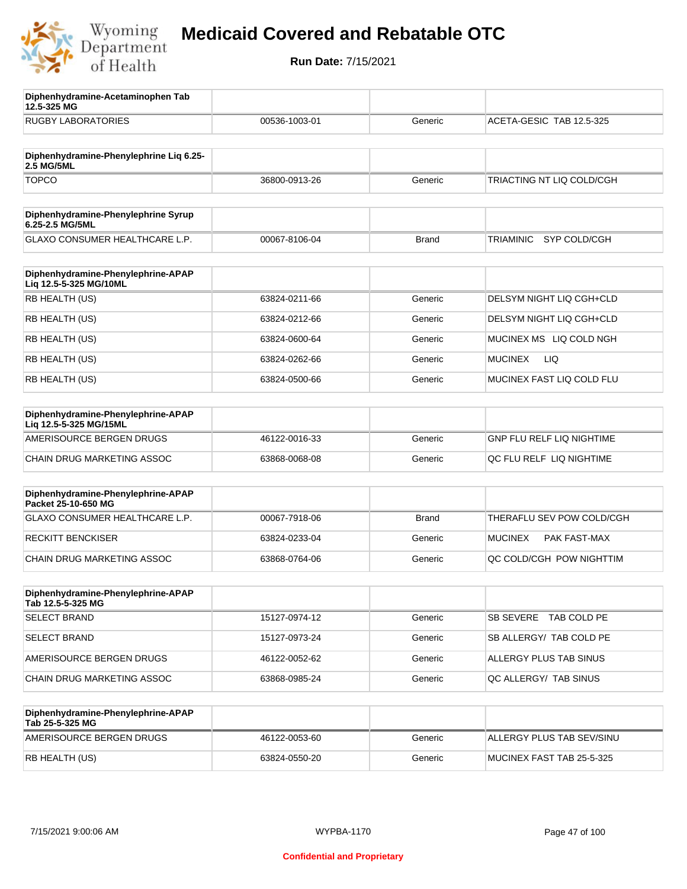# Medicaid Covered and Rebatable OTC

**Run Date:** 7/15/2021

| Diphenhydramine-Acetaminophen Tab 12.5-325 MG | | | |
|---|---|---|---|
| RUGBY LABORATORIES | 00536-1003-01 | Generic | ACETA-GESIC TAB 12.5-325 |

| Diphenhydramine-Phenylephrine Liq 6.25-2.5 MG/5ML | | | |
|---|---|---|---|
| TOPCO | 36800-0913-26 | Generic | TRIACTING NT LIQ COLD/CGH |

| Diphenhydramine-Phenylephrine Syrup 6.25-2.5 MG/5ML | | | |
|---|---|---|---|
| GLAXO CONSUMER HEALTHCARE L.P. | 00067-8106-04 | Brand | TRIAMINIC SYP COLD/CGH |

| Diphenhydramine-Phenylephrine-APAP Liq 12.5-5-325 MG/10ML | | | |
|---|---|---|---|
| RB HEALTH (US) | 63824-0211-66 | Generic | DELSYM NIGHT LIQ CGH+CLD |
| RB HEALTH (US) | 63824-0212-66 | Generic | DELSYM NIGHT LIQ CGH+CLD |
| RB HEALTH (US) | 63824-0600-64 | Generic | MUCINEX MS LIQ COLD NGH |
| RB HEALTH (US) | 63824-0262-66 | Generic | MUCINEX LIQ |
| RB HEALTH (US) | 63824-0500-66 | Generic | MUCINEX FAST LIQ COLD FLU |

| Diphenhydramine-Phenylephrine-APAP Liq 12.5-5-325 MG/15ML | | | |
|---|---|---|---|
| AMERISOURCE BERGEN DRUGS | 46122-0016-33 | Generic | GNP FLU RELF LIQ NIGHTIME |
| CHAIN DRUG MARKETING ASSOC | 63868-0068-08 | Generic | QC FLU RELF LIQ NIGHTIME |

| Diphenhydramine-Phenylephrine-APAP Packet 25-10-650 MG | | | |
|---|---|---|---|
| GLAXO CONSUMER HEALTHCARE L.P. | 00067-7918-06 | Brand | THERAFLU SEV POW COLD/CGH |
| RECKITT BENCKISER | 63824-0233-04 | Generic | MUCINEX PAK FAST-MAX |
| CHAIN DRUG MARKETING ASSOC | 63868-0764-06 | Generic | QC COLD/CGH POW NIGHTTIM |

| Diphenhydramine-Phenylephrine-APAP Tab 12.5-5-325 MG | | | |
|---|---|---|---|
| SELECT BRAND | 15127-0974-12 | Generic | SB SEVERE TAB COLD PE |
| SELECT BRAND | 15127-0973-24 | Generic | SB ALLERGY/ TAB COLD PE |
| AMERISOURCE BERGEN DRUGS | 46122-0052-62 | Generic | ALLERGY PLUS TAB SINUS |
| CHAIN DRUG MARKETING ASSOC | 63868-0985-24 | Generic | QC ALLERGY/ TAB SINUS |

| Diphenhydramine-Phenylephrine-APAP Tab 25-5-325 MG | | | |
|---|---|---|---|
| AMERISOURCE BERGEN DRUGS | 46122-0053-60 | Generic | ALLERGY PLUS TAB SEV/SINU |
| RB HEALTH (US) | 63824-0550-20 | Generic | MUCINEX FAST TAB 25-5-325 |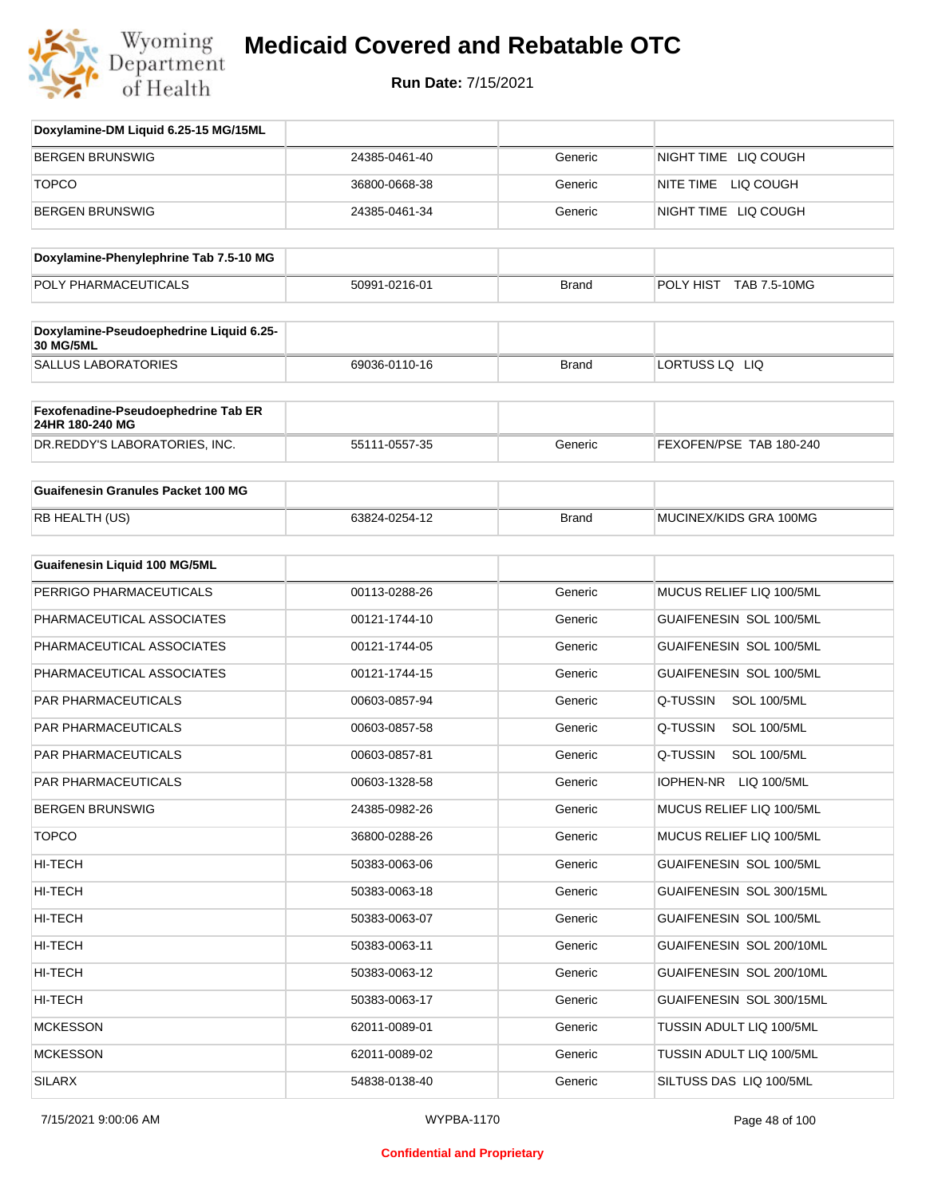# Medicaid Covered and Rebatable OTC

**Run Date:** 7/15/2021

| Doxylamine-DM Liquid 6.25-15 MG/15ML | | | |
|---|---|---|---|
| BERGEN BRUNSWIG | 24385-0461-40 | Generic | NIGHT TIME LIQ COUGH |
| TOPCO | 36800-0668-38 | Generic | NITE TIME LIQ COUGH |
| BERGEN BRUNSWIG | 24385-0461-34 | Generic | NIGHT TIME LIQ COUGH |

| Doxylamine-Phenylephrine Tab 7.5-10 MG | | | |
|---|---|---|---|
| POLY PHARMACEUTICALS | 50991-0216-01 | Brand | POLY HIST TAB 7.5-10MG |

| Doxylamine-Pseudoephedrine Liquid 6.25-30 MG/5ML | | | |
|---|---|---|---|
| SALLUS LABORATORIES | 69036-0110-16 | Brand | LORTUSS LQ LIQ |

| Fexofenadine-Pseudoephedrine Tab ER 24HR 180-240 MG | | | |
|---|---|---|---|
| DR.REDDY'S LABORATORIES, INC. | 55111-0557-35 | Generic | FEXOFEN/PSE TAB 180-240 |

| Guaifenesin Granules Packet 100 MG | | | |
|---|---|---|---|
| RB HEALTH (US) | 63824-0254-12 | Brand | MUCINEX/KIDS GRA 100MG |

| Guaifenesin Liquid 100 MG/5ML | | | |
|---|---|---|---|
| PERRIGO PHARMACEUTICALS | 00113-0288-26 | Generic | MUCUS RELIEF LIQ 100/5ML |
| PHARMACEUTICAL ASSOCIATES | 00121-1744-10 | Generic | GUAIFENESIN SOL 100/5ML |
| PHARMACEUTICAL ASSOCIATES | 00121-1744-05 | Generic | GUAIFENESIN SOL 100/5ML |
| PHARMACEUTICAL ASSOCIATES | 00121-1744-15 | Generic | GUAIFENESIN SOL 100/5ML |
| PAR PHARMACEUTICALS | 00603-0857-94 | Generic | Q-TUSSIN SOL 100/5ML |
| PAR PHARMACEUTICALS | 00603-0857-58 | Generic | Q-TUSSIN SOL 100/5ML |
| PAR PHARMACEUTICALS | 00603-0857-81 | Generic | Q-TUSSIN SOL 100/5ML |
| PAR PHARMACEUTICALS | 00603-1328-58 | Generic | IOPHEN-NR LIQ 100/5ML |
| BERGEN BRUNSWIG | 24385-0982-26 | Generic | MUCUS RELIEF LIQ 100/5ML |
| TOPCO | 36800-0288-26 | Generic | MUCUS RELIEF LIQ 100/5ML |
| HI-TECH | 50383-0063-06 | Generic | GUAIFENESIN SOL 100/5ML |
| HI-TECH | 50383-0063-18 | Generic | GUAIFENESIN SOL 300/15ML |
| HI-TECH | 50383-0063-07 | Generic | GUAIFENESIN SOL 100/5ML |
| HI-TECH | 50383-0063-11 | Generic | GUAIFENESIN SOL 200/10ML |
| HI-TECH | 50383-0063-12 | Generic | GUAIFENESIN SOL 200/10ML |
| HI-TECH | 50383-0063-17 | Generic | GUAIFENESIN SOL 300/15ML |
| MCKESSON | 62011-0089-01 | Generic | TUSSIN ADULT LIQ 100/5ML |
| MCKESSON | 62011-0089-02 | Generic | TUSSIN ADULT LIQ 100/5ML |
| SILARX | 54838-0138-40 | Generic | SILTUSS DAS LIQ 100/5ML |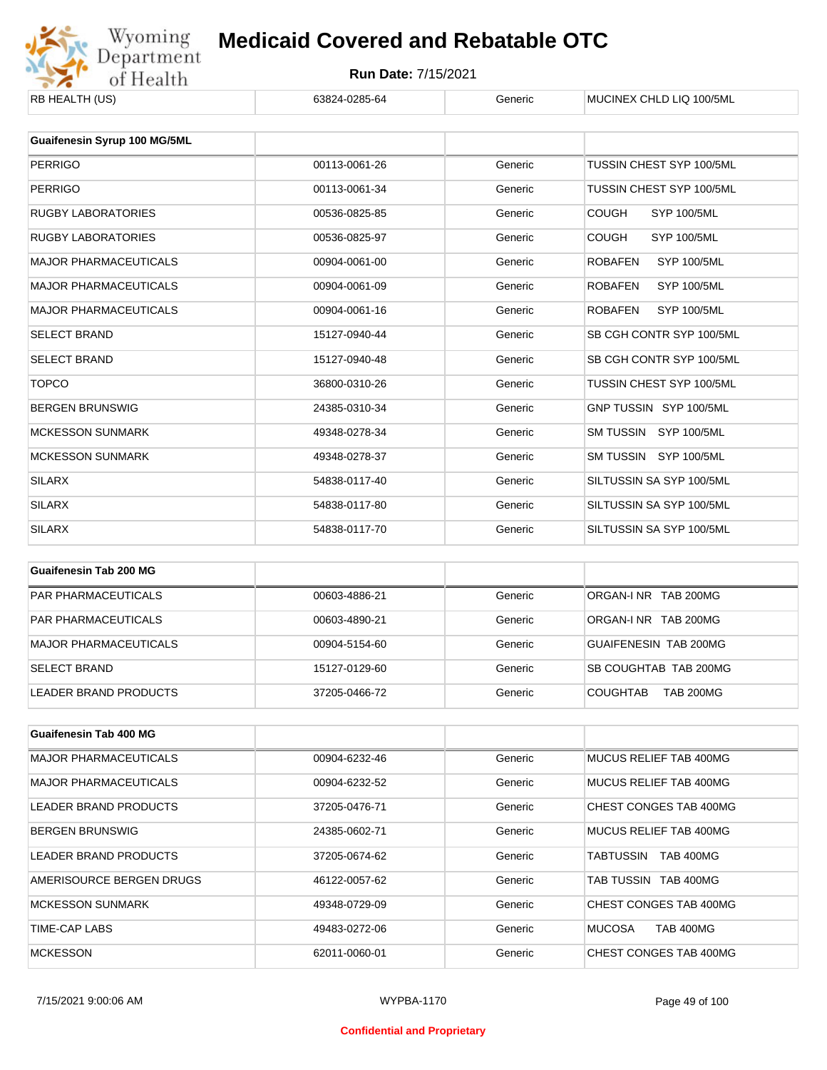| RB HEALTH (US) | 63824-0285-64 | Generic | MUCINEX CHLD LIQ 100/5ML |
|---|---|---|---|

| Guaifenesin Syrup 100 MG/5ML | | | |
|---|---|---|---|
| PERRIGO | 00113-0061-26 | Generic | TUSSIN CHEST SYP 100/5ML |
| PERRIGO | 00113-0061-34 | Generic | TUSSIN CHEST SYP 100/5ML |
| RUGBY LABORATORIES | 00536-0825-85 | Generic | COUGH SYP 100/5ML |
| RUGBY LABORATORIES | 00536-0825-97 | Generic | COUGH SYP 100/5ML |
| MAJOR PHARMACEUTICALS | 00904-0061-00 | Generic | ROBAFEN SYP 100/5ML |
| MAJOR PHARMACEUTICALS | 00904-0061-09 | Generic | ROBAFEN SYP 100/5ML |
| MAJOR PHARMACEUTICALS | 00904-0061-16 | Generic | ROBAFEN SYP 100/5ML |
| SELECT BRAND | 15127-0940-44 | Generic | SB CGH CONTR SYP 100/5ML |
| SELECT BRAND | 15127-0940-48 | Generic | SB CGH CONTR SYP 100/5ML |
| TOPCO | 36800-0310-26 | Generic | TUSSIN CHEST SYP 100/5ML |
| BERGEN BRUNSWIG | 24385-0310-34 | Generic | GNP TUSSIN SYP 100/5ML |
| MCKESSON SUNMARK | 49348-0278-34 | Generic | SM TUSSIN SYP 100/5ML |
| MCKESSON SUNMARK | 49348-0278-37 | Generic | SM TUSSIN SYP 100/5ML |
| SILARX | 54838-0117-40 | Generic | SILTUSSIN SA SYP 100/5ML |
| SILARX | 54838-0117-80 | Generic | SILTUSSIN SA SYP 100/5ML |
| SILARX | 54838-0117-70 | Generic | SILTUSSIN SA SYP 100/5ML |

| Guaifenesin Tab 200 MG | | | |
|---|---|---|---|
| PAR PHARMACEUTICALS | 00603-4886-21 | Generic | ORGAN-I NR TAB 200MG |
| PAR PHARMACEUTICALS | 00603-4890-21 | Generic | ORGAN-I NR TAB 200MG |
| MAJOR PHARMACEUTICALS | 00904-5154-60 | Generic | GUAIFENESIN TAB 200MG |
| SELECT BRAND | 15127-0129-60 | Generic | SB COUGHTAB TAB 200MG |
| LEADER BRAND PRODUCTS | 37205-0466-72 | Generic | COUGHTAB TAB 200MG |

| Guaifenesin Tab 400 MG | | | |
|---|---|---|---|
| MAJOR PHARMACEUTICALS | 00904-6232-46 | Generic | MUCUS RELIEF TAB 400MG |
| MAJOR PHARMACEUTICALS | 00904-6232-52 | Generic | MUCUS RELIEF TAB 400MG |
| LEADER BRAND PRODUCTS | 37205-0476-71 | Generic | CHEST CONGES TAB 400MG |
| BERGEN BRUNSWIG | 24385-0602-71 | Generic | MUCUS RELIEF TAB 400MG |
| LEADER BRAND PRODUCTS | 37205-0674-62 | Generic | TABTUSSIN TAB 400MG |
| AMERISOURCE BERGEN DRUGS | 46122-0057-62 | Generic | TAB TUSSIN TAB 400MG |
| MCKESSON SUNMARK | 49348-0729-09 | Generic | CHEST CONGES TAB 400MG |
| TIME-CAP LABS | 49483-0272-06 | Generic | MUCOSA TAB 400MG |
| MCKESSON | 62011-0060-01 | Generic | CHEST CONGES TAB 400MG |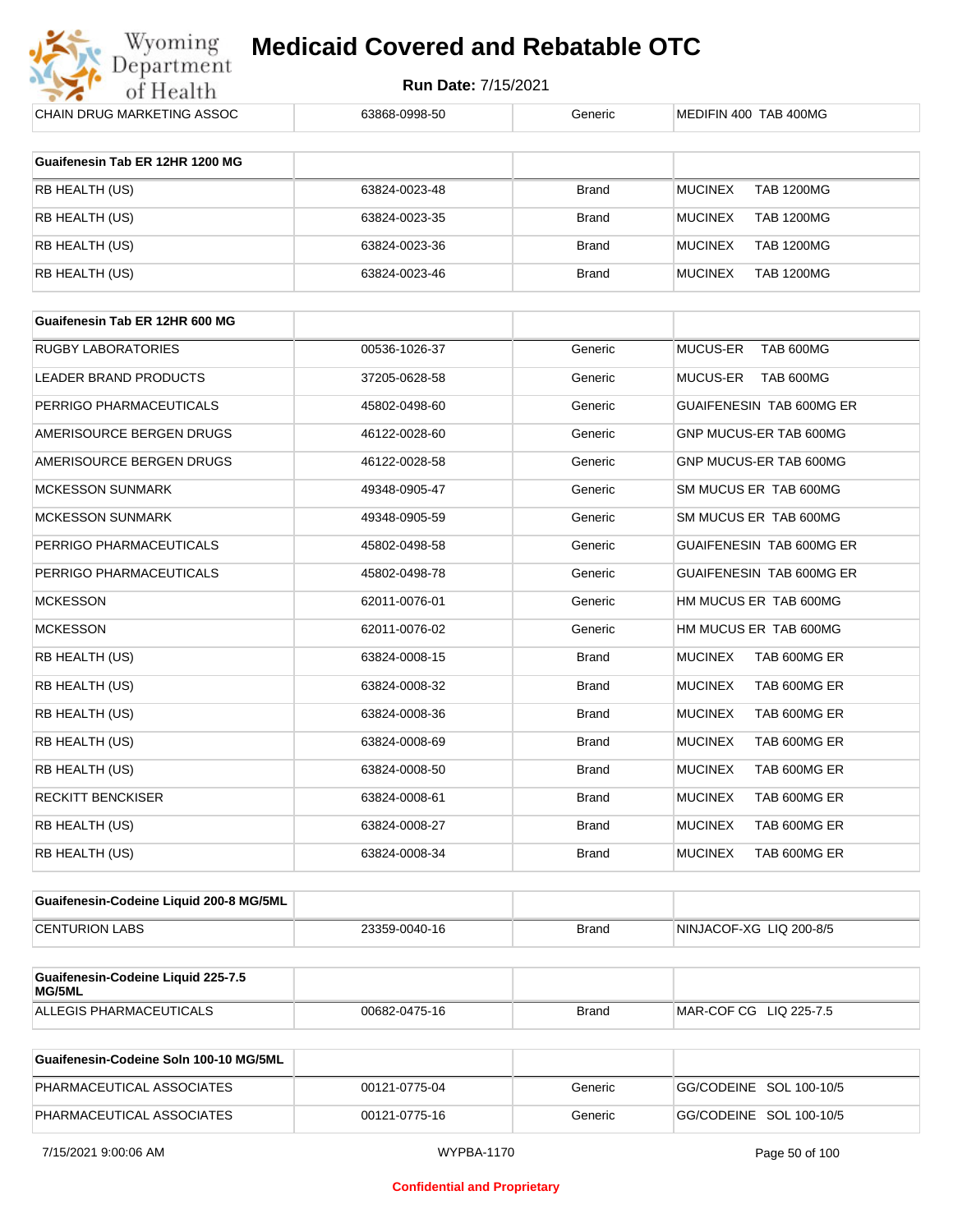| CHAIN DRUG MARKETING ASSOC | 63868-0998-50 | Generic | MEDIFIN 400 TAB 400MG |
|---|---|---|---|

| Guaifenesin Tab ER 12HR 1200 MG | | | |
|---|---|---|---|
| RB HEALTH (US) | 63824-0023-48 | Brand | MUCINEX TAB 1200MG |
| RB HEALTH (US) | 63824-0023-35 | Brand | MUCINEX TAB 1200MG |
| RB HEALTH (US) | 63824-0023-36 | Brand | MUCINEX TAB 1200MG |
| RB HEALTH (US) | 63824-0023-46 | Brand | MUCINEX TAB 1200MG |

| Guaifenesin Tab ER 12HR 600 MG | | | |
|---|---|---|---|
| RUGBY LABORATORIES | 00536-1026-37 | Generic | MUCUS-ER TAB 600MG |
| LEADER BRAND PRODUCTS | 37205-0628-58 | Generic | MUCUS-ER TAB 600MG |
| PERRIGO PHARMACEUTICALS | 45802-0498-60 | Generic | GUAIFENESIN TAB 600MG ER |
| AMERISOURCE BERGEN DRUGS | 46122-0028-60 | Generic | GNP MUCUS-ER TAB 600MG |
| AMERISOURCE BERGEN DRUGS | 46122-0028-58 | Generic | GNP MUCUS-ER TAB 600MG |
| MCKESSON SUNMARK | 49348-0905-47 | Generic | SM MUCUS ER TAB 600MG |
| MCKESSON SUNMARK | 49348-0905-59 | Generic | SM MUCUS ER TAB 600MG |
| PERRIGO PHARMACEUTICALS | 45802-0498-58 | Generic | GUAIFENESIN TAB 600MG ER |
| PERRIGO PHARMACEUTICALS | 45802-0498-78 | Generic | GUAIFENESIN TAB 600MG ER |
| MCKESSON | 62011-0076-01 | Generic | HM MUCUS ER TAB 600MG |
| MCKESSON | 62011-0076-02 | Generic | HM MUCUS ER TAB 600MG |
| RB HEALTH (US) | 63824-0008-15 | Brand | MUCINEX TAB 600MG ER |
| RB HEALTH (US) | 63824-0008-32 | Brand | MUCINEX TAB 600MG ER |
| RB HEALTH (US) | 63824-0008-36 | Brand | MUCINEX TAB 600MG ER |
| RB HEALTH (US) | 63824-0008-69 | Brand | MUCINEX TAB 600MG ER |
| RB HEALTH (US) | 63824-0008-50 | Brand | MUCINEX TAB 600MG ER |
| RECKITT BENCKISER | 63824-0008-61 | Brand | MUCINEX TAB 600MG ER |
| RB HEALTH (US) | 63824-0008-27 | Brand | MUCINEX TAB 600MG ER |
| RB HEALTH (US) | 63824-0008-34 | Brand | MUCINEX TAB 600MG ER |

| Guaifenesin-Codeine Liquid 200-8 MG/5ML | | | |
|---|---|---|---|
| CENTURION LABS | 23359-0040-16 | Brand | NINJACOF-XG LIQ 200-8/5 |

| Guaifenesin-Codeine Liquid 225-7.5 MG/5ML | | | |
|---|---|---|---|
| ALLEGIS PHARMACEUTICALS | 00682-0475-16 | Brand | MAR-COF CG LIQ 225-7.5 |

| Guaifenesin-Codeine Soln 100-10 MG/5ML | | | |
|---|---|---|---|
| PHARMACEUTICAL ASSOCIATES | 00121-0775-04 | Generic | GG/CODEINE SOL 100-10/5 |
| PHARMACEUTICAL ASSOCIATES | 00121-0775-16 | Generic | GG/CODEINE SOL 100-10/5 |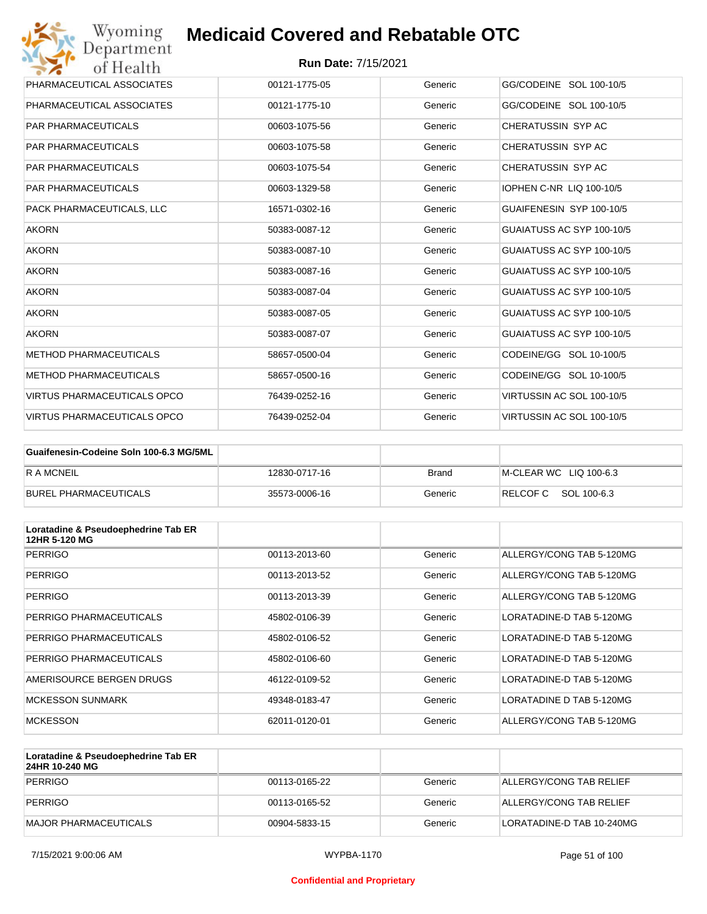| | | | |
|---|---|---|---|
| PHARMACEUTICAL ASSOCIATES | 00121-1775-05 | Generic | GG/CODEINE SOL 100-10/5 |
| PHARMACEUTICAL ASSOCIATES | 00121-1775-10 | Generic | GG/CODEINE SOL 100-10/5 |
| PAR PHARMACEUTICALS | 00603-1075-56 | Generic | CHERATUSSIN SYP AC |
| PAR PHARMACEUTICALS | 00603-1075-58 | Generic | CHERATUSSIN SYP AC |
| PAR PHARMACEUTICALS | 00603-1075-54 | Generic | CHERATUSSIN SYP AC |
| PAR PHARMACEUTICALS | 00603-1329-58 | Generic | IOPHEN C-NR LIQ 100-10/5 |
| PACK PHARMACEUTICALS, LLC | 16571-0302-16 | Generic | GUAIFENESIN SYP 100-10/5 |
| AKORN | 50383-0087-12 | Generic | GUAIATUSS AC SYP 100-10/5 |
| AKORN | 50383-0087-10 | Generic | GUAIATUSS AC SYP 100-10/5 |
| AKORN | 50383-0087-16 | Generic | GUAIATUSS AC SYP 100-10/5 |
| AKORN | 50383-0087-04 | Generic | GUAIATUSS AC SYP 100-10/5 |
| AKORN | 50383-0087-05 | Generic | GUAIATUSS AC SYP 100-10/5 |
| AKORN | 50383-0087-07 | Generic | GUAIATUSS AC SYP 100-10/5 |
| METHOD PHARMACEUTICALS | 58657-0500-04 | Generic | CODEINE/GG SOL 10-100/5 |
| METHOD PHARMACEUTICALS | 58657-0500-16 | Generic | CODEINE/GG SOL 10-100/5 |
| VIRTUS PHARMACEUTICALS OPCO | 76439-0252-16 | Generic | VIRTUSSIN AC SOL 100-10/5 |
| VIRTUS PHARMACEUTICALS OPCO | 76439-0252-04 | Generic | VIRTUSSIN AC SOL 100-10/5 |

| Guaifenesin-Codeine Soln 100-6.3 MG/5ML | | | |
|---|---|---|---|
| R A MCNEIL | 12830-0717-16 | Brand | M-CLEAR WC LIQ 100-6.3 |
| BUREL PHARMACEUTICALS | 35573-0006-16 | Generic | RELCOF C SOL 100-6.3 |

| Loratadine & Pseudoephedrine Tab ER 12HR 5-120 MG | | | |
|---|---|---|---|
| PERRIGO | 00113-2013-60 | Generic | ALLERGY/CONG TAB 5-120MG |
| PERRIGO | 00113-2013-52 | Generic | ALLERGY/CONG TAB 5-120MG |
| PERRIGO | 00113-2013-39 | Generic | ALLERGY/CONG TAB 5-120MG |
| PERRIGO PHARMACEUTICALS | 45802-0106-39 | Generic | LORATADINE-D TAB 5-120MG |
| PERRIGO PHARMACEUTICALS | 45802-0106-52 | Generic | LORATADINE-D TAB 5-120MG |
| PERRIGO PHARMACEUTICALS | 45802-0106-60 | Generic | LORATADINE-D TAB 5-120MG |
| AMERISOURCE BERGEN DRUGS | 46122-0109-52 | Generic | LORATADINE-D TAB 5-120MG |
| MCKESSON SUNMARK | 49348-0183-47 | Generic | LORATADINE D TAB 5-120MG |
| MCKESSON | 62011-0120-01 | Generic | ALLERGY/CONG TAB 5-120MG |

| Loratadine & Pseudoephedrine Tab ER 24HR 10-240 MG | | | |
|---|---|---|---|
| PERRIGO | 00113-0165-22 | Generic | ALLERGY/CONG TAB RELIEF |
| PERRIGO | 00113-0165-52 | Generic | ALLERGY/CONG TAB RELIEF |
| MAJOR PHARMACEUTICALS | 00904-5833-15 | Generic | LORATADINE-D TAB 10-240MG |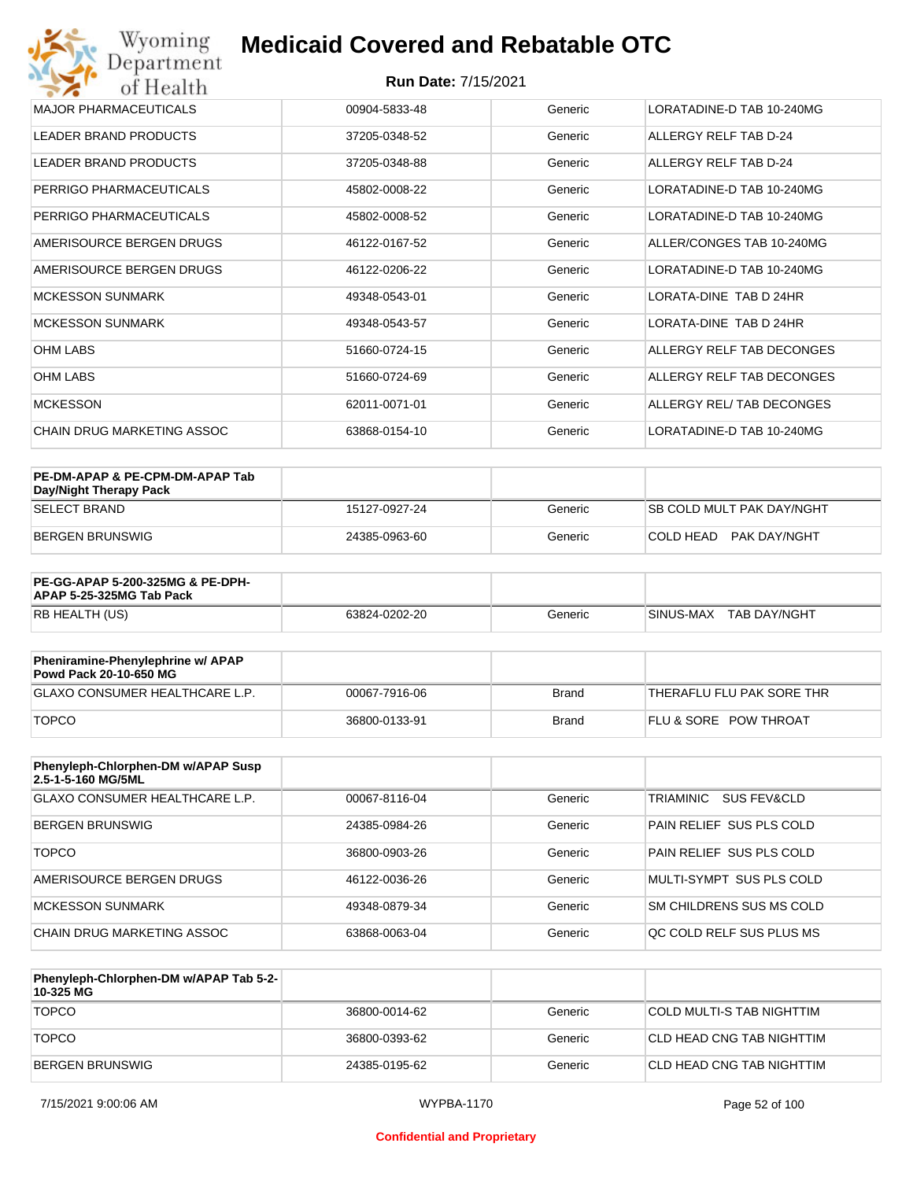| | | | |
|---|---|---|---|
| MAJOR PHARMACEUTICALS | 00904-5833-48 | Generic | LORATADINE-D TAB 10-240MG |
| LEADER BRAND PRODUCTS | 37205-0348-52 | Generic | ALLERGY RELF TAB D-24 |
| LEADER BRAND PRODUCTS | 37205-0348-88 | Generic | ALLERGY RELF TAB D-24 |
| PERRIGO PHARMACEUTICALS | 45802-0008-22 | Generic | LORATADINE-D TAB 10-240MG |
| PERRIGO PHARMACEUTICALS | 45802-0008-52 | Generic | LORATADINE-D TAB 10-240MG |
| AMERISOURCE BERGEN DRUGS | 46122-0167-52 | Generic | ALLER/CONGES TAB 10-240MG |
| AMERISOURCE BERGEN DRUGS | 46122-0206-22 | Generic | LORATADINE-D TAB 10-240MG |
| MCKESSON SUNMARK | 49348-0543-01 | Generic | LORATA-DINE TAB D 24HR |
| MCKESSON SUNMARK | 49348-0543-57 | Generic | LORATA-DINE TAB D 24HR |
| OHM LABS | 51660-0724-15 | Generic | ALLERGY RELF TAB DECONGES |
| OHM LABS | 51660-0724-69 | Generic | ALLERGY RELF TAB DECONGES |
| MCKESSON | 62011-0071-01 | Generic | ALLERGY REL/ TAB DECONGES |
| CHAIN DRUG MARKETING ASSOC | 63868-0154-10 | Generic | LORATADINE-D TAB 10-240MG |

| PE-DM-APAP & PE-CPM-DM-APAP Tab Day/Night Therapy Pack | | | |
|---|---|---|---|
| SELECT BRAND | 15127-0927-24 | Generic | SB COLD MULT PAK DAY/NGHT |
| BERGEN BRUNSWIG | 24385-0963-60 | Generic | COLD HEAD PAK DAY/NGHT |

| PE-GG-APAP 5-200-325MG & PE-DPH-APAP 5-25-325MG Tab Pack | | | |
|---|---|---|---|
| RB HEALTH (US) | 63824-0202-20 | Generic | SINUS-MAX TAB DAY/NGHT |

| Pheniramine-Phenylephrine w/ APAP Powd Pack 20-10-650 MG | | | |
|---|---|---|---|
| GLAXO CONSUMER HEALTHCARE L.P. | 00067-7916-06 | Brand | THERAFLU FLU PAK SORE THR |
| TOPCO | 36800-0133-91 | Brand | FLU & SORE POW THROAT |

| Phenyleph-Chlorphen-DM w/APAP Susp 2.5-1-5-160 MG/5ML | | | |
|---|---|---|---|
| GLAXO CONSUMER HEALTHCARE L.P. | 00067-8116-04 | Generic | TRIAMINIC SUS FEV&CLD |
| BERGEN BRUNSWIG | 24385-0984-26 | Generic | PAIN RELIEF SUS PLS COLD |
| TOPCO | 36800-0903-26 | Generic | PAIN RELIEF SUS PLS COLD |
| AMERISOURCE BERGEN DRUGS | 46122-0036-26 | Generic | MULTI-SYMPT SUS PLS COLD |
| MCKESSON SUNMARK | 49348-0879-34 | Generic | SM CHILDRENS SUS MS COLD |
| CHAIN DRUG MARKETING ASSOC | 63868-0063-04 | Generic | QC COLD RELF SUS PLUS MS |

| Phenyleph-Chlorphen-DM w/APAP Tab 5-2-10-325 MG | | | |
|---|---|---|---|
| TOPCO | 36800-0014-62 | Generic | COLD MULTI-S TAB NIGHTTIM |
| TOPCO | 36800-0393-62 | Generic | CLD HEAD CNG TAB NIGHTTIM |
| BERGEN BRUNSWIG | 24385-0195-62 | Generic | CLD HEAD CNG TAB NIGHTTIM |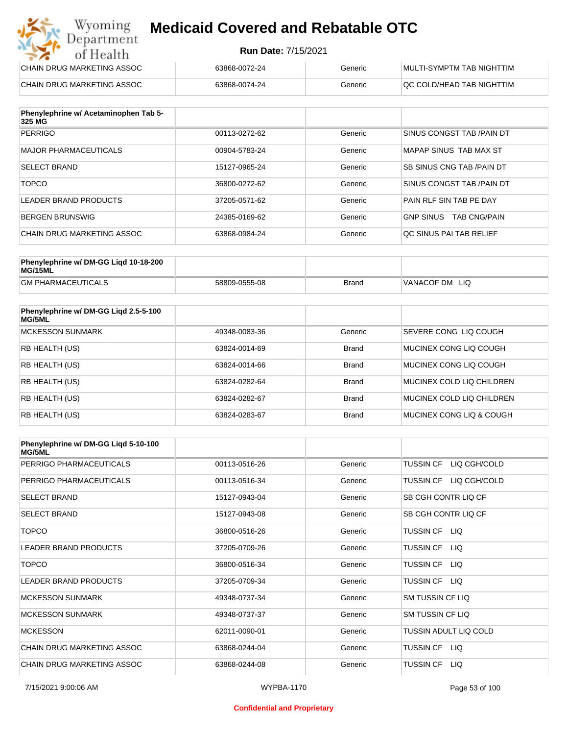| | | | |
|---|---|---|---|
| CHAIN DRUG MARKETING ASSOC | 63868-0072-24 | Generic | MULTI-SYMPTM TAB NIGHTTIM |
| CHAIN DRUG MARKETING ASSOC | 63868-0074-24 | Generic | QC COLD/HEAD TAB NIGHTTIM |

| Phenylephrine w/ Acetaminophen Tab 5-325 MG | | | |
|---|---|---|---|
| PERRIGO | 00113-0272-62 | Generic | SINUS CONGST TAB /PAIN DT |
| MAJOR PHARMACEUTICALS | 00904-5783-24 | Generic | MAPAP SINUS TAB MAX ST |
| SELECT BRAND | 15127-0965-24 | Generic | SB SINUS CNG TAB /PAIN DT |
| TOPCO | 36800-0272-62 | Generic | SINUS CONGST TAB /PAIN DT |
| LEADER BRAND PRODUCTS | 37205-0571-62 | Generic | PAIN RLF SIN TAB PE DAY |
| BERGEN BRUNSWIG | 24385-0169-62 | Generic | GNP SINUS TAB CNG/PAIN |
| CHAIN DRUG MARKETING ASSOC | 63868-0984-24 | Generic | QC SINUS PAI TAB RELIEF |

| Phenylephrine w/ DM-GG Liqd 10-18-200 MG/15ML | | | |
|---|---|---|---|
| GM PHARMACEUTICALS | 58809-0555-08 | Brand | VANACOF DM LIQ |

| Phenylephrine w/ DM-GG Liqd 2.5-5-100 MG/5ML | | | |
|---|---|---|---|
| MCKESSON SUNMARK | 49348-0083-36 | Generic | SEVERE CONG LIQ COUGH |
| RB HEALTH (US) | 63824-0014-69 | Brand | MUCINEX CONG LIQ COUGH |
| RB HEALTH (US) | 63824-0014-66 | Brand | MUCINEX CONG LIQ COUGH |
| RB HEALTH (US) | 63824-0282-64 | Brand | MUCINEX COLD LIQ CHILDREN |
| RB HEALTH (US) | 63824-0282-67 | Brand | MUCINEX COLD LIQ CHILDREN |
| RB HEALTH (US) | 63824-0283-67 | Brand | MUCINEX CONG LIQ & COUGH |

| Phenylephrine w/ DM-GG Liqd 5-10-100 MG/5ML | | | |
|---|---|---|---|
| PERRIGO PHARMACEUTICALS | 00113-0516-26 | Generic | TUSSIN CF LIQ CGH/COLD |
| PERRIGO PHARMACEUTICALS | 00113-0516-34 | Generic | TUSSIN CF LIQ CGH/COLD |
| SELECT BRAND | 15127-0943-04 | Generic | SB CGH CONTR LIQ CF |
| SELECT BRAND | 15127-0943-08 | Generic | SB CGH CONTR LIQ CF |
| TOPCO | 36800-0516-26 | Generic | TUSSIN CF LIQ |
| LEADER BRAND PRODUCTS | 37205-0709-26 | Generic | TUSSIN CF LIQ |
| TOPCO | 36800-0516-34 | Generic | TUSSIN CF LIQ |
| LEADER BRAND PRODUCTS | 37205-0709-34 | Generic | TUSSIN CF LIQ |
| MCKESSON SUNMARK | 49348-0737-34 | Generic | SM TUSSIN CF LIQ |
| MCKESSON SUNMARK | 49348-0737-37 | Generic | SM TUSSIN CF LIQ |
| MCKESSON | 62011-0090-01 | Generic | TUSSIN ADULT LIQ COLD |
| CHAIN DRUG MARKETING ASSOC | 63868-0244-04 | Generic | TUSSIN CF LIQ |
| CHAIN DRUG MARKETING ASSOC | 63868-0244-08 | Generic | TUSSIN CF LIQ |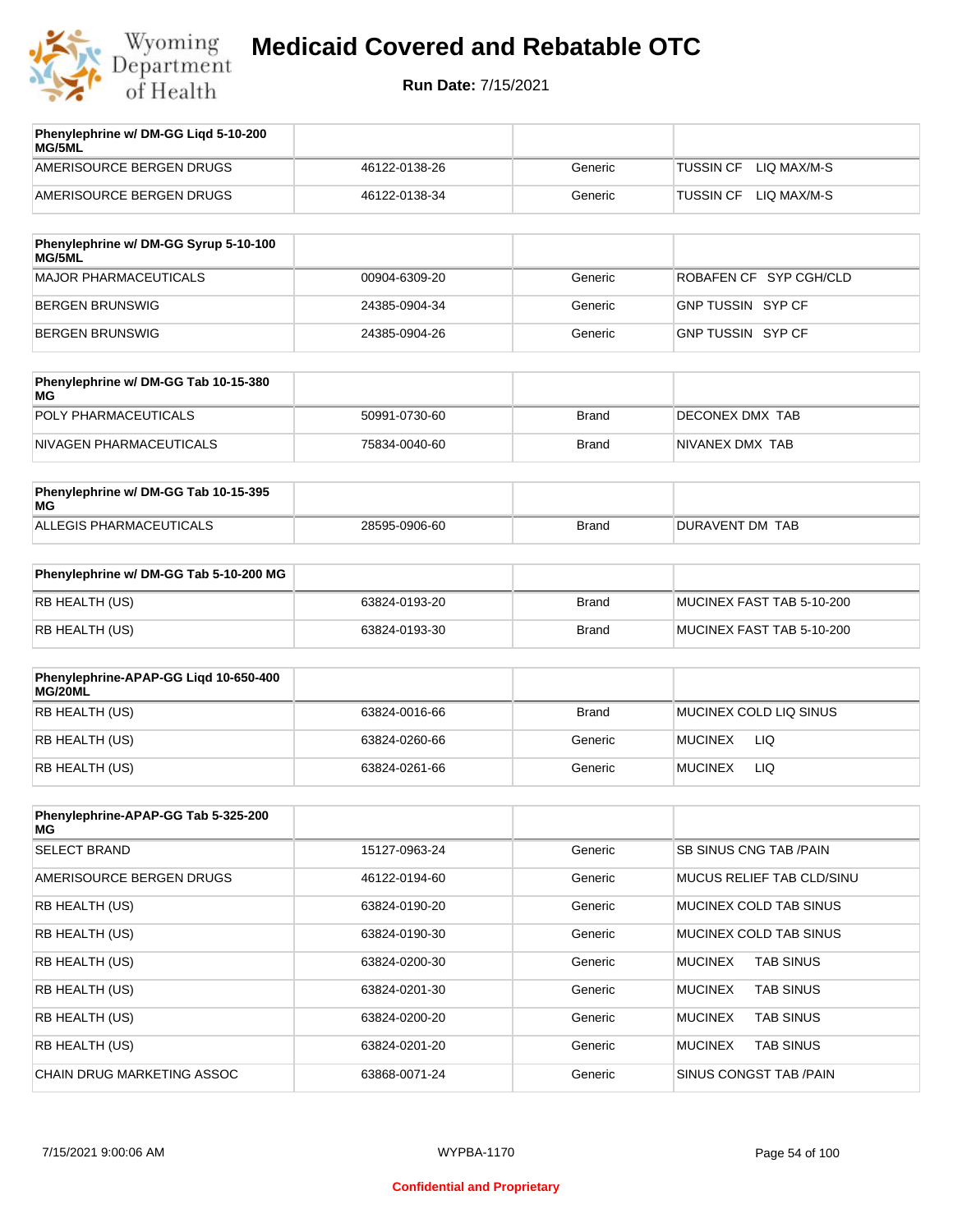# Medicaid Covered and Rebatable OTC

**Run Date:** 7/15/2021

| Phenylephrine w/ DM-GG Liqd 5-10-200 MG/5ML | | | |
|---|---|---|---|
| AMERISOURCE BERGEN DRUGS | 46122-0138-26 | Generic | TUSSIN CF LIQ MAX/M-S |
| AMERISOURCE BERGEN DRUGS | 46122-0138-34 | Generic | TUSSIN CF LIQ MAX/M-S |

| Phenylephrine w/ DM-GG Syrup 5-10-100 MG/5ML | | | |
|---|---|---|---|
| MAJOR PHARMACEUTICALS | 00904-6309-20 | Generic | ROBAFEN CF SYP CGH/CLD |
| BERGEN BRUNSWIG | 24385-0904-34 | Generic | GNP TUSSIN SYP CF |
| BERGEN BRUNSWIG | 24385-0904-26 | Generic | GNP TUSSIN SYP CF |

| Phenylephrine w/ DM-GG Tab 10-15-380 MG | | | |
|---|---|---|---|
| POLY PHARMACEUTICALS | 50991-0730-60 | Brand | DECONEX DMX TAB |
| NIVAGEN PHARMACEUTICALS | 75834-0040-60 | Brand | NIVANEX DMX TAB |

| Phenylephrine w/ DM-GG Tab 10-15-395 MG | | | |
|---|---|---|---|
| ALLEGIS PHARMACEUTICALS | 28595-0906-60 | Brand | DURAVENT DM TAB |

| Phenylephrine w/ DM-GG Tab 5-10-200 MG | | | |
|---|---|---|---|
| RB HEALTH (US) | 63824-0193-20 | Brand | MUCINEX FAST TAB 5-10-200 |
| RB HEALTH (US) | 63824-0193-30 | Brand | MUCINEX FAST TAB 5-10-200 |

| Phenylephrine-APAP-GG Liqd 10-650-400 MG/20ML | | | |
|---|---|---|---|
| RB HEALTH (US) | 63824-0016-66 | Brand | MUCINEX COLD LIQ SINUS |
| RB HEALTH (US) | 63824-0260-66 | Generic | MUCINEX LIQ |
| RB HEALTH (US) | 63824-0261-66 | Generic | MUCINEX LIQ |

| Phenylephrine-APAP-GG Tab 5-325-200 MG | | | |
|---|---|---|---|
| SELECT BRAND | 15127-0963-24 | Generic | SB SINUS CNG TAB /PAIN |
| AMERISOURCE BERGEN DRUGS | 46122-0194-60 | Generic | MUCUS RELIEF TAB CLD/SINU |
| RB HEALTH (US) | 63824-0190-20 | Generic | MUCINEX COLD TAB SINUS |
| RB HEALTH (US) | 63824-0190-30 | Generic | MUCINEX COLD TAB SINUS |
| RB HEALTH (US) | 63824-0200-30 | Generic | MUCINEX TAB SINUS |
| RB HEALTH (US) | 63824-0201-30 | Generic | MUCINEX TAB SINUS |
| RB HEALTH (US) | 63824-0200-20 | Generic | MUCINEX TAB SINUS |
| RB HEALTH (US) | 63824-0201-20 | Generic | MUCINEX TAB SINUS |
| CHAIN DRUG MARKETING ASSOC | 63868-0071-24 | Generic | SINUS CONGST TAB /PAIN |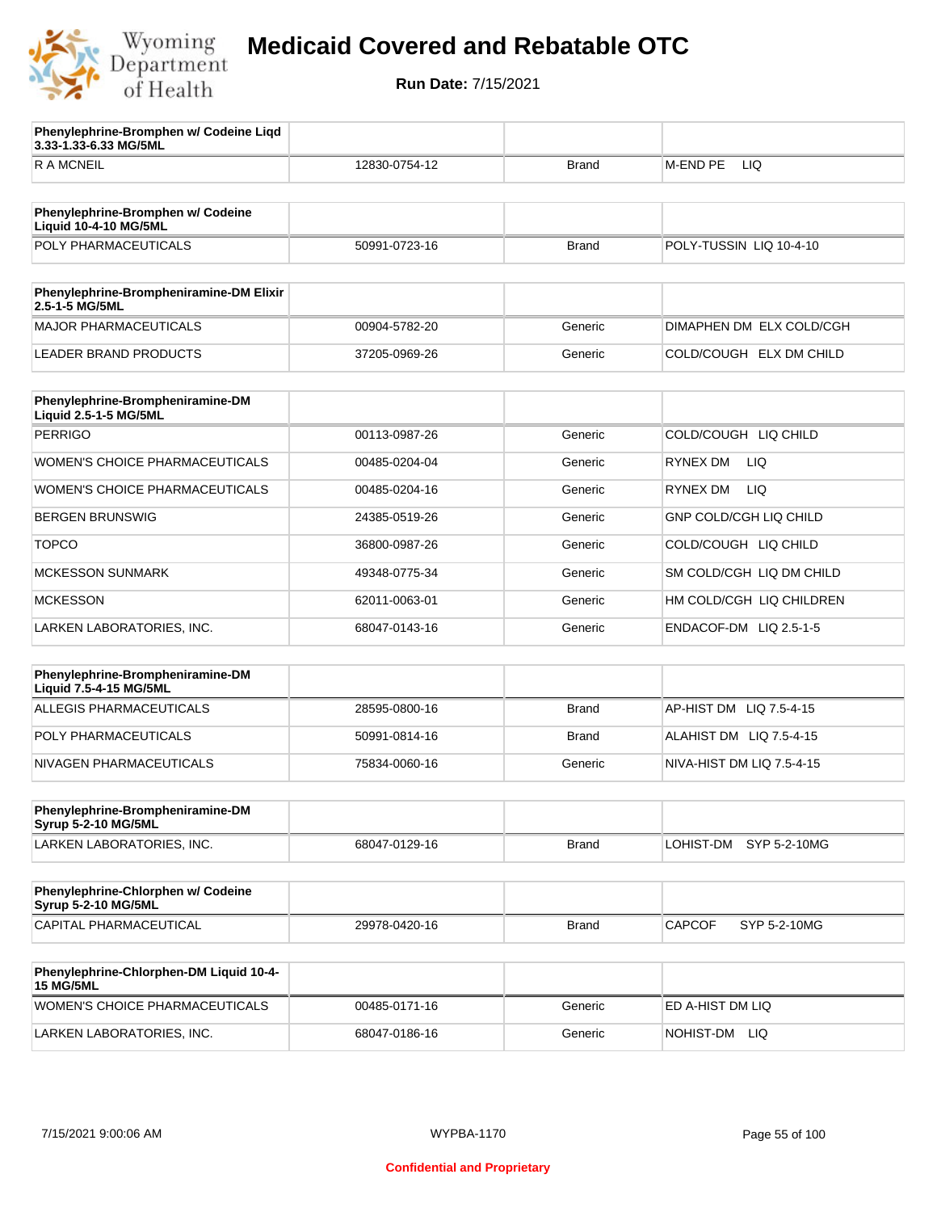# Medicaid Covered and Rebatable OTC

**Run Date:** 7/15/2021

| Phenylephrine-Bromphen w/ Codeine Liqd 3.33-1.33-6.33 MG/5ML | | | |
|---|---|---|---|
| R A MCNEIL | 12830-0754-12 | Brand | M-END PE LIQ |

| Phenylephrine-Bromphen w/ Codeine Liquid 10-4-10 MG/5ML | | | |
|---|---|---|---|
| POLY PHARMACEUTICALS | 50991-0723-16 | Brand | POLY-TUSSIN LIQ 10-4-10 |

| Phenylephrine-Brompheniramine-DM Elixir 2.5-1-5 MG/5ML | | | |
|---|---|---|---|
| MAJOR PHARMACEUTICALS | 00904-5782-20 | Generic | DIMAPHEN DM ELX COLD/CGH |
| LEADER BRAND PRODUCTS | 37205-0969-26 | Generic | COLD/COUGH ELX DM CHILD |

| Phenylephrine-Brompheniramine-DM Liquid 2.5-1-5 MG/5ML | | | |
|---|---|---|---|
| PERRIGO | 00113-0987-26 | Generic | COLD/COUGH LIQ CHILD |
| WOMEN'S CHOICE PHARMACEUTICALS | 00485-0204-04 | Generic | RYNEX DM LIQ |
| WOMEN'S CHOICE PHARMACEUTICALS | 00485-0204-16 | Generic | RYNEX DM LIQ |
| BERGEN BRUNSWIG | 24385-0519-26 | Generic | GNP COLD/CGH LIQ CHILD |
| TOPCO | 36800-0987-26 | Generic | COLD/COUGH LIQ CHILD |
| MCKESSON SUNMARK | 49348-0775-34 | Generic | SM COLD/CGH LIQ DM CHILD |
| MCKESSON | 62011-0063-01 | Generic | HM COLD/CGH LIQ CHILDREN |
| LARKEN LABORATORIES, INC. | 68047-0143-16 | Generic | ENDACOF-DM LIQ 2.5-1-5 |

| Phenylephrine-Brompheniramine-DM Liquid 7.5-4-15 MG/5ML | | | |
|---|---|---|---|
| ALLEGIS PHARMACEUTICALS | 28595-0800-16 | Brand | AP-HIST DM LIQ 7.5-4-15 |
| POLY PHARMACEUTICALS | 50991-0814-16 | Brand | ALAHIST DM LIQ 7.5-4-15 |
| NIVAGEN PHARMACEUTICALS | 75834-0060-16 | Generic | NIVA-HIST DM LIQ 7.5-4-15 |

| Phenylephrine-Brompheniramine-DM Syrup 5-2-10 MG/5ML | | | |
|---|---|---|---|
| LARKEN LABORATORIES, INC. | 68047-0129-16 | Brand | LOHIST-DM SYP 5-2-10MG |

| Phenylephrine-Chlorphen w/ Codeine Syrup 5-2-10 MG/5ML | | | |
|---|---|---|---|
| CAPITAL PHARMACEUTICAL | 29978-0420-16 | Brand | CAPCOF SYP 5-2-10MG |

| Phenylephrine-Chlorphen-DM Liquid 10-4-15 MG/5ML | | | |
|---|---|---|---|
| WOMEN'S CHOICE PHARMACEUTICALS | 00485-0171-16 | Generic | ED A-HIST DM LIQ |
| LARKEN LABORATORIES, INC. | 68047-0186-16 | Generic | NOHIST-DM LIQ |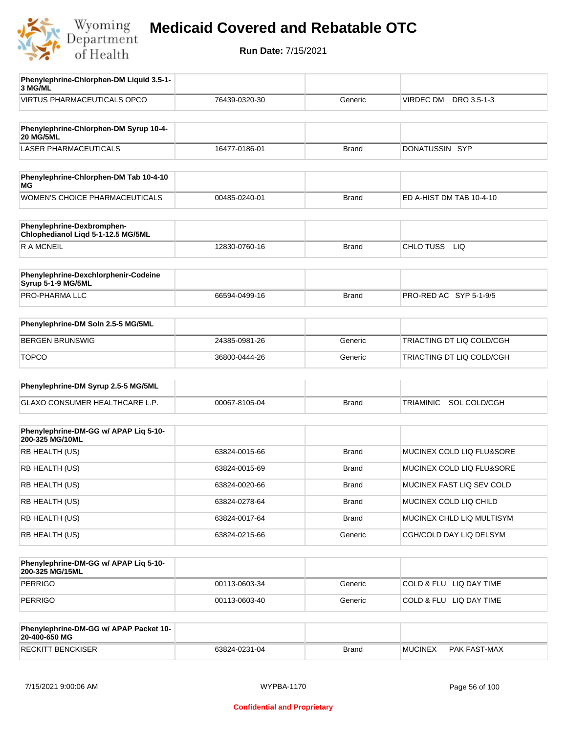# Medicaid Covered and Rebatable OTC

**Run Date:** 7/15/2021

| Phenylephrine-Chlorphen-DM Liquid 3.5-1-3 MG/ML | | | |
|---|---|---|---|
| VIRTUS PHARMACEUTICALS OPCO | 76439-0320-30 | Generic | VIRDEC DM DRO 3.5-1-3 |

| Phenylephrine-Chlorphen-DM Syrup 10-4-20 MG/5ML | | | |
|---|---|---|---|
| LASER PHARMACEUTICALS | 16477-0186-01 | Brand | DONATUSSIN SYP |

| Phenylephrine-Chlorphen-DM Tab 10-4-10 MG | | | |
|---|---|---|---|
| WOMEN'S CHOICE PHARMACEUTICALS | 00485-0240-01 | Brand | ED A-HIST DM TAB 10-4-10 |

| Phenylephrine-Dexbromphen-Chlophedianol Liqd 5-1-12.5 MG/5ML | | | |
|---|---|---|---|
| R A MCNEIL | 12830-0760-16 | Brand | CHLO TUSS LIQ |

| Phenylephrine-Dexchlorphenir-Codeine Syrup 5-1-9 MG/5ML | | | |
|---|---|---|---|
| PRO-PHARMA LLC | 66594-0499-16 | Brand | PRO-RED AC SYP 5-1-9/5 |

| Phenylephrine-DM Soln 2.5-5 MG/5ML | | | |
|---|---|---|---|
| BERGEN BRUNSWIG | 24385-0981-26 | Generic | TRIACTING DT LIQ COLD/CGH |
| TOPCO | 36800-0444-26 | Generic | TRIACTING DT LIQ COLD/CGH |

| Phenylephrine-DM Syrup 2.5-5 MG/5ML | | | |
|---|---|---|---|
| GLAXO CONSUMER HEALTHCARE L.P. | 00067-8105-04 | Brand | TRIAMINIC SOL COLD/CGH |

| Phenylephrine-DM-GG w/ APAP Liq 5-10-200-325 MG/10ML | | | |
|---|---|---|---|
| RB HEALTH (US) | 63824-0015-66 | Brand | MUCINEX COLD LIQ FLU&SORE |
| RB HEALTH (US) | 63824-0015-69 | Brand | MUCINEX COLD LIQ FLU&SORE |
| RB HEALTH (US) | 63824-0020-66 | Brand | MUCINEX FAST LIQ SEV COLD |
| RB HEALTH (US) | 63824-0278-64 | Brand | MUCINEX COLD LIQ CHILD |
| RB HEALTH (US) | 63824-0017-64 | Brand | MUCINEX CHLD LIQ MULTISYM |
| RB HEALTH (US) | 63824-0215-66 | Generic | CGH/COLD DAY LIQ DELSYM |

| Phenylephrine-DM-GG w/ APAP Liq 5-10-200-325 MG/15ML | | | |
|---|---|---|---|
| PERRIGO | 00113-0603-34 | Generic | COLD & FLU LIQ DAY TIME |
| PERRIGO | 00113-0603-40 | Generic | COLD & FLU LIQ DAY TIME |

| Phenylephrine-DM-GG w/ APAP Packet 10-20-400-650 MG | | | |
|---|---|---|---|
| RECKITT BENCKISER | 63824-0231-04 | Brand | MUCINEX PAK FAST-MAX |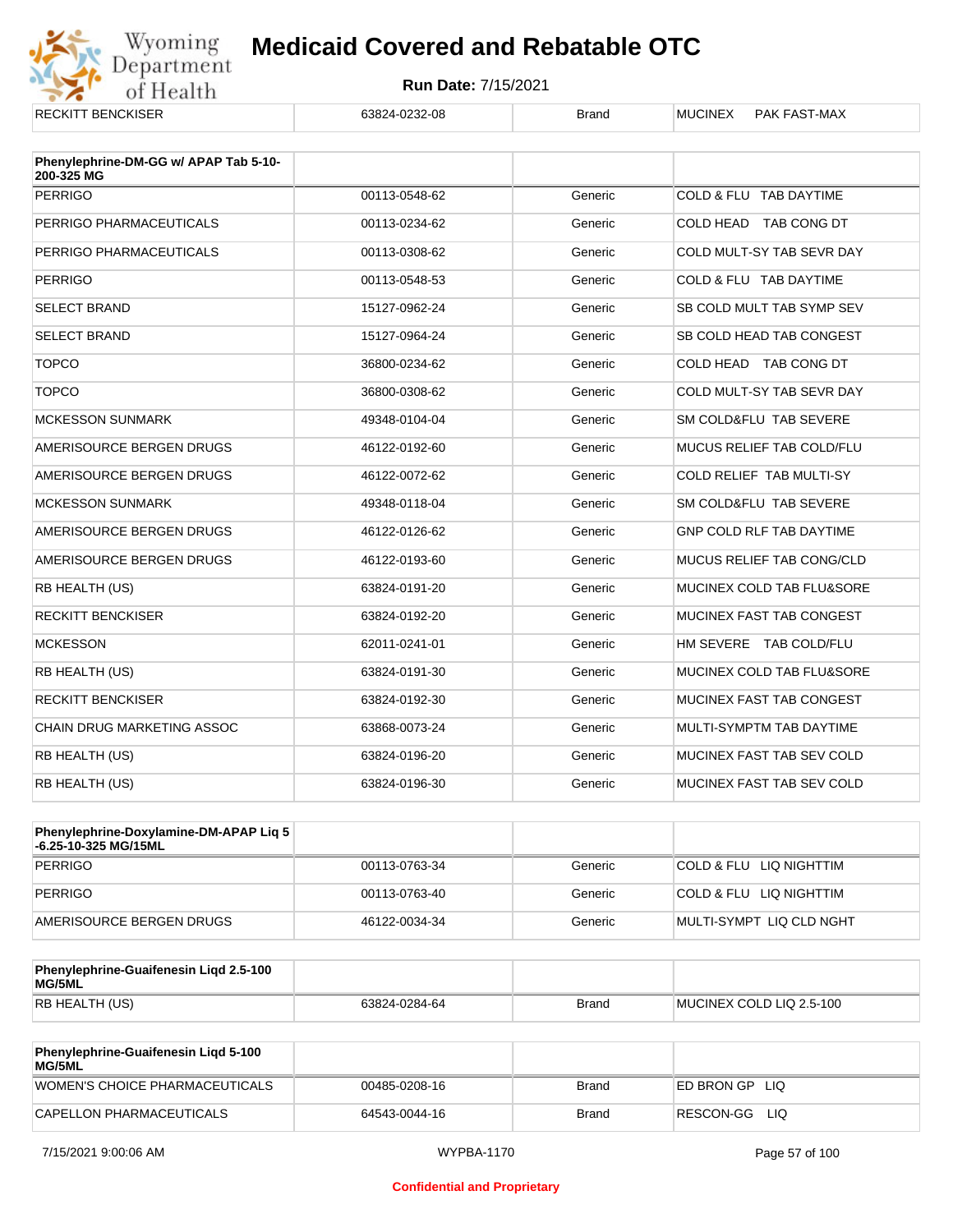| RECKITT BENCKISER | 63824-0232-08 | Brand | MUCINEX PAK FAST-MAX |
|---|---|---|---|

| Phenylephrine-DM-GG w/ APAP Tab 5-10-200-325 MG | | | |
|---|---|---|---|
| PERRIGO | 00113-0548-62 | Generic | COLD & FLU TAB DAYTIME |
| PERRIGO PHARMACEUTICALS | 00113-0234-62 | Generic | COLD HEAD TAB CONG DT |
| PERRIGO PHARMACEUTICALS | 00113-0308-62 | Generic | COLD MULT-SY TAB SEVR DAY |
| PERRIGO | 00113-0548-53 | Generic | COLD & FLU TAB DAYTIME |
| SELECT BRAND | 15127-0962-24 | Generic | SB COLD MULT TAB SYMP SEV |
| SELECT BRAND | 15127-0964-24 | Generic | SB COLD HEAD TAB CONGEST |
| TOPCO | 36800-0234-62 | Generic | COLD HEAD TAB CONG DT |
| TOPCO | 36800-0308-62 | Generic | COLD MULT-SY TAB SEVR DAY |
| MCKESSON SUNMARK | 49348-0104-04 | Generic | SM COLD&FLU TAB SEVERE |
| AMERISOURCE BERGEN DRUGS | 46122-0192-60 | Generic | MUCUS RELIEF TAB COLD/FLU |
| AMERISOURCE BERGEN DRUGS | 46122-0072-62 | Generic | COLD RELIEF TAB MULTI-SY |
| MCKESSON SUNMARK | 49348-0118-04 | Generic | SM COLD&FLU TAB SEVERE |
| AMERISOURCE BERGEN DRUGS | 46122-0126-62 | Generic | GNP COLD RLF TAB DAYTIME |
| AMERISOURCE BERGEN DRUGS | 46122-0193-60 | Generic | MUCUS RELIEF TAB CONG/CLD |
| RB HEALTH (US) | 63824-0191-20 | Generic | MUCINEX COLD TAB FLU&SORE |
| RECKITT BENCKISER | 63824-0192-20 | Generic | MUCINEX FAST TAB CONGEST |
| MCKESSON | 62011-0241-01 | Generic | HM SEVERE TAB COLD/FLU |
| RB HEALTH (US) | 63824-0191-30 | Generic | MUCINEX COLD TAB FLU&SORE |
| RECKITT BENCKISER | 63824-0192-30 | Generic | MUCINEX FAST TAB CONGEST |
| CHAIN DRUG MARKETING ASSOC | 63868-0073-24 | Generic | MULTI-SYMPTM TAB DAYTIME |
| RB HEALTH (US) | 63824-0196-20 | Generic | MUCINEX FAST TAB SEV COLD |
| RB HEALTH (US) | 63824-0196-30 | Generic | MUCINEX FAST TAB SEV COLD |

| Phenylephrine-Doxylamine-DM-APAP Liq 5-6.25-10-325 MG/15ML | | | |
|---|---|---|---|
| PERRIGO | 00113-0763-34 | Generic | COLD & FLU LIQ NIGHTTIM |
| PERRIGO | 00113-0763-40 | Generic | COLD & FLU LIQ NIGHTTIM |
| AMERISOURCE BERGEN DRUGS | 46122-0034-34 | Generic | MULTI-SYMPT LIQ CLD NGHT |

| Phenylephrine-Guaifenesin Liqd 2.5-100 MG/5ML | | | |
|---|---|---|---|
| RB HEALTH (US) | 63824-0284-64 | Brand | MUCINEX COLD LIQ 2.5-100 |

| Phenylephrine-Guaifenesin Liqd 5-100 MG/5ML | | | |
|---|---|---|---|
| WOMEN'S CHOICE PHARMACEUTICALS | 00485-0208-16 | Brand | ED BRON GP LIQ |
| CAPELLON PHARMACEUTICALS | 64543-0044-16 | Brand | RESCON-GG LIQ |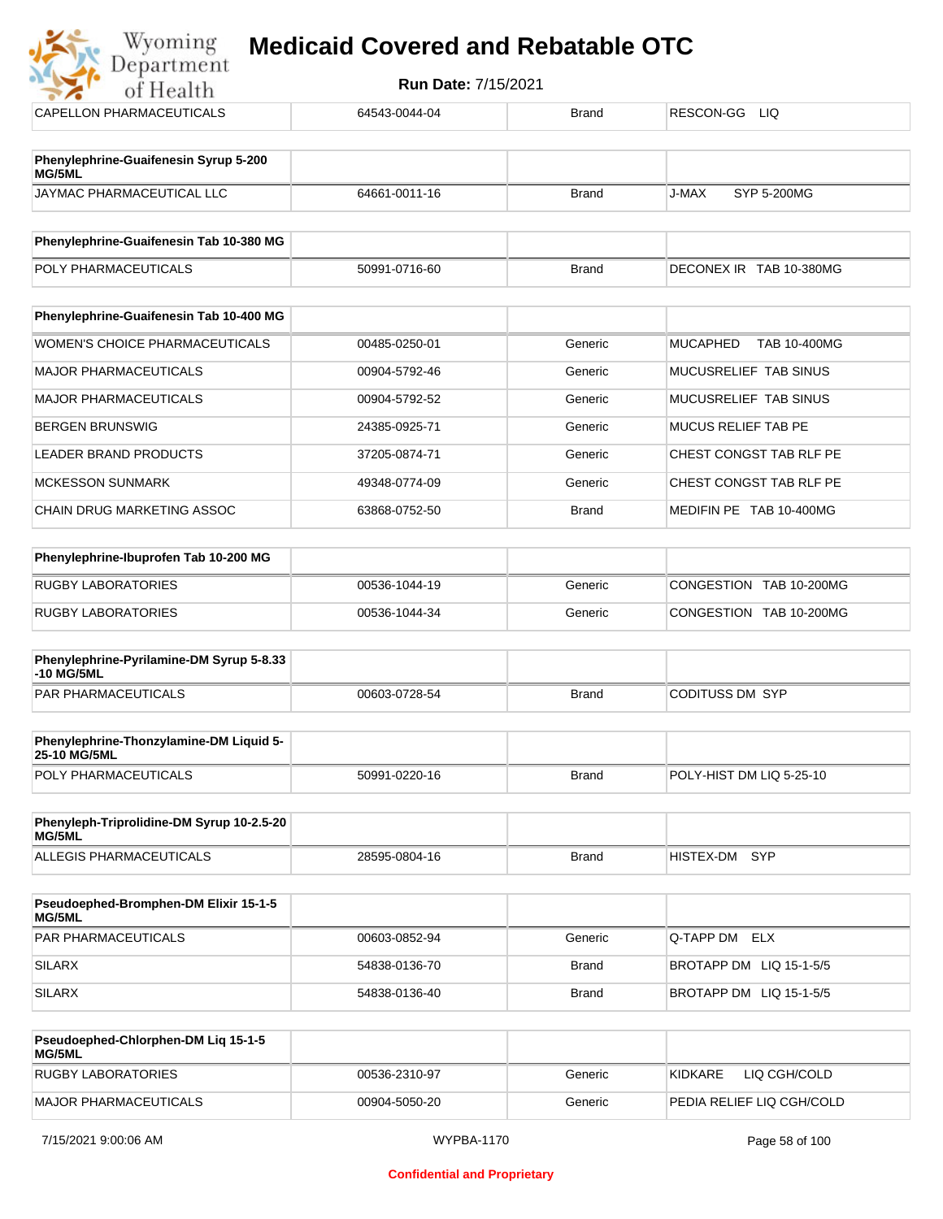| CAPELLON PHARMACEUTICALS | 64543-0044-04 | Brand | RESCON-GG LIQ |
|---|---|---|---|

| Phenylephrine-Guaifenesin Syrup 5-200 MG/5ML | | | |
|---|---|---|---|
| JAYMAC PHARMACEUTICAL LLC | 64661-0011-16 | Brand | J-MAX SYP 5-200MG |

| Phenylephrine-Guaifenesin Tab 10-380 MG | | | |
|---|---|---|---|
| POLY PHARMACEUTICALS | 50991-0716-60 | Brand | DECONEX IR TAB 10-380MG |

| Phenylephrine-Guaifenesin Tab 10-400 MG | | | |
|---|---|---|---|
| WOMEN'S CHOICE PHARMACEUTICALS | 00485-0250-01 | Generic | MUCAPHED TAB 10-400MG |
| MAJOR PHARMACEUTICALS | 00904-5792-46 | Generic | MUCUSRELIEF TAB SINUS |
| MAJOR PHARMACEUTICALS | 00904-5792-52 | Generic | MUCUSRELIEF TAB SINUS |
| BERGEN BRUNSWIG | 24385-0925-71 | Generic | MUCUS RELIEF TAB PE |
| LEADER BRAND PRODUCTS | 37205-0874-71 | Generic | CHEST CONGST TAB RLF PE |
| MCKESSON SUNMARK | 49348-0774-09 | Generic | CHEST CONGST TAB RLF PE |
| CHAIN DRUG MARKETING ASSOC | 63868-0752-50 | Brand | MEDIFIN PE TAB 10-400MG |

| Phenylephrine-Ibuprofen Tab 10-200 MG | | | |
|---|---|---|---|
| RUGBY LABORATORIES | 00536-1044-19 | Generic | CONGESTION TAB 10-200MG |
| RUGBY LABORATORIES | 00536-1044-34 | Generic | CONGESTION TAB 10-200MG |

| Phenylephrine-Pyrilamine-DM Syrup 5-8.33-10 MG/5ML | | | |
|---|---|---|---|
| PAR PHARMACEUTICALS | 00603-0728-54 | Brand | CODITUSS DM SYP |

| Phenylephrine-Thonzylamine-DM Liquid 5-25-10 MG/5ML | | | |
|---|---|---|---|
| POLY PHARMACEUTICALS | 50991-0220-16 | Brand | POLY-HIST DM LIQ 5-25-10 |

| Phenyleph-Triprolidine-DM Syrup 10-2.5-20 MG/5ML | | | |
|---|---|---|---|
| ALLEGIS PHARMACEUTICALS | 28595-0804-16 | Brand | HISTEX-DM SYP |

| Pseudoephed-Bromphen-DM Elixir 15-1-5 MG/5ML | | | |
|---|---|---|---|
| PAR PHARMACEUTICALS | 00603-0852-94 | Generic | Q-TAPP DM ELX |
| SILARX | 54838-0136-70 | Brand | BROTAPP DM LIQ 15-1-5/5 |
| SILARX | 54838-0136-40 | Brand | BROTAPP DM LIQ 15-1-5/5 |

| Pseudoephed-Chlorphen-DM Liq 15-1-5 MG/5ML | | | |
|---|---|---|---|
| RUGBY LABORATORIES | 00536-2310-97 | Generic | KIDKARE LIQ CGH/COLD |
| MAJOR PHARMACEUTICALS | 00904-5050-20 | Generic | PEDIA RELIEF LIQ CGH/COLD |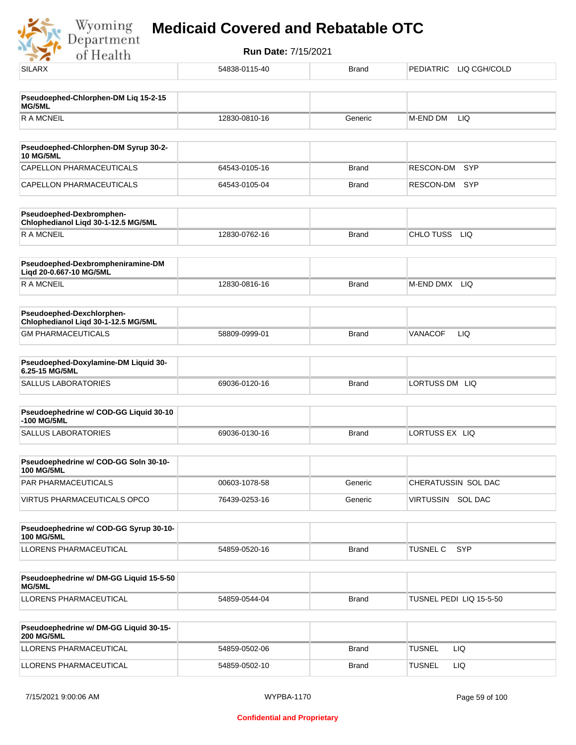| SILARX | 54838-0115-40 | Brand | PEDIATRIC LIQ CGH/COLD |
|---|---|---|---|

| **Pseudoephed-Chlorphen-DM Liq 15-2-15 MG/5ML** | | | |
|---|---|---|---|
| R A MCNEIL | 12830-0810-16 | Generic | M-END DM LIQ |

| **Pseudoephed-Chlorphen-DM Syrup 30-2-10 MG/5ML** | | | |
|---|---|---|---|
| CAPELLON PHARMACEUTICALS | 64543-0105-16 | Brand | RESCON-DM SYP |
| CAPELLON PHARMACEUTICALS | 64543-0105-04 | Brand | RESCON-DM SYP |

| **Pseudoephed-Dexbromphen-Chlophedianol Liqd 30-1-12.5 MG/5ML** | | | |
|---|---|---|---|
| R A MCNEIL | 12830-0762-16 | Brand | CHLO TUSS LIQ |

| **Pseudoephed-Dexbrompheniramine-DM Liqd 20-0.667-10 MG/5ML** | | | |
|---|---|---|---|
| R A MCNEIL | 12830-0816-16 | Brand | M-END DMX LIQ |

| **Pseudoephed-Dexchlorphen-Chlophedianol Liqd 30-1-12.5 MG/5ML** | | | |
|---|---|---|---|
| GM PHARMACEUTICALS | 58809-0999-01 | Brand | VANACOF LIQ |

| **Pseudoephed-Doxylamine-DM Liquid 30-6.25-15 MG/5ML** | | | |
|---|---|---|---|
| SALLUS LABORATORIES | 69036-0120-16 | Brand | LORTUSS DM LIQ |

| **Pseudoephedrine w/ COD-GG Liquid 30-10-100 MG/5ML** | | | |
|---|---|---|---|
| SALLUS LABORATORIES | 69036-0130-16 | Brand | LORTUSS EX LIQ |

| **Pseudoephedrine w/ COD-GG Soln 30-10-100 MG/5ML** | | | |
|---|---|---|---|
| PAR PHARMACEUTICALS | 00603-1078-58 | Generic | CHERATUSSIN SOL DAC |
| VIRTUS PHARMACEUTICALS OPCO | 76439-0253-16 | Generic | VIRTUSSIN SOL DAC |

| **Pseudoephedrine w/ COD-GG Syrup 30-10-100 MG/5ML** | | | |
|---|---|---|---|
| LLORENS PHARMACEUTICAL | 54859-0520-16 | Brand | TUSNEL C SYP |

| **Pseudoephedrine w/ DM-GG Liquid 15-5-50 MG/5ML** | | | |
|---|---|---|---|
| LLORENS PHARMACEUTICAL | 54859-0544-04 | Brand | TUSNEL PEDI LIQ 15-5-50 |

| **Pseudoephedrine w/ DM-GG Liquid 30-15-200 MG/5ML** | | | |
|---|---|---|---|
| LLORENS PHARMACEUTICAL | 54859-0502-06 | Brand | TUSNEL LIQ |
| LLORENS PHARMACEUTICAL | 54859-0502-10 | Brand | TUSNEL LIQ |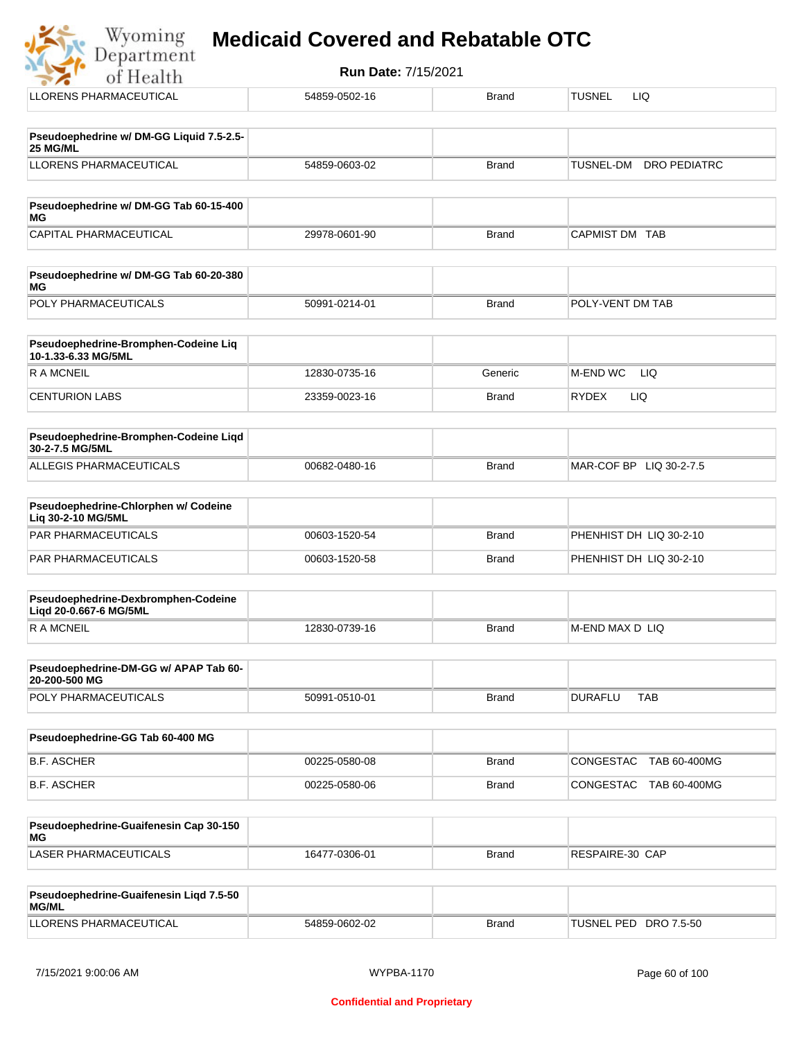| LLORENS PHARMACEUTICAL | 54859-0502-16 | Brand | TUSNEL LIQ |
|---|---|---|---|

| **Pseudoephedrine w/ DM-GG Liquid 7.5-2.5-25 MG/ML** | | | |
|---|---|---|---|
| LLORENS PHARMACEUTICAL | 54859-0603-02 | Brand | TUSNEL-DM DRO PEDIATRC |

| **Pseudoephedrine w/ DM-GG Tab 60-15-400 MG** | | | |
|---|---|---|---|
| CAPITAL PHARMACEUTICAL | 29978-0601-90 | Brand | CAPMIST DM TAB |

| **Pseudoephedrine w/ DM-GG Tab 60-20-380 MG** | | | |
|---|---|---|---|
| POLY PHARMACEUTICALS | 50991-0214-01 | Brand | POLY-VENT DM TAB |

| **Pseudoephedrine-Bromphen-Codeine Liq 10-1.33-6.33 MG/5ML** | | | |
|---|---|---|---|
| R A MCNEIL | 12830-0735-16 | Generic | M-END WC LIQ |
| CENTURION LABS | 23359-0023-16 | Brand | RYDEX LIQ |

| **Pseudoephedrine-Bromphen-Codeine Liqd 30-2-7.5 MG/5ML** | | | |
|---|---|---|---|
| ALLEGIS PHARMACEUTICALS | 00682-0480-16 | Brand | MAR-COF BP LIQ 30-2-7.5 |

| **Pseudoephedrine-Chlorphen w/ Codeine Liq 30-2-10 MG/5ML** | | | |
|---|---|---|---|
| PAR PHARMACEUTICALS | 00603-1520-54 | Brand | PHENHIST DH LIQ 30-2-10 |
| PAR PHARMACEUTICALS | 00603-1520-58 | Brand | PHENHIST DH LIQ 30-2-10 |

| **Pseudoephedrine-Dexbromphen-Codeine Liqd 20-0.667-6 MG/5ML** | | | |
|---|---|---|---|
| R A MCNEIL | 12830-0739-16 | Brand | M-END MAX D LIQ |

| **Pseudoephedrine-DM-GG w/ APAP Tab 60-20-200-500 MG** | | | |
|---|---|---|---|
| POLY PHARMACEUTICALS | 50991-0510-01 | Brand | DURAFLU TAB |

| **Pseudoephedrine-GG Tab 60-400 MG** | | | |
|---|---|---|---|
| B.F. ASCHER | 00225-0580-08 | Brand | CONGESTAC TAB 60-400MG |
| B.F. ASCHER | 00225-0580-06 | Brand | CONGESTAC TAB 60-400MG |

| **Pseudoephedrine-Guaifenesin Cap 30-150 MG** | | | |
|---|---|---|---|
| LASER PHARMACEUTICALS | 16477-0306-01 | Brand | RESPAIRE-30 CAP |

| **Pseudoephedrine-Guaifenesin Liqd 7.5-50 MG/ML** | | | |
|---|---|---|---|
| LLORENS PHARMACEUTICAL | 54859-0602-02 | Brand | TUSNEL PED DRO 7.5-50 |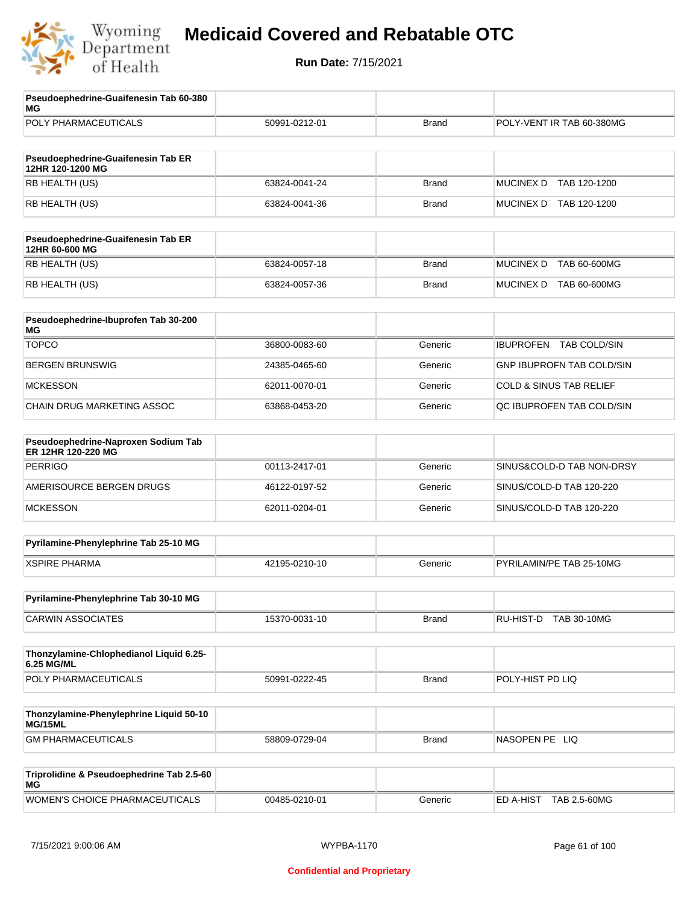# Medicaid Covered and Rebatable OTC

**Run Date:** 7/15/2021

| Pseudoephedrine-Guaifenesin Tab 60-380 MG | | | |
|---|---|---|---|
| POLY PHARMACEUTICALS | 50991-0212-01 | Brand | POLY-VENT IR TAB 60-380MG |

| Pseudoephedrine-Guaifenesin Tab ER 12HR 120-1200 MG | | | |
|---|---|---|---|
| RB HEALTH (US) | 63824-0041-24 | Brand | MUCINEX D TAB 120-1200 |
| RB HEALTH (US) | 63824-0041-36 | Brand | MUCINEX D TAB 120-1200 |

| Pseudoephedrine-Guaifenesin Tab ER 12HR 60-600 MG | | | |
|---|---|---|---|
| RB HEALTH (US) | 63824-0057-18 | Brand | MUCINEX D TAB 60-600MG |
| RB HEALTH (US) | 63824-0057-36 | Brand | MUCINEX D TAB 60-600MG |

| Pseudoephedrine-Ibuprofen Tab 30-200 MG | | | |
|---|---|---|---|
| TOPCO | 36800-0083-60 | Generic | IBUPROFEN TAB COLD/SIN |
| BERGEN BRUNSWIG | 24385-0465-60 | Generic | GNP IBUPROFN TAB COLD/SIN |
| MCKESSON | 62011-0070-01 | Generic | COLD & SINUS TAB RELIEF |
| CHAIN DRUG MARKETING ASSOC | 63868-0453-20 | Generic | QC IBUPROFEN TAB COLD/SIN |

| Pseudoephedrine-Naproxen Sodium Tab ER 12HR 120-220 MG | | | |
|---|---|---|---|
| PERRIGO | 00113-2417-01 | Generic | SINUS&COLD-D TAB NON-DRSY |
| AMERISOURCE BERGEN DRUGS | 46122-0197-52 | Generic | SINUS/COLD-D TAB 120-220 |
| MCKESSON | 62011-0204-01 | Generic | SINUS/COLD-D TAB 120-220 |

| Pyrilamine-Phenylephrine Tab 25-10 MG | | | |
|---|---|---|---|
| XSPIRE PHARMA | 42195-0210-10 | Generic | PYRILAMIN/PE TAB 25-10MG |

| Pyrilamine-Phenylephrine Tab 30-10 MG | | | |
|---|---|---|---|
| CARWIN ASSOCIATES | 15370-0031-10 | Brand | RU-HIST-D TAB 30-10MG |

| Thonzylamine-Chlophedianol Liquid 6.25-6.25 MG/ML | | | |
|---|---|---|---|
| POLY PHARMACEUTICALS | 50991-0222-45 | Brand | POLY-HIST PD LIQ |

| Thonzylamine-Phenylephrine Liquid 50-10 MG/15ML | | | |
|---|---|---|---|
| GM PHARMACEUTICALS | 58809-0729-04 | Brand | NASOPEN PE LIQ |

| Triprolidine & Pseudoephedrine Tab 2.5-60 MG | | | |
|---|---|---|---|
| WOMEN'S CHOICE PHARMACEUTICALS | 00485-0210-01 | Generic | ED A-HIST TAB 2.5-60MG |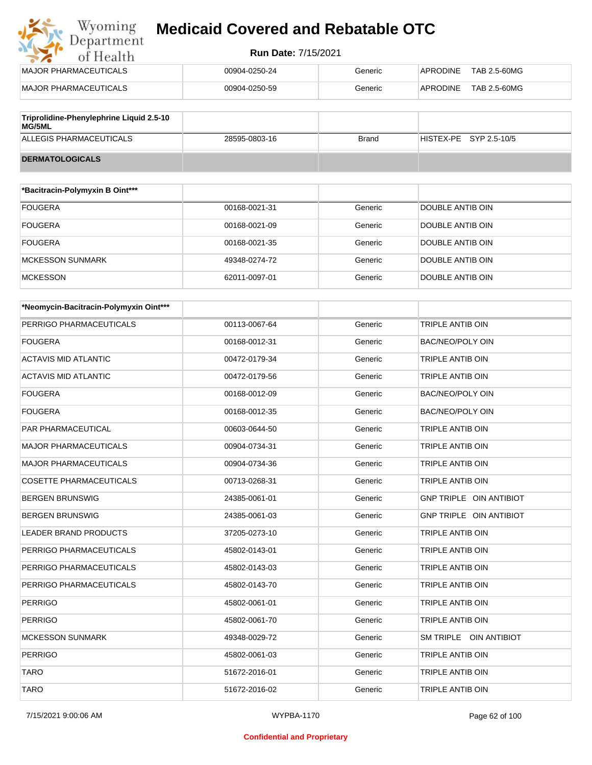| | | | |
|---|---|---|---|
| MAJOR PHARMACEUTICALS | 00904-0250-24 | Generic | APRODINE TAB 2.5-60MG |
| MAJOR PHARMACEUTICALS | 00904-0250-59 | Generic | APRODINE TAB 2.5-60MG |

| Triprolidine-Phenylephrine Liquid 2.5-10 MG/5ML | | | |
|---|---|---|---|
| ALLEGIS PHARMACEUTICALS | 28595-0803-16 | Brand | HISTEX-PE SYP 2.5-10/5 |

**DERMATOLOGICALS**

| *Bacitracin-Polymyxin B Oint*** | | | |
|---|---|---|---|
| FOUGERA | 00168-0021-31 | Generic | DOUBLE ANTIB OIN |
| FOUGERA | 00168-0021-09 | Generic | DOUBLE ANTIB OIN |
| FOUGERA | 00168-0021-35 | Generic | DOUBLE ANTIB OIN |
| MCKESSON SUNMARK | 49348-0274-72 | Generic | DOUBLE ANTIB OIN |
| MCKESSON | 62011-0097-01 | Generic | DOUBLE ANTIB OIN |

| *Neomycin-Bacitracin-Polymyxin Oint*** | | | |
|---|---|---|---|
| PERRIGO PHARMACEUTICALS | 00113-0067-64 | Generic | TRIPLE ANTIB OIN |
| FOUGERA | 00168-0012-31 | Generic | BAC/NEO/POLY OIN |
| ACTAVIS MID ATLANTIC | 00472-0179-34 | Generic | TRIPLE ANTIB OIN |
| ACTAVIS MID ATLANTIC | 00472-0179-56 | Generic | TRIPLE ANTIB OIN |
| FOUGERA | 00168-0012-09 | Generic | BAC/NEO/POLY OIN |
| FOUGERA | 00168-0012-35 | Generic | BAC/NEO/POLY OIN |
| PAR PHARMACEUTICAL | 00603-0644-50 | Generic | TRIPLE ANTIB OIN |
| MAJOR PHARMACEUTICALS | 00904-0734-31 | Generic | TRIPLE ANTIB OIN |
| MAJOR PHARMACEUTICALS | 00904-0734-36 | Generic | TRIPLE ANTIB OIN |
| COSETTE PHARMACEUTICALS | 00713-0268-31 | Generic | TRIPLE ANTIB OIN |
| BERGEN BRUNSWIG | 24385-0061-01 | Generic | GNP TRIPLE OIN ANTIBIOT |
| BERGEN BRUNSWIG | 24385-0061-03 | Generic | GNP TRIPLE OIN ANTIBIOT |
| LEADER BRAND PRODUCTS | 37205-0273-10 | Generic | TRIPLE ANTIB OIN |
| PERRIGO PHARMACEUTICALS | 45802-0143-01 | Generic | TRIPLE ANTIB OIN |
| PERRIGO PHARMACEUTICALS | 45802-0143-03 | Generic | TRIPLE ANTIB OIN |
| PERRIGO PHARMACEUTICALS | 45802-0143-70 | Generic | TRIPLE ANTIB OIN |
| PERRIGO | 45802-0061-01 | Generic | TRIPLE ANTIB OIN |
| PERRIGO | 45802-0061-70 | Generic | TRIPLE ANTIB OIN |
| MCKESSON SUNMARK | 49348-0029-72 | Generic | SM TRIPLE OIN ANTIBIOT |
| PERRIGO | 45802-0061-03 | Generic | TRIPLE ANTIB OIN |
| TARO | 51672-2016-01 | Generic | TRIPLE ANTIB OIN |
| TARO | 51672-2016-02 | Generic | TRIPLE ANTIB OIN |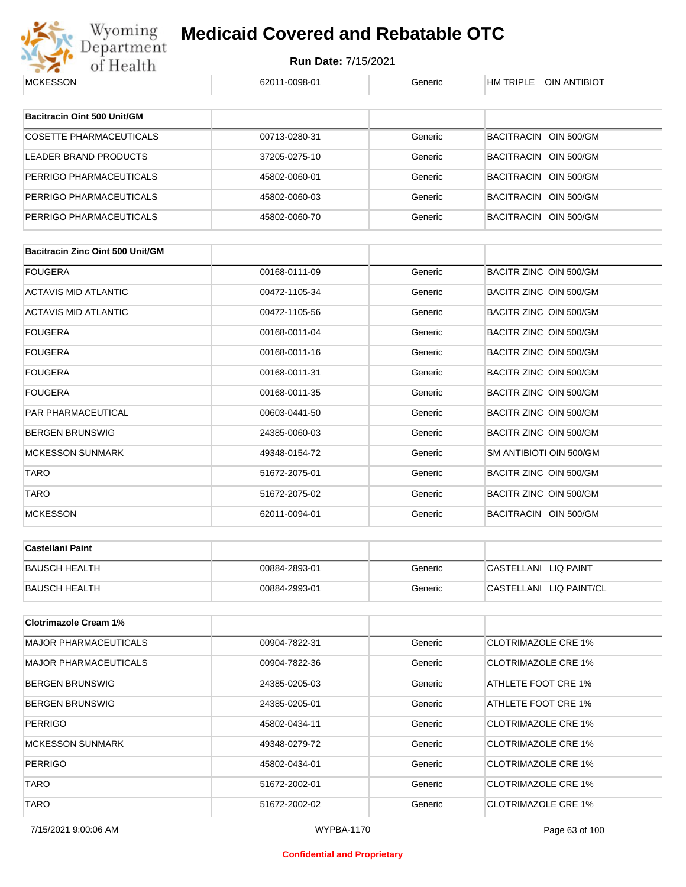| MCKESSON | 62011-0098-01 | Generic | HM TRIPLE OIN ANTIBIOT |
|---|---|---|---|

| Bacitracin Oint 500 Unit/GM | | | |
|---|---|---|---|
| COSETTE PHARMACEUTICALS | 00713-0280-31 | Generic | BACITRACIN OIN 500/GM |
| LEADER BRAND PRODUCTS | 37205-0275-10 | Generic | BACITRACIN OIN 500/GM |
| PERRIGO PHARMACEUTICALS | 45802-0060-01 | Generic | BACITRACIN OIN 500/GM |
| PERRIGO PHARMACEUTICALS | 45802-0060-03 | Generic | BACITRACIN OIN 500/GM |
| PERRIGO PHARMACEUTICALS | 45802-0060-70 | Generic | BACITRACIN OIN 500/GM |

| Bacitracin Zinc Oint 500 Unit/GM | | | |
|---|---|---|---|
| FOUGERA | 00168-0111-09 | Generic | BACITR ZINC OIN 500/GM |
| ACTAVIS MID ATLANTIC | 00472-1105-34 | Generic | BACITR ZINC OIN 500/GM |
| ACTAVIS MID ATLANTIC | 00472-1105-56 | Generic | BACITR ZINC OIN 500/GM |
| FOUGERA | 00168-0011-04 | Generic | BACITR ZINC OIN 500/GM |
| FOUGERA | 00168-0011-16 | Generic | BACITR ZINC OIN 500/GM |
| FOUGERA | 00168-0011-31 | Generic | BACITR ZINC OIN 500/GM |
| FOUGERA | 00168-0011-35 | Generic | BACITR ZINC OIN 500/GM |
| PAR PHARMACEUTICAL | 00603-0441-50 | Generic | BACITR ZINC OIN 500/GM |
| BERGEN BRUNSWIG | 24385-0060-03 | Generic | BACITR ZINC OIN 500/GM |
| MCKESSON SUNMARK | 49348-0154-72 | Generic | SM ANTIBIOTI OIN 500/GM |
| TARO | 51672-2075-01 | Generic | BACITR ZINC OIN 500/GM |
| TARO | 51672-2075-02 | Generic | BACITR ZINC OIN 500/GM |
| MCKESSON | 62011-0094-01 | Generic | BACITRACIN OIN 500/GM |

| Castellani Paint | | | |
|---|---|---|---|
| BAUSCH HEALTH | 00884-2893-01 | Generic | CASTELLANI LIQ PAINT |
| BAUSCH HEALTH | 00884-2993-01 | Generic | CASTELLANI LIQ PAINT/CL |

| Clotrimazole Cream 1% | | | |
|---|---|---|---|
| MAJOR PHARMACEUTICALS | 00904-7822-31 | Generic | CLOTRIMAZOLE CRE 1% |
| MAJOR PHARMACEUTICALS | 00904-7822-36 | Generic | CLOTRIMAZOLE CRE 1% |
| BERGEN BRUNSWIG | 24385-0205-03 | Generic | ATHLETE FOOT CRE 1% |
| BERGEN BRUNSWIG | 24385-0205-01 | Generic | ATHLETE FOOT CRE 1% |
| PERRIGO | 45802-0434-11 | Generic | CLOTRIMAZOLE CRE 1% |
| MCKESSON SUNMARK | 49348-0279-72 | Generic | CLOTRIMAZOLE CRE 1% |
| PERRIGO | 45802-0434-01 | Generic | CLOTRIMAZOLE CRE 1% |
| TARO | 51672-2002-01 | Generic | CLOTRIMAZOLE CRE 1% |
| TARO | 51672-2002-02 | Generic | CLOTRIMAZOLE CRE 1% |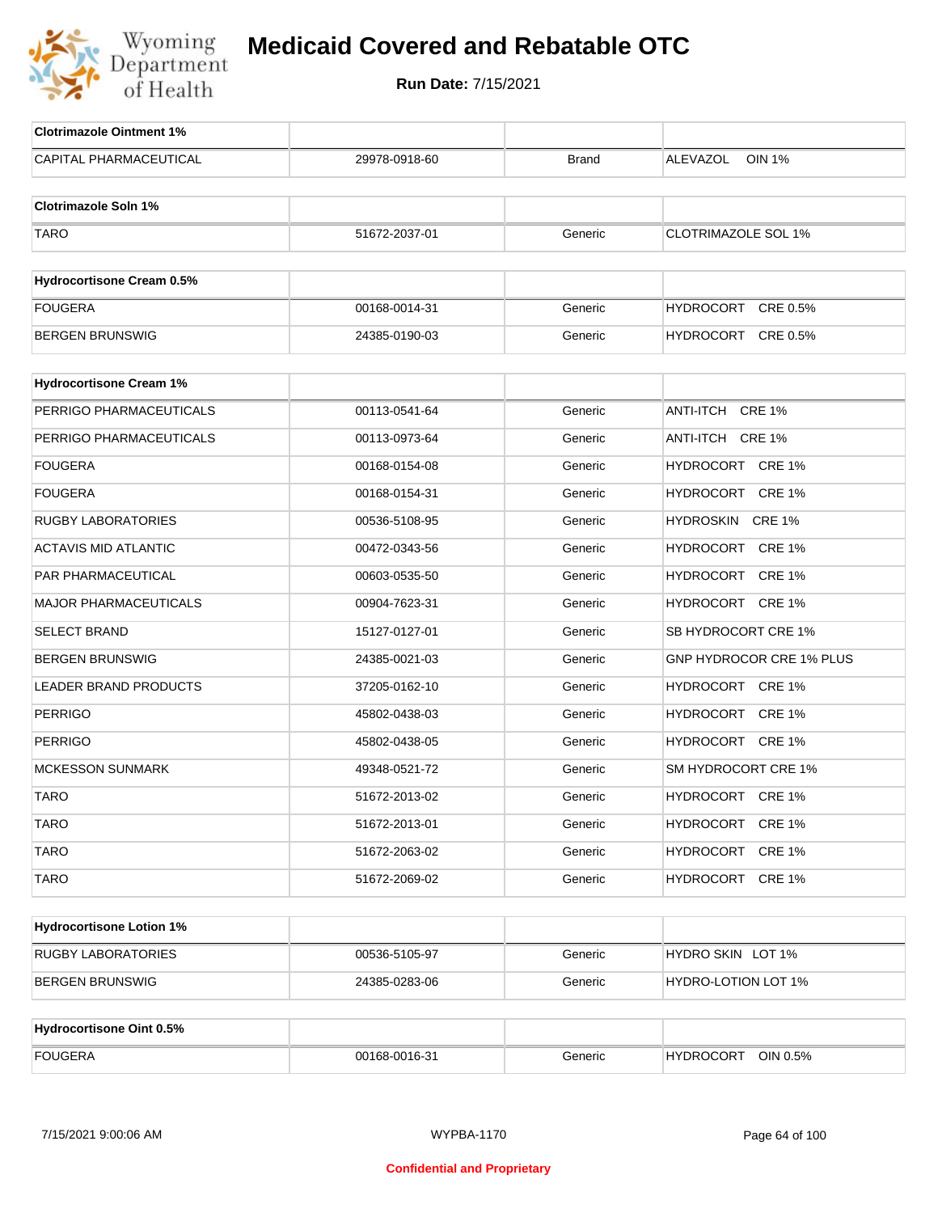# Medicaid Covered and Rebatable OTC

**Run Date:** 7/15/2021

| Clotrimazole Ointment 1% | | | |
|---|---|---|---|
| CAPITAL PHARMACEUTICAL | 29978-0918-60 | Brand | ALEVAZOL OIN 1% |

| Clotrimazole Soln 1% | | | |
|---|---|---|---|
| TARO | 51672-2037-01 | Generic | CLOTRIMAZOLE SOL 1% |

| Hydrocortisone Cream 0.5% | | | |
|---|---|---|---|
| FOUGERA | 00168-0014-31 | Generic | HYDROCORT CRE 0.5% |
| BERGEN BRUNSWIG | 24385-0190-03 | Generic | HYDROCORT CRE 0.5% |

| Hydrocortisone Cream 1% | | | |
|---|---|---|---|
| PERRIGO PHARMACEUTICALS | 00113-0541-64 | Generic | ANTI-ITCH CRE 1% |
| PERRIGO PHARMACEUTICALS | 00113-0973-64 | Generic | ANTI-ITCH CRE 1% |
| FOUGERA | 00168-0154-08 | Generic | HYDROCORT CRE 1% |
| FOUGERA | 00168-0154-31 | Generic | HYDROCORT CRE 1% |
| RUGBY LABORATORIES | 00536-5108-95 | Generic | HYDROSKIN CRE 1% |
| ACTAVIS MID ATLANTIC | 00472-0343-56 | Generic | HYDROCORT CRE 1% |
| PAR PHARMACEUTICAL | 00603-0535-50 | Generic | HYDROCORT CRE 1% |
| MAJOR PHARMACEUTICALS | 00904-7623-31 | Generic | HYDROCORT CRE 1% |
| SELECT BRAND | 15127-0127-01 | Generic | SB HYDROCORT CRE 1% |
| BERGEN BRUNSWIG | 24385-0021-03 | Generic | GNP HYDROCOR CRE 1% PLUS |
| LEADER BRAND PRODUCTS | 37205-0162-10 | Generic | HYDROCORT CRE 1% |
| PERRIGO | 45802-0438-03 | Generic | HYDROCORT CRE 1% |
| PERRIGO | 45802-0438-05 | Generic | HYDROCORT CRE 1% |
| MCKESSON SUNMARK | 49348-0521-72 | Generic | SM HYDROCORT CRE 1% |
| TARO | 51672-2013-02 | Generic | HYDROCORT CRE 1% |
| TARO | 51672-2013-01 | Generic | HYDROCORT CRE 1% |
| TARO | 51672-2063-02 | Generic | HYDROCORT CRE 1% |
| TARO | 51672-2069-02 | Generic | HYDROCORT CRE 1% |

| Hydrocortisone Lotion 1% | | | |
|---|---|---|---|
| RUGBY LABORATORIES | 00536-5105-97 | Generic | HYDRO SKIN LOT 1% |
| BERGEN BRUNSWIG | 24385-0283-06 | Generic | HYDRO-LOTION LOT 1% |

| Hydrocortisone Oint 0.5% | | | |
|---|---|---|---|
| FOUGERA | 00168-0016-31 | Generic | HYDROCORT OIN 0.5% |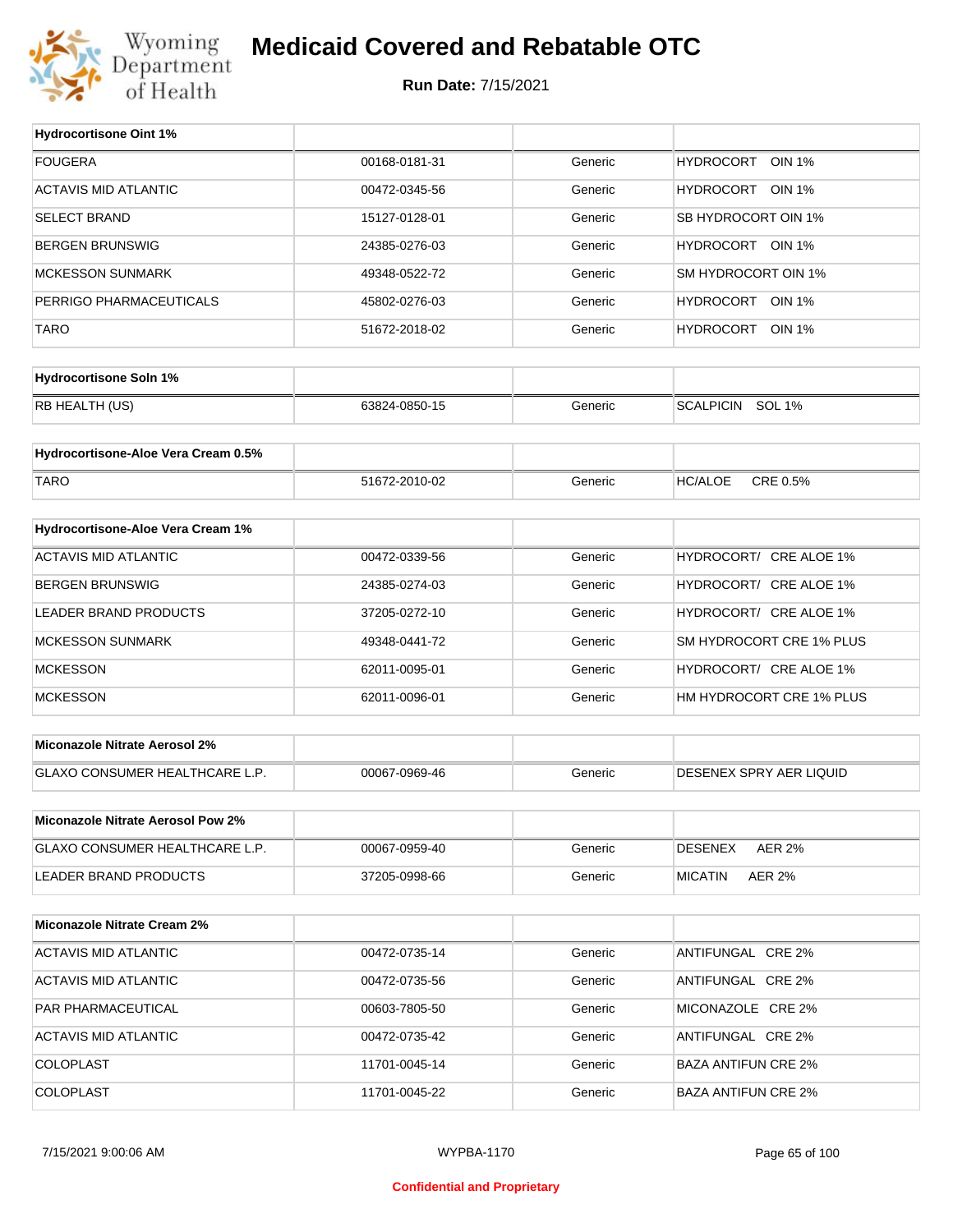# Medicaid Covered and Rebatable OTC

**Run Date:** 7/15/2021

| Hydrocortisone Oint 1% | | | |
|---|---|---|---|
| FOUGERA | 00168-0181-31 | Generic | HYDROCORT OIN 1% |
| ACTAVIS MID ATLANTIC | 00472-0345-56 | Generic | HYDROCORT OIN 1% |
| SELECT BRAND | 15127-0128-01 | Generic | SB HYDROCORT OIN 1% |
| BERGEN BRUNSWIG | 24385-0276-03 | Generic | HYDROCORT OIN 1% |
| MCKESSON SUNMARK | 49348-0522-72 | Generic | SM HYDROCORT OIN 1% |
| PERRIGO PHARMACEUTICALS | 45802-0276-03 | Generic | HYDROCORT OIN 1% |
| TARO | 51672-2018-02 | Generic | HYDROCORT OIN 1% |

| Hydrocortisone Soln 1% | | | |
|---|---|---|---|
| RB HEALTH (US) | 63824-0850-15 | Generic | SCALPICIN SOL 1% |

| Hydrocortisone-Aloe Vera Cream 0.5% | | | |
|---|---|---|---|
| TARO | 51672-2010-02 | Generic | HC/ALOE CRE 0.5% |

| Hydrocortisone-Aloe Vera Cream 1% | | | |
|---|---|---|---|
| ACTAVIS MID ATLANTIC | 00472-0339-56 | Generic | HYDROCORT/ CRE ALOE 1% |
| BERGEN BRUNSWIG | 24385-0274-03 | Generic | HYDROCORT/ CRE ALOE 1% |
| LEADER BRAND PRODUCTS | 37205-0272-10 | Generic | HYDROCORT/ CRE ALOE 1% |
| MCKESSON SUNMARK | 49348-0441-72 | Generic | SM HYDROCORT CRE 1% PLUS |
| MCKESSON | 62011-0095-01 | Generic | HYDROCORT/ CRE ALOE 1% |
| MCKESSON | 62011-0096-01 | Generic | HM HYDROCORT CRE 1% PLUS |

| Miconazole Nitrate Aerosol 2% | | | |
|---|---|---|---|
| GLAXO CONSUMER HEALTHCARE L.P. | 00067-0969-46 | Generic | DESENEX SPRY AER LIQUID |

| Miconazole Nitrate Aerosol Pow 2% | | | |
|---|---|---|---|
| GLAXO CONSUMER HEALTHCARE L.P. | 00067-0959-40 | Generic | DESENEX AER 2% |
| LEADER BRAND PRODUCTS | 37205-0998-66 | Generic | MICATIN AER 2% |

| Miconazole Nitrate Cream 2% | | | |
|---|---|---|---|
| ACTAVIS MID ATLANTIC | 00472-0735-14 | Generic | ANTIFUNGAL CRE 2% |
| ACTAVIS MID ATLANTIC | 00472-0735-56 | Generic | ANTIFUNGAL CRE 2% |
| PAR PHARMACEUTICAL | 00603-7805-50 | Generic | MICONAZOLE CRE 2% |
| ACTAVIS MID ATLANTIC | 00472-0735-42 | Generic | ANTIFUNGAL CRE 2% |
| COLOPLAST | 11701-0045-14 | Generic | BAZA ANTIFUN CRE 2% |
| COLOPLAST | 11701-0045-22 | Generic | BAZA ANTIFUN CRE 2% |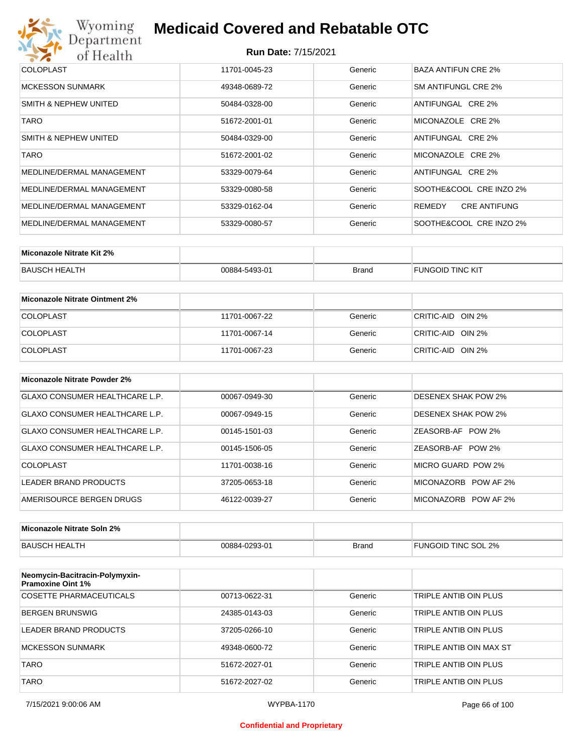| | | | |
|---|---|---|---|
| COLOPLAST | 11701-0045-23 | Generic | BAZA ANTIFUN CRE 2% |
| MCKESSON SUNMARK | 49348-0689-72 | Generic | SM ANTIFUNGL CRE 2% |
| SMITH & NEPHEW UNITED | 50484-0328-00 | Generic | ANTIFUNGAL CRE 2% |
| TARO | 51672-2001-01 | Generic | MICONAZOLE CRE 2% |
| SMITH & NEPHEW UNITED | 50484-0329-00 | Generic | ANTIFUNGAL CRE 2% |
| TARO | 51672-2001-02 | Generic | MICONAZOLE CRE 2% |
| MEDLINE/DERMAL MANAGEMENT | 53329-0079-64 | Generic | ANTIFUNGAL CRE 2% |
| MEDLINE/DERMAL MANAGEMENT | 53329-0080-58 | Generic | SOOTHE&COOL CRE INZO 2% |
| MEDLINE/DERMAL MANAGEMENT | 53329-0162-04 | Generic | REMEDY CRE ANTIFUNG |
| MEDLINE/DERMAL MANAGEMENT | 53329-0080-57 | Generic | SOOTHE&COOL CRE INZO 2% |

| **Miconazole Nitrate Kit 2%** | | | |
|---|---|---|---|
| BAUSCH HEALTH | 00884-5493-01 | Brand | FUNGOID TINC KIT |

| **Miconazole Nitrate Ointment 2%** | | | |
|---|---|---|---|
| COLOPLAST | 11701-0067-22 | Generic | CRITIC-AID OIN 2% |
| COLOPLAST | 11701-0067-14 | Generic | CRITIC-AID OIN 2% |
| COLOPLAST | 11701-0067-23 | Generic | CRITIC-AID OIN 2% |

| **Miconazole Nitrate Powder 2%** | | | |
|---|---|---|---|
| GLAXO CONSUMER HEALTHCARE L.P. | 00067-0949-30 | Generic | DESENEX SHAK POW 2% |
| GLAXO CONSUMER HEALTHCARE L.P. | 00067-0949-15 | Generic | DESENEX SHAK POW 2% |
| GLAXO CONSUMER HEALTHCARE L.P. | 00145-1501-03 | Generic | ZEASORB-AF POW 2% |
| GLAXO CONSUMER HEALTHCARE L.P. | 00145-1506-05 | Generic | ZEASORB-AF POW 2% |
| COLOPLAST | 11701-0038-16 | Generic | MICRO GUARD POW 2% |
| LEADER BRAND PRODUCTS | 37205-0653-18 | Generic | MICONAZORB POW AF 2% |
| AMERISOURCE BERGEN DRUGS | 46122-0039-27 | Generic | MICONAZORB POW AF 2% |

| **Miconazole Nitrate Soln 2%** | | | |
|---|---|---|---|
| BAUSCH HEALTH | 00884-0293-01 | Brand | FUNGOID TINC SOL 2% |

| **Neomycin-Bacitracin-Polymyxin-Pramoxine Oint 1%** | | | |
|---|---|---|---|
| COSETTE PHARMACEUTICALS | 00713-0622-31 | Generic | TRIPLE ANTIB OIN PLUS |
| BERGEN BRUNSWIG | 24385-0143-03 | Generic | TRIPLE ANTIB OIN PLUS |
| LEADER BRAND PRODUCTS | 37205-0266-10 | Generic | TRIPLE ANTIB OIN PLUS |
| MCKESSON SUNMARK | 49348-0600-72 | Generic | TRIPLE ANTIB OIN MAX ST |
| TARO | 51672-2027-01 | Generic | TRIPLE ANTIB OIN PLUS |
| TARO | 51672-2027-02 | Generic | TRIPLE ANTIB OIN PLUS |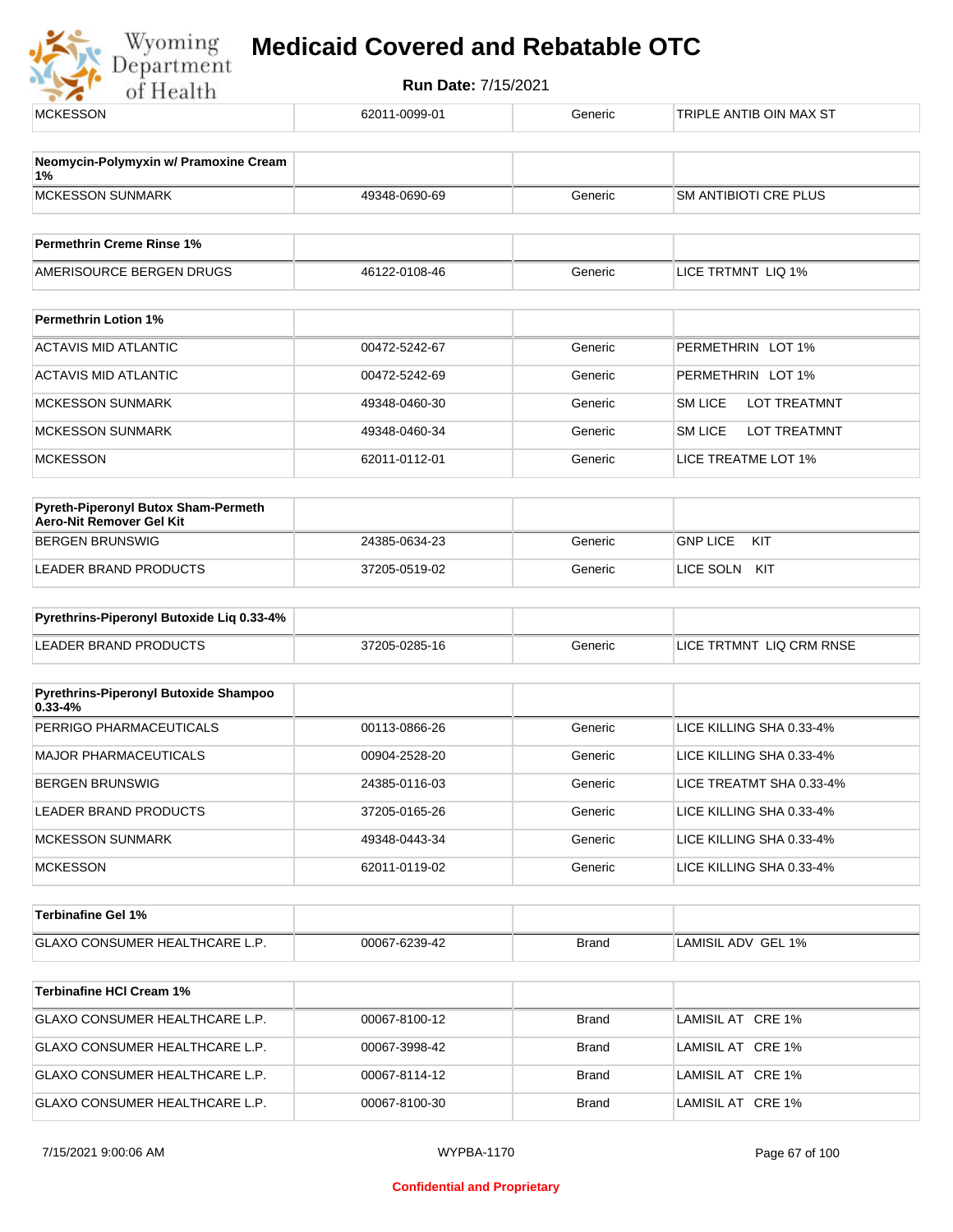| MCKESSON | 62011-0099-01 | Generic | TRIPLE ANTIB OIN MAX ST |
|---|---|---|---|

| Neomycin-Polymyxin w/ Pramoxine Cream 1% | | | |
|---|---|---|---|
| MCKESSON SUNMARK | 49348-0690-69 | Generic | SM ANTIBIOTI CRE PLUS |

| Permethrin Creme Rinse 1% | | | |
|---|---|---|---|
| AMERISOURCE BERGEN DRUGS | 46122-0108-46 | Generic | LICE TRTMNT LIQ 1% |

| Permethrin Lotion 1% | | | |
|---|---|---|---|
| ACTAVIS MID ATLANTIC | 00472-5242-67 | Generic | PERMETHRIN LOT 1% |
| ACTAVIS MID ATLANTIC | 00472-5242-69 | Generic | PERMETHRIN LOT 1% |
| MCKESSON SUNMARK | 49348-0460-30 | Generic | SM LICE LOT TREATMNT |
| MCKESSON SUNMARK | 49348-0460-34 | Generic | SM LICE LOT TREATMNT |
| MCKESSON | 62011-0112-01 | Generic | LICE TREATME LOT 1% |

| Pyreth-Piperonyl Butox Sham-Permeth Aero-Nit Remover Gel Kit | | | |
|---|---|---|---|
| BERGEN BRUNSWIG | 24385-0634-23 | Generic | GNP LICE KIT |
| LEADER BRAND PRODUCTS | 37205-0519-02 | Generic | LICE SOLN KIT |

| Pyrethrins-Piperonyl Butoxide Liq 0.33-4% | | | |
|---|---|---|---|
| LEADER BRAND PRODUCTS | 37205-0285-16 | Generic | LICE TRTMNT LIQ CRM RNSE |

| Pyrethrins-Piperonyl Butoxide Shampoo 0.33-4% | | | |
|---|---|---|---|
| PERRIGO PHARMACEUTICALS | 00113-0866-26 | Generic | LICE KILLING SHA 0.33-4% |
| MAJOR PHARMACEUTICALS | 00904-2528-20 | Generic | LICE KILLING SHA 0.33-4% |
| BERGEN BRUNSWIG | 24385-0116-03 | Generic | LICE TREATMT SHA 0.33-4% |
| LEADER BRAND PRODUCTS | 37205-0165-26 | Generic | LICE KILLING SHA 0.33-4% |
| MCKESSON SUNMARK | 49348-0443-34 | Generic | LICE KILLING SHA 0.33-4% |
| MCKESSON | 62011-0119-02 | Generic | LICE KILLING SHA 0.33-4% |

| Terbinafine Gel 1% | | | |
|---|---|---|---|
| GLAXO CONSUMER HEALTHCARE L.P. | 00067-6239-42 | Brand | LAMISIL ADV GEL 1% |

| Terbinafine HCl Cream 1% | | | |
|---|---|---|---|
| GLAXO CONSUMER HEALTHCARE L.P. | 00067-8100-12 | Brand | LAMISIL AT CRE 1% |
| GLAXO CONSUMER HEALTHCARE L.P. | 00067-3998-42 | Brand | LAMISIL AT CRE 1% |
| GLAXO CONSUMER HEALTHCARE L.P. | 00067-8114-12 | Brand | LAMISIL AT CRE 1% |
| GLAXO CONSUMER HEALTHCARE L.P. | 00067-8100-30 | Brand | LAMISIL AT CRE 1% |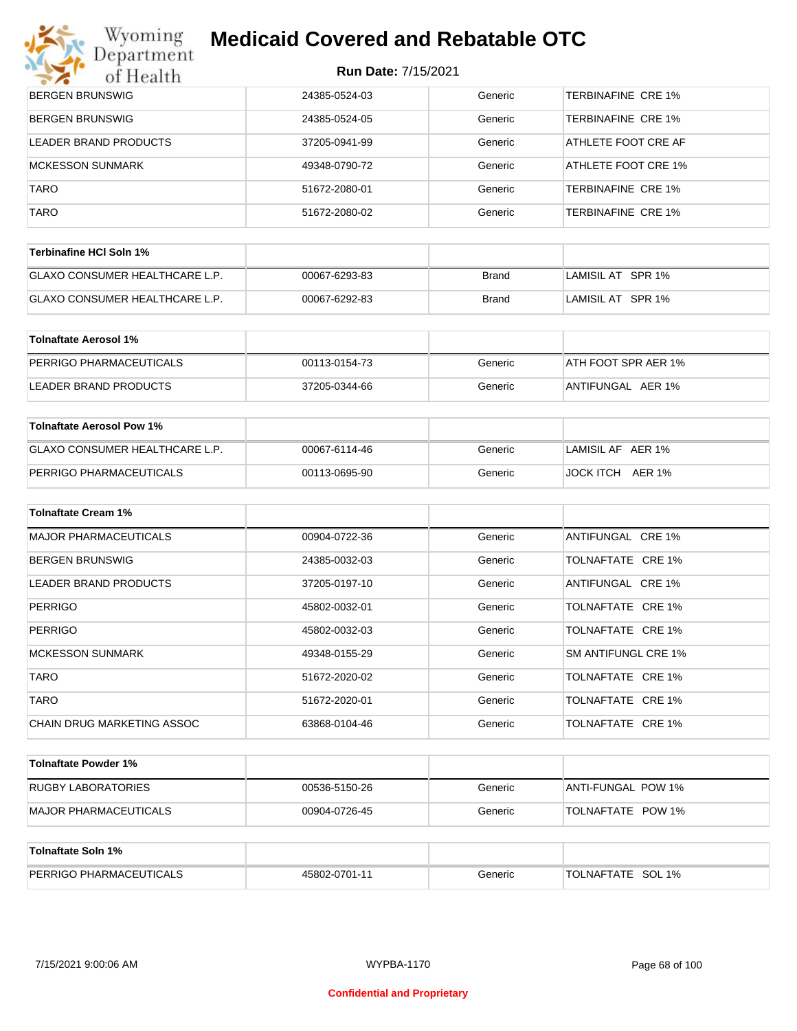| | | | |
|---|---|---|---|
| BERGEN BRUNSWIG | 24385-0524-03 | Generic | TERBINAFINE CRE 1% |
| BERGEN BRUNSWIG | 24385-0524-05 | Generic | TERBINAFINE CRE 1% |
| LEADER BRAND PRODUCTS | 37205-0941-99 | Generic | ATHLETE FOOT CRE AF |
| MCKESSON SUNMARK | 49348-0790-72 | Generic | ATHLETE FOOT CRE 1% |
| TARO | 51672-2080-01 | Generic | TERBINAFINE CRE 1% |
| TARO | 51672-2080-02 | Generic | TERBINAFINE CRE 1% |

| Terbinafine HCl Soln 1% | | | |
|---|---|---|---|
| GLAXO CONSUMER HEALTHCARE L.P. | 00067-6293-83 | Brand | LAMISIL AT SPR 1% |
| GLAXO CONSUMER HEALTHCARE L.P. | 00067-6292-83 | Brand | LAMISIL AT SPR 1% |

| Tolnaftate Aerosol 1% | | | |
|---|---|---|---|
| PERRIGO PHARMACEUTICALS | 00113-0154-73 | Generic | ATH FOOT SPR AER 1% |
| LEADER BRAND PRODUCTS | 37205-0344-66 | Generic | ANTIFUNGAL AER 1% |

| Tolnaftate Aerosol Pow 1% | | | |
|---|---|---|---|
| GLAXO CONSUMER HEALTHCARE L.P. | 00067-6114-46 | Generic | LAMISIL AF AER 1% |
| PERRIGO PHARMACEUTICALS | 00113-0695-90 | Generic | JOCK ITCH AER 1% |

| Tolnaftate Cream 1% | | | |
|---|---|---|---|
| MAJOR PHARMACEUTICALS | 00904-0722-36 | Generic | ANTIFUNGAL CRE 1% |
| BERGEN BRUNSWIG | 24385-0032-03 | Generic | TOLNAFTATE CRE 1% |
| LEADER BRAND PRODUCTS | 37205-0197-10 | Generic | ANTIFUNGAL CRE 1% |
| PERRIGO | 45802-0032-01 | Generic | TOLNAFTATE CRE 1% |
| PERRIGO | 45802-0032-03 | Generic | TOLNAFTATE CRE 1% |
| MCKESSON SUNMARK | 49348-0155-29 | Generic | SM ANTIFUNGL CRE 1% |
| TARO | 51672-2020-02 | Generic | TOLNAFTATE CRE 1% |
| TARO | 51672-2020-01 | Generic | TOLNAFTATE CRE 1% |
| CHAIN DRUG MARKETING ASSOC | 63868-0104-46 | Generic | TOLNAFTATE CRE 1% |

| Tolnaftate Powder 1% | | | |
|---|---|---|---|
| RUGBY LABORATORIES | 00536-5150-26 | Generic | ANTI-FUNGAL POW 1% |
| MAJOR PHARMACEUTICALS | 00904-0726-45 | Generic | TOLNAFTATE POW 1% |

| Tolnaftate Soln 1% | | | |
|---|---|---|---|
| PERRIGO PHARMACEUTICALS | 45802-0701-11 | Generic | TOLNAFTATE SOL 1% |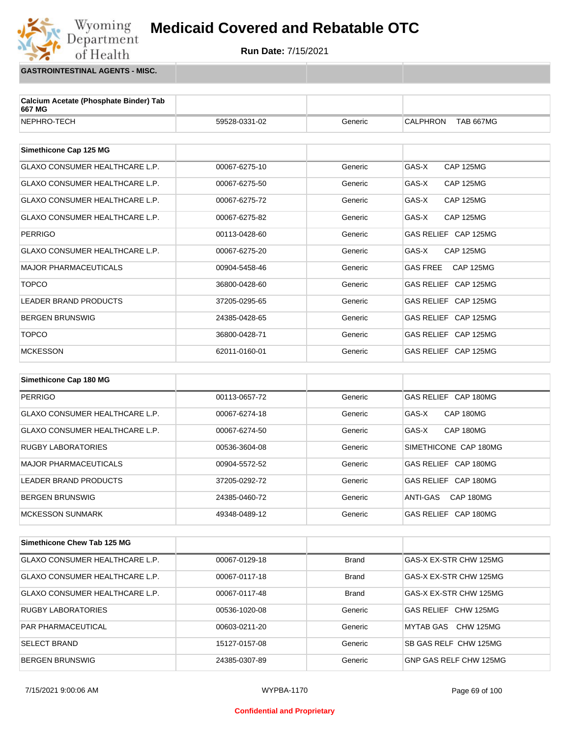# Medicaid Covered and Rebatable OTC

**Run Date:** 7/15/2021

## GASTROINTESTINAL AGENTS - MISC.

| Calcium Acetate (Phosphate Binder) Tab 667 MG | | | |
|---|---|---|---|
| NEPHRO-TECH | 59528-0331-02 | Generic | CALPHRON TAB 667MG |

| Simethicone Cap 125 MG | | | |
|---|---|---|---|
| GLAXO CONSUMER HEALTHCARE L.P. | 00067-6275-10 | Generic | GAS-X CAP 125MG |
| GLAXO CONSUMER HEALTHCARE L.P. | 00067-6275-50 | Generic | GAS-X CAP 125MG |
| GLAXO CONSUMER HEALTHCARE L.P. | 00067-6275-72 | Generic | GAS-X CAP 125MG |
| GLAXO CONSUMER HEALTHCARE L.P. | 00067-6275-82 | Generic | GAS-X CAP 125MG |
| PERRIGO | 00113-0428-60 | Generic | GAS RELIEF CAP 125MG |
| GLAXO CONSUMER HEALTHCARE L.P. | 00067-6275-20 | Generic | GAS-X CAP 125MG |
| MAJOR PHARMACEUTICALS | 00904-5458-46 | Generic | GAS FREE CAP 125MG |
| TOPCO | 36800-0428-60 | Generic | GAS RELIEF CAP 125MG |
| LEADER BRAND PRODUCTS | 37205-0295-65 | Generic | GAS RELIEF CAP 125MG |
| BERGEN BRUNSWIG | 24385-0428-65 | Generic | GAS RELIEF CAP 125MG |
| TOPCO | 36800-0428-71 | Generic | GAS RELIEF CAP 125MG |
| MCKESSON | 62011-0160-01 | Generic | GAS RELIEF CAP 125MG |

| Simethicone Cap 180 MG | | | |
|---|---|---|---|
| PERRIGO | 00113-0657-72 | Generic | GAS RELIEF CAP 180MG |
| GLAXO CONSUMER HEALTHCARE L.P. | 00067-6274-18 | Generic | GAS-X CAP 180MG |
| GLAXO CONSUMER HEALTHCARE L.P. | 00067-6274-50 | Generic | GAS-X CAP 180MG |
| RUGBY LABORATORIES | 00536-3604-08 | Generic | SIMETHICONE CAP 180MG |
| MAJOR PHARMACEUTICALS | 00904-5572-52 | Generic | GAS RELIEF CAP 180MG |
| LEADER BRAND PRODUCTS | 37205-0292-72 | Generic | GAS RELIEF CAP 180MG |
| BERGEN BRUNSWIG | 24385-0460-72 | Generic | ANTI-GAS CAP 180MG |
| MCKESSON SUNMARK | 49348-0489-12 | Generic | GAS RELIEF CAP 180MG |

| Simethicone Chew Tab 125 MG | | | |
|---|---|---|---|
| GLAXO CONSUMER HEALTHCARE L.P. | 00067-0129-18 | Brand | GAS-X EX-STR CHW 125MG |
| GLAXO CONSUMER HEALTHCARE L.P. | 00067-0117-18 | Brand | GAS-X EX-STR CHW 125MG |
| GLAXO CONSUMER HEALTHCARE L.P. | 00067-0117-48 | Brand | GAS-X EX-STR CHW 125MG |
| RUGBY LABORATORIES | 00536-1020-08 | Generic | GAS RELIEF CHW 125MG |
| PAR PHARMACEUTICAL | 00603-0211-20 | Generic | MYTAB GAS CHW 125MG |
| SELECT BRAND | 15127-0157-08 | Generic | SB GAS RELF CHW 125MG |
| BERGEN BRUNSWIG | 24385-0307-89 | Generic | GNP GAS RELF CHW 125MG |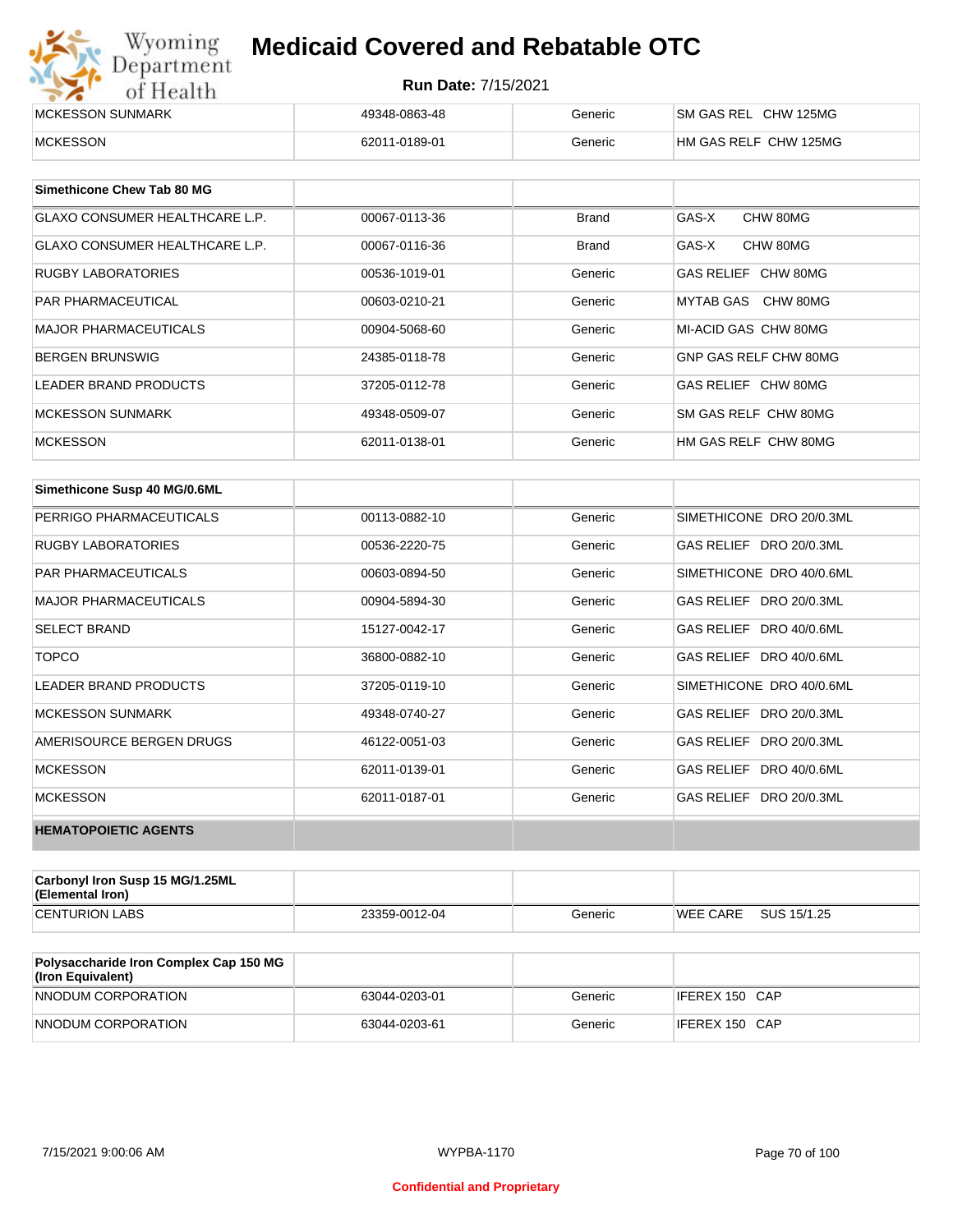| MCKESSON SUNMARK | 49348-0863-48 | Generic | SM GAS REL CHW 125MG |
|---|---|---|---|
| MCKESSON | 62011-0189-01 | Generic | HM GAS RELF CHW 125MG |

| Simethicone Chew Tab 80 MG | | | |
|---|---|---|---|
| GLAXO CONSUMER HEALTHCARE L.P. | 00067-0113-36 | Brand | GAS-X CHW 80MG |
| GLAXO CONSUMER HEALTHCARE L.P. | 00067-0116-36 | Brand | GAS-X CHW 80MG |
| RUGBY LABORATORIES | 00536-1019-01 | Generic | GAS RELIEF CHW 80MG |
| PAR PHARMACEUTICAL | 00603-0210-21 | Generic | MYTAB GAS CHW 80MG |
| MAJOR PHARMACEUTICALS | 00904-5068-60 | Generic | MI-ACID GAS CHW 80MG |
| BERGEN BRUNSWIG | 24385-0118-78 | Generic | GNP GAS RELF CHW 80MG |
| LEADER BRAND PRODUCTS | 37205-0112-78 | Generic | GAS RELIEF CHW 80MG |
| MCKESSON SUNMARK | 49348-0509-07 | Generic | SM GAS RELF CHW 80MG |
| MCKESSON | 62011-0138-01 | Generic | HM GAS RELF CHW 80MG |

| Simethicone Susp 40 MG/0.6ML | | | |
|---|---|---|---|
| PERRIGO PHARMACEUTICALS | 00113-0882-10 | Generic | SIMETHICONE DRO 20/0.3ML |
| RUGBY LABORATORIES | 00536-2220-75 | Generic | GAS RELIEF DRO 20/0.3ML |
| PAR PHARMACEUTICALS | 00603-0894-50 | Generic | SIMETHICONE DRO 40/0.6ML |
| MAJOR PHARMACEUTICALS | 00904-5894-30 | Generic | GAS RELIEF DRO 20/0.3ML |
| SELECT BRAND | 15127-0042-17 | Generic | GAS RELIEF DRO 40/0.6ML |
| TOPCO | 36800-0882-10 | Generic | GAS RELIEF DRO 40/0.6ML |
| LEADER BRAND PRODUCTS | 37205-0119-10 | Generic | SIMETHICONE DRO 40/0.6ML |
| MCKESSON SUNMARK | 49348-0740-27 | Generic | GAS RELIEF DRO 20/0.3ML |
| AMERISOURCE BERGEN DRUGS | 46122-0051-03 | Generic | GAS RELIEF DRO 20/0.3ML |
| MCKESSON | 62011-0139-01 | Generic | GAS RELIEF DRO 40/0.6ML |
| MCKESSON | 62011-0187-01 | Generic | GAS RELIEF DRO 20/0.3ML |
| **HEMATOPOIETIC AGENTS** | | | |

| Carbonyl Iron Susp 15 MG/1.25ML (Elemental Iron) | | | |
|---|---|---|---|
| CENTURION LABS | 23359-0012-04 | Generic | WEE CARE SUS 15/1.25 |

| Polysaccharide Iron Complex Cap 150 MG (Iron Equivalent) | | | |
|---|---|---|---|
| NNODUM CORPORATION | 63044-0203-01 | Generic | IFEREX 150 CAP |
| NNODUM CORPORATION | 63044-0203-61 | Generic | IFEREX 150 CAP |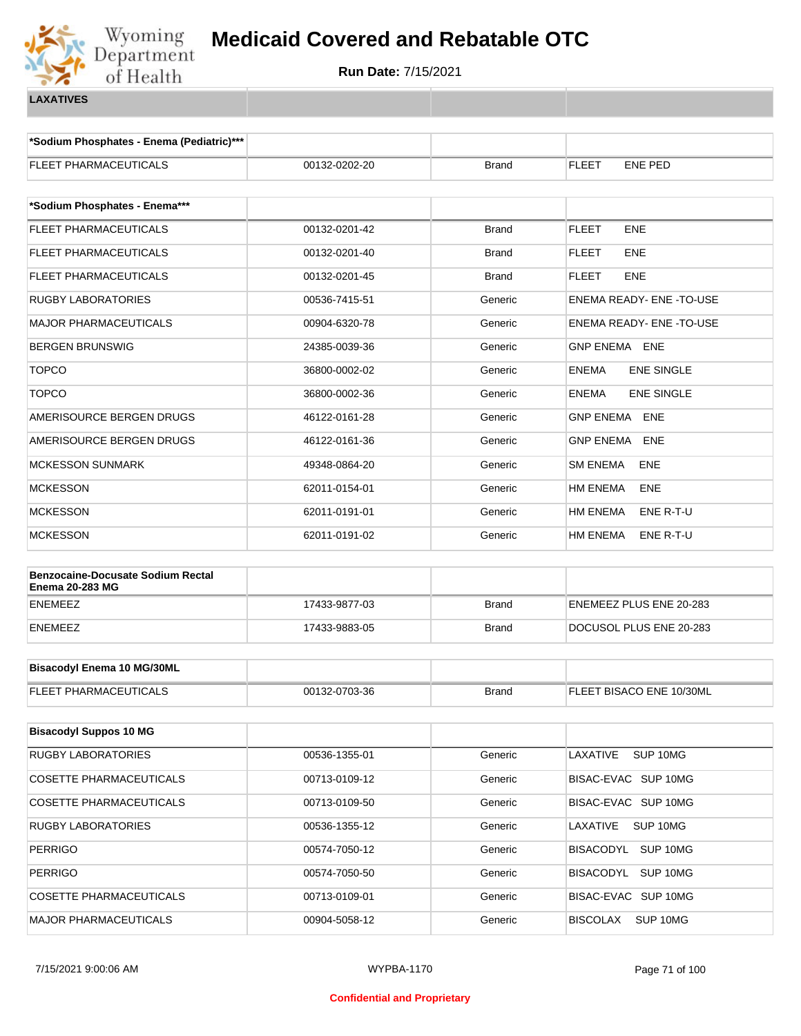# Medicaid Covered and Rebatable OTC

**Run Date:** 7/15/2021

**LAXATIVES**

| *Sodium Phosphates - Enema (Pediatric)*** | | | |
|---|---|---|---|
| FLEET PHARMACEUTICALS | 00132-0202-20 | Brand | FLEET ENE PED |

| *Sodium Phosphates - Enema*** | | | |
|---|---|---|---|
| FLEET PHARMACEUTICALS | 00132-0201-42 | Brand | FLEET ENE |
| FLEET PHARMACEUTICALS | 00132-0201-40 | Brand | FLEET ENE |
| FLEET PHARMACEUTICALS | 00132-0201-45 | Brand | FLEET ENE |
| RUGBY LABORATORIES | 00536-7415-51 | Generic | ENEMA READY- ENE -TO-USE |
| MAJOR PHARMACEUTICALS | 00904-6320-78 | Generic | ENEMA READY- ENE -TO-USE |
| BERGEN BRUNSWIG | 24385-0039-36 | Generic | GNP ENEMA ENE |
| TOPCO | 36800-0002-02 | Generic | ENEMA ENE SINGLE |
| TOPCO | 36800-0002-36 | Generic | ENEMA ENE SINGLE |
| AMERISOURCE BERGEN DRUGS | 46122-0161-28 | Generic | GNP ENEMA ENE |
| AMERISOURCE BERGEN DRUGS | 46122-0161-36 | Generic | GNP ENEMA ENE |
| MCKESSON SUNMARK | 49348-0864-20 | Generic | SM ENEMA ENE |
| MCKESSON | 62011-0154-01 | Generic | HM ENEMA ENE |
| MCKESSON | 62011-0191-01 | Generic | HM ENEMA ENE R-T-U |
| MCKESSON | 62011-0191-02 | Generic | HM ENEMA ENE R-T-U |

| Benzocaine-Docusate Sodium Rectal Enema 20-283 MG | | | |
|---|---|---|---|
| ENEMEEZ | 17433-9877-03 | Brand | ENEMEEZ PLUS ENE 20-283 |
| ENEMEEZ | 17433-9883-05 | Brand | DOCUSOL PLUS ENE 20-283 |

| Bisacodyl Enema 10 MG/30ML | | | |
|---|---|---|---|
| FLEET PHARMACEUTICALS | 00132-0703-36 | Brand | FLEET BISACO ENE 10/30ML |

| Bisacodyl Suppos 10 MG | | | |
|---|---|---|---|
| RUGBY LABORATORIES | 00536-1355-01 | Generic | LAXATIVE SUP 10MG |
| COSETTE PHARMACEUTICALS | 00713-0109-12 | Generic | BISAC-EVAC SUP 10MG |
| COSETTE PHARMACEUTICALS | 00713-0109-50 | Generic | BISAC-EVAC SUP 10MG |
| RUGBY LABORATORIES | 00536-1355-12 | Generic | LAXATIVE SUP 10MG |
| PERRIGO | 00574-7050-12 | Generic | BISACODYL SUP 10MG |
| PERRIGO | 00574-7050-50 | Generic | BISACODYL SUP 10MG |
| COSETTE PHARMACEUTICALS | 00713-0109-01 | Generic | BISAC-EVAC SUP 10MG |
| MAJOR PHARMACEUTICALS | 00904-5058-12 | Generic | BISCOLAX SUP 10MG |

7/15/2021 9:00:06 AM WYPBA-1170

Confidential and Proprietary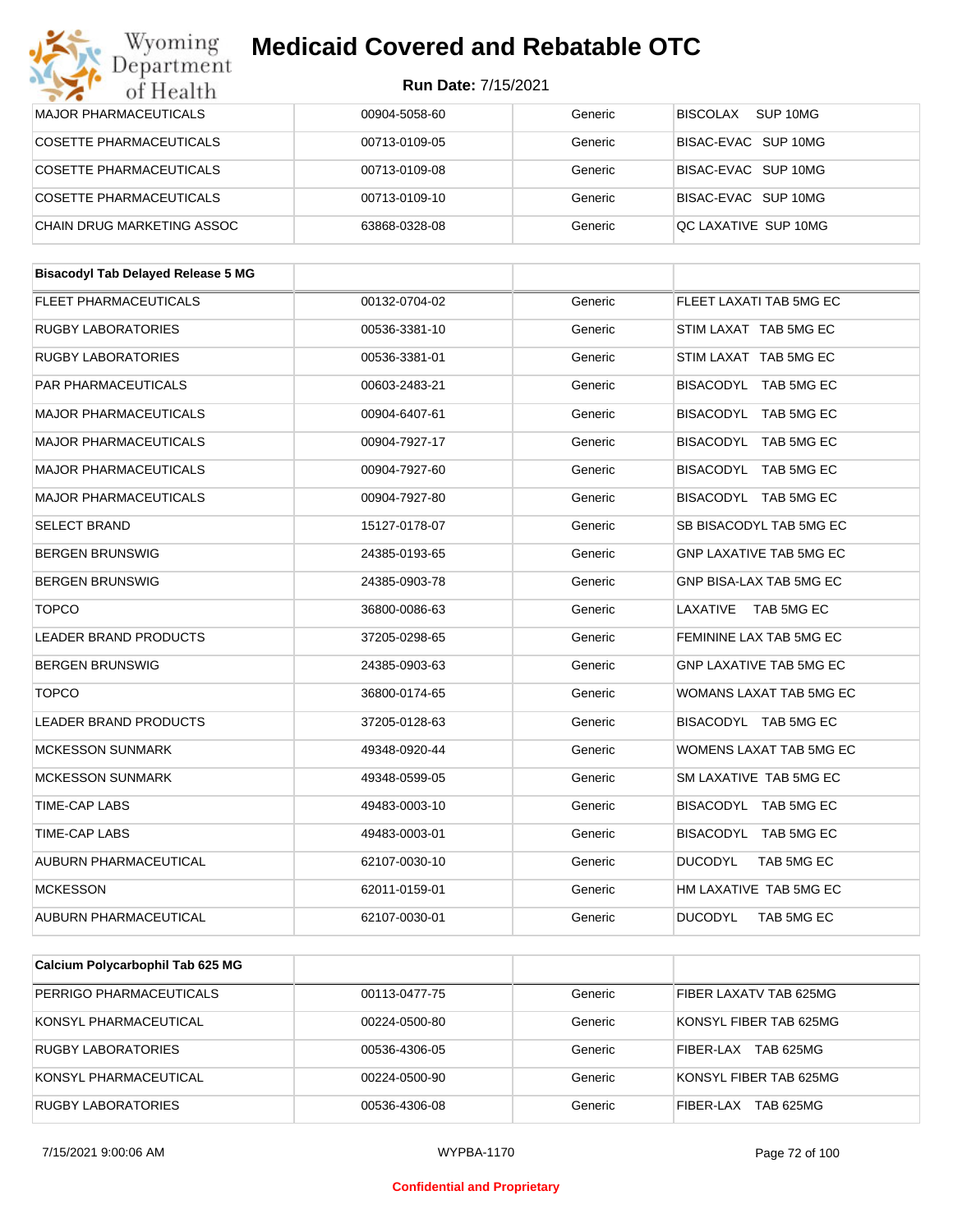| | | | |
|---|---|---|---|
| MAJOR PHARMACEUTICALS | 00904-5058-60 | Generic | BISCOLAX SUP 10MG |
| COSETTE PHARMACEUTICALS | 00713-0109-05 | Generic | BISAC-EVAC SUP 10MG |
| COSETTE PHARMACEUTICALS | 00713-0109-08 | Generic | BISAC-EVAC SUP 10MG |
| COSETTE PHARMACEUTICALS | 00713-0109-10 | Generic | BISAC-EVAC SUP 10MG |
| CHAIN DRUG MARKETING ASSOC | 63868-0328-08 | Generic | QC LAXATIVE SUP 10MG |

| **Bisacodyl Tab Delayed Release 5 MG** | | | |
|---|---|---|---|
| FLEET PHARMACEUTICALS | 00132-0704-02 | Generic | FLEET LAXATI TAB 5MG EC |
| RUGBY LABORATORIES | 00536-3381-10 | Generic | STIM LAXAT TAB 5MG EC |
| RUGBY LABORATORIES | 00536-3381-01 | Generic | STIM LAXAT TAB 5MG EC |
| PAR PHARMACEUTICALS | 00603-2483-21 | Generic | BISACODYL TAB 5MG EC |
| MAJOR PHARMACEUTICALS | 00904-6407-61 | Generic | BISACODYL TAB 5MG EC |
| MAJOR PHARMACEUTICALS | 00904-7927-17 | Generic | BISACODYL TAB 5MG EC |
| MAJOR PHARMACEUTICALS | 00904-7927-60 | Generic | BISACODYL TAB 5MG EC |
| MAJOR PHARMACEUTICALS | 00904-7927-80 | Generic | BISACODYL TAB 5MG EC |
| SELECT BRAND | 15127-0178-07 | Generic | SB BISACODYL TAB 5MG EC |
| BERGEN BRUNSWIG | 24385-0193-65 | Generic | GNP LAXATIVE TAB 5MG EC |
| BERGEN BRUNSWIG | 24385-0903-78 | Generic | GNP BISA-LAX TAB 5MG EC |
| TOPCO | 36800-0086-63 | Generic | LAXATIVE TAB 5MG EC |
| LEADER BRAND PRODUCTS | 37205-0298-65 | Generic | FEMININE LAX TAB 5MG EC |
| BERGEN BRUNSWIG | 24385-0903-63 | Generic | GNP LAXATIVE TAB 5MG EC |
| TOPCO | 36800-0174-65 | Generic | WOMANS LAXAT TAB 5MG EC |
| LEADER BRAND PRODUCTS | 37205-0128-63 | Generic | BISACODYL TAB 5MG EC |
| MCKESSON SUNMARK | 49348-0920-44 | Generic | WOMENS LAXAT TAB 5MG EC |
| MCKESSON SUNMARK | 49348-0599-05 | Generic | SM LAXATIVE TAB 5MG EC |
| TIME-CAP LABS | 49483-0003-10 | Generic | BISACODYL TAB 5MG EC |
| TIME-CAP LABS | 49483-0003-01 | Generic | BISACODYL TAB 5MG EC |
| AUBURN PHARMACEUTICAL | 62107-0030-10 | Generic | DUCODYL TAB 5MG EC |
| MCKESSON | 62011-0159-01 | Generic | HM LAXATIVE TAB 5MG EC |
| AUBURN PHARMACEUTICAL | 62107-0030-01 | Generic | DUCODYL TAB 5MG EC |

| **Calcium Polycarbophil Tab 625 MG** | | | |
|---|---|---|---|
| PERRIGO PHARMACEUTICALS | 00113-0477-75 | Generic | FIBER LAXATV TAB 625MG |
| KONSYL PHARMACEUTICAL | 00224-0500-80 | Generic | KONSYL FIBER TAB 625MG |
| RUGBY LABORATORIES | 00536-4306-05 | Generic | FIBER-LAX TAB 625MG |
| KONSYL PHARMACEUTICAL | 00224-0500-90 | Generic | KONSYL FIBER TAB 625MG |
| RUGBY LABORATORIES | 00536-4306-08 | Generic | FIBER-LAX TAB 625MG |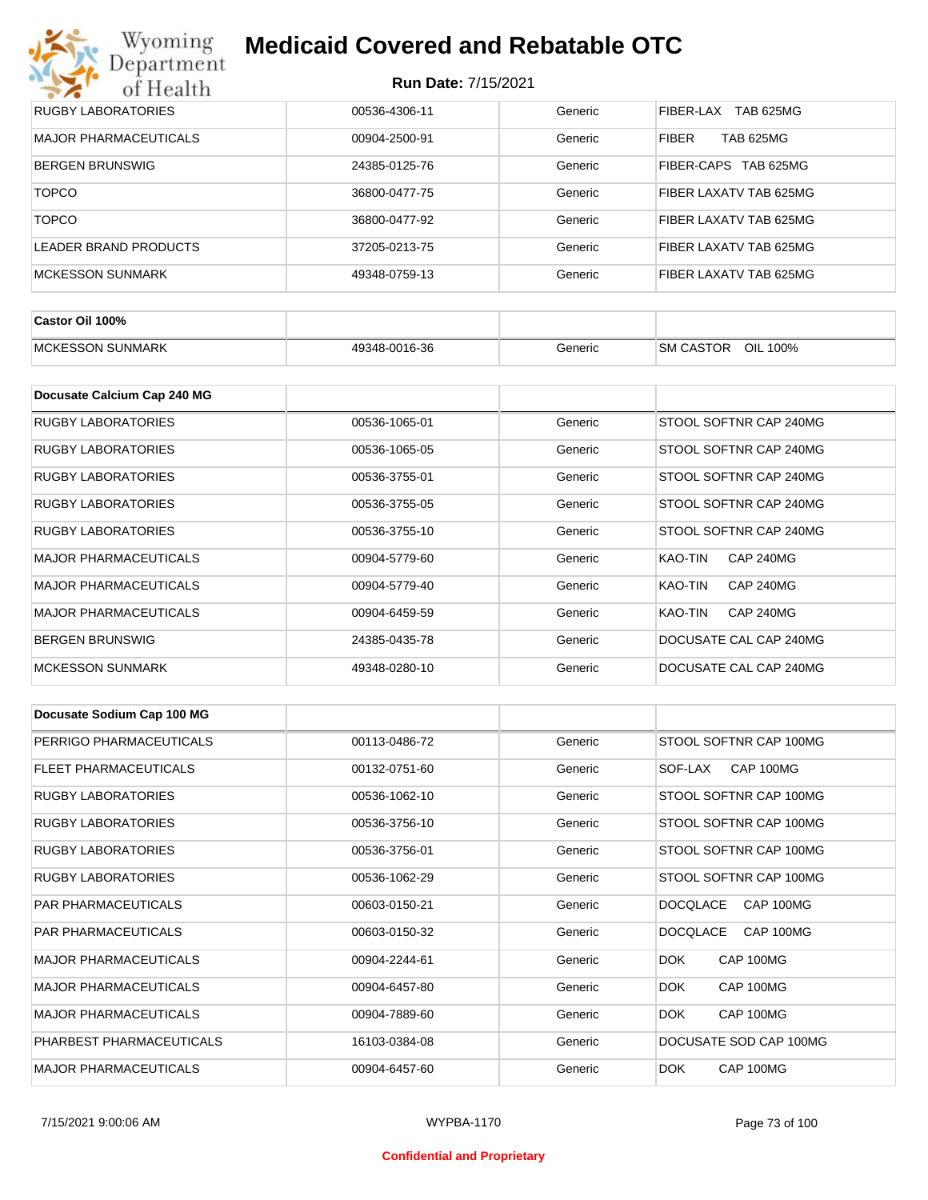| | | | |
|---|---|---|---|
| RUGBY LABORATORIES | 00536-4306-11 | Generic | FIBER-LAX TAB 625MG |
| MAJOR PHARMACEUTICALS | 00904-2500-91 | Generic | FIBER TAB 625MG |
| BERGEN BRUNSWIG | 24385-0125-76 | Generic | FIBER-CAPS TAB 625MG |
| TOPCO | 36800-0477-75 | Generic | FIBER LAXATV TAB 625MG |
| TOPCO | 36800-0477-92 | Generic | FIBER LAXATV TAB 625MG |
| LEADER BRAND PRODUCTS | 37205-0213-75 | Generic | FIBER LAXATV TAB 625MG |
| MCKESSON SUNMARK | 49348-0759-13 | Generic | FIBER LAXATV TAB 625MG |

| **Castor Oil 100%** | | | |
|---|---|---|---|
| MCKESSON SUNMARK | 49348-0016-36 | Generic | SM CASTOR OIL 100% |

| **Docusate Calcium Cap 240 MG** | | | |
|---|---|---|---|
| RUGBY LABORATORIES | 00536-1065-01 | Generic | STOOL SOFTNR CAP 240MG |
| RUGBY LABORATORIES | 00536-1065-05 | Generic | STOOL SOFTNR CAP 240MG |
| RUGBY LABORATORIES | 00536-3755-01 | Generic | STOOL SOFTNR CAP 240MG |
| RUGBY LABORATORIES | 00536-3755-05 | Generic | STOOL SOFTNR CAP 240MG |
| RUGBY LABORATORIES | 00536-3755-10 | Generic | STOOL SOFTNR CAP 240MG |
| MAJOR PHARMACEUTICALS | 00904-5779-60 | Generic | KAO-TIN CAP 240MG |
| MAJOR PHARMACEUTICALS | 00904-5779-40 | Generic | KAO-TIN CAP 240MG |
| MAJOR PHARMACEUTICALS | 00904-6459-59 | Generic | KAO-TIN CAP 240MG |
| BERGEN BRUNSWIG | 24385-0435-78 | Generic | DOCUSATE CAL CAP 240MG |
| MCKESSON SUNMARK | 49348-0280-10 | Generic | DOCUSATE CAL CAP 240MG |

| **Docusate Sodium Cap 100 MG** | | | |
|---|---|---|---|
| PERRIGO PHARMACEUTICALS | 00113-0486-72 | Generic | STOOL SOFTNR CAP 100MG |
| FLEET PHARMACEUTICALS | 00132-0751-60 | Generic | SOF-LAX CAP 100MG |
| RUGBY LABORATORIES | 00536-1062-10 | Generic | STOOL SOFTNR CAP 100MG |
| RUGBY LABORATORIES | 00536-3756-10 | Generic | STOOL SOFTNR CAP 100MG |
| RUGBY LABORATORIES | 00536-3756-01 | Generic | STOOL SOFTNR CAP 100MG |
| RUGBY LABORATORIES | 00536-1062-29 | Generic | STOOL SOFTNR CAP 100MG |
| PAR PHARMACEUTICALS | 00603-0150-21 | Generic | DOCQLACE CAP 100MG |
| PAR PHARMACEUTICALS | 00603-0150-32 | Generic | DOCQLACE CAP 100MG |
| MAJOR PHARMACEUTICALS | 00904-2244-61 | Generic | DOK CAP 100MG |
| MAJOR PHARMACEUTICALS | 00904-6457-80 | Generic | DOK CAP 100MG |
| MAJOR PHARMACEUTICALS | 00904-7889-60 | Generic | DOK CAP 100MG |
| PHARBEST PHARMACEUTICALS | 16103-0384-08 | Generic | DOCUSATE SOD CAP 100MG |
| MAJOR PHARMACEUTICALS | 00904-6457-60 | Generic | DOK CAP 100MG |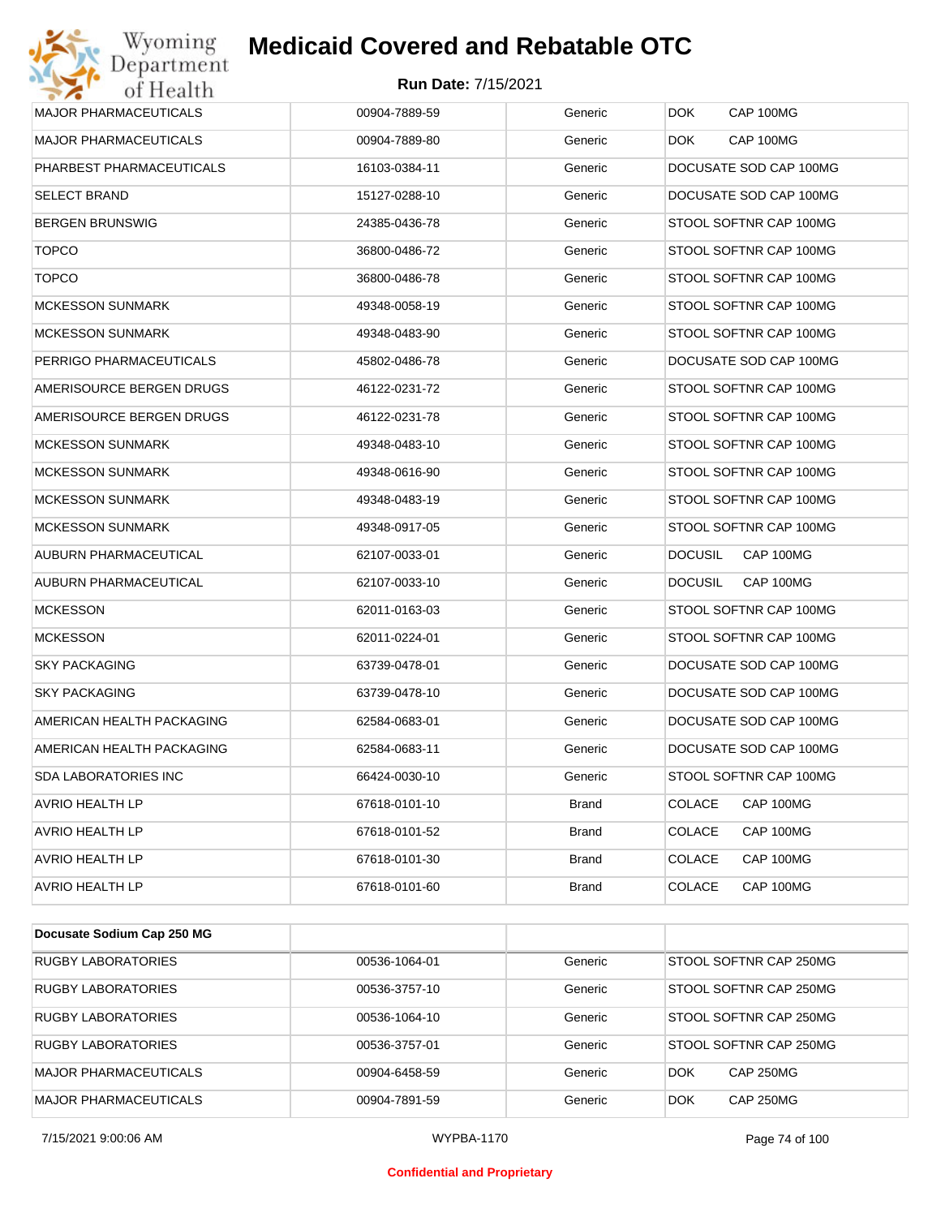| MAJOR PHARMACEUTICALS | 00904-7889-59 | Generic | DOK CAP 100MG |
|---|---|---|---|
| MAJOR PHARMACEUTICALS | 00904-7889-80 | Generic | DOK CAP 100MG |
| PHARBEST PHARMACEUTICALS | 16103-0384-11 | Generic | DOCUSATE SOD CAP 100MG |
| SELECT BRAND | 15127-0288-10 | Generic | DOCUSATE SOD CAP 100MG |
| BERGEN BRUNSWIG | 24385-0436-78 | Generic | STOOL SOFTNR CAP 100MG |
| TOPCO | 36800-0486-72 | Generic | STOOL SOFTNR CAP 100MG |
| TOPCO | 36800-0486-78 | Generic | STOOL SOFTNR CAP 100MG |
| MCKESSON SUNMARK | 49348-0058-19 | Generic | STOOL SOFTNR CAP 100MG |
| MCKESSON SUNMARK | 49348-0483-90 | Generic | STOOL SOFTNR CAP 100MG |
| PERRIGO PHARMACEUTICALS | 45802-0486-78 | Generic | DOCUSATE SOD CAP 100MG |
| AMERISOURCE BERGEN DRUGS | 46122-0231-72 | Generic | STOOL SOFTNR CAP 100MG |
| AMERISOURCE BERGEN DRUGS | 46122-0231-78 | Generic | STOOL SOFTNR CAP 100MG |
| MCKESSON SUNMARK | 49348-0483-10 | Generic | STOOL SOFTNR CAP 100MG |
| MCKESSON SUNMARK | 49348-0616-90 | Generic | STOOL SOFTNR CAP 100MG |
| MCKESSON SUNMARK | 49348-0483-19 | Generic | STOOL SOFTNR CAP 100MG |
| MCKESSON SUNMARK | 49348-0917-05 | Generic | STOOL SOFTNR CAP 100MG |
| AUBURN PHARMACEUTICAL | 62107-0033-01 | Generic | DOCUSIL CAP 100MG |
| AUBURN PHARMACEUTICAL | 62107-0033-10 | Generic | DOCUSIL CAP 100MG |
| MCKESSON | 62011-0163-03 | Generic | STOOL SOFTNR CAP 100MG |
| MCKESSON | 62011-0224-01 | Generic | STOOL SOFTNR CAP 100MG |
| SKY PACKAGING | 63739-0478-01 | Generic | DOCUSATE SOD CAP 100MG |
| SKY PACKAGING | 63739-0478-10 | Generic | DOCUSATE SOD CAP 100MG |
| AMERICAN HEALTH PACKAGING | 62584-0683-01 | Generic | DOCUSATE SOD CAP 100MG |
| AMERICAN HEALTH PACKAGING | 62584-0683-11 | Generic | DOCUSATE SOD CAP 100MG |
| SDA LABORATORIES INC | 66424-0030-10 | Generic | STOOL SOFTNR CAP 100MG |
| AVRIO HEALTH LP | 67618-0101-10 | Brand | COLACE CAP 100MG |
| AVRIO HEALTH LP | 67618-0101-52 | Brand | COLACE CAP 100MG |
| AVRIO HEALTH LP | 67618-0101-30 | Brand | COLACE CAP 100MG |
| AVRIO HEALTH LP | 67618-0101-60 | Brand | COLACE CAP 100MG |

| Docusate Sodium Cap 250 MG | | | |
|---|---|---|---|
| RUGBY LABORATORIES | 00536-1064-01 | Generic | STOOL SOFTNR CAP 250MG |
| RUGBY LABORATORIES | 00536-3757-10 | Generic | STOOL SOFTNR CAP 250MG |
| RUGBY LABORATORIES | 00536-1064-10 | Generic | STOOL SOFTNR CAP 250MG |
| RUGBY LABORATORIES | 00536-3757-01 | Generic | STOOL SOFTNR CAP 250MG |
| MAJOR PHARMACEUTICALS | 00904-6458-59 | Generic | DOK CAP 250MG |
| MAJOR PHARMACEUTICALS | 00904-7891-59 | Generic | DOK CAP 250MG |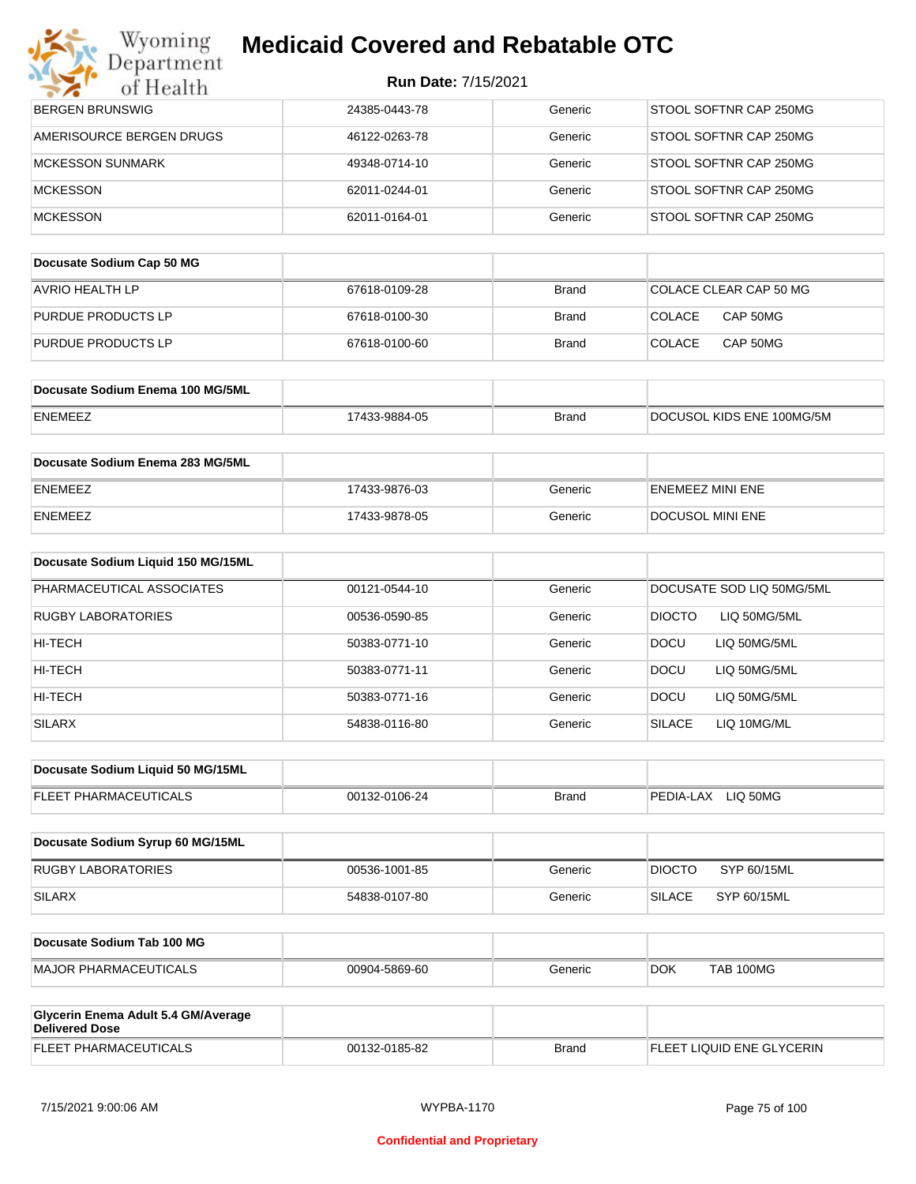| BERGEN BRUNSWIG | 24385-0443-78 | Generic | STOOL SOFTNR CAP 250MG |
|---|---|---|---|
| AMERISOURCE BERGEN DRUGS | 46122-0263-78 | Generic | STOOL SOFTNR CAP 250MG |
| MCKESSON SUNMARK | 49348-0714-10 | Generic | STOOL SOFTNR CAP 250MG |
| MCKESSON | 62011-0244-01 | Generic | STOOL SOFTNR CAP 250MG |
| MCKESSON | 62011-0164-01 | Generic | STOOL SOFTNR CAP 250MG |

| Docusate Sodium Cap 50 MG | | | |
|---|---|---|---|
| AVRIO HEALTH LP | 67618-0109-28 | Brand | COLACE CLEAR CAP 50 MG |
| PURDUE PRODUCTS LP | 67618-0100-30 | Brand | COLACE CAP 50MG |
| PURDUE PRODUCTS LP | 67618-0100-60 | Brand | COLACE CAP 50MG |

| Docusate Sodium Enema 100 MG/5ML | | | |
|---|---|---|---|
| ENEMEEZ | 17433-9884-05 | Brand | DOCUSOL KIDS ENE 100MG/5M |

| Docusate Sodium Enema 283 MG/5ML | | | |
|---|---|---|---|
| ENEMEEZ | 17433-9876-03 | Generic | ENEMEEZ MINI ENE |
| ENEMEEZ | 17433-9878-05 | Generic | DOCUSOL MINI ENE |

| Docusate Sodium Liquid 150 MG/15ML | | | |
|---|---|---|---|
| PHARMACEUTICAL ASSOCIATES | 00121-0544-10 | Generic | DOCUSATE SOD LIQ 50MG/5ML |
| RUGBY LABORATORIES | 00536-0590-85 | Generic | DIOCTO LIQ 50MG/5ML |
| HI-TECH | 50383-0771-10 | Generic | DOCU LIQ 50MG/5ML |
| HI-TECH | 50383-0771-11 | Generic | DOCU LIQ 50MG/5ML |
| HI-TECH | 50383-0771-16 | Generic | DOCU LIQ 50MG/5ML |
| SILARX | 54838-0116-80 | Generic | SILACE LIQ 10MG/ML |

| Docusate Sodium Liquid 50 MG/15ML | | | |
|---|---|---|---|
| FLEET PHARMACEUTICALS | 00132-0106-24 | Brand | PEDIA-LAX LIQ 50MG |

| Docusate Sodium Syrup 60 MG/15ML | | | |
|---|---|---|---|
| RUGBY LABORATORIES | 00536-1001-85 | Generic | DIOCTO SYP 60/15ML |
| SILARX | 54838-0107-80 | Generic | SILACE SYP 60/15ML |

| Docusate Sodium Tab 100 MG | | | |
|---|---|---|---|
| MAJOR PHARMACEUTICALS | 00904-5869-60 | Generic | DOK TAB 100MG |

| Glycerin Enema Adult 5.4 GM/Average Delivered Dose | | | |
|---|---|---|---|
| FLEET PHARMACEUTICALS | 00132-0185-82 | Brand | FLEET LIQUID ENE GLYCERIN |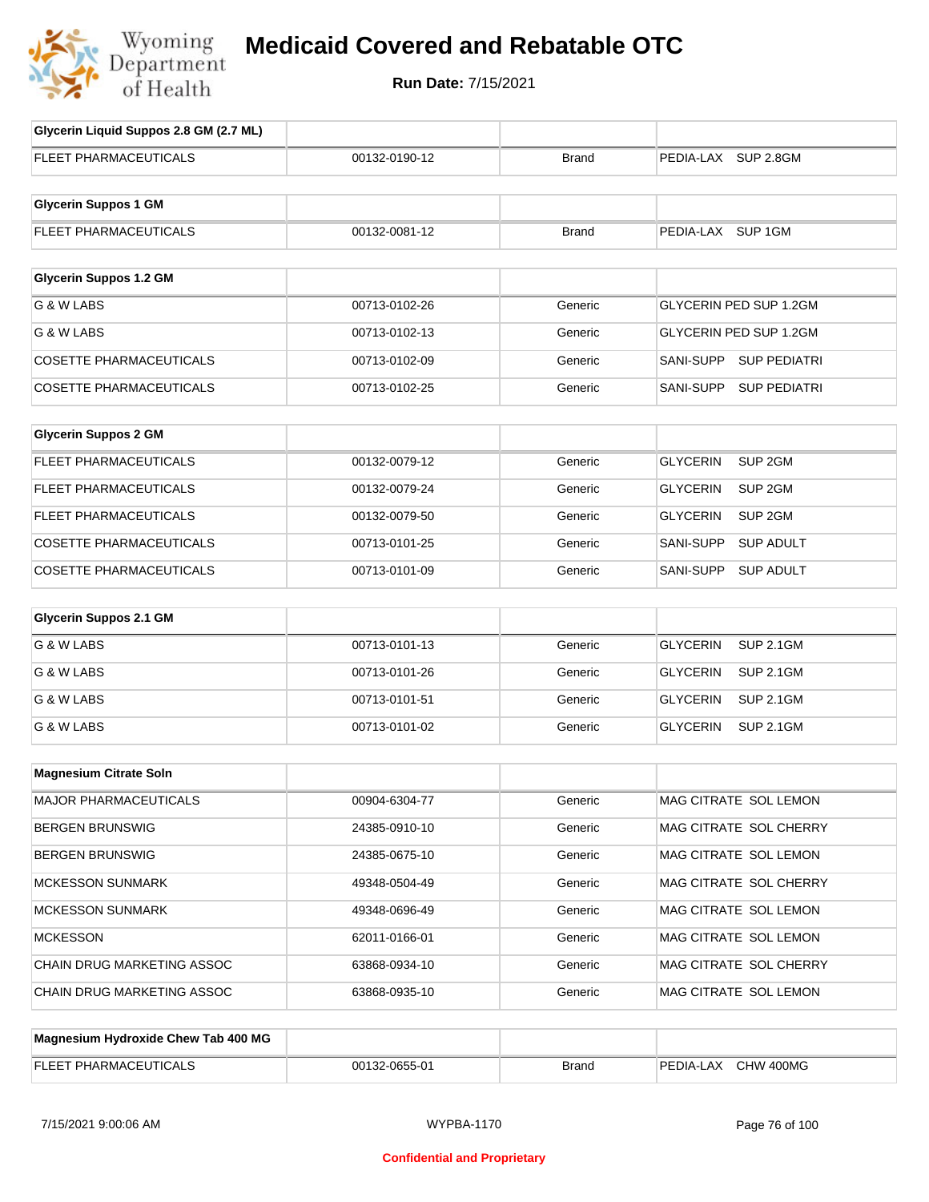# Medicaid Covered and Rebatable OTC

**Run Date:** 7/15/2021

| Glycerin Liquid Suppos 2.8 GM (2.7 ML) | | | |
|---|---|---|---|
| FLEET PHARMACEUTICALS | 00132-0190-12 | Brand | PEDIA-LAX SUP 2.8GM |

| Glycerin Suppos 1 GM | | | |
|---|---|---|---|
| FLEET PHARMACEUTICALS | 00132-0081-12 | Brand | PEDIA-LAX SUP 1GM |

| Glycerin Suppos 1.2 GM | | | |
|---|---|---|---|
| G & W LABS | 00713-0102-26 | Generic | GLYCERIN PED SUP 1.2GM |
| G & W LABS | 00713-0102-13 | Generic | GLYCERIN PED SUP 1.2GM |
| COSETTE PHARMACEUTICALS | 00713-0102-09 | Generic | SANI-SUPP SUP PEDIATRI |
| COSETTE PHARMACEUTICALS | 00713-0102-25 | Generic | SANI-SUPP SUP PEDIATRI |

| Glycerin Suppos 2 GM | | | |
|---|---|---|---|
| FLEET PHARMACEUTICALS | 00132-0079-12 | Generic | GLYCERIN SUP 2GM |
| FLEET PHARMACEUTICALS | 00132-0079-24 | Generic | GLYCERIN SUP 2GM |
| FLEET PHARMACEUTICALS | 00132-0079-50 | Generic | GLYCERIN SUP 2GM |
| COSETTE PHARMACEUTICALS | 00713-0101-25 | Generic | SANI-SUPP SUP ADULT |
| COSETTE PHARMACEUTICALS | 00713-0101-09 | Generic | SANI-SUPP SUP ADULT |

| Glycerin Suppos 2.1 GM | | | |
|---|---|---|---|
| G & W LABS | 00713-0101-13 | Generic | GLYCERIN SUP 2.1GM |
| G & W LABS | 00713-0101-26 | Generic | GLYCERIN SUP 2.1GM |
| G & W LABS | 00713-0101-51 | Generic | GLYCERIN SUP 2.1GM |
| G & W LABS | 00713-0101-02 | Generic | GLYCERIN SUP 2.1GM |

| Magnesium Citrate Soln | | | |
|---|---|---|---|
| MAJOR PHARMACEUTICALS | 00904-6304-77 | Generic | MAG CITRATE SOL LEMON |
| BERGEN BRUNSWIG | 24385-0910-10 | Generic | MAG CITRATE SOL CHERRY |
| BERGEN BRUNSWIG | 24385-0675-10 | Generic | MAG CITRATE SOL LEMON |
| MCKESSON SUNMARK | 49348-0504-49 | Generic | MAG CITRATE SOL CHERRY |
| MCKESSON SUNMARK | 49348-0696-49 | Generic | MAG CITRATE SOL LEMON |
| MCKESSON | 62011-0166-01 | Generic | MAG CITRATE SOL LEMON |
| CHAIN DRUG MARKETING ASSOC | 63868-0934-10 | Generic | MAG CITRATE SOL CHERRY |
| CHAIN DRUG MARKETING ASSOC | 63868-0935-10 | Generic | MAG CITRATE SOL LEMON |

| Magnesium Hydroxide Chew Tab 400 MG | | | |
|---|---|---|---|
| FLEET PHARMACEUTICALS | 00132-0655-01 | Brand | PEDIA-LAX CHW 400MG |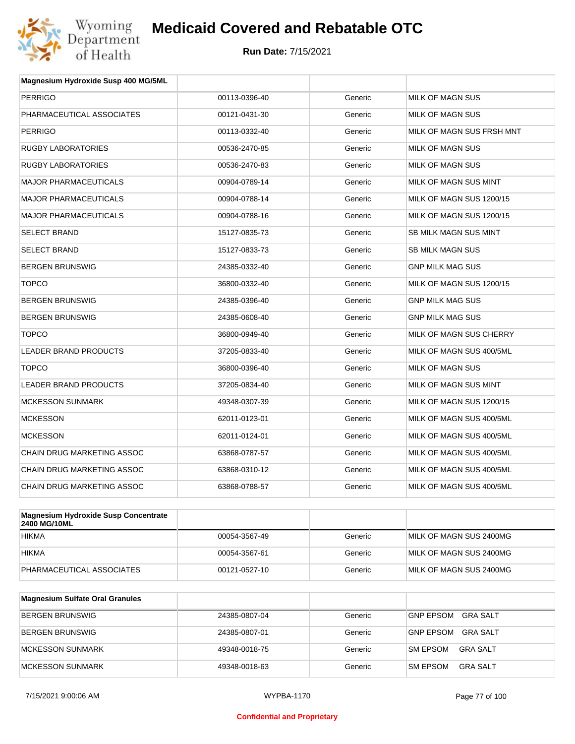| Magnesium Hydroxide Susp 400 MG/5ML | | | |
|---|---|---|---|
| PERRIGO | 00113-0396-40 | Generic | MILK OF MAGN SUS |
| PHARMACEUTICAL ASSOCIATES | 00121-0431-30 | Generic | MILK OF MAGN SUS |
| PERRIGO | 00113-0332-40 | Generic | MILK OF MAGN SUS FRSH MNT |
| RUGBY LABORATORIES | 00536-2470-85 | Generic | MILK OF MAGN SUS |
| RUGBY LABORATORIES | 00536-2470-83 | Generic | MILK OF MAGN SUS |
| MAJOR PHARMACEUTICALS | 00904-0789-14 | Generic | MILK OF MAGN SUS MINT |
| MAJOR PHARMACEUTICALS | 00904-0788-14 | Generic | MILK OF MAGN SUS 1200/15 |
| MAJOR PHARMACEUTICALS | 00904-0788-16 | Generic | MILK OF MAGN SUS 1200/15 |
| SELECT BRAND | 15127-0835-73 | Generic | SB MILK MAGN SUS MINT |
| SELECT BRAND | 15127-0833-73 | Generic | SB MILK MAGN SUS |
| BERGEN BRUNSWIG | 24385-0332-40 | Generic | GNP MILK MAG SUS |
| TOPCO | 36800-0332-40 | Generic | MILK OF MAGN SUS 1200/15 |
| BERGEN BRUNSWIG | 24385-0396-40 | Generic | GNP MILK MAG SUS |
| BERGEN BRUNSWIG | 24385-0608-40 | Generic | GNP MILK MAG SUS |
| TOPCO | 36800-0949-40 | Generic | MILK OF MAGN SUS CHERRY |
| LEADER BRAND PRODUCTS | 37205-0833-40 | Generic | MILK OF MAGN SUS 400/5ML |
| TOPCO | 36800-0396-40 | Generic | MILK OF MAGN SUS |
| LEADER BRAND PRODUCTS | 37205-0834-40 | Generic | MILK OF MAGN SUS MINT |
| MCKESSON SUNMARK | 49348-0307-39 | Generic | MILK OF MAGN SUS 1200/15 |
| MCKESSON | 62011-0123-01 | Generic | MILK OF MAGN SUS 400/5ML |
| MCKESSON | 62011-0124-01 | Generic | MILK OF MAGN SUS 400/5ML |
| CHAIN DRUG MARKETING ASSOC | 63868-0787-57 | Generic | MILK OF MAGN SUS 400/5ML |
| CHAIN DRUG MARKETING ASSOC | 63868-0310-12 | Generic | MILK OF MAGN SUS 400/5ML |
| CHAIN DRUG MARKETING ASSOC | 63868-0788-57 | Generic | MILK OF MAGN SUS 400/5ML |

| Magnesium Hydroxide Susp Concentrate 2400 MG/10ML | | | |
|---|---|---|---|
| HIKMA | 00054-3567-49 | Generic | MILK OF MAGN SUS 2400MG |
| HIKMA | 00054-3567-61 | Generic | MILK OF MAGN SUS 2400MG |
| PHARMACEUTICAL ASSOCIATES | 00121-0527-10 | Generic | MILK OF MAGN SUS 2400MG |

| Magnesium Sulfate Oral Granules | | | |
|---|---|---|---|
| BERGEN BRUNSWIG | 24385-0807-04 | Generic | GNP EPSOM GRA SALT |
| BERGEN BRUNSWIG | 24385-0807-01 | Generic | GNP EPSOM GRA SALT |
| MCKESSON SUNMARK | 49348-0018-75 | Generic | SM EPSOM GRA SALT |
| MCKESSON SUNMARK | 49348-0018-63 | Generic | SM EPSOM GRA SALT |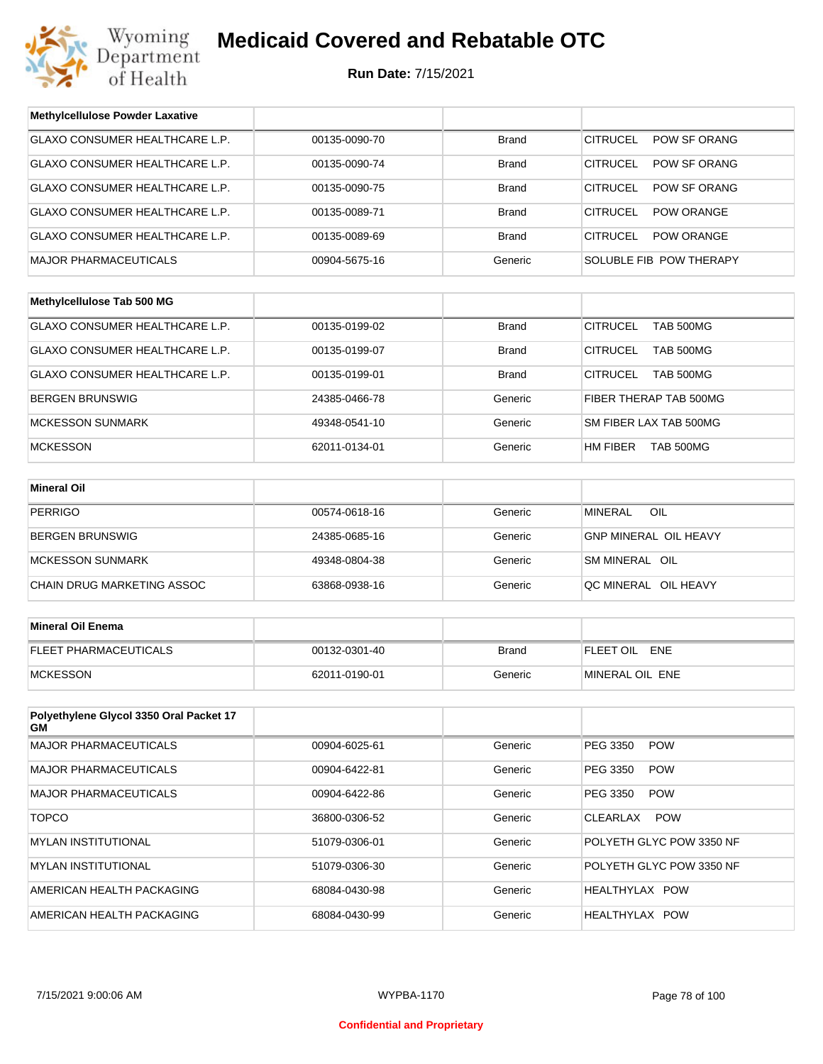# Medicaid Covered and Rebatable OTC

**Run Date:** 7/15/2021

| Methylcellulose Powder Laxative | | | |
|---|---|---|---|
| GLAXO CONSUMER HEALTHCARE L.P. | 00135-0090-70 | Brand | CITRUCEL POW SF ORANG |
| GLAXO CONSUMER HEALTHCARE L.P. | 00135-0090-74 | Brand | CITRUCEL POW SF ORANG |
| GLAXO CONSUMER HEALTHCARE L.P. | 00135-0090-75 | Brand | CITRUCEL POW SF ORANG |
| GLAXO CONSUMER HEALTHCARE L.P. | 00135-0089-71 | Brand | CITRUCEL POW ORANGE |
| GLAXO CONSUMER HEALTHCARE L.P. | 00135-0089-69 | Brand | CITRUCEL POW ORANGE |
| MAJOR PHARMACEUTICALS | 00904-5675-16 | Generic | SOLUBLE FIB POW THERAPY |

| Methylcellulose Tab 500 MG | | | |
|---|---|---|---|
| GLAXO CONSUMER HEALTHCARE L.P. | 00135-0199-02 | Brand | CITRUCEL TAB 500MG |
| GLAXO CONSUMER HEALTHCARE L.P. | 00135-0199-07 | Brand | CITRUCEL TAB 500MG |
| GLAXO CONSUMER HEALTHCARE L.P. | 00135-0199-01 | Brand | CITRUCEL TAB 500MG |
| BERGEN BRUNSWIG | 24385-0466-78 | Generic | FIBER THERAP TAB 500MG |
| MCKESSON SUNMARK | 49348-0541-10 | Generic | SM FIBER LAX TAB 500MG |
| MCKESSON | 62011-0134-01 | Generic | HM FIBER TAB 500MG |

| Mineral Oil | | | |
|---|---|---|---|
| PERRIGO | 00574-0618-16 | Generic | MINERAL OIL |
| BERGEN BRUNSWIG | 24385-0685-16 | Generic | GNP MINERAL OIL HEAVY |
| MCKESSON SUNMARK | 49348-0804-38 | Generic | SM MINERAL OIL |
| CHAIN DRUG MARKETING ASSOC | 63868-0938-16 | Generic | QC MINERAL OIL HEAVY |

| Mineral Oil Enema | | | |
|---|---|---|---|
| FLEET PHARMACEUTICALS | 00132-0301-40 | Brand | FLEET OIL ENE |
| MCKESSON | 62011-0190-01 | Generic | MINERAL OIL ENE |

| Polyethylene Glycol 3350 Oral Packet 17 GM | | | |
|---|---|---|---|
| MAJOR PHARMACEUTICALS | 00904-6025-61 | Generic | PEG 3350 POW |
| MAJOR PHARMACEUTICALS | 00904-6422-81 | Generic | PEG 3350 POW |
| MAJOR PHARMACEUTICALS | 00904-6422-86 | Generic | PEG 3350 POW |
| TOPCO | 36800-0306-52 | Generic | CLEARLAX POW |
| MYLAN INSTITUTIONAL | 51079-0306-01 | Generic | POLYETH GLYC POW 3350 NF |
| MYLAN INSTITUTIONAL | 51079-0306-30 | Generic | POLYETH GLYC POW 3350 NF |
| AMERICAN HEALTH PACKAGING | 68084-0430-98 | Generic | HEALTHYLAX POW |
| AMERICAN HEALTH PACKAGING | 68084-0430-99 | Generic | HEALTHYLAX POW |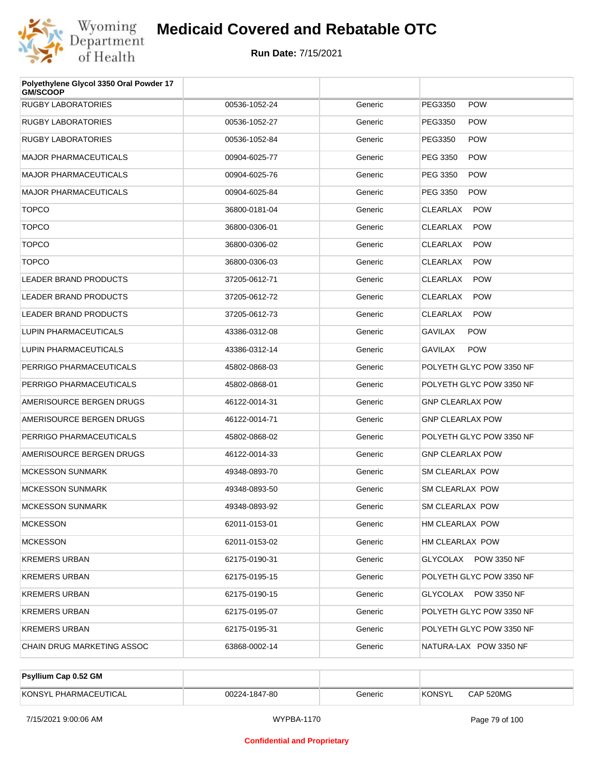# Medicaid Covered and Rebatable OTC

**Run Date:** 7/15/2021

| Polyethylene Glycol 3350 Oral Powder 17 GM/SCOOP | | | |
|---|---|---|---|
| RUGBY LABORATORIES | 00536-1052-24 | Generic | PEG3350 POW |
| RUGBY LABORATORIES | 00536-1052-27 | Generic | PEG3350 POW |
| RUGBY LABORATORIES | 00536-1052-84 | Generic | PEG3350 POW |
| MAJOR PHARMACEUTICALS | 00904-6025-77 | Generic | PEG 3350 POW |
| MAJOR PHARMACEUTICALS | 00904-6025-76 | Generic | PEG 3350 POW |
| MAJOR PHARMACEUTICALS | 00904-6025-84 | Generic | PEG 3350 POW |
| TOPCO | 36800-0181-04 | Generic | CLEARLAX POW |
| TOPCO | 36800-0306-01 | Generic | CLEARLAX POW |
| TOPCO | 36800-0306-02 | Generic | CLEARLAX POW |
| TOPCO | 36800-0306-03 | Generic | CLEARLAX POW |
| LEADER BRAND PRODUCTS | 37205-0612-71 | Generic | CLEARLAX POW |
| LEADER BRAND PRODUCTS | 37205-0612-72 | Generic | CLEARLAX POW |
| LEADER BRAND PRODUCTS | 37205-0612-73 | Generic | CLEARLAX POW |
| LUPIN PHARMACEUTICALS | 43386-0312-08 | Generic | GAVILAX POW |
| LUPIN PHARMACEUTICALS | 43386-0312-14 | Generic | GAVILAX POW |
| PERRIGO PHARMACEUTICALS | 45802-0868-03 | Generic | POLYETH GLYC POW 3350 NF |
| PERRIGO PHARMACEUTICALS | 45802-0868-01 | Generic | POLYETH GLYC POW 3350 NF |
| AMERISOURCE BERGEN DRUGS | 46122-0014-31 | Generic | GNP CLEARLAX POW |
| AMERISOURCE BERGEN DRUGS | 46122-0014-71 | Generic | GNP CLEARLAX POW |
| PERRIGO PHARMACEUTICALS | 45802-0868-02 | Generic | POLYETH GLYC POW 3350 NF |
| AMERISOURCE BERGEN DRUGS | 46122-0014-33 | Generic | GNP CLEARLAX POW |
| MCKESSON SUNMARK | 49348-0893-70 | Generic | SM CLEARLAX POW |
| MCKESSON SUNMARK | 49348-0893-50 | Generic | SM CLEARLAX POW |
| MCKESSON SUNMARK | 49348-0893-92 | Generic | SM CLEARLAX POW |
| MCKESSON | 62011-0153-01 | Generic | HM CLEARLAX POW |
| MCKESSON | 62011-0153-02 | Generic | HM CLEARLAX POW |
| KREMERS URBAN | 62175-0190-31 | Generic | GLYCOLAX POW 3350 NF |
| KREMERS URBAN | 62175-0195-15 | Generic | POLYETH GLYC POW 3350 NF |
| KREMERS URBAN | 62175-0190-15 | Generic | GLYCOLAX POW 3350 NF |
| KREMERS URBAN | 62175-0195-07 | Generic | POLYETH GLYC POW 3350 NF |
| KREMERS URBAN | 62175-0195-31 | Generic | POLYETH GLYC POW 3350 NF |
| CHAIN DRUG MARKETING ASSOC | 63868-0002-14 | Generic | NATURA-LAX POW 3350 NF |

| Psyllium Cap 0.52 GM | | | |
|---|---|---|---|
| KONSYL PHARMACEUTICAL | 00224-1847-80 | Generic | KONSYL CAP 520MG |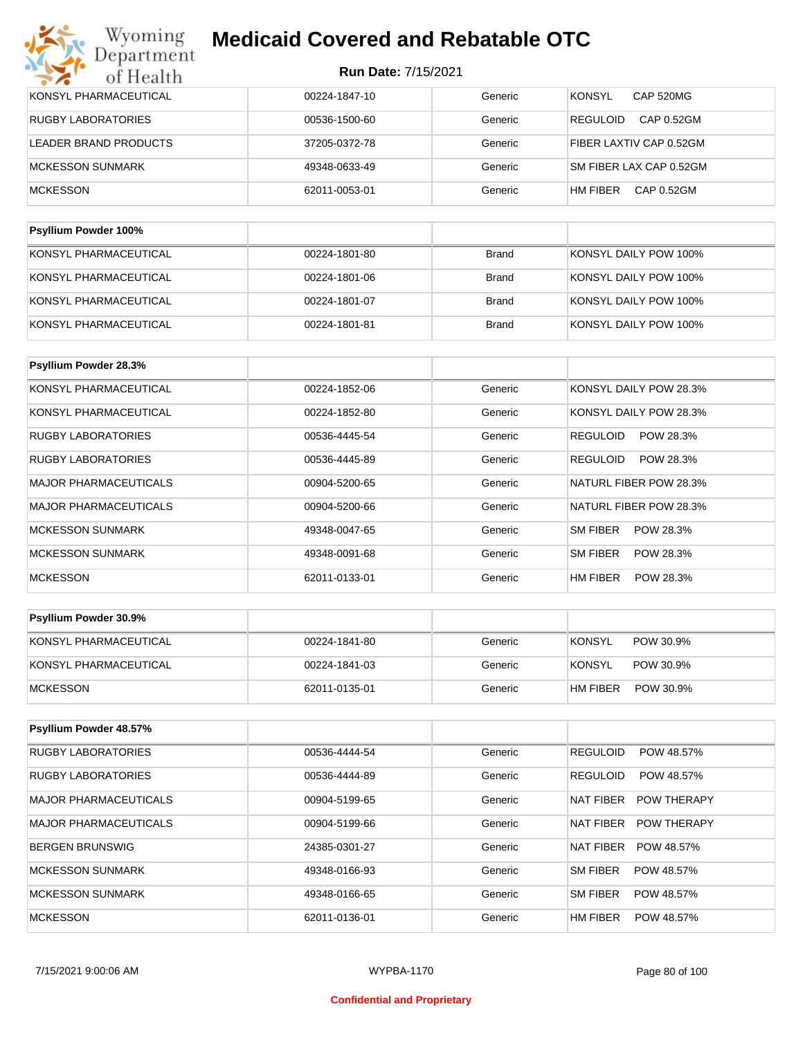# Medicaid Covered and Rebatable OTC

**Run Date:** 7/15/2021

| | | | |
|---|---|---|---|
| KONSYL PHARMACEUTICAL | 00224-1847-10 | Generic | KONSYL CAP 520MG |
| RUGBY LABORATORIES | 00536-1500-60 | Generic | REGULOID CAP 0.52GM |
| LEADER BRAND PRODUCTS | 37205-0372-78 | Generic | FIBER LAXTIV CAP 0.52GM |
| MCKESSON SUNMARK | 49348-0633-49 | Generic | SM FIBER LAX CAP 0.52GM |
| MCKESSON | 62011-0053-01 | Generic | HM FIBER CAP 0.52GM |

| Psyllium Powder 100% | | | |
|---|---|---|---|
| KONSYL PHARMACEUTICAL | 00224-1801-80 | Brand | KONSYL DAILY POW 100% |
| KONSYL PHARMACEUTICAL | 00224-1801-06 | Brand | KONSYL DAILY POW 100% |
| KONSYL PHARMACEUTICAL | 00224-1801-07 | Brand | KONSYL DAILY POW 100% |
| KONSYL PHARMACEUTICAL | 00224-1801-81 | Brand | KONSYL DAILY POW 100% |

| Psyllium Powder 28.3% | | | |
|---|---|---|---|
| KONSYL PHARMACEUTICAL | 00224-1852-06 | Generic | KONSYL DAILY POW 28.3% |
| KONSYL PHARMACEUTICAL | 00224-1852-80 | Generic | KONSYL DAILY POW 28.3% |
| RUGBY LABORATORIES | 00536-4445-54 | Generic | REGULOID POW 28.3% |
| RUGBY LABORATORIES | 00536-4445-89 | Generic | REGULOID POW 28.3% |
| MAJOR PHARMACEUTICALS | 00904-5200-65 | Generic | NATURL FIBER POW 28.3% |
| MAJOR PHARMACEUTICALS | 00904-5200-66 | Generic | NATURL FIBER POW 28.3% |
| MCKESSON SUNMARK | 49348-0047-65 | Generic | SM FIBER POW 28.3% |
| MCKESSON SUNMARK | 49348-0091-68 | Generic | SM FIBER POW 28.3% |
| MCKESSON | 62011-0133-01 | Generic | HM FIBER POW 28.3% |

| Psyllium Powder 30.9% | | | |
|---|---|---|---|
| KONSYL PHARMACEUTICAL | 00224-1841-80 | Generic | KONSYL POW 30.9% |
| KONSYL PHARMACEUTICAL | 00224-1841-03 | Generic | KONSYL POW 30.9% |
| MCKESSON | 62011-0135-01 | Generic | HM FIBER POW 30.9% |

| Psyllium Powder 48.57% | | | |
|---|---|---|---|
| RUGBY LABORATORIES | 00536-4444-54 | Generic | REGULOID POW 48.57% |
| RUGBY LABORATORIES | 00536-4444-89 | Generic | REGULOID POW 48.57% |
| MAJOR PHARMACEUTICALS | 00904-5199-65 | Generic | NAT FIBER POW THERAPY |
| MAJOR PHARMACEUTICALS | 00904-5199-66 | Generic | NAT FIBER POW THERAPY |
| BERGEN BRUNSWIG | 24385-0301-27 | Generic | NAT FIBER POW 48.57% |
| MCKESSON SUNMARK | 49348-0166-93 | Generic | SM FIBER POW 48.57% |
| MCKESSON SUNMARK | 49348-0166-65 | Generic | SM FIBER POW 48.57% |
| MCKESSON | 62011-0136-01 | Generic | HM FIBER POW 48.57% |

7/15/2021 9:00:06 AM WYPBA-1170

Confidential and Proprietary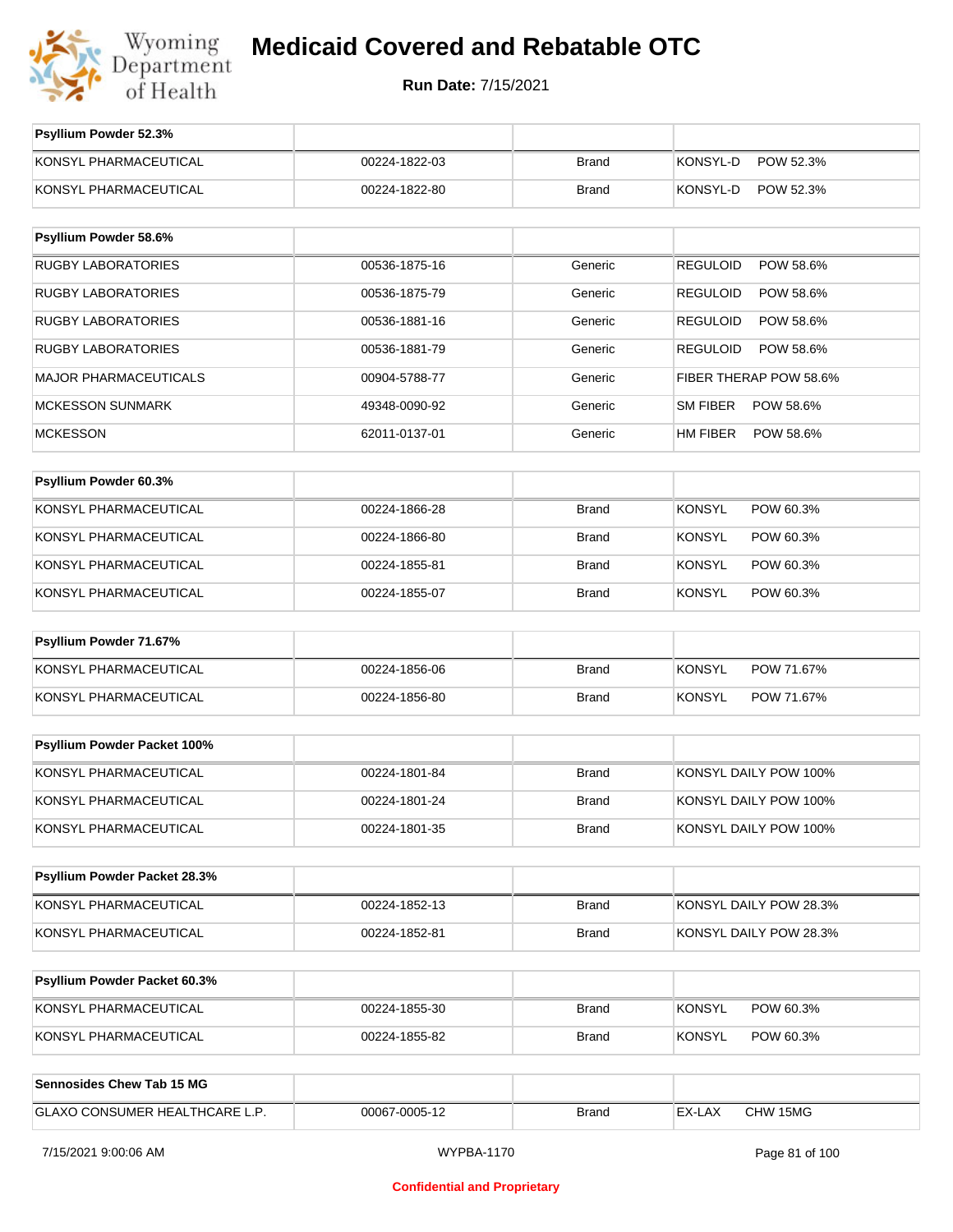| Psyllium Powder 52.3% | | | |
|---|---|---|---|
| KONSYL PHARMACEUTICAL | 00224-1822-03 | Brand | KONSYL-D POW 52.3% |
| KONSYL PHARMACEUTICAL | 00224-1822-80 | Brand | KONSYL-D POW 52.3% |

| Psyllium Powder 58.6% | | | |
|---|---|---|---|
| RUGBY LABORATORIES | 00536-1875-16 | Generic | REGULOID POW 58.6% |
| RUGBY LABORATORIES | 00536-1875-79 | Generic | REGULOID POW 58.6% |
| RUGBY LABORATORIES | 00536-1881-16 | Generic | REGULOID POW 58.6% |
| RUGBY LABORATORIES | 00536-1881-79 | Generic | REGULOID POW 58.6% |
| MAJOR PHARMACEUTICALS | 00904-5788-77 | Generic | FIBER THERAP POW 58.6% |
| MCKESSON SUNMARK | 49348-0090-92 | Generic | SM FIBER POW 58.6% |
| MCKESSON | 62011-0137-01 | Generic | HM FIBER POW 58.6% |

| Psyllium Powder 60.3% | | | |
|---|---|---|---|
| KONSYL PHARMACEUTICAL | 00224-1866-28 | Brand | KONSYL POW 60.3% |
| KONSYL PHARMACEUTICAL | 00224-1866-80 | Brand | KONSYL POW 60.3% |
| KONSYL PHARMACEUTICAL | 00224-1855-81 | Brand | KONSYL POW 60.3% |
| KONSYL PHARMACEUTICAL | 00224-1855-07 | Brand | KONSYL POW 60.3% |

| Psyllium Powder 71.67% | | | |
|---|---|---|---|
| KONSYL PHARMACEUTICAL | 00224-1856-06 | Brand | KONSYL POW 71.67% |
| KONSYL PHARMACEUTICAL | 00224-1856-80 | Brand | KONSYL POW 71.67% |

| Psyllium Powder Packet 100% | | | |
|---|---|---|---|
| KONSYL PHARMACEUTICAL | 00224-1801-84 | Brand | KONSYL DAILY POW 100% |
| KONSYL PHARMACEUTICAL | 00224-1801-24 | Brand | KONSYL DAILY POW 100% |
| KONSYL PHARMACEUTICAL | 00224-1801-35 | Brand | KONSYL DAILY POW 100% |

| Psyllium Powder Packet 28.3% | | | |
|---|---|---|---|
| KONSYL PHARMACEUTICAL | 00224-1852-13 | Brand | KONSYL DAILY POW 28.3% |
| KONSYL PHARMACEUTICAL | 00224-1852-81 | Brand | KONSYL DAILY POW 28.3% |

| Psyllium Powder Packet 60.3% | | | |
|---|---|---|---|
| KONSYL PHARMACEUTICAL | 00224-1855-30 | Brand | KONSYL POW 60.3% |
| KONSYL PHARMACEUTICAL | 00224-1855-82 | Brand | KONSYL POW 60.3% |

| Sennosides Chew Tab 15 MG | | | |
|---|---|---|---|
| GLAXO CONSUMER HEALTHCARE L.P. | 00067-0005-12 | Brand | EX-LAX CHW 15MG |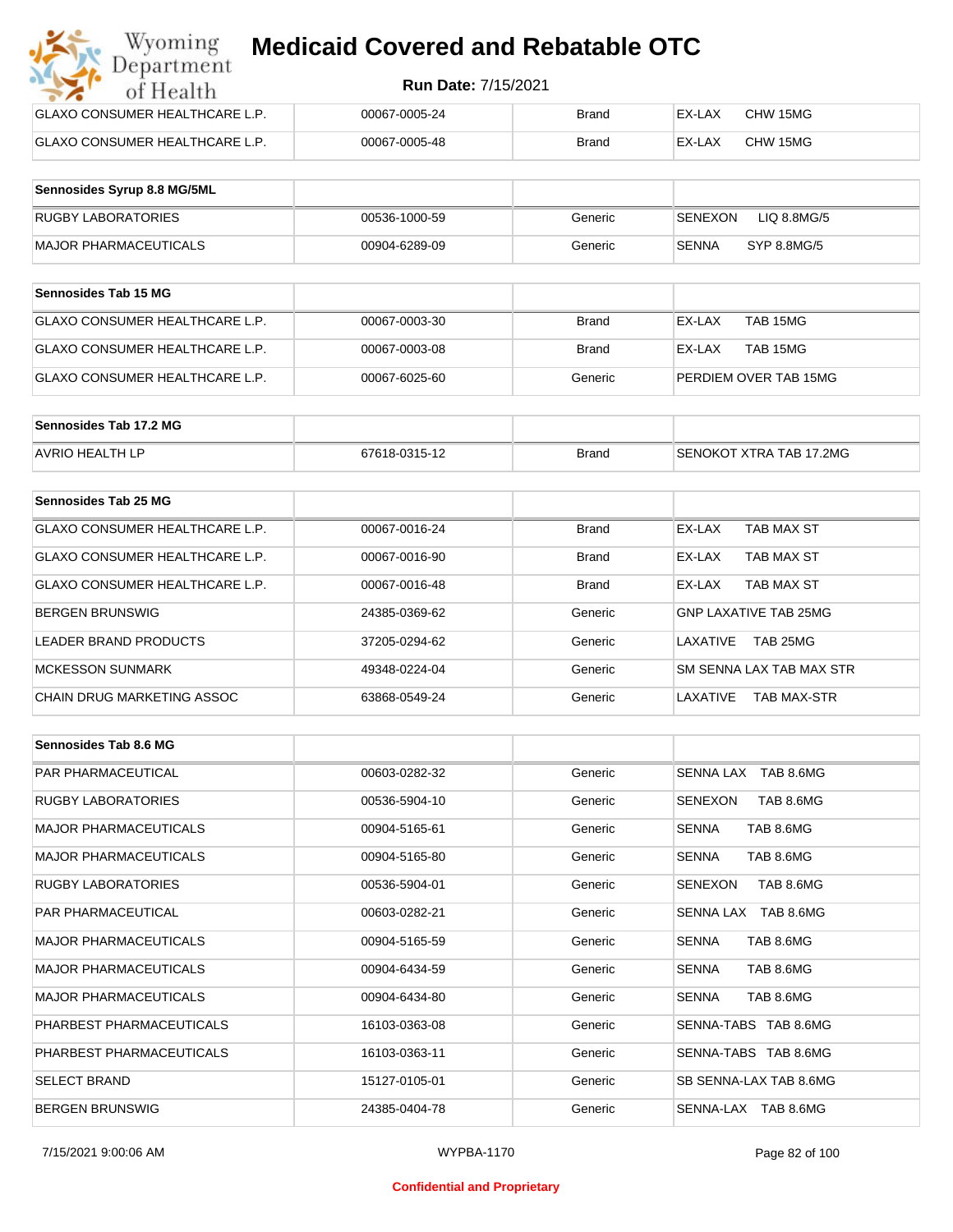| | | | |
|---|---|---|---|
| GLAXO CONSUMER HEALTHCARE L.P. | 00067-0005-24 | Brand | EX-LAX CHW 15MG |
| GLAXO CONSUMER HEALTHCARE L.P. | 00067-0005-48 | Brand | EX-LAX CHW 15MG |

| Sennosides Syrup 8.8 MG/5ML | | | |
|---|---|---|---|
| RUGBY LABORATORIES | 00536-1000-59 | Generic | SENEXON LIQ 8.8MG/5 |
| MAJOR PHARMACEUTICALS | 00904-6289-09 | Generic | SENNA SYP 8.8MG/5 |

| Sennosides Tab 15 MG | | | |
|---|---|---|---|
| GLAXO CONSUMER HEALTHCARE L.P. | 00067-0003-30 | Brand | EX-LAX TAB 15MG |
| GLAXO CONSUMER HEALTHCARE L.P. | 00067-0003-08 | Brand | EX-LAX TAB 15MG |
| GLAXO CONSUMER HEALTHCARE L.P. | 00067-6025-60 | Generic | PERDIEM OVER TAB 15MG |

| Sennosides Tab 17.2 MG | | | |
|---|---|---|---|
| AVRIO HEALTH LP | 67618-0315-12 | Brand | SENOKOT XTRA TAB 17.2MG |

| Sennosides Tab 25 MG | | | |
|---|---|---|---|
| GLAXO CONSUMER HEALTHCARE L.P. | 00067-0016-24 | Brand | EX-LAX TAB MAX ST |
| GLAXO CONSUMER HEALTHCARE L.P. | 00067-0016-90 | Brand | EX-LAX TAB MAX ST |
| GLAXO CONSUMER HEALTHCARE L.P. | 00067-0016-48 | Brand | EX-LAX TAB MAX ST |
| BERGEN BRUNSWIG | 24385-0369-62 | Generic | GNP LAXATIVE TAB 25MG |
| LEADER BRAND PRODUCTS | 37205-0294-62 | Generic | LAXATIVE TAB 25MG |
| MCKESSON SUNMARK | 49348-0224-04 | Generic | SM SENNA LAX TAB MAX STR |
| CHAIN DRUG MARKETING ASSOC | 63868-0549-24 | Generic | LAXATIVE TAB MAX-STR |

| Sennosides Tab 8.6 MG | | | |
|---|---|---|---|
| PAR PHARMACEUTICAL | 00603-0282-32 | Generic | SENNA LAX TAB 8.6MG |
| RUGBY LABORATORIES | 00536-5904-10 | Generic | SENEXON TAB 8.6MG |
| MAJOR PHARMACEUTICALS | 00904-5165-61 | Generic | SENNA TAB 8.6MG |
| MAJOR PHARMACEUTICALS | 00904-5165-80 | Generic | SENNA TAB 8.6MG |
| RUGBY LABORATORIES | 00536-5904-01 | Generic | SENEXON TAB 8.6MG |
| PAR PHARMACEUTICAL | 00603-0282-21 | Generic | SENNA LAX TAB 8.6MG |
| MAJOR PHARMACEUTICALS | 00904-5165-59 | Generic | SENNA TAB 8.6MG |
| MAJOR PHARMACEUTICALS | 00904-6434-59 | Generic | SENNA TAB 8.6MG |
| MAJOR PHARMACEUTICALS | 00904-6434-80 | Generic | SENNA TAB 8.6MG |
| PHARBEST PHARMACEUTICALS | 16103-0363-08 | Generic | SENNA-TABS TAB 8.6MG |
| PHARBEST PHARMACEUTICALS | 16103-0363-11 | Generic | SENNA-TABS TAB 8.6MG |
| SELECT BRAND | 15127-0105-01 | Generic | SB SENNA-LAX TAB 8.6MG |
| BERGEN BRUNSWIG | 24385-0404-78 | Generic | SENNA-LAX TAB 8.6MG |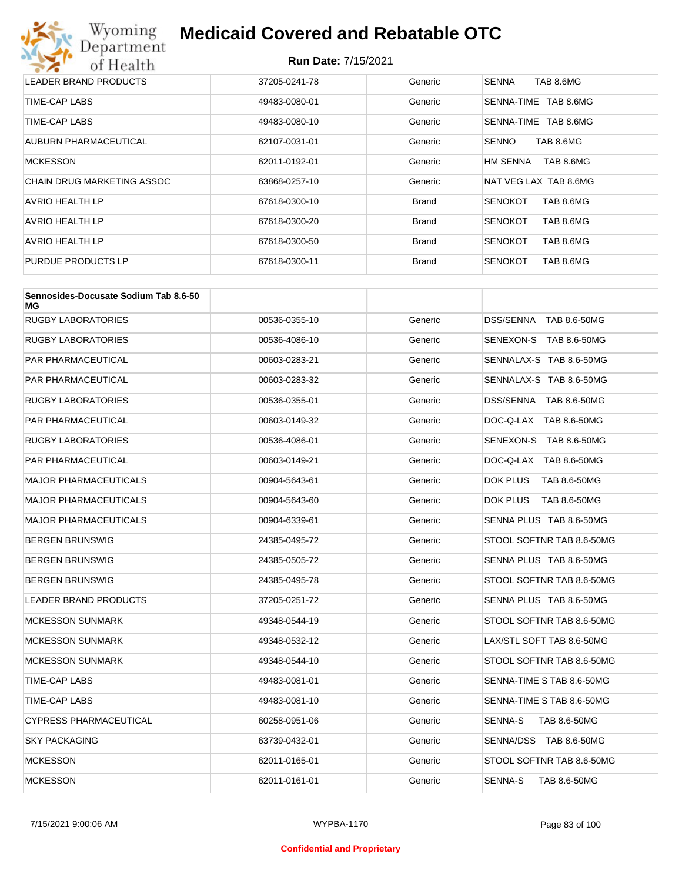| | | | |
|---|---|---|---|
| LEADER BRAND PRODUCTS | 37205-0241-78 | Generic | SENNA TAB 8.6MG |
| TIME-CAP LABS | 49483-0080-01 | Generic | SENNA-TIME TAB 8.6MG |
| TIME-CAP LABS | 49483-0080-10 | Generic | SENNA-TIME TAB 8.6MG |
| AUBURN PHARMACEUTICAL | 62107-0031-01 | Generic | SENNO TAB 8.6MG |
| MCKESSON | 62011-0192-01 | Generic | HM SENNA TAB 8.6MG |
| CHAIN DRUG MARKETING ASSOC | 63868-0257-10 | Generic | NAT VEG LAX TAB 8.6MG |
| AVRIO HEALTH LP | 67618-0300-10 | Brand | SENOKOT TAB 8.6MG |
| AVRIO HEALTH LP | 67618-0300-20 | Brand | SENOKOT TAB 8.6MG |
| AVRIO HEALTH LP | 67618-0300-50 | Brand | SENOKOT TAB 8.6MG |
| PURDUE PRODUCTS LP | 67618-0300-11 | Brand | SENOKOT TAB 8.6MG |

| **Sennosides-Docusate Sodium Tab 8.6-50 MG** | | | |
|---|---|---|---|
| RUGBY LABORATORIES | 00536-0355-10 | Generic | DSS/SENNA TAB 8.6-50MG |
| RUGBY LABORATORIES | 00536-4086-10 | Generic | SENEXON-S TAB 8.6-50MG |
| PAR PHARMACEUTICAL | 00603-0283-21 | Generic | SENNALAX-S TAB 8.6-50MG |
| PAR PHARMACEUTICAL | 00603-0283-32 | Generic | SENNALAX-S TAB 8.6-50MG |
| RUGBY LABORATORIES | 00536-0355-01 | Generic | DSS/SENNA TAB 8.6-50MG |
| PAR PHARMACEUTICAL | 00603-0149-32 | Generic | DOC-Q-LAX TAB 8.6-50MG |
| RUGBY LABORATORIES | 00536-4086-01 | Generic | SENEXON-S TAB 8.6-50MG |
| PAR PHARMACEUTICAL | 00603-0149-21 | Generic | DOC-Q-LAX TAB 8.6-50MG |
| MAJOR PHARMACEUTICALS | 00904-5643-61 | Generic | DOK PLUS TAB 8.6-50MG |
| MAJOR PHARMACEUTICALS | 00904-5643-60 | Generic | DOK PLUS TAB 8.6-50MG |
| MAJOR PHARMACEUTICALS | 00904-6339-61 | Generic | SENNA PLUS TAB 8.6-50MG |
| BERGEN BRUNSWIG | 24385-0495-72 | Generic | STOOL SOFTNR TAB 8.6-50MG |
| BERGEN BRUNSWIG | 24385-0505-72 | Generic | SENNA PLUS TAB 8.6-50MG |
| BERGEN BRUNSWIG | 24385-0495-78 | Generic | STOOL SOFTNR TAB 8.6-50MG |
| LEADER BRAND PRODUCTS | 37205-0251-72 | Generic | SENNA PLUS TAB 8.6-50MG |
| MCKESSON SUNMARK | 49348-0544-19 | Generic | STOOL SOFTNR TAB 8.6-50MG |
| MCKESSON SUNMARK | 49348-0532-12 | Generic | LAX/STL SOFT TAB 8.6-50MG |
| MCKESSON SUNMARK | 49348-0544-10 | Generic | STOOL SOFTNR TAB 8.6-50MG |
| TIME-CAP LABS | 49483-0081-01 | Generic | SENNA-TIME S TAB 8.6-50MG |
| TIME-CAP LABS | 49483-0081-10 | Generic | SENNA-TIME S TAB 8.6-50MG |
| CYPRESS PHARMACEUTICAL | 60258-0951-06 | Generic | SENNA-S TAB 8.6-50MG |
| SKY PACKAGING | 63739-0432-01 | Generic | SENNA/DSS TAB 8.6-50MG |
| MCKESSON | 62011-0165-01 | Generic | STOOL SOFTNR TAB 8.6-50MG |
| MCKESSON | 62011-0161-01 | Generic | SENNA-S TAB 8.6-50MG |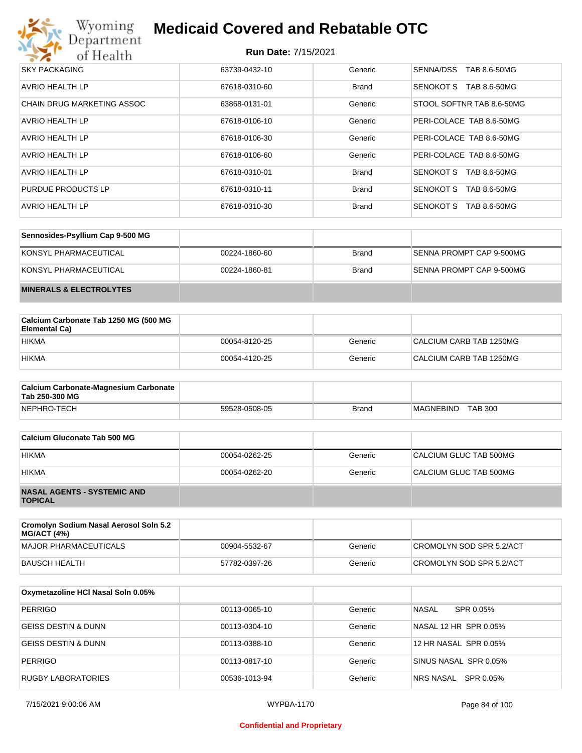| | | | |
|---|---|---|---|
| SKY PACKAGING | 63739-0432-10 | Generic | SENNA/DSS TAB 8.6-50MG |
| AVRIO HEALTH LP | 67618-0310-60 | Brand | SENOKOT S TAB 8.6-50MG |
| CHAIN DRUG MARKETING ASSOC | 63868-0131-01 | Generic | STOOL SOFTNR TAB 8.6-50MG |
| AVRIO HEALTH LP | 67618-0106-10 | Generic | PERI-COLACE TAB 8.6-50MG |
| AVRIO HEALTH LP | 67618-0106-30 | Generic | PERI-COLACE TAB 8.6-50MG |
| AVRIO HEALTH LP | 67618-0106-60 | Generic | PERI-COLACE TAB 8.6-50MG |
| AVRIO HEALTH LP | 67618-0310-01 | Brand | SENOKOT S TAB 8.6-50MG |
| PURDUE PRODUCTS LP | 67618-0310-11 | Brand | SENOKOT S TAB 8.6-50MG |
| AVRIO HEALTH LP | 67618-0310-30 | Brand | SENOKOT S TAB 8.6-50MG |

| **Sennosides-Psyllium Cap 9-500 MG** | | | |
|---|---|---|---|
| KONSYL PHARMACEUTICAL | 00224-1860-60 | Brand | SENNA PROMPT CAP 9-500MG |
| KONSYL PHARMACEUTICAL | 00224-1860-81 | Brand | SENNA PROMPT CAP 9-500MG |
| **MINERALS & ELECTROLYTES** | | | |

| **Calcium Carbonate Tab 1250 MG (500 MG Elemental Ca)** | | | |
|---|---|---|---|
| HIKMA | 00054-8120-25 | Generic | CALCIUM CARB TAB 1250MG |
| HIKMA | 00054-4120-25 | Generic | CALCIUM CARB TAB 1250MG |

| **Calcium Carbonate-Magnesium Carbonate Tab 250-300 MG** | | | |
|---|---|---|---|
| NEPHRO-TECH | 59528-0508-05 | Brand | MAGNEBIND TAB 300 |

| **Calcium Gluconate Tab 500 MG** | | | |
|---|---|---|---|
| HIKMA | 00054-0262-25 | Generic | CALCIUM GLUC TAB 500MG |
| HIKMA | 00054-0262-20 | Generic | CALCIUM GLUC TAB 500MG |
| **NASAL AGENTS - SYSTEMIC AND TOPICAL** | | | |

| **Cromolyn Sodium Nasal Aerosol Soln 5.2 MG/ACT (4%)** | | | |
|---|---|---|---|
| MAJOR PHARMACEUTICALS | 00904-5532-67 | Generic | CROMOLYN SOD SPR 5.2/ACT |
| BAUSCH HEALTH | 57782-0397-26 | Generic | CROMOLYN SOD SPR 5.2/ACT |

| **Oxymetazoline HCl Nasal Soln 0.05%** | | | |
|---|---|---|---|
| PERRIGO | 00113-0065-10 | Generic | NASAL SPR 0.05% |
| GEISS DESTIN & DUNN | 00113-0304-10 | Generic | NASAL 12 HR SPR 0.05% |
| GEISS DESTIN & DUNN | 00113-0388-10 | Generic | 12 HR NASAL SPR 0.05% |
| PERRIGO | 00113-0817-10 | Generic | SINUS NASAL SPR 0.05% |
| RUGBY LABORATORIES | 00536-1013-94 | Generic | NRS NASAL SPR 0.05% |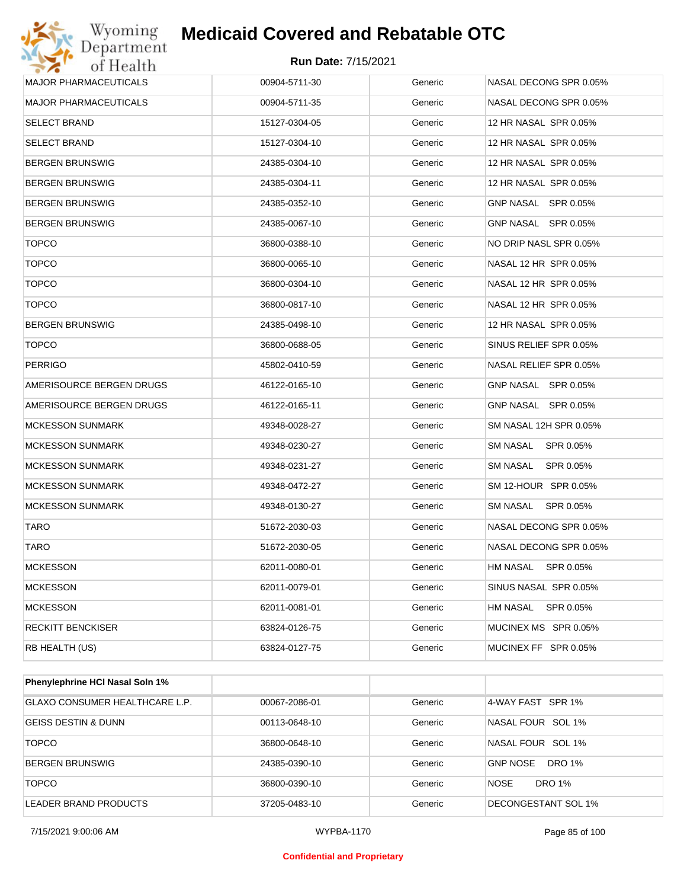| | | | |
|---|---|---|---|
| MAJOR PHARMACEUTICALS | 00904-5711-30 | Generic | NASAL DECONG SPR 0.05% |
| MAJOR PHARMACEUTICALS | 00904-5711-35 | Generic | NASAL DECONG SPR 0.05% |
| SELECT BRAND | 15127-0304-05 | Generic | 12 HR NASAL SPR 0.05% |
| SELECT BRAND | 15127-0304-10 | Generic | 12 HR NASAL SPR 0.05% |
| BERGEN BRUNSWIG | 24385-0304-10 | Generic | 12 HR NASAL SPR 0.05% |
| BERGEN BRUNSWIG | 24385-0304-11 | Generic | 12 HR NASAL SPR 0.05% |
| BERGEN BRUNSWIG | 24385-0352-10 | Generic | GNP NASAL SPR 0.05% |
| BERGEN BRUNSWIG | 24385-0067-10 | Generic | GNP NASAL SPR 0.05% |
| TOPCO | 36800-0388-10 | Generic | NO DRIP NASL SPR 0.05% |
| TOPCO | 36800-0065-10 | Generic | NASAL 12 HR SPR 0.05% |
| TOPCO | 36800-0304-10 | Generic | NASAL 12 HR SPR 0.05% |
| TOPCO | 36800-0817-10 | Generic | NASAL 12 HR SPR 0.05% |
| BERGEN BRUNSWIG | 24385-0498-10 | Generic | 12 HR NASAL SPR 0.05% |
| TOPCO | 36800-0688-05 | Generic | SINUS RELIEF SPR 0.05% |
| PERRIGO | 45802-0410-59 | Generic | NASAL RELIEF SPR 0.05% |
| AMERISOURCE BERGEN DRUGS | 46122-0165-10 | Generic | GNP NASAL SPR 0.05% |
| AMERISOURCE BERGEN DRUGS | 46122-0165-11 | Generic | GNP NASAL SPR 0.05% |
| MCKESSON SUNMARK | 49348-0028-27 | Generic | SM NASAL 12H SPR 0.05% |
| MCKESSON SUNMARK | 49348-0230-27 | Generic | SM NASAL SPR 0.05% |
| MCKESSON SUNMARK | 49348-0231-27 | Generic | SM NASAL SPR 0.05% |
| MCKESSON SUNMARK | 49348-0472-27 | Generic | SM 12-HOUR SPR 0.05% |
| MCKESSON SUNMARK | 49348-0130-27 | Generic | SM NASAL SPR 0.05% |
| TARO | 51672-2030-03 | Generic | NASAL DECONG SPR 0.05% |
| TARO | 51672-2030-05 | Generic | NASAL DECONG SPR 0.05% |
| MCKESSON | 62011-0080-01 | Generic | HM NASAL SPR 0.05% |
| MCKESSON | 62011-0079-01 | Generic | SINUS NASAL SPR 0.05% |
| MCKESSON | 62011-0081-01 | Generic | HM NASAL SPR 0.05% |
| RECKITT BENCKISER | 63824-0126-75 | Generic | MUCINEX MS SPR 0.05% |
| RB HEALTH (US) | 63824-0127-75 | Generic | MUCINEX FF SPR 0.05% |

| Phenylephrine HCl Nasal Soln 1% | | | |
|---|---|---|---|
| GLAXO CONSUMER HEALTHCARE L.P. | 00067-2086-01 | Generic | 4-WAY FAST SPR 1% |
| GEISS DESTIN & DUNN | 00113-0648-10 | Generic | NASAL FOUR SOL 1% |
| TOPCO | 36800-0648-10 | Generic | NASAL FOUR SOL 1% |
| BERGEN BRUNSWIG | 24385-0390-10 | Generic | GNP NOSE DRO 1% |
| TOPCO | 36800-0390-10 | Generic | NOSE DRO 1% |
| LEADER BRAND PRODUCTS | 37205-0483-10 | Generic | DECONGESTANT SOL 1% |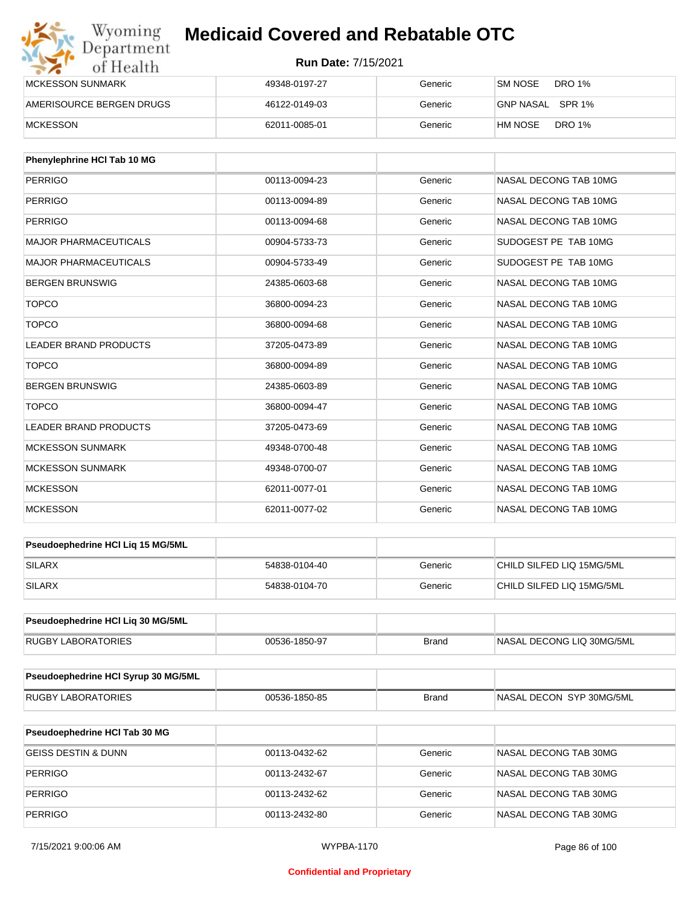# Medicaid Covered and Rebatable OTC

**Run Date:** 7/15/2021

| | | | |
|---|---|---|---|
| MCKESSON SUNMARK | 49348-0197-27 | Generic | SM NOSE DRO 1% |
| AMERISOURCE BERGEN DRUGS | 46122-0149-03 | Generic | GNP NASAL SPR 1% |
| MCKESSON | 62011-0085-01 | Generic | HM NOSE DRO 1% |

| Phenylephrine HCl Tab 10 MG | | | |
|---|---|---|---|
| PERRIGO | 00113-0094-23 | Generic | NASAL DECONG TAB 10MG |
| PERRIGO | 00113-0094-89 | Generic | NASAL DECONG TAB 10MG |
| PERRIGO | 00113-0094-68 | Generic | NASAL DECONG TAB 10MG |
| MAJOR PHARMACEUTICALS | 00904-5733-73 | Generic | SUDOGEST PE TAB 10MG |
| MAJOR PHARMACEUTICALS | 00904-5733-49 | Generic | SUDOGEST PE TAB 10MG |
| BERGEN BRUNSWIG | 24385-0603-68 | Generic | NASAL DECONG TAB 10MG |
| TOPCO | 36800-0094-23 | Generic | NASAL DECONG TAB 10MG |
| TOPCO | 36800-0094-68 | Generic | NASAL DECONG TAB 10MG |
| LEADER BRAND PRODUCTS | 37205-0473-89 | Generic | NASAL DECONG TAB 10MG |
| TOPCO | 36800-0094-89 | Generic | NASAL DECONG TAB 10MG |
| BERGEN BRUNSWIG | 24385-0603-89 | Generic | NASAL DECONG TAB 10MG |
| TOPCO | 36800-0094-47 | Generic | NASAL DECONG TAB 10MG |
| LEADER BRAND PRODUCTS | 37205-0473-69 | Generic | NASAL DECONG TAB 10MG |
| MCKESSON SUNMARK | 49348-0700-48 | Generic | NASAL DECONG TAB 10MG |
| MCKESSON SUNMARK | 49348-0700-07 | Generic | NASAL DECONG TAB 10MG |
| MCKESSON | 62011-0077-01 | Generic | NASAL DECONG TAB 10MG |
| MCKESSON | 62011-0077-02 | Generic | NASAL DECONG TAB 10MG |

| Pseudoephedrine HCl Liq 15 MG/5ML | | | |
|---|---|---|---|
| SILARX | 54838-0104-40 | Generic | CHILD SILFED LIQ 15MG/5ML |
| SILARX | 54838-0104-70 | Generic | CHILD SILFED LIQ 15MG/5ML |

| Pseudoephedrine HCl Liq 30 MG/5ML | | | |
|---|---|---|---|
| RUGBY LABORATORIES | 00536-1850-97 | Brand | NASAL DECONG LIQ 30MG/5ML |

| Pseudoephedrine HCl Syrup 30 MG/5ML | | | |
|---|---|---|---|
| RUGBY LABORATORIES | 00536-1850-85 | Brand | NASAL DECON SYP 30MG/5ML |

| Pseudoephedrine HCl Tab 30 MG | | | |
|---|---|---|---|
| GEISS DESTIN & DUNN | 00113-0432-62 | Generic | NASAL DECONG TAB 30MG |
| PERRIGO | 00113-2432-67 | Generic | NASAL DECONG TAB 30MG |
| PERRIGO | 00113-2432-62 | Generic | NASAL DECONG TAB 30MG |
| PERRIGO | 00113-2432-80 | Generic | NASAL DECONG TAB 30MG |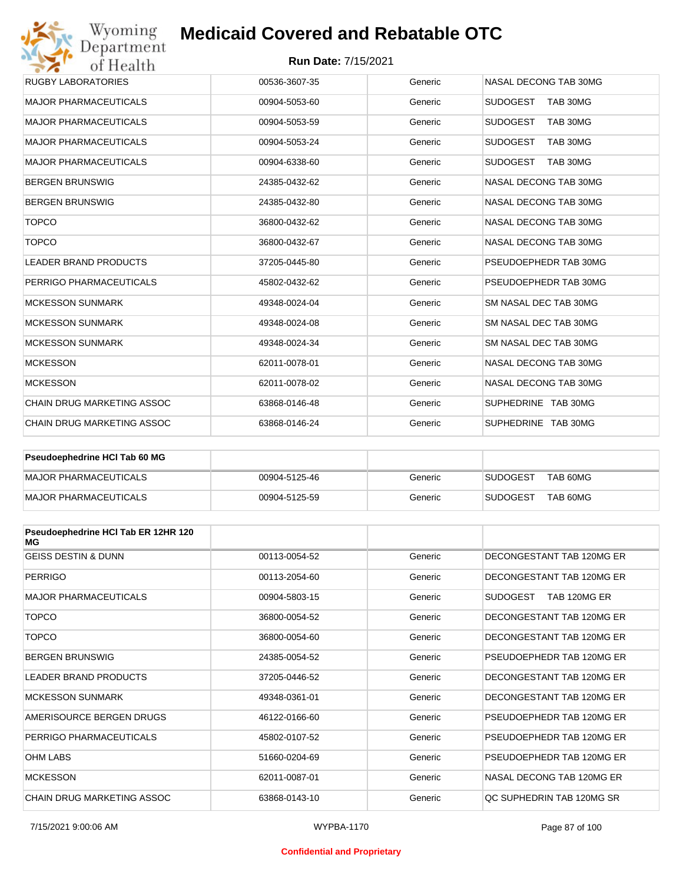# Medicaid Covered and Rebatable OTC

**Run Date:** 7/15/2021

| | | | |
|---|---|---|---|
| RUGBY LABORATORIES | 00536-3607-35 | Generic | NASAL DECONG TAB 30MG |
| MAJOR PHARMACEUTICALS | 00904-5053-60 | Generic | SUDOGEST TAB 30MG |
| MAJOR PHARMACEUTICALS | 00904-5053-59 | Generic | SUDOGEST TAB 30MG |
| MAJOR PHARMACEUTICALS | 00904-5053-24 | Generic | SUDOGEST TAB 30MG |
| MAJOR PHARMACEUTICALS | 00904-6338-60 | Generic | SUDOGEST TAB 30MG |
| BERGEN BRUNSWIG | 24385-0432-62 | Generic | NASAL DECONG TAB 30MG |
| BERGEN BRUNSWIG | 24385-0432-80 | Generic | NASAL DECONG TAB 30MG |
| TOPCO | 36800-0432-62 | Generic | NASAL DECONG TAB 30MG |
| TOPCO | 36800-0432-67 | Generic | NASAL DECONG TAB 30MG |
| LEADER BRAND PRODUCTS | 37205-0445-80 | Generic | PSEUDOEPHEDR TAB 30MG |
| PERRIGO PHARMACEUTICALS | 45802-0432-62 | Generic | PSEUDOEPHEDR TAB 30MG |
| MCKESSON SUNMARK | 49348-0024-04 | Generic | SM NASAL DEC TAB 30MG |
| MCKESSON SUNMARK | 49348-0024-08 | Generic | SM NASAL DEC TAB 30MG |
| MCKESSON SUNMARK | 49348-0024-34 | Generic | SM NASAL DEC TAB 30MG |
| MCKESSON | 62011-0078-01 | Generic | NASAL DECONG TAB 30MG |
| MCKESSON | 62011-0078-02 | Generic | NASAL DECONG TAB 30MG |
| CHAIN DRUG MARKETING ASSOC | 63868-0146-48 | Generic | SUPHEDRINE TAB 30MG |
| CHAIN DRUG MARKETING ASSOC | 63868-0146-24 | Generic | SUPHEDRINE TAB 30MG |

| **Pseudoephedrine HCl Tab 60 MG** | | | |
|---|---|---|---|
| MAJOR PHARMACEUTICALS | 00904-5125-46 | Generic | SUDOGEST TAB 60MG |
| MAJOR PHARMACEUTICALS | 00904-5125-59 | Generic | SUDOGEST TAB 60MG |

| **Pseudoephedrine HCl Tab ER 12HR 120 MG** | | | |
|---|---|---|---|
| GEISS DESTIN & DUNN | 00113-0054-52 | Generic | DECONGESTANT TAB 120MG ER |
| PERRIGO | 00113-2054-60 | Generic | DECONGESTANT TAB 120MG ER |
| MAJOR PHARMACEUTICALS | 00904-5803-15 | Generic | SUDOGEST TAB 120MG ER |
| TOPCO | 36800-0054-52 | Generic | DECONGESTANT TAB 120MG ER |
| TOPCO | 36800-0054-60 | Generic | DECONGESTANT TAB 120MG ER |
| BERGEN BRUNSWIG | 24385-0054-52 | Generic | PSEUDOEPHEDR TAB 120MG ER |
| LEADER BRAND PRODUCTS | 37205-0446-52 | Generic | DECONGESTANT TAB 120MG ER |
| MCKESSON SUNMARK | 49348-0361-01 | Generic | DECONGESTANT TAB 120MG ER |
| AMERISOURCE BERGEN DRUGS | 46122-0166-60 | Generic | PSEUDOEPHEDR TAB 120MG ER |
| PERRIGO PHARMACEUTICALS | 45802-0107-52 | Generic | PSEUDOEPHEDR TAB 120MG ER |
| OHM LABS | 51660-0204-69 | Generic | PSEUDOEPHEDR TAB 120MG ER |
| MCKESSON | 62011-0087-01 | Generic | NASAL DECONG TAB 120MG ER |
| CHAIN DRUG MARKETING ASSOC | 63868-0143-10 | Generic | QC SUPHEDRIN TAB 120MG SR |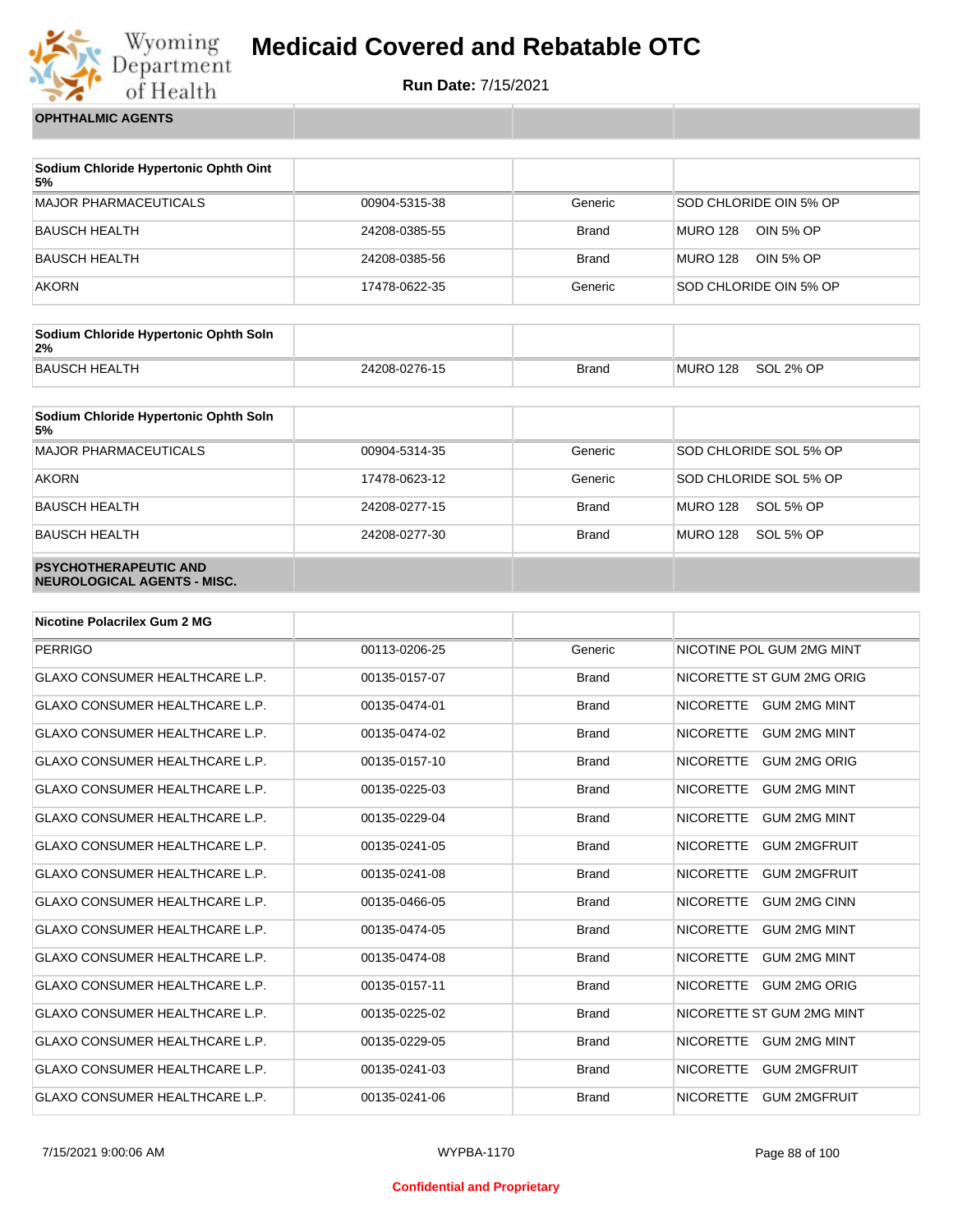# Medicaid Covered and Rebatable OTC

**Run Date:** 7/15/2021

**OPHTHALMIC AGENTS**

| Sodium Chloride Hypertonic Ophth Oint 5% | | | |
|---|---|---|---|
| MAJOR PHARMACEUTICALS | 00904-5315-38 | Generic | SOD CHLORIDE OIN 5% OP |
| BAUSCH HEALTH | 24208-0385-55 | Brand | MURO 128 OIN 5% OP |
| BAUSCH HEALTH | 24208-0385-56 | Brand | MURO 128 OIN 5% OP |
| AKORN | 17478-0622-35 | Generic | SOD CHLORIDE OIN 5% OP |

| Sodium Chloride Hypertonic Ophth Soln 2% | | | |
|---|---|---|---|
| BAUSCH HEALTH | 24208-0276-15 | Brand | MURO 128 SOL 2% OP |

| Sodium Chloride Hypertonic Ophth Soln 5% | | | |
|---|---|---|---|
| MAJOR PHARMACEUTICALS | 00904-5314-35 | Generic | SOD CHLORIDE SOL 5% OP |
| AKORN | 17478-0623-12 | Generic | SOD CHLORIDE SOL 5% OP |
| BAUSCH HEALTH | 24208-0277-15 | Brand | MURO 128 SOL 5% OP |
| BAUSCH HEALTH | 24208-0277-30 | Brand | MURO 128 SOL 5% OP |

**PSYCHOTHERAPEUTIC AND NEUROLOGICAL AGENTS - MISC.**

| Nicotine Polacrilex Gum 2 MG | | | |
|---|---|---|---|
| PERRIGO | 00113-0206-25 | Generic | NICOTINE POL GUM 2MG MINT |
| GLAXO CONSUMER HEALTHCARE L.P. | 00135-0157-07 | Brand | NICORETTE ST GUM 2MG ORIG |
| GLAXO CONSUMER HEALTHCARE L.P. | 00135-0474-01 | Brand | NICORETTE GUM 2MG MINT |
| GLAXO CONSUMER HEALTHCARE L.P. | 00135-0474-02 | Brand | NICORETTE GUM 2MG MINT |
| GLAXO CONSUMER HEALTHCARE L.P. | 00135-0157-10 | Brand | NICORETTE GUM 2MG ORIG |
| GLAXO CONSUMER HEALTHCARE L.P. | 00135-0225-03 | Brand | NICORETTE GUM 2MG MINT |
| GLAXO CONSUMER HEALTHCARE L.P. | 00135-0229-04 | Brand | NICORETTE GUM 2MG MINT |
| GLAXO CONSUMER HEALTHCARE L.P. | 00135-0241-05 | Brand | NICORETTE GUM 2MGFRUIT |
| GLAXO CONSUMER HEALTHCARE L.P. | 00135-0241-08 | Brand | NICORETTE GUM 2MGFRUIT |
| GLAXO CONSUMER HEALTHCARE L.P. | 00135-0466-05 | Brand | NICORETTE GUM 2MG CINN |
| GLAXO CONSUMER HEALTHCARE L.P. | 00135-0474-05 | Brand | NICORETTE GUM 2MG MINT |
| GLAXO CONSUMER HEALTHCARE L.P. | 00135-0474-08 | Brand | NICORETTE GUM 2MG MINT |
| GLAXO CONSUMER HEALTHCARE L.P. | 00135-0157-11 | Brand | NICORETTE GUM 2MG ORIG |
| GLAXO CONSUMER HEALTHCARE L.P. | 00135-0225-02 | Brand | NICORETTE ST GUM 2MG MINT |
| GLAXO CONSUMER HEALTHCARE L.P. | 00135-0229-05 | Brand | NICORETTE GUM 2MG MINT |
| GLAXO CONSUMER HEALTHCARE L.P. | 00135-0241-03 | Brand | NICORETTE GUM 2MGFRUIT |
| GLAXO CONSUMER HEALTHCARE L.P. | 00135-0241-06 | Brand | NICORETTE GUM 2MGFRUIT |

Confidential and Proprietary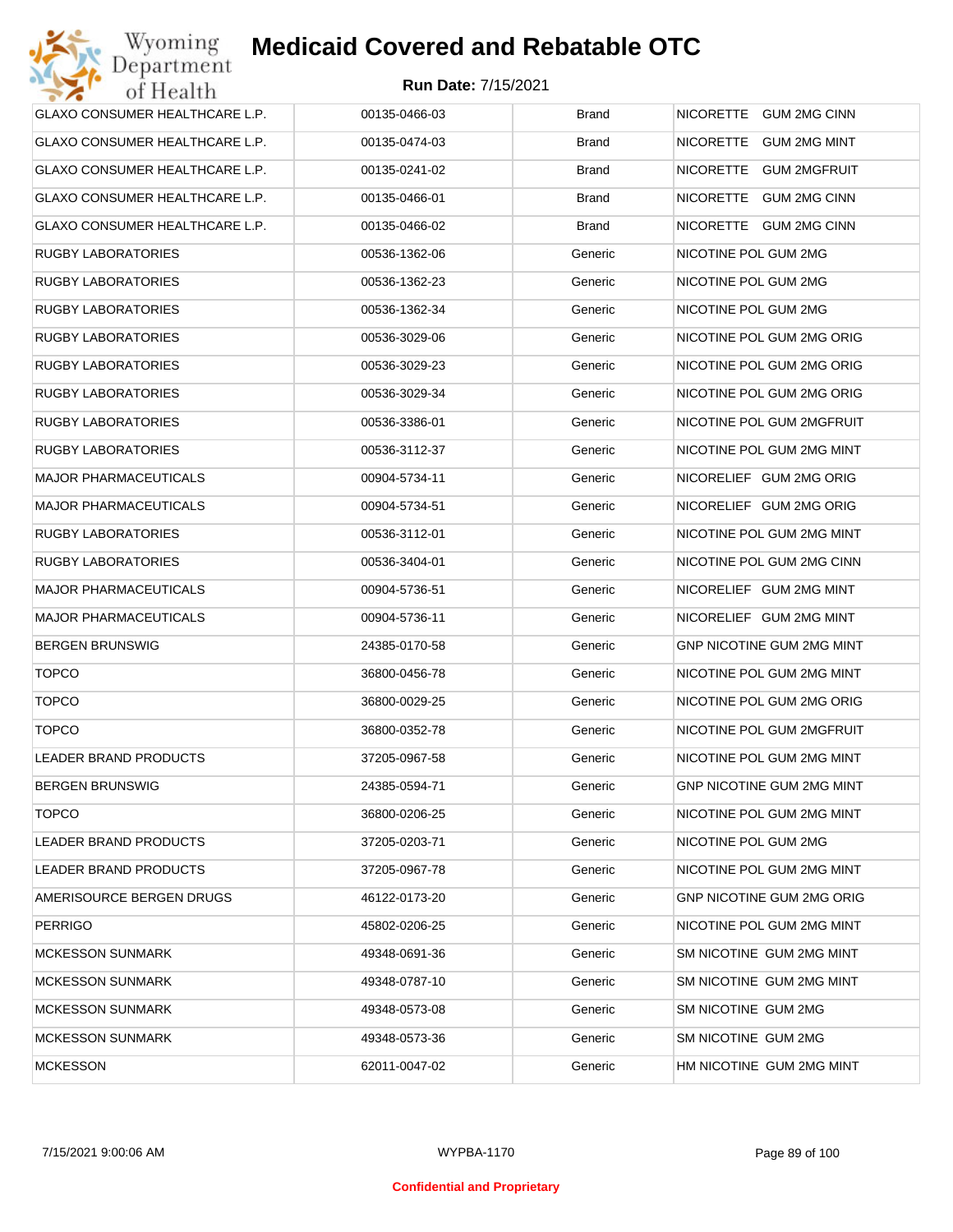| GLAXO CONSUMER HEALTHCARE L.P. | 00135-0466-03 | Brand | NICORETTE GUM 2MG CINN |
|---|---|---|---|
| GLAXO CONSUMER HEALTHCARE L.P. | 00135-0474-03 | Brand | NICORETTE GUM 2MG MINT |
| GLAXO CONSUMER HEALTHCARE L.P. | 00135-0241-02 | Brand | NICORETTE GUM 2MGFRUIT |
| GLAXO CONSUMER HEALTHCARE L.P. | 00135-0466-01 | Brand | NICORETTE GUM 2MG CINN |
| GLAXO CONSUMER HEALTHCARE L.P. | 00135-0466-02 | Brand | NICORETTE GUM 2MG CINN |
| RUGBY LABORATORIES | 00536-1362-06 | Generic | NICOTINE POL GUM 2MG |
| RUGBY LABORATORIES | 00536-1362-23 | Generic | NICOTINE POL GUM 2MG |
| RUGBY LABORATORIES | 00536-1362-34 | Generic | NICOTINE POL GUM 2MG |
| RUGBY LABORATORIES | 00536-3029-06 | Generic | NICOTINE POL GUM 2MG ORIG |
| RUGBY LABORATORIES | 00536-3029-23 | Generic | NICOTINE POL GUM 2MG ORIG |
| RUGBY LABORATORIES | 00536-3029-34 | Generic | NICOTINE POL GUM 2MG ORIG |
| RUGBY LABORATORIES | 00536-3386-01 | Generic | NICOTINE POL GUM 2MGFRUIT |
| RUGBY LABORATORIES | 00536-3112-37 | Generic | NICOTINE POL GUM 2MG MINT |
| MAJOR PHARMACEUTICALS | 00904-5734-11 | Generic | NICORELIEF GUM 2MG ORIG |
| MAJOR PHARMACEUTICALS | 00904-5734-51 | Generic | NICORELIEF GUM 2MG ORIG |
| RUGBY LABORATORIES | 00536-3112-01 | Generic | NICOTINE POL GUM 2MG MINT |
| RUGBY LABORATORIES | 00536-3404-01 | Generic | NICOTINE POL GUM 2MG CINN |
| MAJOR PHARMACEUTICALS | 00904-5736-51 | Generic | NICORELIEF GUM 2MG MINT |
| MAJOR PHARMACEUTICALS | 00904-5736-11 | Generic | NICORELIEF GUM 2MG MINT |
| BERGEN BRUNSWIG | 24385-0170-58 | Generic | GNP NICOTINE GUM 2MG MINT |
| TOPCO | 36800-0456-78 | Generic | NICOTINE POL GUM 2MG MINT |
| TOPCO | 36800-0029-25 | Generic | NICOTINE POL GUM 2MG ORIG |
| TOPCO | 36800-0352-78 | Generic | NICOTINE POL GUM 2MGFRUIT |
| LEADER BRAND PRODUCTS | 37205-0967-58 | Generic | NICOTINE POL GUM 2MG MINT |
| BERGEN BRUNSWIG | 24385-0594-71 | Generic | GNP NICOTINE GUM 2MG MINT |
| TOPCO | 36800-0206-25 | Generic | NICOTINE POL GUM 2MG MINT |
| LEADER BRAND PRODUCTS | 37205-0203-71 | Generic | NICOTINE POL GUM 2MG |
| LEADER BRAND PRODUCTS | 37205-0967-78 | Generic | NICOTINE POL GUM 2MG MINT |
| AMERISOURCE BERGEN DRUGS | 46122-0173-20 | Generic | GNP NICOTINE GUM 2MG ORIG |
| PERRIGO | 45802-0206-25 | Generic | NICOTINE POL GUM 2MG MINT |
| MCKESSON SUNMARK | 49348-0691-36 | Generic | SM NICOTINE GUM 2MG MINT |
| MCKESSON SUNMARK | 49348-0787-10 | Generic | SM NICOTINE GUM 2MG MINT |
| MCKESSON SUNMARK | 49348-0573-08 | Generic | SM NICOTINE GUM 2MG |
| MCKESSON SUNMARK | 49348-0573-36 | Generic | SM NICOTINE GUM 2MG |
| MCKESSON | 62011-0047-02 | Generic | HM NICOTINE GUM 2MG MINT |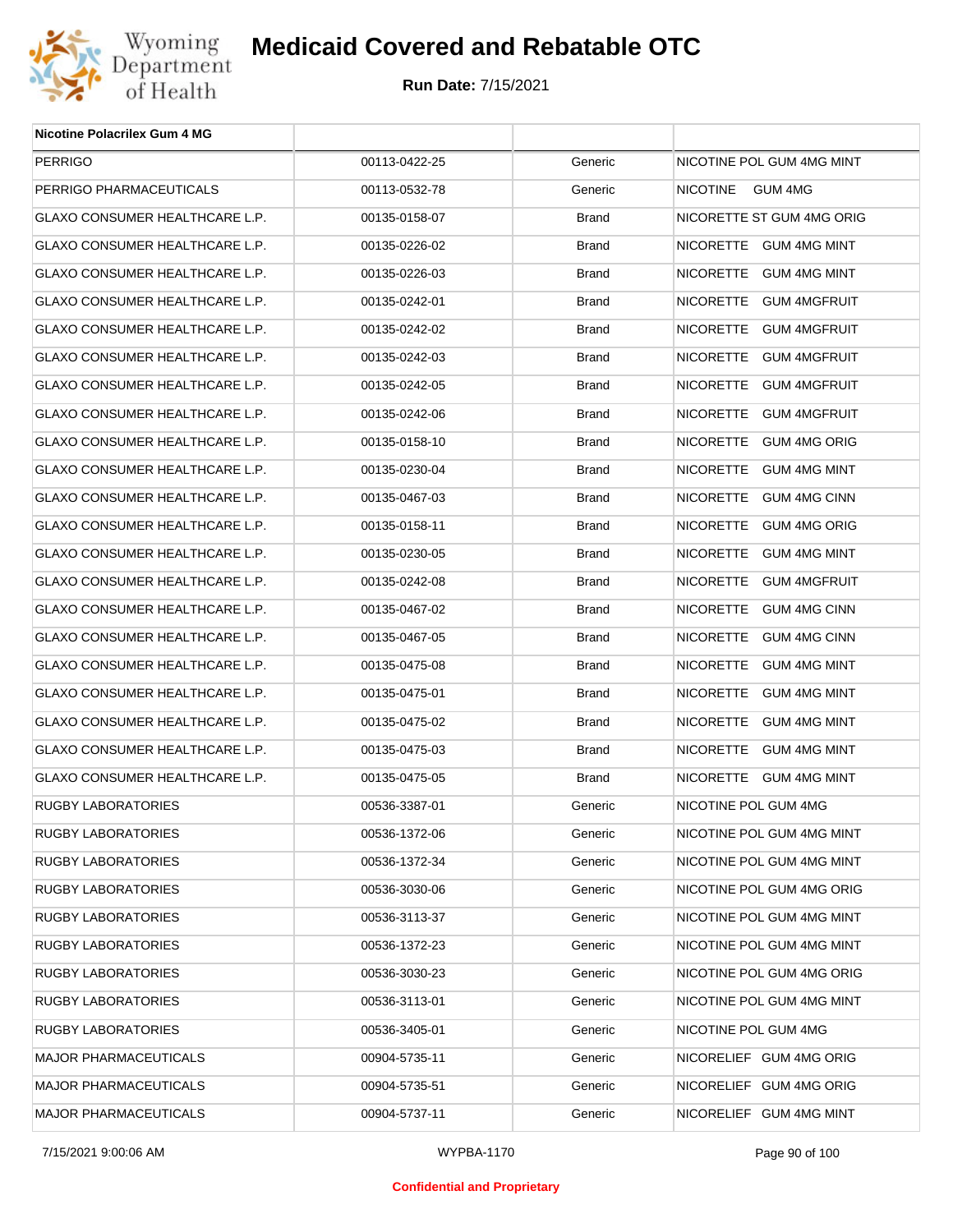| Nicotine Polacrilex Gum 4 MG | | | |
|---|---|---|---|
| PERRIGO | 00113-0422-25 | Generic | NICOTINE POL GUM 4MG MINT |
| PERRIGO PHARMACEUTICALS | 00113-0532-78 | Generic | NICOTINE GUM 4MG |
| GLAXO CONSUMER HEALTHCARE L.P. | 00135-0158-07 | Brand | NICORETTE ST GUM 4MG ORIG |
| GLAXO CONSUMER HEALTHCARE L.P. | 00135-0226-02 | Brand | NICORETTE GUM 4MG MINT |
| GLAXO CONSUMER HEALTHCARE L.P. | 00135-0226-03 | Brand | NICORETTE GUM 4MG MINT |
| GLAXO CONSUMER HEALTHCARE L.P. | 00135-0242-01 | Brand | NICORETTE GUM 4MGFRUIT |
| GLAXO CONSUMER HEALTHCARE L.P. | 00135-0242-02 | Brand | NICORETTE GUM 4MGFRUIT |
| GLAXO CONSUMER HEALTHCARE L.P. | 00135-0242-03 | Brand | NICORETTE GUM 4MGFRUIT |
| GLAXO CONSUMER HEALTHCARE L.P. | 00135-0242-05 | Brand | NICORETTE GUM 4MGFRUIT |
| GLAXO CONSUMER HEALTHCARE L.P. | 00135-0242-06 | Brand | NICORETTE GUM 4MGFRUIT |
| GLAXO CONSUMER HEALTHCARE L.P. | 00135-0158-10 | Brand | NICORETTE GUM 4MG ORIG |
| GLAXO CONSUMER HEALTHCARE L.P. | 00135-0230-04 | Brand | NICORETTE GUM 4MG MINT |
| GLAXO CONSUMER HEALTHCARE L.P. | 00135-0467-03 | Brand | NICORETTE GUM 4MG CINN |
| GLAXO CONSUMER HEALTHCARE L.P. | 00135-0158-11 | Brand | NICORETTE GUM 4MG ORIG |
| GLAXO CONSUMER HEALTHCARE L.P. | 00135-0230-05 | Brand | NICORETTE GUM 4MG MINT |
| GLAXO CONSUMER HEALTHCARE L.P. | 00135-0242-08 | Brand | NICORETTE GUM 4MGFRUIT |
| GLAXO CONSUMER HEALTHCARE L.P. | 00135-0467-02 | Brand | NICORETTE GUM 4MG CINN |
| GLAXO CONSUMER HEALTHCARE L.P. | 00135-0467-05 | Brand | NICORETTE GUM 4MG CINN |
| GLAXO CONSUMER HEALTHCARE L.P. | 00135-0475-08 | Brand | NICORETTE GUM 4MG MINT |
| GLAXO CONSUMER HEALTHCARE L.P. | 00135-0475-01 | Brand | NICORETTE GUM 4MG MINT |
| GLAXO CONSUMER HEALTHCARE L.P. | 00135-0475-02 | Brand | NICORETTE GUM 4MG MINT |
| GLAXO CONSUMER HEALTHCARE L.P. | 00135-0475-03 | Brand | NICORETTE GUM 4MG MINT |
| GLAXO CONSUMER HEALTHCARE L.P. | 00135-0475-05 | Brand | NICORETTE GUM 4MG MINT |
| RUGBY LABORATORIES | 00536-3387-01 | Generic | NICOTINE POL GUM 4MG |
| RUGBY LABORATORIES | 00536-1372-06 | Generic | NICOTINE POL GUM 4MG MINT |
| RUGBY LABORATORIES | 00536-1372-34 | Generic | NICOTINE POL GUM 4MG MINT |
| RUGBY LABORATORIES | 00536-3030-06 | Generic | NICOTINE POL GUM 4MG ORIG |
| RUGBY LABORATORIES | 00536-3113-37 | Generic | NICOTINE POL GUM 4MG MINT |
| RUGBY LABORATORIES | 00536-1372-23 | Generic | NICOTINE POL GUM 4MG MINT |
| RUGBY LABORATORIES | 00536-3030-23 | Generic | NICOTINE POL GUM 4MG ORIG |
| RUGBY LABORATORIES | 00536-3113-01 | Generic | NICOTINE POL GUM 4MG MINT |
| RUGBY LABORATORIES | 00536-3405-01 | Generic | NICOTINE POL GUM 4MG |
| MAJOR PHARMACEUTICALS | 00904-5735-11 | Generic | NICORELIEF GUM 4MG ORIG |
| MAJOR PHARMACEUTICALS | 00904-5735-51 | Generic | NICORELIEF GUM 4MG ORIG |
| MAJOR PHARMACEUTICALS | 00904-5737-11 | Generic | NICORELIEF GUM 4MG MINT |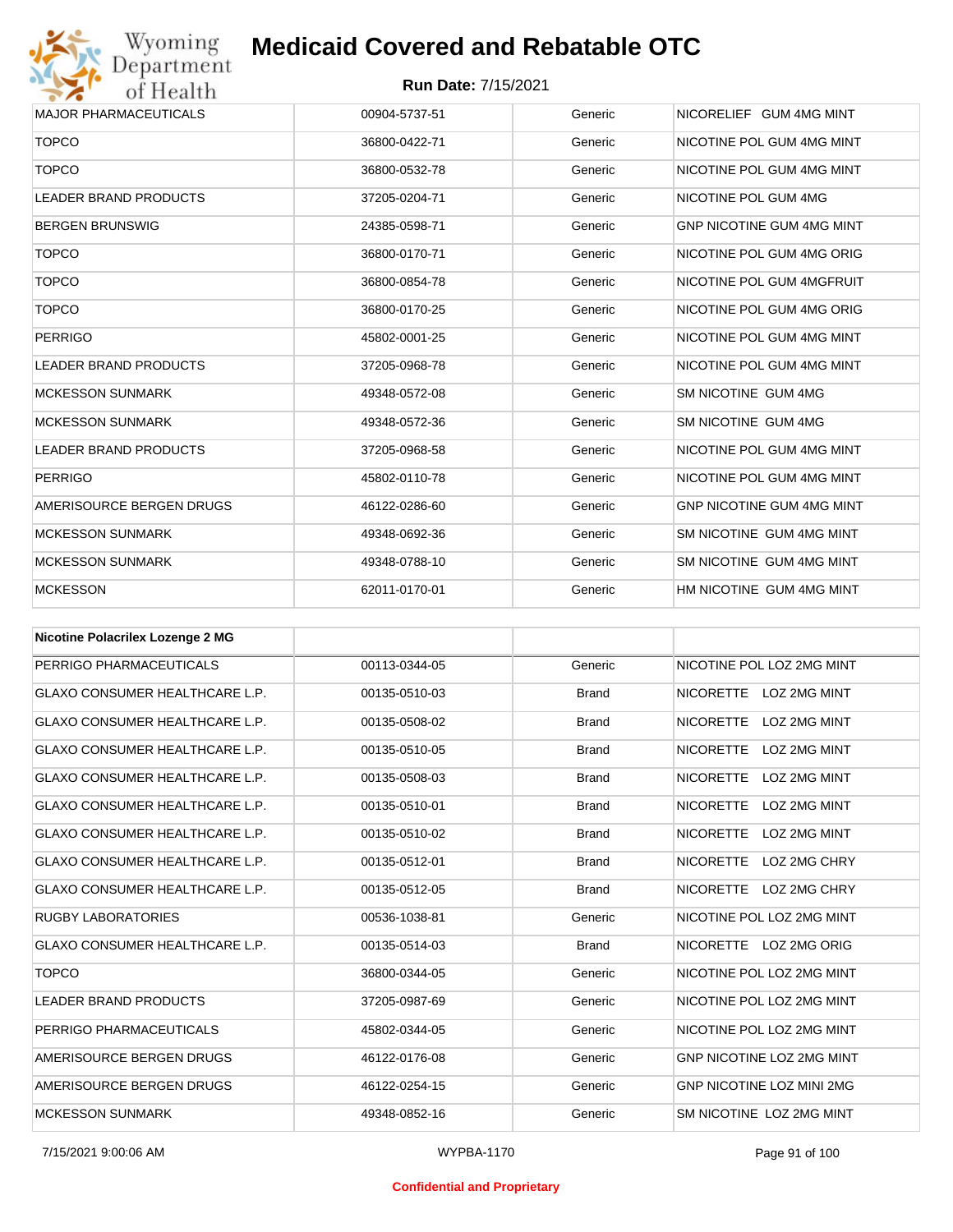| | | | |
|---|---|---|---|
| MAJOR PHARMACEUTICALS | 00904-5737-51 | Generic | NICORELIEF GUM 4MG MINT |
| TOPCO | 36800-0422-71 | Generic | NICOTINE POL GUM 4MG MINT |
| TOPCO | 36800-0532-78 | Generic | NICOTINE POL GUM 4MG MINT |
| LEADER BRAND PRODUCTS | 37205-0204-71 | Generic | NICOTINE POL GUM 4MG |
| BERGEN BRUNSWIG | 24385-0598-71 | Generic | GNP NICOTINE GUM 4MG MINT |
| TOPCO | 36800-0170-71 | Generic | NICOTINE POL GUM 4MG ORIG |
| TOPCO | 36800-0854-78 | Generic | NICOTINE POL GUM 4MGFRUIT |
| TOPCO | 36800-0170-25 | Generic | NICOTINE POL GUM 4MG ORIG |
| PERRIGO | 45802-0001-25 | Generic | NICOTINE POL GUM 4MG MINT |
| LEADER BRAND PRODUCTS | 37205-0968-78 | Generic | NICOTINE POL GUM 4MG MINT |
| MCKESSON SUNMARK | 49348-0572-08 | Generic | SM NICOTINE GUM 4MG |
| MCKESSON SUNMARK | 49348-0572-36 | Generic | SM NICOTINE GUM 4MG |
| LEADER BRAND PRODUCTS | 37205-0968-58 | Generic | NICOTINE POL GUM 4MG MINT |
| PERRIGO | 45802-0110-78 | Generic | NICOTINE POL GUM 4MG MINT |
| AMERISOURCE BERGEN DRUGS | 46122-0286-60 | Generic | GNP NICOTINE GUM 4MG MINT |
| MCKESSON SUNMARK | 49348-0692-36 | Generic | SM NICOTINE GUM 4MG MINT |
| MCKESSON SUNMARK | 49348-0788-10 | Generic | SM NICOTINE GUM 4MG MINT |
| MCKESSON | 62011-0170-01 | Generic | HM NICOTINE GUM 4MG MINT |

| **Nicotine Polacrilex Lozenge 2 MG** | | | |
|---|---|---|---|
| PERRIGO PHARMACEUTICALS | 00113-0344-05 | Generic | NICOTINE POL LOZ 2MG MINT |
| GLAXO CONSUMER HEALTHCARE L.P. | 00135-0510-03 | Brand | NICORETTE LOZ 2MG MINT |
| GLAXO CONSUMER HEALTHCARE L.P. | 00135-0508-02 | Brand | NICORETTE LOZ 2MG MINT |
| GLAXO CONSUMER HEALTHCARE L.P. | 00135-0510-05 | Brand | NICORETTE LOZ 2MG MINT |
| GLAXO CONSUMER HEALTHCARE L.P. | 00135-0508-03 | Brand | NICORETTE LOZ 2MG MINT |
| GLAXO CONSUMER HEALTHCARE L.P. | 00135-0510-01 | Brand | NICORETTE LOZ 2MG MINT |
| GLAXO CONSUMER HEALTHCARE L.P. | 00135-0510-02 | Brand | NICORETTE LOZ 2MG MINT |
| GLAXO CONSUMER HEALTHCARE L.P. | 00135-0512-01 | Brand | NICORETTE LOZ 2MG CHRY |
| GLAXO CONSUMER HEALTHCARE L.P. | 00135-0512-05 | Brand | NICORETTE LOZ 2MG CHRY |
| RUGBY LABORATORIES | 00536-1038-81 | Generic | NICOTINE POL LOZ 2MG MINT |
| GLAXO CONSUMER HEALTHCARE L.P. | 00135-0514-03 | Brand | NICORETTE LOZ 2MG ORIG |
| TOPCO | 36800-0344-05 | Generic | NICOTINE POL LOZ 2MG MINT |
| LEADER BRAND PRODUCTS | 37205-0987-69 | Generic | NICOTINE POL LOZ 2MG MINT |
| PERRIGO PHARMACEUTICALS | 45802-0344-05 | Generic | NICOTINE POL LOZ 2MG MINT |
| AMERISOURCE BERGEN DRUGS | 46122-0176-08 | Generic | GNP NICOTINE LOZ 2MG MINT |
| AMERISOURCE BERGEN DRUGS | 46122-0254-15 | Generic | GNP NICOTINE LOZ MINI 2MG |
| MCKESSON SUNMARK | 49348-0852-16 | Generic | SM NICOTINE LOZ 2MG MINT |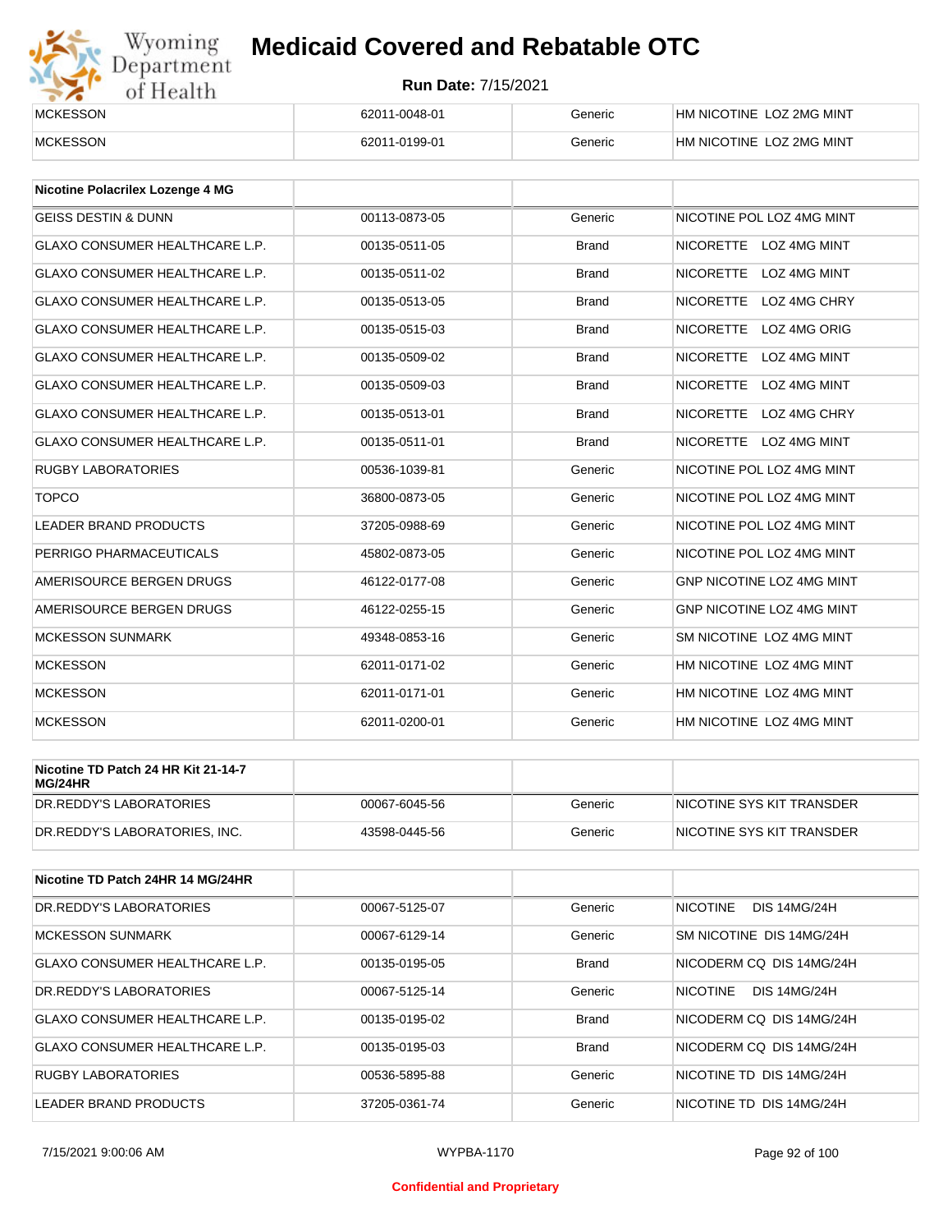| | | | |
|---|---|---|---|
| MCKESSON | 62011-0048-01 | Generic | HM NICOTINE LOZ 2MG MINT |
| MCKESSON | 62011-0199-01 | Generic | HM NICOTINE LOZ 2MG MINT |

| Nicotine Polacrilex Lozenge 4 MG | | | |
|---|---|---|---|
| GEISS DESTIN & DUNN | 00113-0873-05 | Generic | NICOTINE POL LOZ 4MG MINT |
| GLAXO CONSUMER HEALTHCARE L.P. | 00135-0511-05 | Brand | NICORETTE LOZ 4MG MINT |
| GLAXO CONSUMER HEALTHCARE L.P. | 00135-0511-02 | Brand | NICORETTE LOZ 4MG MINT |
| GLAXO CONSUMER HEALTHCARE L.P. | 00135-0513-05 | Brand | NICORETTE LOZ 4MG CHRY |
| GLAXO CONSUMER HEALTHCARE L.P. | 00135-0515-03 | Brand | NICORETTE LOZ 4MG ORIG |
| GLAXO CONSUMER HEALTHCARE L.P. | 00135-0509-02 | Brand | NICORETTE LOZ 4MG MINT |
| GLAXO CONSUMER HEALTHCARE L.P. | 00135-0509-03 | Brand | NICORETTE LOZ 4MG MINT |
| GLAXO CONSUMER HEALTHCARE L.P. | 00135-0513-01 | Brand | NICORETTE LOZ 4MG CHRY |
| GLAXO CONSUMER HEALTHCARE L.P. | 00135-0511-01 | Brand | NICORETTE LOZ 4MG MINT |
| RUGBY LABORATORIES | 00536-1039-81 | Generic | NICOTINE POL LOZ 4MG MINT |
| TOPCO | 36800-0873-05 | Generic | NICOTINE POL LOZ 4MG MINT |
| LEADER BRAND PRODUCTS | 37205-0988-69 | Generic | NICOTINE POL LOZ 4MG MINT |
| PERRIGO PHARMACEUTICALS | 45802-0873-05 | Generic | NICOTINE POL LOZ 4MG MINT |
| AMERISOURCE BERGEN DRUGS | 46122-0177-08 | Generic | GNP NICOTINE LOZ 4MG MINT |
| AMERISOURCE BERGEN DRUGS | 46122-0255-15 | Generic | GNP NICOTINE LOZ 4MG MINT |
| MCKESSON SUNMARK | 49348-0853-16 | Generic | SM NICOTINE LOZ 4MG MINT |
| MCKESSON | 62011-0171-02 | Generic | HM NICOTINE LOZ 4MG MINT |
| MCKESSON | 62011-0171-01 | Generic | HM NICOTINE LOZ 4MG MINT |
| MCKESSON | 62011-0200-01 | Generic | HM NICOTINE LOZ 4MG MINT |

| Nicotine TD Patch 24 HR Kit 21-14-7 MG/24HR | | | |
|---|---|---|---|
| DR.REDDY'S LABORATORIES | 00067-6045-56 | Generic | NICOTINE SYS KIT TRANSDER |
| DR.REDDY'S LABORATORIES, INC. | 43598-0445-56 | Generic | NICOTINE SYS KIT TRANSDER |

| Nicotine TD Patch 24HR 14 MG/24HR | | | |
|---|---|---|---|
| DR.REDDY'S LABORATORIES | 00067-5125-07 | Generic | NICOTINE DIS 14MG/24H |
| MCKESSON SUNMARK | 00067-6129-14 | Generic | SM NICOTINE DIS 14MG/24H |
| GLAXO CONSUMER HEALTHCARE L.P. | 00135-0195-05 | Brand | NICODERM CQ DIS 14MG/24H |
| DR.REDDY'S LABORATORIES | 00067-5125-14 | Generic | NICOTINE DIS 14MG/24H |
| GLAXO CONSUMER HEALTHCARE L.P. | 00135-0195-02 | Brand | NICODERM CQ DIS 14MG/24H |
| GLAXO CONSUMER HEALTHCARE L.P. | 00135-0195-03 | Brand | NICODERM CQ DIS 14MG/24H |
| RUGBY LABORATORIES | 00536-5895-88 | Generic | NICOTINE TD DIS 14MG/24H |
| LEADER BRAND PRODUCTS | 37205-0361-74 | Generic | NICOTINE TD DIS 14MG/24H |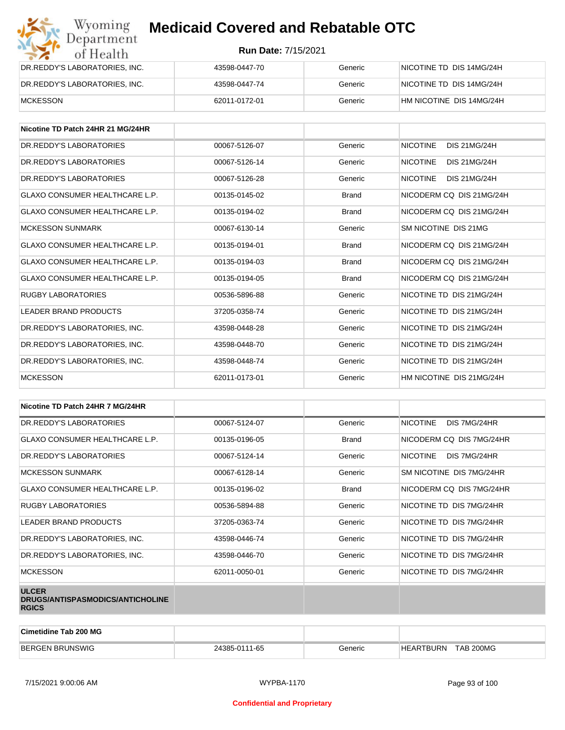| DR.REDDY'S LABORATORIES, INC. | 43598-0447-70 | Generic | NICOTINE TD DIS 14MG/24H |
|---|---|---|---|
| DR.REDDY'S LABORATORIES, INC. | 43598-0447-74 | Generic | NICOTINE TD DIS 14MG/24H |
| MCKESSON | 62011-0172-01 | Generic | HM NICOTINE DIS 14MG/24H |

| Nicotine TD Patch 24HR 21 MG/24HR | | | |
|---|---|---|---|
| DR.REDDY'S LABORATORIES | 00067-5126-07 | Generic | NICOTINE DIS 21MG/24H |
| DR.REDDY'S LABORATORIES | 00067-5126-14 | Generic | NICOTINE DIS 21MG/24H |
| DR.REDDY'S LABORATORIES | 00067-5126-28 | Generic | NICOTINE DIS 21MG/24H |
| GLAXO CONSUMER HEALTHCARE L.P. | 00135-0145-02 | Brand | NICODERM CQ DIS 21MG/24H |
| GLAXO CONSUMER HEALTHCARE L.P. | 00135-0194-02 | Brand | NICODERM CQ DIS 21MG/24H |
| MCKESSON SUNMARK | 00067-6130-14 | Generic | SM NICOTINE DIS 21MG |
| GLAXO CONSUMER HEALTHCARE L.P. | 00135-0194-01 | Brand | NICODERM CQ DIS 21MG/24H |
| GLAXO CONSUMER HEALTHCARE L.P. | 00135-0194-03 | Brand | NICODERM CQ DIS 21MG/24H |
| GLAXO CONSUMER HEALTHCARE L.P. | 00135-0194-05 | Brand | NICODERM CQ DIS 21MG/24H |
| RUGBY LABORATORIES | 00536-5896-88 | Generic | NICOTINE TD DIS 21MG/24H |
| LEADER BRAND PRODUCTS | 37205-0358-74 | Generic | NICOTINE TD DIS 21MG/24H |
| DR.REDDY'S LABORATORIES, INC. | 43598-0448-28 | Generic | NICOTINE TD DIS 21MG/24H |
| DR.REDDY'S LABORATORIES, INC. | 43598-0448-70 | Generic | NICOTINE TD DIS 21MG/24H |
| DR.REDDY'S LABORATORIES, INC. | 43598-0448-74 | Generic | NICOTINE TD DIS 21MG/24H |
| MCKESSON | 62011-0173-01 | Generic | HM NICOTINE DIS 21MG/24H |

| Nicotine TD Patch 24HR 7 MG/24HR | | | |
|---|---|---|---|
| DR.REDDY'S LABORATORIES | 00067-5124-07 | Generic | NICOTINE DIS 7MG/24HR |
| GLAXO CONSUMER HEALTHCARE L.P. | 00135-0196-05 | Brand | NICODERM CQ DIS 7MG/24HR |
| DR.REDDY'S LABORATORIES | 00067-5124-14 | Generic | NICOTINE DIS 7MG/24HR |
| MCKESSON SUNMARK | 00067-6128-14 | Generic | SM NICOTINE DIS 7MG/24HR |
| GLAXO CONSUMER HEALTHCARE L.P. | 00135-0196-02 | Brand | NICODERM CQ DIS 7MG/24HR |
| RUGBY LABORATORIES | 00536-5894-88 | Generic | NICOTINE TD DIS 7MG/24HR |
| LEADER BRAND PRODUCTS | 37205-0363-74 | Generic | NICOTINE TD DIS 7MG/24HR |
| DR.REDDY'S LABORATORIES, INC. | 43598-0446-74 | Generic | NICOTINE TD DIS 7MG/24HR |
| DR.REDDY'S LABORATORIES, INC. | 43598-0446-70 | Generic | NICOTINE TD DIS 7MG/24HR |
| MCKESSON | 62011-0050-01 | Generic | NICOTINE TD DIS 7MG/24HR |
| **ULCER DRUGS/ANTISPASMODICS/ANTICHOLINERGICS** | | | |

| Cimetidine Tab 200 MG | | | |
|---|---|---|---|
| BERGEN BRUNSWIG | 24385-0111-65 | Generic | HEARTBURN TAB 200MG |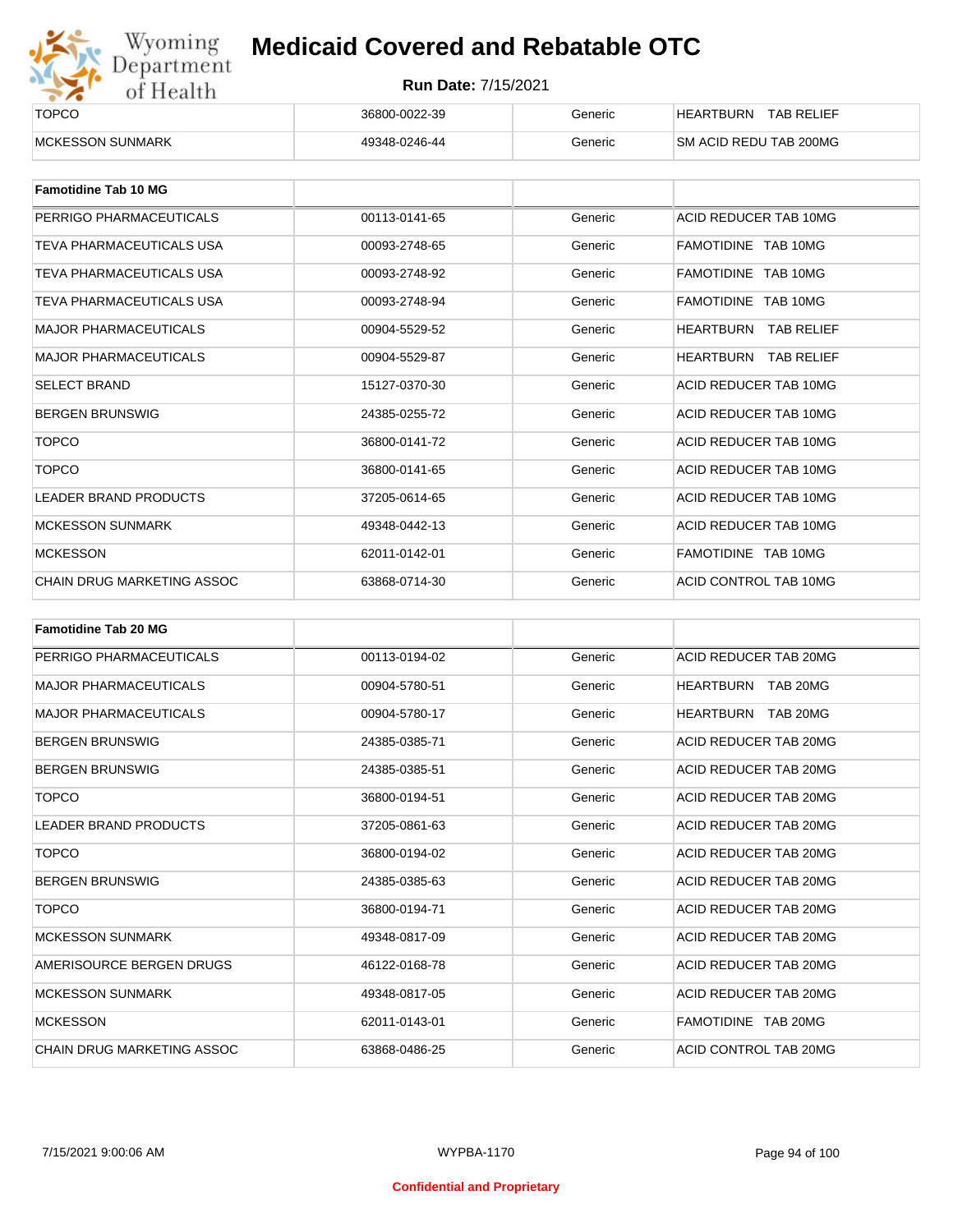| TOPCO | 36800-0022-39 | Generic | HEARTBURN TAB RELIEF |
|---|---|---|---|
| MCKESSON SUNMARK | 49348-0246-44 | Generic | SM ACID REDU TAB 200MG |

| **Famotidine Tab 10 MG** | | | |
|---|---|---|---|
| PERRIGO PHARMACEUTICALS | 00113-0141-65 | Generic | ACID REDUCER TAB 10MG |
| TEVA PHARMACEUTICALS USA | 00093-2748-65 | Generic | FAMOTIDINE TAB 10MG |
| TEVA PHARMACEUTICALS USA | 00093-2748-92 | Generic | FAMOTIDINE TAB 10MG |
| TEVA PHARMACEUTICALS USA | 00093-2748-94 | Generic | FAMOTIDINE TAB 10MG |
| MAJOR PHARMACEUTICALS | 00904-5529-52 | Generic | HEARTBURN TAB RELIEF |
| MAJOR PHARMACEUTICALS | 00904-5529-87 | Generic | HEARTBURN TAB RELIEF |
| SELECT BRAND | 15127-0370-30 | Generic | ACID REDUCER TAB 10MG |
| BERGEN BRUNSWIG | 24385-0255-72 | Generic | ACID REDUCER TAB 10MG |
| TOPCO | 36800-0141-72 | Generic | ACID REDUCER TAB 10MG |
| TOPCO | 36800-0141-65 | Generic | ACID REDUCER TAB 10MG |
| LEADER BRAND PRODUCTS | 37205-0614-65 | Generic | ACID REDUCER TAB 10MG |
| MCKESSON SUNMARK | 49348-0442-13 | Generic | ACID REDUCER TAB 10MG |
| MCKESSON | 62011-0142-01 | Generic | FAMOTIDINE TAB 10MG |
| CHAIN DRUG MARKETING ASSOC | 63868-0714-30 | Generic | ACID CONTROL TAB 10MG |

| **Famotidine Tab 20 MG** | | | |
|---|---|---|---|
| PERRIGO PHARMACEUTICALS | 00113-0194-02 | Generic | ACID REDUCER TAB 20MG |
| MAJOR PHARMACEUTICALS | 00904-5780-51 | Generic | HEARTBURN TAB 20MG |
| MAJOR PHARMACEUTICALS | 00904-5780-17 | Generic | HEARTBURN TAB 20MG |
| BERGEN BRUNSWIG | 24385-0385-71 | Generic | ACID REDUCER TAB 20MG |
| BERGEN BRUNSWIG | 24385-0385-51 | Generic | ACID REDUCER TAB 20MG |
| TOPCO | 36800-0194-51 | Generic | ACID REDUCER TAB 20MG |
| LEADER BRAND PRODUCTS | 37205-0861-63 | Generic | ACID REDUCER TAB 20MG |
| TOPCO | 36800-0194-02 | Generic | ACID REDUCER TAB 20MG |
| BERGEN BRUNSWIG | 24385-0385-63 | Generic | ACID REDUCER TAB 20MG |
| TOPCO | 36800-0194-71 | Generic | ACID REDUCER TAB 20MG |
| MCKESSON SUNMARK | 49348-0817-09 | Generic | ACID REDUCER TAB 20MG |
| AMERISOURCE BERGEN DRUGS | 46122-0168-78 | Generic | ACID REDUCER TAB 20MG |
| MCKESSON SUNMARK | 49348-0817-05 | Generic | ACID REDUCER TAB 20MG |
| MCKESSON | 62011-0143-01 | Generic | FAMOTIDINE TAB 20MG |
| CHAIN DRUG MARKETING ASSOC | 63868-0486-25 | Generic | ACID CONTROL TAB 20MG |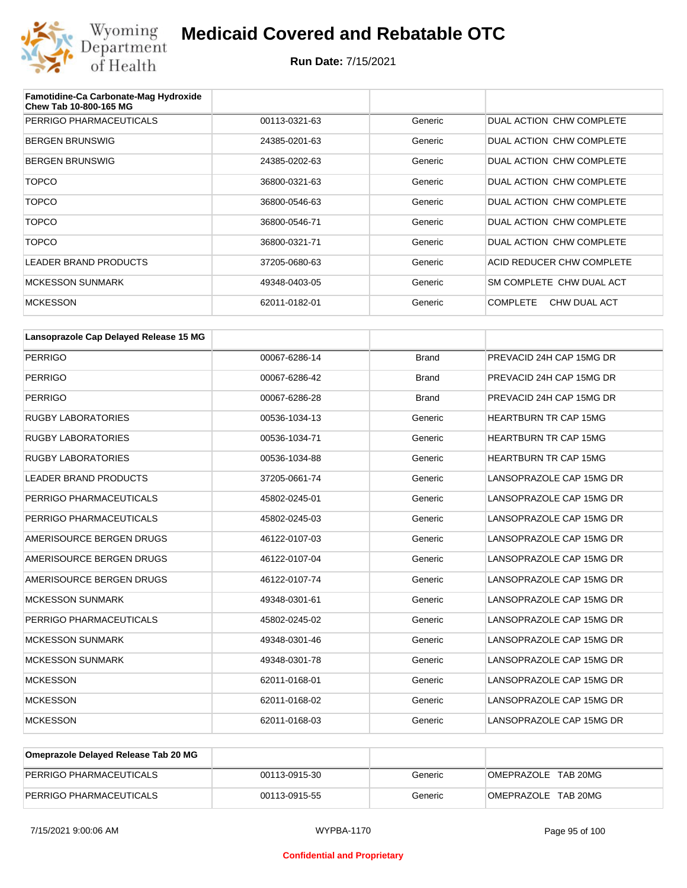# Medicaid Covered and Rebatable OTC

**Run Date:** 7/15/2021

| Famotidine-Ca Carbonate-Mag Hydroxide Chew Tab 10-800-165 MG | | | |
|---|---|---|---|
| PERRIGO PHARMACEUTICALS | 00113-0321-63 | Generic | DUAL ACTION CHW COMPLETE |
| BERGEN BRUNSWIG | 24385-0201-63 | Generic | DUAL ACTION CHW COMPLETE |
| BERGEN BRUNSWIG | 24385-0202-63 | Generic | DUAL ACTION CHW COMPLETE |
| TOPCO | 36800-0321-63 | Generic | DUAL ACTION CHW COMPLETE |
| TOPCO | 36800-0546-63 | Generic | DUAL ACTION CHW COMPLETE |
| TOPCO | 36800-0546-71 | Generic | DUAL ACTION CHW COMPLETE |
| TOPCO | 36800-0321-71 | Generic | DUAL ACTION CHW COMPLETE |
| LEADER BRAND PRODUCTS | 37205-0680-63 | Generic | ACID REDUCER CHW COMPLETE |
| MCKESSON SUNMARK | 49348-0403-05 | Generic | SM COMPLETE CHW DUAL ACT |
| MCKESSON | 62011-0182-01 | Generic | COMPLETE CHW DUAL ACT |

| Lansoprazole Cap Delayed Release 15 MG | | | |
|---|---|---|---|
| PERRIGO | 00067-6286-14 | Brand | PREVACID 24H CAP 15MG DR |
| PERRIGO | 00067-6286-42 | Brand | PREVACID 24H CAP 15MG DR |
| PERRIGO | 00067-6286-28 | Brand | PREVACID 24H CAP 15MG DR |
| RUGBY LABORATORIES | 00536-1034-13 | Generic | HEARTBURN TR CAP 15MG |
| RUGBY LABORATORIES | 00536-1034-71 | Generic | HEARTBURN TR CAP 15MG |
| RUGBY LABORATORIES | 00536-1034-88 | Generic | HEARTBURN TR CAP 15MG |
| LEADER BRAND PRODUCTS | 37205-0661-74 | Generic | LANSOPRAZOLE CAP 15MG DR |
| PERRIGO PHARMACEUTICALS | 45802-0245-01 | Generic | LANSOPRAZOLE CAP 15MG DR |
| PERRIGO PHARMACEUTICALS | 45802-0245-03 | Generic | LANSOPRAZOLE CAP 15MG DR |
| AMERISOURCE BERGEN DRUGS | 46122-0107-03 | Generic | LANSOPRAZOLE CAP 15MG DR |
| AMERISOURCE BERGEN DRUGS | 46122-0107-04 | Generic | LANSOPRAZOLE CAP 15MG DR |
| AMERISOURCE BERGEN DRUGS | 46122-0107-74 | Generic | LANSOPRAZOLE CAP 15MG DR |
| MCKESSON SUNMARK | 49348-0301-61 | Generic | LANSOPRAZOLE CAP 15MG DR |
| PERRIGO PHARMACEUTICALS | 45802-0245-02 | Generic | LANSOPRAZOLE CAP 15MG DR |
| MCKESSON SUNMARK | 49348-0301-46 | Generic | LANSOPRAZOLE CAP 15MG DR |
| MCKESSON SUNMARK | 49348-0301-78 | Generic | LANSOPRAZOLE CAP 15MG DR |
| MCKESSON | 62011-0168-01 | Generic | LANSOPRAZOLE CAP 15MG DR |
| MCKESSON | 62011-0168-02 | Generic | LANSOPRAZOLE CAP 15MG DR |
| MCKESSON | 62011-0168-03 | Generic | LANSOPRAZOLE CAP 15MG DR |

| Omeprazole Delayed Release Tab 20 MG | | | |
|---|---|---|---|
| PERRIGO PHARMACEUTICALS | 00113-0915-30 | Generic | OMEPRAZOLE TAB 20MG |
| PERRIGO PHARMACEUTICALS | 00113-0915-55 | Generic | OMEPRAZOLE TAB 20MG |

7/15/2021 9:00:06 AM WYPBA-1170

Confidential and Proprietary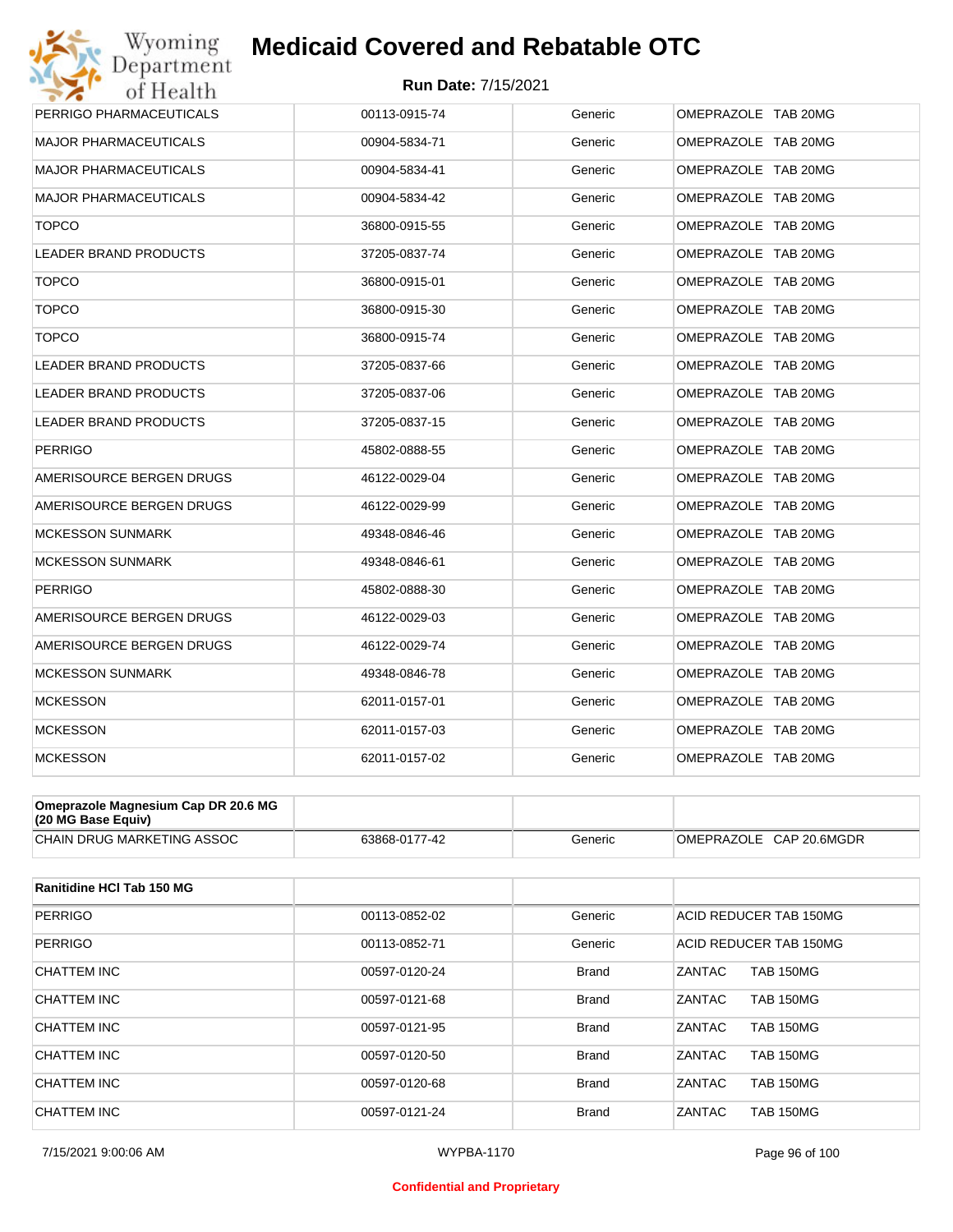# Medicaid Covered and Rebatable OTC

**Run Date: 7/15/2021**

| | | | |
|---|---|---|---|
| PERRIGO PHARMACEUTICALS | 00113-0915-74 | Generic | OMEPRAZOLE TAB 20MG |
| MAJOR PHARMACEUTICALS | 00904-5834-71 | Generic | OMEPRAZOLE TAB 20MG |
| MAJOR PHARMACEUTICALS | 00904-5834-41 | Generic | OMEPRAZOLE TAB 20MG |
| MAJOR PHARMACEUTICALS | 00904-5834-42 | Generic | OMEPRAZOLE TAB 20MG |
| TOPCO | 36800-0915-55 | Generic | OMEPRAZOLE TAB 20MG |
| LEADER BRAND PRODUCTS | 37205-0837-74 | Generic | OMEPRAZOLE TAB 20MG |
| TOPCO | 36800-0915-01 | Generic | OMEPRAZOLE TAB 20MG |
| TOPCO | 36800-0915-30 | Generic | OMEPRAZOLE TAB 20MG |
| TOPCO | 36800-0915-74 | Generic | OMEPRAZOLE TAB 20MG |
| LEADER BRAND PRODUCTS | 37205-0837-66 | Generic | OMEPRAZOLE TAB 20MG |
| LEADER BRAND PRODUCTS | 37205-0837-06 | Generic | OMEPRAZOLE TAB 20MG |
| LEADER BRAND PRODUCTS | 37205-0837-15 | Generic | OMEPRAZOLE TAB 20MG |
| PERRIGO | 45802-0888-55 | Generic | OMEPRAZOLE TAB 20MG |
| AMERISOURCE BERGEN DRUGS | 46122-0029-04 | Generic | OMEPRAZOLE TAB 20MG |
| AMERISOURCE BERGEN DRUGS | 46122-0029-99 | Generic | OMEPRAZOLE TAB 20MG |
| MCKESSON SUNMARK | 49348-0846-46 | Generic | OMEPRAZOLE TAB 20MG |
| MCKESSON SUNMARK | 49348-0846-61 | Generic | OMEPRAZOLE TAB 20MG |
| PERRIGO | 45802-0888-30 | Generic | OMEPRAZOLE TAB 20MG |
| AMERISOURCE BERGEN DRUGS | 46122-0029-03 | Generic | OMEPRAZOLE TAB 20MG |
| AMERISOURCE BERGEN DRUGS | 46122-0029-74 | Generic | OMEPRAZOLE TAB 20MG |
| MCKESSON SUNMARK | 49348-0846-78 | Generic | OMEPRAZOLE TAB 20MG |
| MCKESSON | 62011-0157-01 | Generic | OMEPRAZOLE TAB 20MG |
| MCKESSON | 62011-0157-03 | Generic | OMEPRAZOLE TAB 20MG |
| MCKESSON | 62011-0157-02 | Generic | OMEPRAZOLE TAB 20MG |

| **Omeprazole Magnesium Cap DR 20.6 MG (20 MG Base Equiv)** | | | |
|---|---|---|---|
| CHAIN DRUG MARKETING ASSOC | 63868-0177-42 | Generic | OMEPRAZOLE CAP 20.6MGDR |

| **Ranitidine HCl Tab 150 MG** | | | |
|---|---|---|---|
| PERRIGO | 00113-0852-02 | Generic | ACID REDUCER TAB 150MG |
| PERRIGO | 00113-0852-71 | Generic | ACID REDUCER TAB 150MG |
| CHATTEM INC | 00597-0120-24 | Brand | ZANTAC TAB 150MG |
| CHATTEM INC | 00597-0121-68 | Brand | ZANTAC TAB 150MG |
| CHATTEM INC | 00597-0121-95 | Brand | ZANTAC TAB 150MG |
| CHATTEM INC | 00597-0120-50 | Brand | ZANTAC TAB 150MG |
| CHATTEM INC | 00597-0120-68 | Brand | ZANTAC TAB 150MG |
| CHATTEM INC | 00597-0121-24 | Brand | ZANTAC TAB 150MG |

Confidential and Proprietary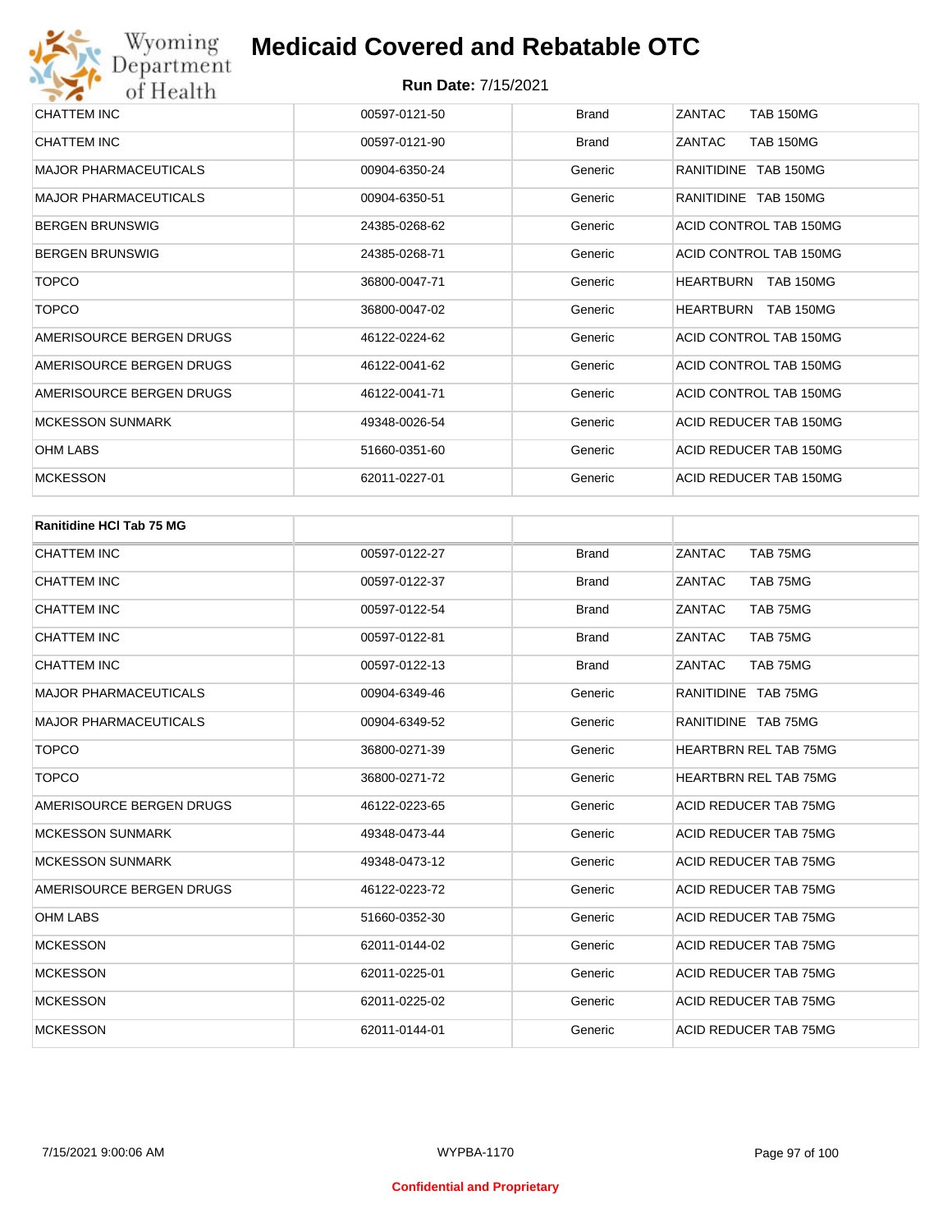# Medicaid Covered and Rebatable OTC

**Run Date:** 7/15/2021

| | | | |
|---|---|---|---|
| CHATTEM INC | 00597-0121-50 | Brand | ZANTAC TAB 150MG |
| CHATTEM INC | 00597-0121-90 | Brand | ZANTAC TAB 150MG |
| MAJOR PHARMACEUTICALS | 00904-6350-24 | Generic | RANITIDINE TAB 150MG |
| MAJOR PHARMACEUTICALS | 00904-6350-51 | Generic | RANITIDINE TAB 150MG |
| BERGEN BRUNSWIG | 24385-0268-62 | Generic | ACID CONTROL TAB 150MG |
| BERGEN BRUNSWIG | 24385-0268-71 | Generic | ACID CONTROL TAB 150MG |
| TOPCO | 36800-0047-71 | Generic | HEARTBURN TAB 150MG |
| TOPCO | 36800-0047-02 | Generic | HEARTBURN TAB 150MG |
| AMERISOURCE BERGEN DRUGS | 46122-0224-62 | Generic | ACID CONTROL TAB 150MG |
| AMERISOURCE BERGEN DRUGS | 46122-0041-62 | Generic | ACID CONTROL TAB 150MG |
| AMERISOURCE BERGEN DRUGS | 46122-0041-71 | Generic | ACID CONTROL TAB 150MG |
| MCKESSON SUNMARK | 49348-0026-54 | Generic | ACID REDUCER TAB 150MG |
| OHM LABS | 51660-0351-60 | Generic | ACID REDUCER TAB 150MG |
| MCKESSON | 62011-0227-01 | Generic | ACID REDUCER TAB 150MG |

| **Ranitidine HCl Tab 75 MG** | | | |
|---|---|---|---|
| CHATTEM INC | 00597-0122-27 | Brand | ZANTAC TAB 75MG |
| CHATTEM INC | 00597-0122-37 | Brand | ZANTAC TAB 75MG |
| CHATTEM INC | 00597-0122-54 | Brand | ZANTAC TAB 75MG |
| CHATTEM INC | 00597-0122-81 | Brand | ZANTAC TAB 75MG |
| CHATTEM INC | 00597-0122-13 | Brand | ZANTAC TAB 75MG |
| MAJOR PHARMACEUTICALS | 00904-6349-46 | Generic | RANITIDINE TAB 75MG |
| MAJOR PHARMACEUTICALS | 00904-6349-52 | Generic | RANITIDINE TAB 75MG |
| TOPCO | 36800-0271-39 | Generic | HEARTBRN REL TAB 75MG |
| TOPCO | 36800-0271-72 | Generic | HEARTBRN REL TAB 75MG |
| AMERISOURCE BERGEN DRUGS | 46122-0223-65 | Generic | ACID REDUCER TAB 75MG |
| MCKESSON SUNMARK | 49348-0473-44 | Generic | ACID REDUCER TAB 75MG |
| MCKESSON SUNMARK | 49348-0473-12 | Generic | ACID REDUCER TAB 75MG |
| AMERISOURCE BERGEN DRUGS | 46122-0223-72 | Generic | ACID REDUCER TAB 75MG |
| OHM LABS | 51660-0352-30 | Generic | ACID REDUCER TAB 75MG |
| MCKESSON | 62011-0144-02 | Generic | ACID REDUCER TAB 75MG |
| MCKESSON | 62011-0225-01 | Generic | ACID REDUCER TAB 75MG |
| MCKESSON | 62011-0225-02 | Generic | ACID REDUCER TAB 75MG |
| MCKESSON | 62011-0144-01 | Generic | ACID REDUCER TAB 75MG |

Confidential and Proprietary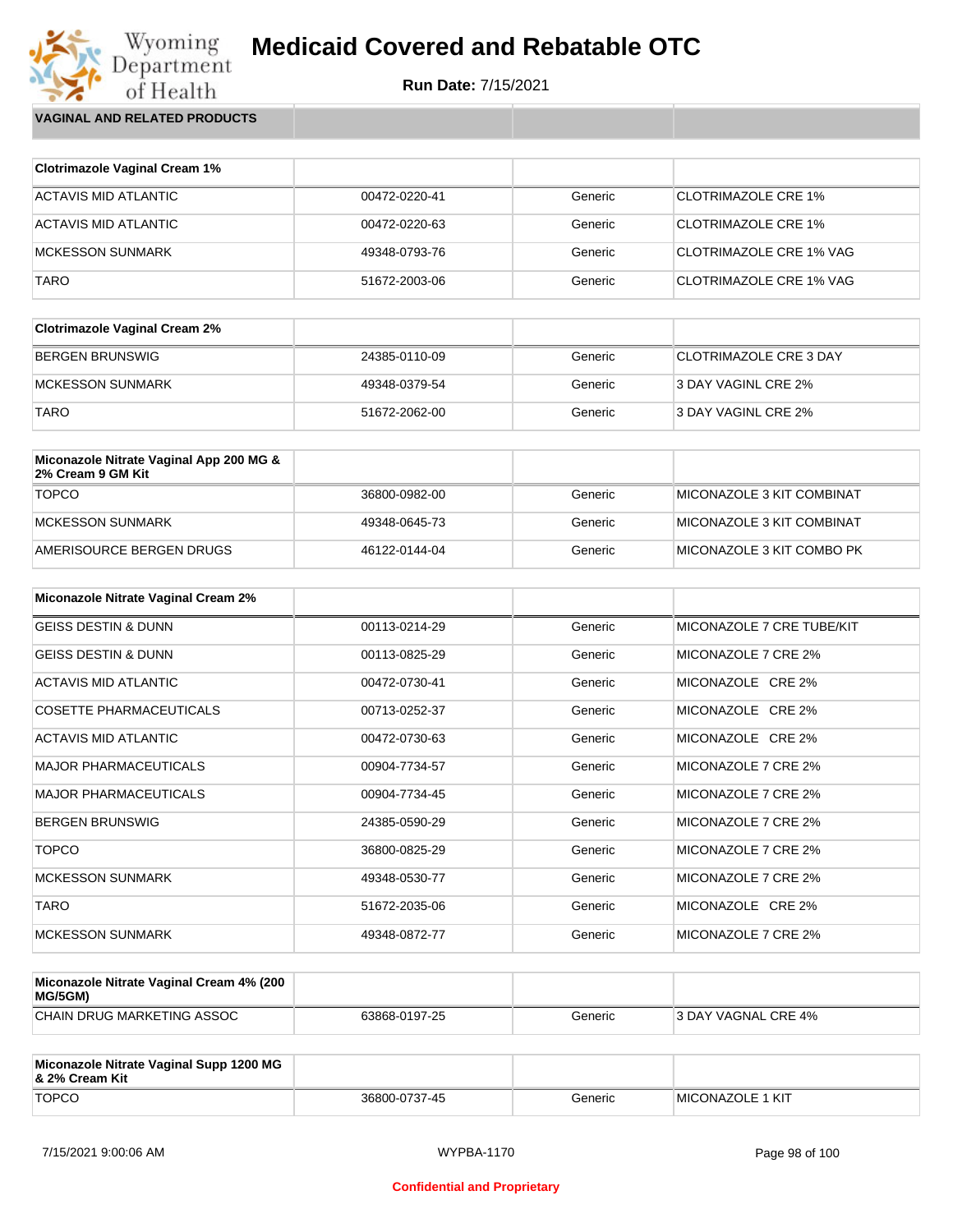# Medicaid Covered and Rebatable OTC

**Run Date:** 7/15/2021

**VAGINAL AND RELATED PRODUCTS**

| Clotrimazole Vaginal Cream 1% | | | |
|---|---|---|---|
| ACTAVIS MID ATLANTIC | 00472-0220-41 | Generic | CLOTRIMAZOLE CRE 1% |
| ACTAVIS MID ATLANTIC | 00472-0220-63 | Generic | CLOTRIMAZOLE CRE 1% |
| MCKESSON SUNMARK | 49348-0793-76 | Generic | CLOTRIMAZOLE CRE 1% VAG |
| TARO | 51672-2003-06 | Generic | CLOTRIMAZOLE CRE 1% VAG |

| Clotrimazole Vaginal Cream 2% | | | |
|---|---|---|---|
| BERGEN BRUNSWIG | 24385-0110-09 | Generic | CLOTRIMAZOLE CRE 3 DAY |
| MCKESSON SUNMARK | 49348-0379-54 | Generic | 3 DAY VAGINL CRE 2% |
| TARO | 51672-2062-00 | Generic | 3 DAY VAGINL CRE 2% |

| Miconazole Nitrate Vaginal App 200 MG & 2% Cream 9 GM Kit | | | |
|---|---|---|---|
| TOPCO | 36800-0982-00 | Generic | MICONAZOLE 3 KIT COMBINAT |
| MCKESSON SUNMARK | 49348-0645-73 | Generic | MICONAZOLE 3 KIT COMBINAT |
| AMERISOURCE BERGEN DRUGS | 46122-0144-04 | Generic | MICONAZOLE 3 KIT COMBO PK |

| Miconazole Nitrate Vaginal Cream 2% | | | |
|---|---|---|---|
| GEISS DESTIN & DUNN | 00113-0214-29 | Generic | MICONAZOLE 7 CRE TUBE/KIT |
| GEISS DESTIN & DUNN | 00113-0825-29 | Generic | MICONAZOLE 7 CRE 2% |
| ACTAVIS MID ATLANTIC | 00472-0730-41 | Generic | MICONAZOLE CRE 2% |
| COSETTE PHARMACEUTICALS | 00713-0252-37 | Generic | MICONAZOLE CRE 2% |
| ACTAVIS MID ATLANTIC | 00472-0730-63 | Generic | MICONAZOLE CRE 2% |
| MAJOR PHARMACEUTICALS | 00904-7734-57 | Generic | MICONAZOLE 7 CRE 2% |
| MAJOR PHARMACEUTICALS | 00904-7734-45 | Generic | MICONAZOLE 7 CRE 2% |
| BERGEN BRUNSWIG | 24385-0590-29 | Generic | MICONAZOLE 7 CRE 2% |
| TOPCO | 36800-0825-29 | Generic | MICONAZOLE 7 CRE 2% |
| MCKESSON SUNMARK | 49348-0530-77 | Generic | MICONAZOLE 7 CRE 2% |
| TARO | 51672-2035-06 | Generic | MICONAZOLE CRE 2% |
| MCKESSON SUNMARK | 49348-0872-77 | Generic | MICONAZOLE 7 CRE 2% |

| Miconazole Nitrate Vaginal Cream 4% (200 MG/5GM) | | | |
|---|---|---|---|
| CHAIN DRUG MARKETING ASSOC | 63868-0197-25 | Generic | 3 DAY VAGNAL CRE 4% |

| Miconazole Nitrate Vaginal Supp 1200 MG & 2% Cream Kit | | | |
|---|---|---|---|
| TOPCO | 36800-0737-45 | Generic | MICONAZOLE 1 KIT |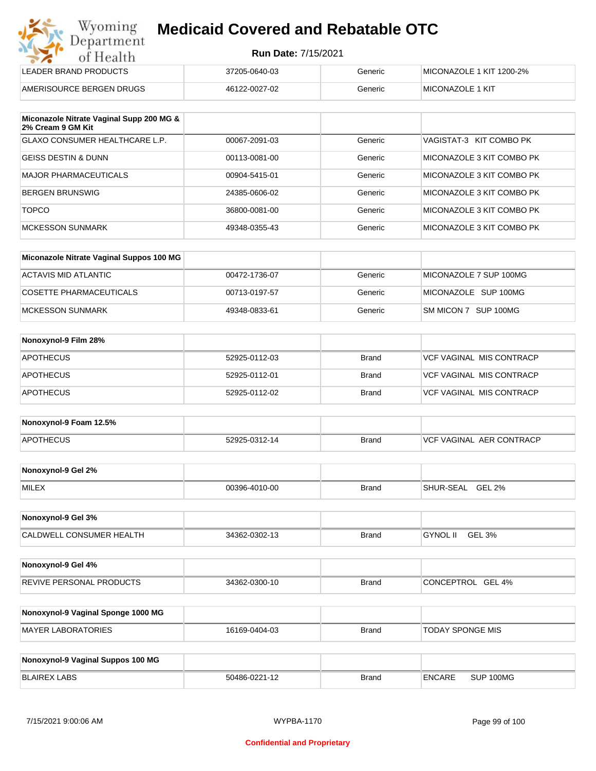| LEADER BRAND PRODUCTS | 37205-0640-03 | Generic | MICONAZOLE 1 KIT 1200-2% |
|---|---|---|---|
| AMERISOURCE BERGEN DRUGS | 46122-0027-02 | Generic | MICONAZOLE 1 KIT |

| Miconazole Nitrate Vaginal Supp 200 MG & 2% Cream 9 GM Kit | | | |
|---|---|---|---|
| GLAXO CONSUMER HEALTHCARE L.P. | 00067-2091-03 | Generic | VAGISTAT-3 KIT COMBO PK |
| GEISS DESTIN & DUNN | 00113-0081-00 | Generic | MICONAZOLE 3 KIT COMBO PK |
| MAJOR PHARMACEUTICALS | 00904-5415-01 | Generic | MICONAZOLE 3 KIT COMBO PK |
| BERGEN BRUNSWIG | 24385-0606-02 | Generic | MICONAZOLE 3 KIT COMBO PK |
| TOPCO | 36800-0081-00 | Generic | MICONAZOLE 3 KIT COMBO PK |
| MCKESSON SUNMARK | 49348-0355-43 | Generic | MICONAZOLE 3 KIT COMBO PK |

| Miconazole Nitrate Vaginal Suppos 100 MG | | | |
|---|---|---|---|
| ACTAVIS MID ATLANTIC | 00472-1736-07 | Generic | MICONAZOLE 7 SUP 100MG |
| COSETTE PHARMACEUTICALS | 00713-0197-57 | Generic | MICONAZOLE SUP 100MG |
| MCKESSON SUNMARK | 49348-0833-61 | Generic | SM MICON 7 SUP 100MG |

| Nonoxynol-9 Film 28% | | | |
|---|---|---|---|
| APOTHECUS | 52925-0112-03 | Brand | VCF VAGINAL MIS CONTRACP |
| APOTHECUS | 52925-0112-01 | Brand | VCF VAGINAL MIS CONTRACP |
| APOTHECUS | 52925-0112-02 | Brand | VCF VAGINAL MIS CONTRACP |

| Nonoxynol-9 Foam 12.5% | | | |
|---|---|---|---|
| APOTHECUS | 52925-0312-14 | Brand | VCF VAGINAL AER CONTRACP |

| Nonoxynol-9 Gel 2% | | | |
|---|---|---|---|
| MILEX | 00396-4010-00 | Brand | SHUR-SEAL GEL 2% |

| Nonoxynol-9 Gel 3% | | | |
|---|---|---|---|
| CALDWELL CONSUMER HEALTH | 34362-0302-13 | Brand | GYNOL II GEL 3% |

| Nonoxynol-9 Gel 4% | | | |
|---|---|---|---|
| REVIVE PERSONAL PRODUCTS | 34362-0300-10 | Brand | CONCEPTROL GEL 4% |

| Nonoxynol-9 Vaginal Sponge 1000 MG | | | |
|---|---|---|---|
| MAYER LABORATORIES | 16169-0404-03 | Brand | TODAY SPONGE MIS |

| Nonoxynol-9 Vaginal Suppos 100 MG | | | |
|---|---|---|---|
| BLAIREX LABS | 50486-0221-12 | Brand | ENCARE SUP 100MG |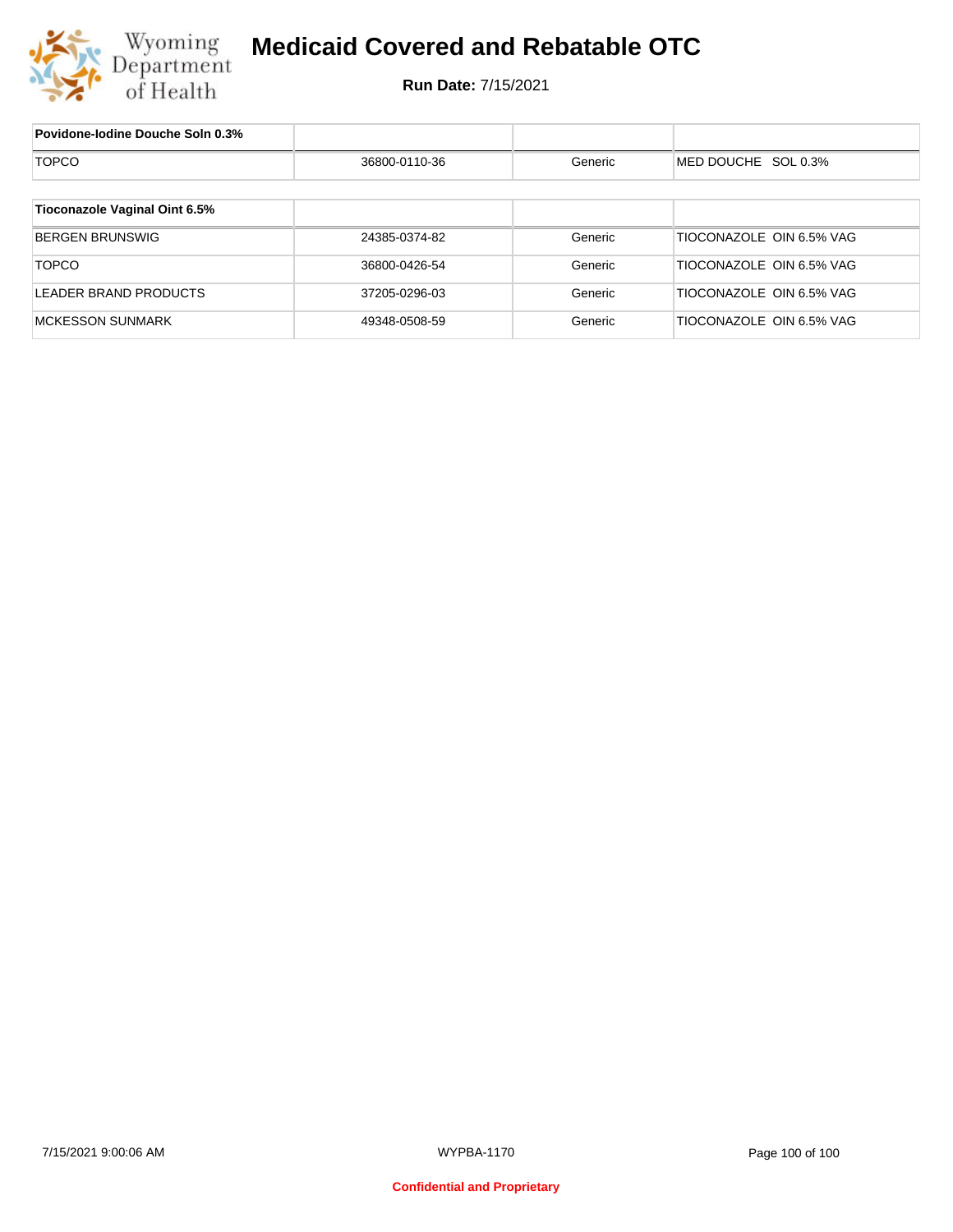| Povidone-Iodine Douche Soln 0.3% | | | |
|---|---|---|---|
| TOPCO | 36800-0110-36 | Generic | MED DOUCHE SOL 0.3% |

| Tioconazole Vaginal Oint 6.5% | | | |
|---|---|---|---|
| BERGEN BRUNSWIG | 24385-0374-82 | Generic | TIOCONAZOLE OIN 6.5% VAG |
| TOPCO | 36800-0426-54 | Generic | TIOCONAZOLE OIN 6.5% VAG |
| LEADER BRAND PRODUCTS | 37205-0296-03 | Generic | TIOCONAZOLE OIN 6.5% VAG |
| MCKESSON SUNMARK | 49348-0508-59 | Generic | TIOCONAZOLE OIN 6.5% VAG |